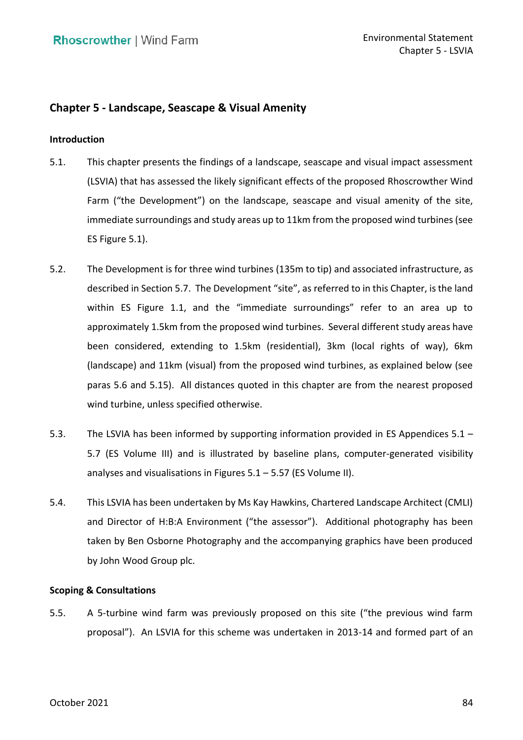## Chapter 5 - Landscape, Seascape & Visual Amenity

### Introduction

5.1. This chapter presents the findings of a landscape, seascape and visual impact assessment (LSVIA) that has assessed the likely significant effects of the proposed Rhoscrowther Wind Farm ("the Development") on the landscape, seascape and visual amenity of the site, immediate surroundings and study areas up to 11km from the proposed wind turbines (see ES Figure 5.1).

5.2. The Development is for three wind turbines (135m to tip) and associated infrastructure, as described in Section 5.7. The Development "site", as referred to in this Chapter, is the land within ES Figure 1.1, and the "immediate surroundings" refer to an area up to approximately 1.5km from the proposed wind turbines. Several different study areas have been considered, extending to 1.5km (residential), 3km (local rights of way), 6km (landscape) and 11km (visual) from the proposed wind turbines, as explained below (see paras 5.6 and 5.15). All distances quoted in this chapter are from the nearest proposed wind turbine, unless specified otherwise.

5.3. The LSVIA has been informed by supporting information provided in ES Appendices 5.1 – 5.7 (ES Volume III) and is illustrated by baseline plans, computer-generated visibility analyses and visualisations in Figures 5.1 – 5.57 (ES Volume II).

5.4. This LSVIA has been undertaken by Ms Kay Hawkins, Chartered Landscape Architect (CMLI) and Director of H:B:A Environment ("the assessor"). Additional photography has been taken by Ben Osborne Photography and the accompanying graphics have been produced by John Wood Group plc.

### Scoping & Consultations

5.5. A 5-turbine wind farm was previously proposed on this site ("the previous wind farm proposal"). An LSVIA for this scheme was undertaken in 2013-14 and formed part of an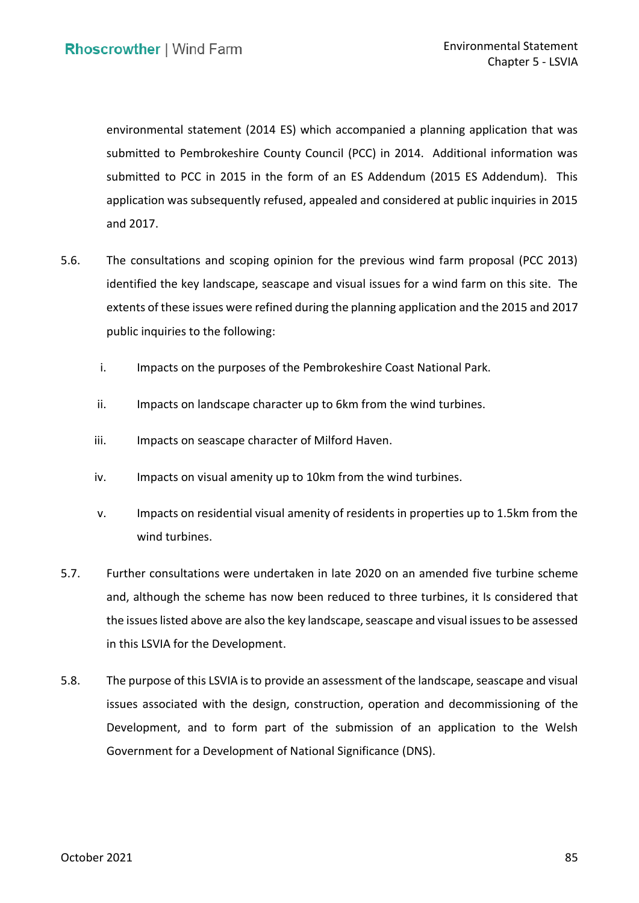environmental statement (2014 ES) which accompanied a planning application that was submitted to Pembrokeshire County Council (PCC) in 2014. Additional information was submitted to PCC in 2015 in the form of an ES Addendum (2015 ES Addendum). This application was subsequently refused, appealed and considered at public inquiries in 2015 and 2017.

5.6. The consultations and scoping opinion for the previous wind farm proposal (PCC 2013) identified the key landscape, seascape and visual issues for a wind farm on this site. The extents of these issues were refined during the planning application and the 2015 and 2017 public inquiries to the following:

i. Impacts on the purposes of the Pembrokeshire Coast National Park.

ii. Impacts on landscape character up to 6km from the wind turbines.

iii. Impacts on seascape character of Milford Haven.

iv. Impacts on visual amenity up to 10km from the wind turbines.

v. Impacts on residential visual amenity of residents in properties up to 1.5km from the wind turbines.

5.7. Further consultations were undertaken in late 2020 on an amended five turbine scheme and, although the scheme has now been reduced to three turbines, it Is considered that the issues listed above are also the key landscape, seascape and visual issues to be assessed in this LSVIA for the Development.

5.8. The purpose of this LSVIA is to provide an assessment of the landscape, seascape and visual issues associated with the design, construction, operation and decommissioning of the Development, and to form part of the submission of an application to the Welsh Government for a Development of National Significance (DNS).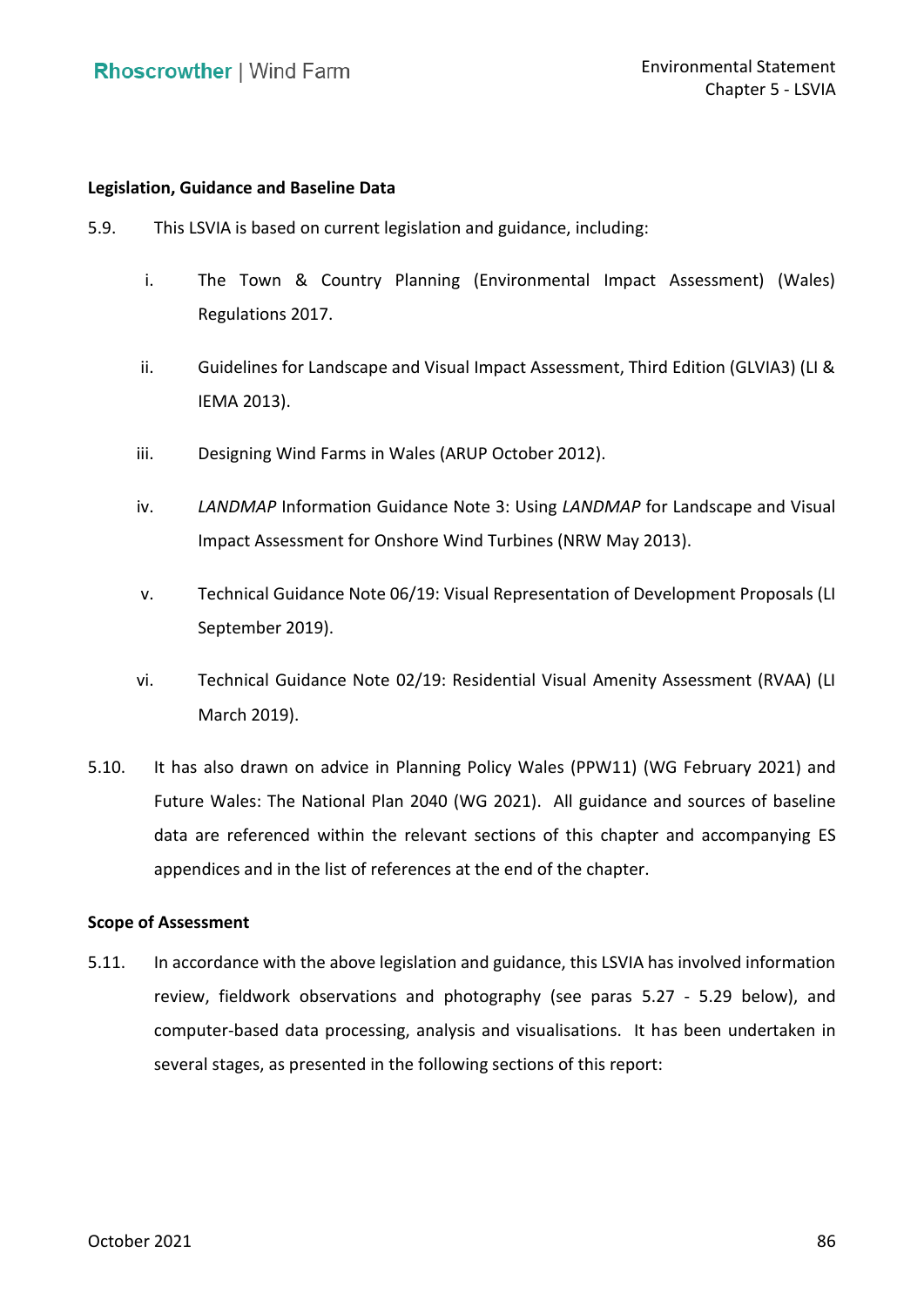**Legislation, Guidance and Baseline Data**

5.9. This LSVIA is based on current legislation and guidance, including:

i. The Town & Country Planning (Environmental Impact Assessment) (Wales) Regulations 2017.

ii. Guidelines for Landscape and Visual Impact Assessment, Third Edition (GLVIA3) (LI & IEMA 2013).

iii. Designing Wind Farms in Wales (ARUP October 2012).

iv. *LANDMAP* Information Guidance Note 3: Using *LANDMAP* for Landscape and Visual Impact Assessment for Onshore Wind Turbines (NRW May 2013).

v. Technical Guidance Note 06/19: Visual Representation of Development Proposals (LI September 2019).

vi. Technical Guidance Note 02/19: Residential Visual Amenity Assessment (RVAA) (LI March 2019).

5.10. It has also drawn on advice in Planning Policy Wales (PPW11) (WG February 2021) and Future Wales: The National Plan 2040 (WG 2021). All guidance and sources of baseline data are referenced within the relevant sections of this chapter and accompanying ES appendices and in the list of references at the end of the chapter.

**Scope of Assessment**

5.11. In accordance with the above legislation and guidance, this LSVIA has involved information review, fieldwork observations and photography (see paras 5.27 - 5.29 below), and computer-based data processing, analysis and visualisations. It has been undertaken in several stages, as presented in the following sections of this report: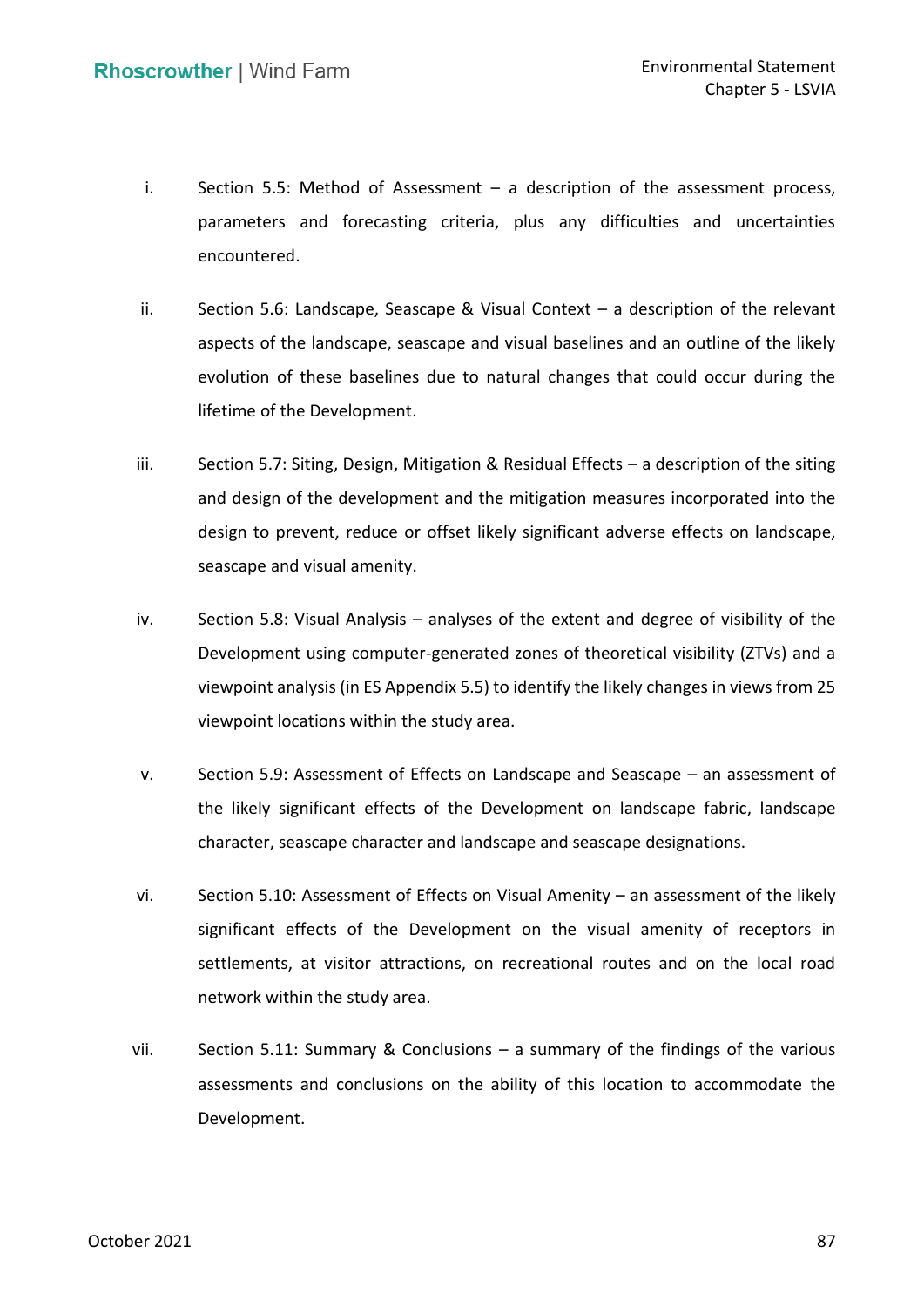i. Section 5.5: Method of Assessment – a description of the assessment process, parameters and forecasting criteria, plus any difficulties and uncertainties encountered.

ii. Section 5.6: Landscape, Seascape & Visual Context – a description of the relevant aspects of the landscape, seascape and visual baselines and an outline of the likely evolution of these baselines due to natural changes that could occur during the lifetime of the Development.

iii. Section 5.7: Siting, Design, Mitigation & Residual Effects – a description of the siting and design of the development and the mitigation measures incorporated into the design to prevent, reduce or offset likely significant adverse effects on landscape, seascape and visual amenity.

iv. Section 5.8: Visual Analysis – analyses of the extent and degree of visibility of the Development using computer-generated zones of theoretical visibility (ZTVs) and a viewpoint analysis (in ES Appendix 5.5) to identify the likely changes in views from 25 viewpoint locations within the study area.

v. Section 5.9: Assessment of Effects on Landscape and Seascape – an assessment of the likely significant effects of the Development on landscape fabric, landscape character, seascape character and landscape and seascape designations.

vi. Section 5.10: Assessment of Effects on Visual Amenity – an assessment of the likely significant effects of the Development on the visual amenity of receptors in settlements, at visitor attractions, on recreational routes and on the local road network within the study area.

vii. Section 5.11: Summary & Conclusions – a summary of the findings of the various assessments and conclusions on the ability of this location to accommodate the Development.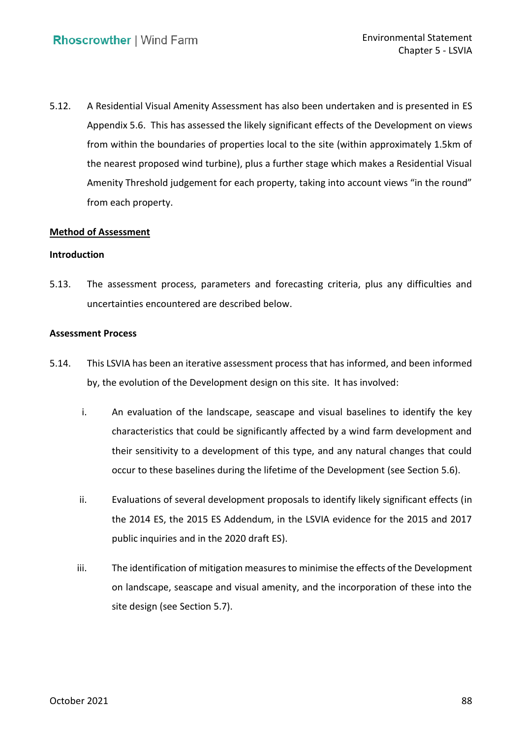5.12. A Residential Visual Amenity Assessment has also been undertaken and is presented in ES Appendix 5.6. This has assessed the likely significant effects of the Development on views from within the boundaries of properties local to the site (within approximately 1.5km of the nearest proposed wind turbine), plus a further stage which makes a Residential Visual Amenity Threshold judgement for each property, taking into account views "in the round" from each property.

## Method of Assessment

### Introduction

5.13. The assessment process, parameters and forecasting criteria, plus any difficulties and uncertainties encountered are described below.

### Assessment Process

5.14. This LSVIA has been an iterative assessment process that has informed, and been informed by, the evolution of the Development design on this site. It has involved:

i. An evaluation of the landscape, seascape and visual baselines to identify the key characteristics that could be significantly affected by a wind farm development and their sensitivity to a development of this type, and any natural changes that could occur to these baselines during the lifetime of the Development (see Section 5.6).

ii. Evaluations of several development proposals to identify likely significant effects (in the 2014 ES, the 2015 ES Addendum, in the LSVIA evidence for the 2015 and 2017 public inquiries and in the 2020 draft ES).

iii. The identification of mitigation measures to minimise the effects of the Development on landscape, seascape and visual amenity, and the incorporation of these into the site design (see Section 5.7).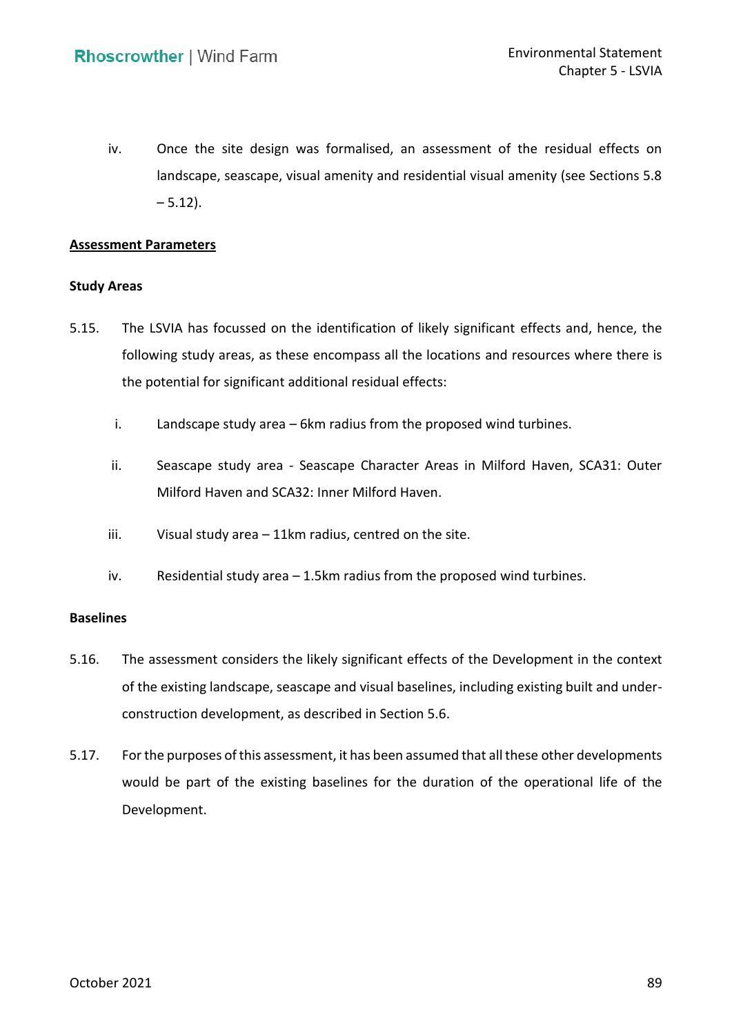iv. Once the site design was formalised, an assessment of the residual effects on landscape, seascape, visual amenity and residential visual amenity (see Sections 5.8 – 5.12).

**Assessment Parameters**

**Study Areas**

5.15. The LSVIA has focussed on the identification of likely significant effects and, hence, the following study areas, as these encompass all the locations and resources where there is the potential for significant additional residual effects:

i. Landscape study area – 6km radius from the proposed wind turbines.

ii. Seascape study area - Seascape Character Areas in Milford Haven, SCA31: Outer Milford Haven and SCA32: Inner Milford Haven.

iii. Visual study area – 11km radius, centred on the site.

iv. Residential study area – 1.5km radius from the proposed wind turbines.

**Baselines**

5.16. The assessment considers the likely significant effects of the Development in the context of the existing landscape, seascape and visual baselines, including existing built and under-construction development, as described in Section 5.6.

5.17. For the purposes of this assessment, it has been assumed that all these other developments would be part of the existing baselines for the duration of the operational life of the Development.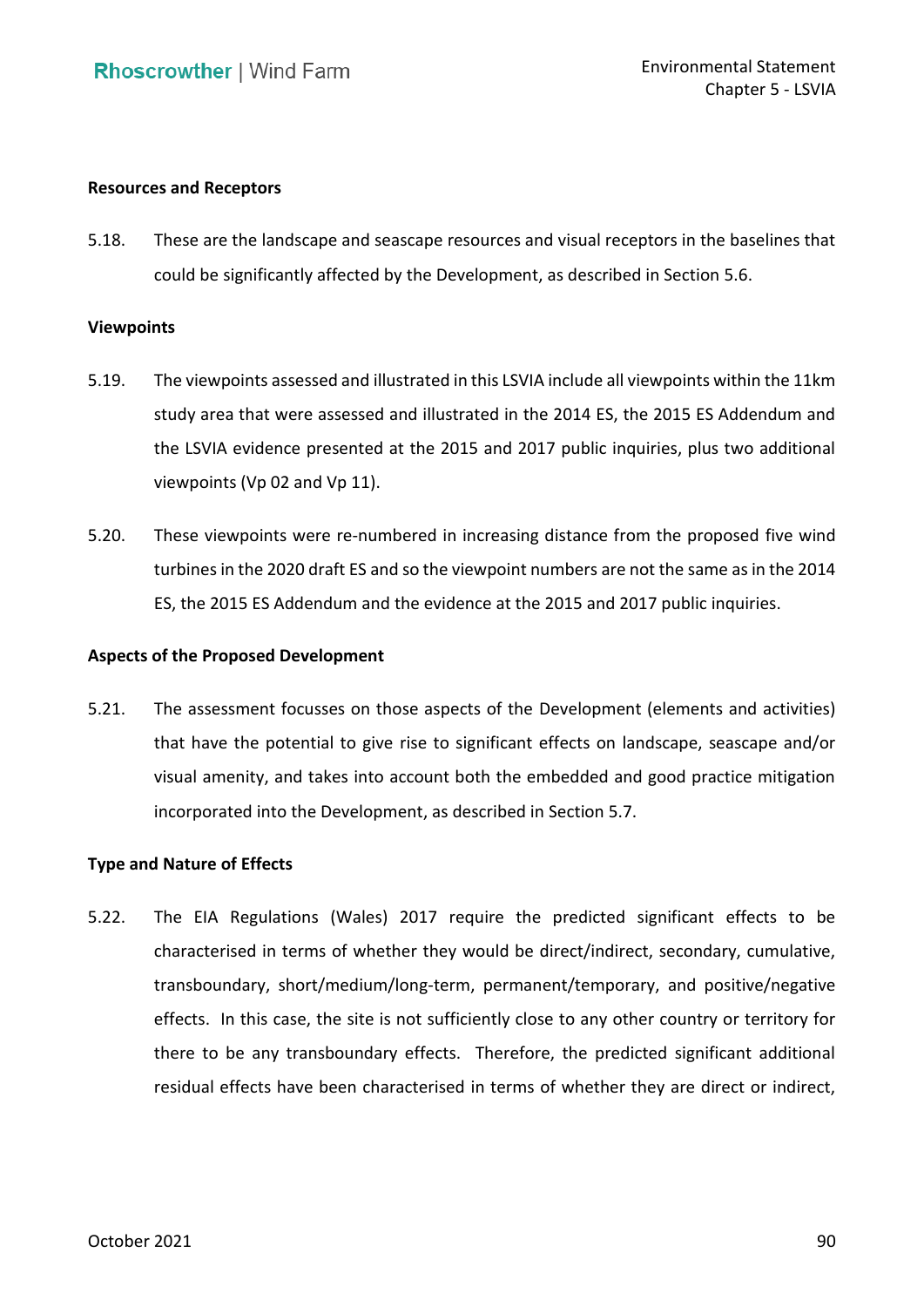**Resources and Receptors**

5.18. These are the landscape and seascape resources and visual receptors in the baselines that could be significantly affected by the Development, as described in Section 5.6.

**Viewpoints**

5.19. The viewpoints assessed and illustrated in this LSVIA include all viewpoints within the 11km study area that were assessed and illustrated in the 2014 ES, the 2015 ES Addendum and the LSVIA evidence presented at the 2015 and 2017 public inquiries, plus two additional viewpoints (Vp 02 and Vp 11).

5.20. These viewpoints were re-numbered in increasing distance from the proposed five wind turbines in the 2020 draft ES and so the viewpoint numbers are not the same as in the 2014 ES, the 2015 ES Addendum and the evidence at the 2015 and 2017 public inquiries.

**Aspects of the Proposed Development**

5.21. The assessment focusses on those aspects of the Development (elements and activities) that have the potential to give rise to significant effects on landscape, seascape and/or visual amenity, and takes into account both the embedded and good practice mitigation incorporated into the Development, as described in Section 5.7.

**Type and Nature of Effects**

5.22. The EIA Regulations (Wales) 2017 require the predicted significant effects to be characterised in terms of whether they would be direct/indirect, secondary, cumulative, transboundary, short/medium/long-term, permanent/temporary, and positive/negative effects. In this case, the site is not sufficiently close to any other country or territory for there to be any transboundary effects. Therefore, the predicted significant additional residual effects have been characterised in terms of whether they are direct or indirect,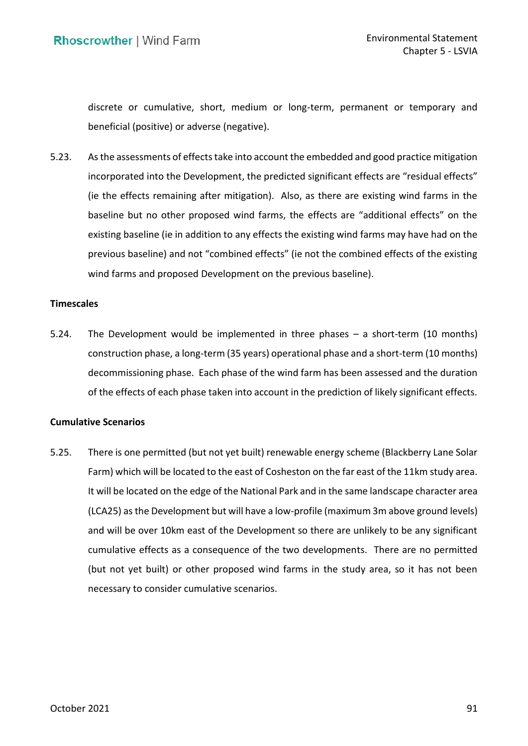discrete or cumulative, short, medium or long-term, permanent or temporary and beneficial (positive) or adverse (negative).

5.23. As the assessments of effects take into account the embedded and good practice mitigation incorporated into the Development, the predicted significant effects are "residual effects" (ie the effects remaining after mitigation). Also, as there are existing wind farms in the baseline but no other proposed wind farms, the effects are "additional effects" on the existing baseline (ie in addition to any effects the existing wind farms may have had on the previous baseline) and not "combined effects" (ie not the combined effects of the existing wind farms and proposed Development on the previous baseline).

**Timescales**

5.24. The Development would be implemented in three phases – a short-term (10 months) construction phase, a long-term (35 years) operational phase and a short-term (10 months) decommissioning phase. Each phase of the wind farm has been assessed and the duration of the effects of each phase taken into account in the prediction of likely significant effects.

**Cumulative Scenarios**

5.25. There is one permitted (but not yet built) renewable energy scheme (Blackberry Lane Solar Farm) which will be located to the east of Cosheston on the far east of the 11km study area. It will be located on the edge of the National Park and in the same landscape character area (LCA25) as the Development but will have a low-profile (maximum 3m above ground levels) and will be over 10km east of the Development so there are unlikely to be any significant cumulative effects as a consequence of the two developments. There are no permitted (but not yet built) or other proposed wind farms in the study area, so it has not been necessary to consider cumulative scenarios.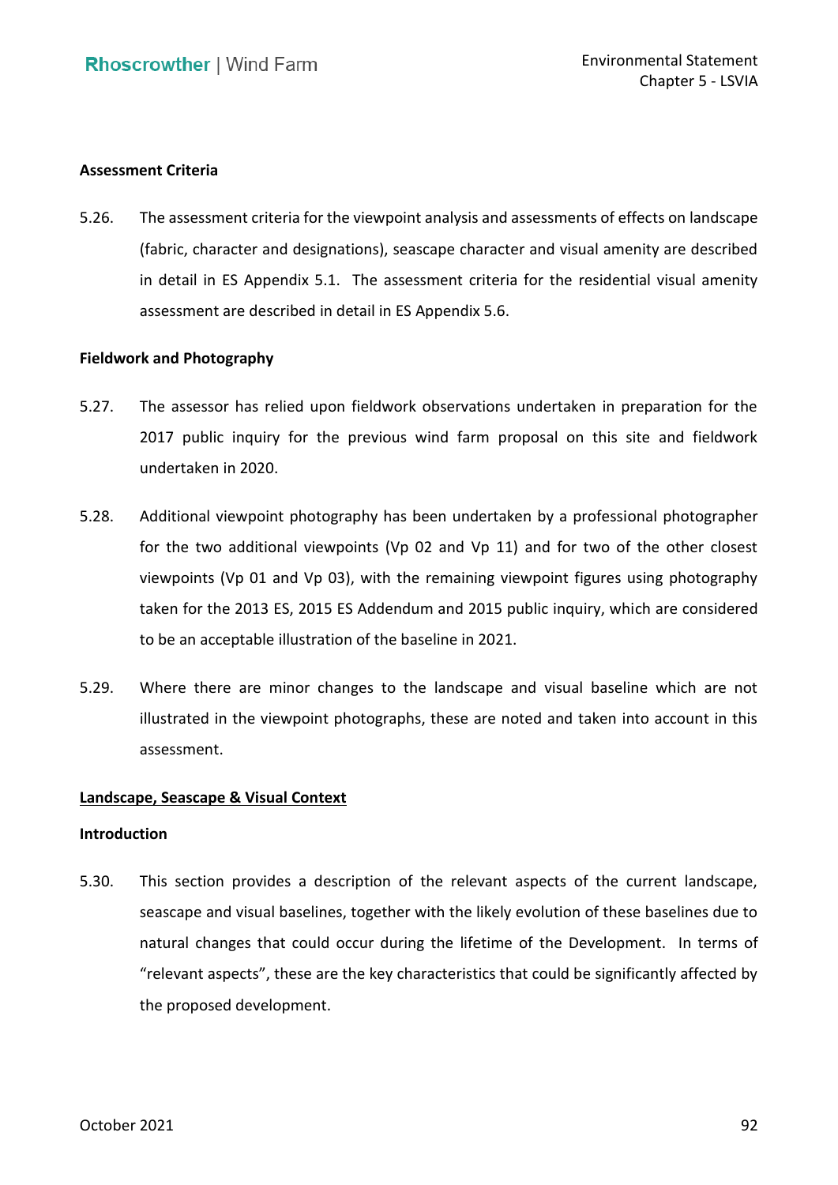**Assessment Criteria**

5.26. The assessment criteria for the viewpoint analysis and assessments of effects on landscape (fabric, character and designations), seascape character and visual amenity are described in detail in ES Appendix 5.1. The assessment criteria for the residential visual amenity assessment are described in detail in ES Appendix 5.6.

**Fieldwork and Photography**

5.27. The assessor has relied upon fieldwork observations undertaken in preparation for the 2017 public inquiry for the previous wind farm proposal on this site and fieldwork undertaken in 2020.

5.28. Additional viewpoint photography has been undertaken by a professional photographer for the two additional viewpoints (Vp 02 and Vp 11) and for two of the other closest viewpoints (Vp 01 and Vp 03), with the remaining viewpoint figures using photography taken for the 2013 ES, 2015 ES Addendum and 2015 public inquiry, which are considered to be an acceptable illustration of the baseline in 2021.

5.29. Where there are minor changes to the landscape and visual baseline which are not illustrated in the viewpoint photographs, these are noted and taken into account in this assessment.

## Landscape, Seascape & Visual Context

**Introduction**

5.30. This section provides a description of the relevant aspects of the current landscape, seascape and visual baselines, together with the likely evolution of these baselines due to natural changes that could occur during the lifetime of the Development. In terms of "relevant aspects", these are the key characteristics that could be significantly affected by the proposed development.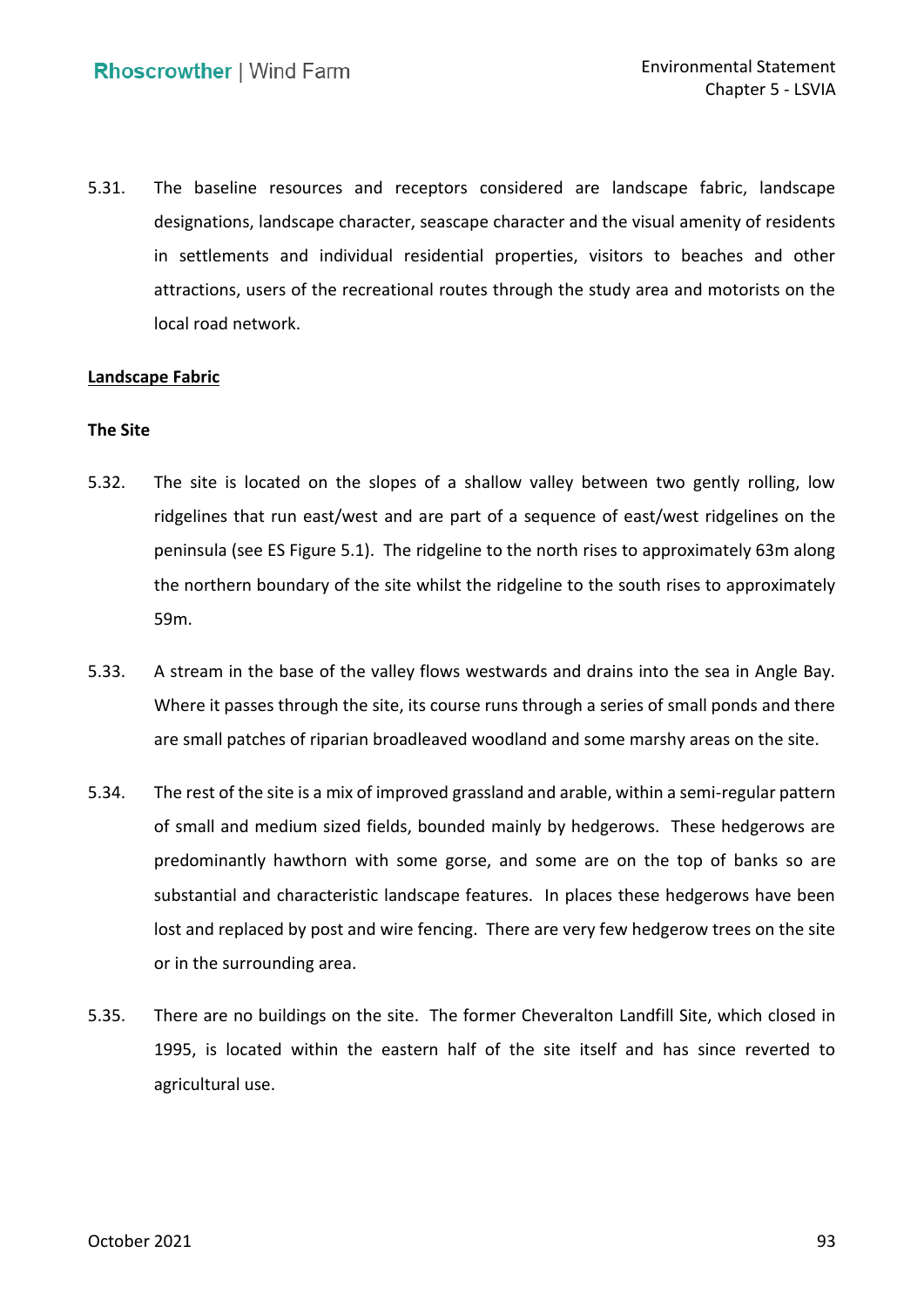5.31. The baseline resources and receptors considered are landscape fabric, landscape designations, landscape character, seascape character and the visual amenity of residents in settlements and individual residential properties, visitors to beaches and other attractions, users of the recreational routes through the study area and motorists on the local road network.

**Landscape Fabric**

**The Site**

5.32. The site is located on the slopes of a shallow valley between two gently rolling, low ridgelines that run east/west and are part of a sequence of east/west ridgelines on the peninsula (see ES Figure 5.1). The ridgeline to the north rises to approximately 63m along the northern boundary of the site whilst the ridgeline to the south rises to approximately 59m.

5.33. A stream in the base of the valley flows westwards and drains into the sea in Angle Bay. Where it passes through the site, its course runs through a series of small ponds and there are small patches of riparian broadleaved woodland and some marshy areas on the site.

5.34. The rest of the site is a mix of improved grassland and arable, within a semi-regular pattern of small and medium sized fields, bounded mainly by hedgerows. These hedgerows are predominantly hawthorn with some gorse, and some are on the top of banks so are substantial and characteristic landscape features. In places these hedgerows have been lost and replaced by post and wire fencing. There are very few hedgerow trees on the site or in the surrounding area.

5.35. There are no buildings on the site. The former Cheveralton Landfill Site, which closed in 1995, is located within the eastern half of the site itself and has since reverted to agricultural use.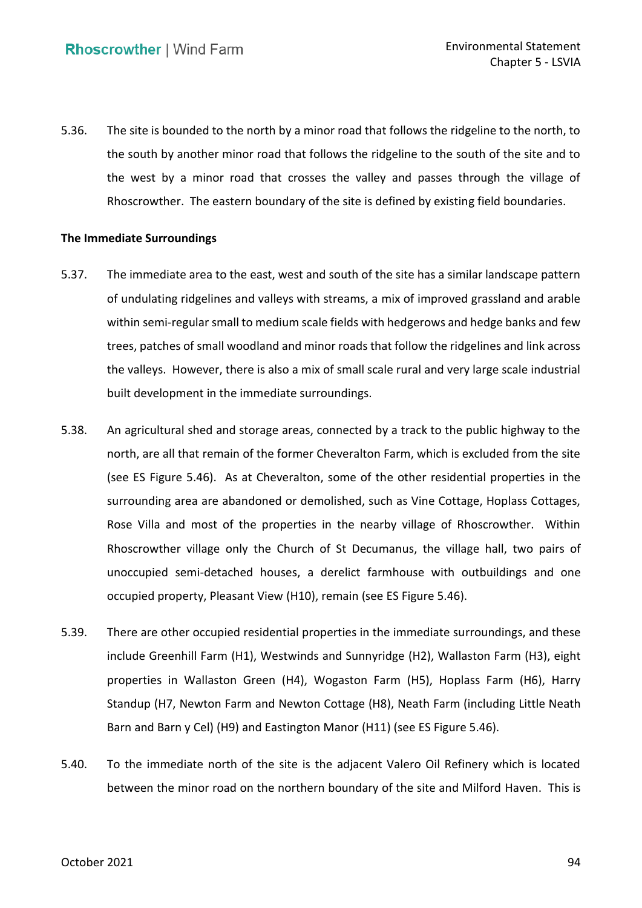5.36. The site is bounded to the north by a minor road that follows the ridgeline to the north, to the south by another minor road that follows the ridgeline to the south of the site and to the west by a minor road that crosses the valley and passes through the village of Rhoscrowther. The eastern boundary of the site is defined by existing field boundaries.

**The Immediate Surroundings**

5.37. The immediate area to the east, west and south of the site has a similar landscape pattern of undulating ridgelines and valleys with streams, a mix of improved grassland and arable within semi-regular small to medium scale fields with hedgerows and hedge banks and few trees, patches of small woodland and minor roads that follow the ridgelines and link across the valleys. However, there is also a mix of small scale rural and very large scale industrial built development in the immediate surroundings.

5.38. An agricultural shed and storage areas, connected by a track to the public highway to the north, are all that remain of the former Cheveralton Farm, which is excluded from the site (see ES Figure 5.46). As at Cheveralton, some of the other residential properties in the surrounding area are abandoned or demolished, such as Vine Cottage, Hoplass Cottages, Rose Villa and most of the properties in the nearby village of Rhoscrowther. Within Rhoscrowther village only the Church of St Decumanus, the village hall, two pairs of unoccupied semi-detached houses, a derelict farmhouse with outbuildings and one occupied property, Pleasant View (H10), remain (see ES Figure 5.46).

5.39. There are other occupied residential properties in the immediate surroundings, and these include Greenhill Farm (H1), Westwinds and Sunnyridge (H2), Wallaston Farm (H3), eight properties in Wallaston Green (H4), Wogaston Farm (H5), Hoplass Farm (H6), Harry Standup (H7, Newton Farm and Newton Cottage (H8), Neath Farm (including Little Neath Barn and Barn y Cel) (H9) and Eastington Manor (H11) (see ES Figure 5.46).

5.40. To the immediate north of the site is the adjacent Valero Oil Refinery which is located between the minor road on the northern boundary of the site and Milford Haven. This is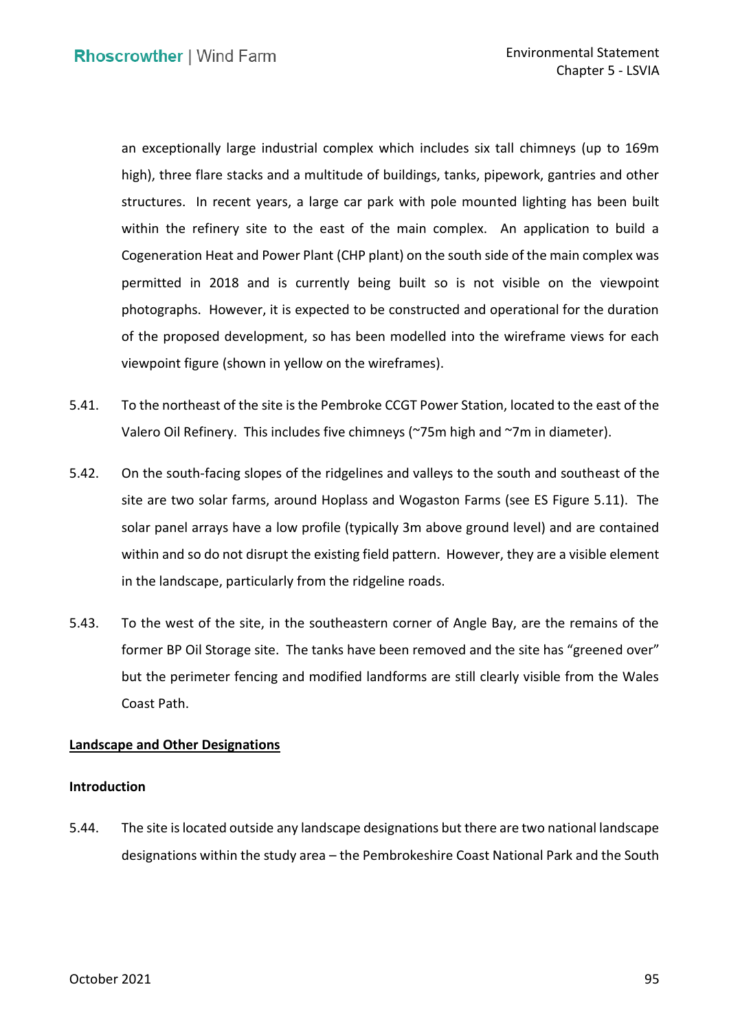an exceptionally large industrial complex which includes six tall chimneys (up to 169m high), three flare stacks and a multitude of buildings, tanks, pipework, gantries and other structures. In recent years, a large car park with pole mounted lighting has been built within the refinery site to the east of the main complex. An application to build a Cogeneration Heat and Power Plant (CHP plant) on the south side of the main complex was permitted in 2018 and is currently being built so is not visible on the viewpoint photographs. However, it is expected to be constructed and operational for the duration of the proposed development, so has been modelled into the wireframe views for each viewpoint figure (shown in yellow on the wireframes).

5.41. To the northeast of the site is the Pembroke CCGT Power Station, located to the east of the Valero Oil Refinery. This includes five chimneys (~75m high and ~7m in diameter).

5.42. On the south-facing slopes of the ridgelines and valleys to the south and southeast of the site are two solar farms, around Hoplass and Wogaston Farms (see ES Figure 5.11). The solar panel arrays have a low profile (typically 3m above ground level) and are contained within and so do not disrupt the existing field pattern. However, they are a visible element in the landscape, particularly from the ridgeline roads.

5.43. To the west of the site, in the southeastern corner of Angle Bay, are the remains of the former BP Oil Storage site. The tanks have been removed and the site has "greened over" but the perimeter fencing and modified landforms are still clearly visible from the Wales Coast Path.

## Landscape and Other Designations

### Introduction

5.44. The site is located outside any landscape designations but there are two national landscape designations within the study area – the Pembrokeshire Coast National Park and the South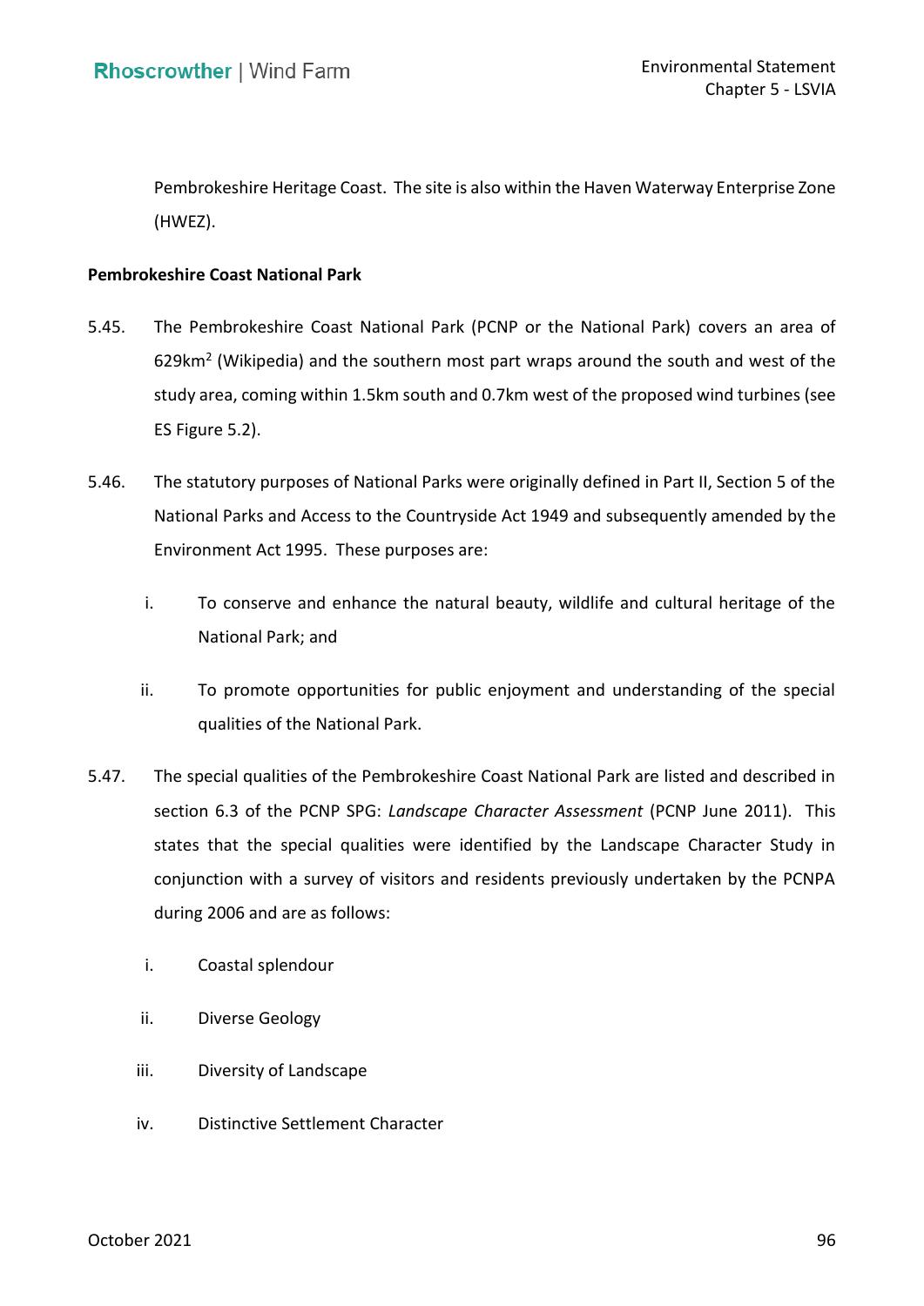Pembrokeshire Heritage Coast. The site is also within the Haven Waterway Enterprise Zone (HWEZ).

**Pembrokeshire Coast National Park**

5.45. The Pembrokeshire Coast National Park (PCNP or the National Park) covers an area of 629km$^2$ (Wikipedia) and the southern most part wraps around the south and west of the study area, coming within 1.5km south and 0.7km west of the proposed wind turbines (see ES Figure 5.2).

5.46. The statutory purposes of National Parks were originally defined in Part II, Section 5 of the National Parks and Access to the Countryside Act 1949 and subsequently amended by the Environment Act 1995. These purposes are:

i. To conserve and enhance the natural beauty, wildlife and cultural heritage of the National Park; and

ii. To promote opportunities for public enjoyment and understanding of the special qualities of the National Park.

5.47. The special qualities of the Pembrokeshire Coast National Park are listed and described in section 6.3 of the PCNP SPG: *Landscape Character Assessment* (PCNP June 2011). This states that the special qualities were identified by the Landscape Character Study in conjunction with a survey of visitors and residents previously undertaken by the PCNPA during 2006 and are as follows:

i. Coastal splendour

ii. Diverse Geology

iii. Diversity of Landscape

iv. Distinctive Settlement Character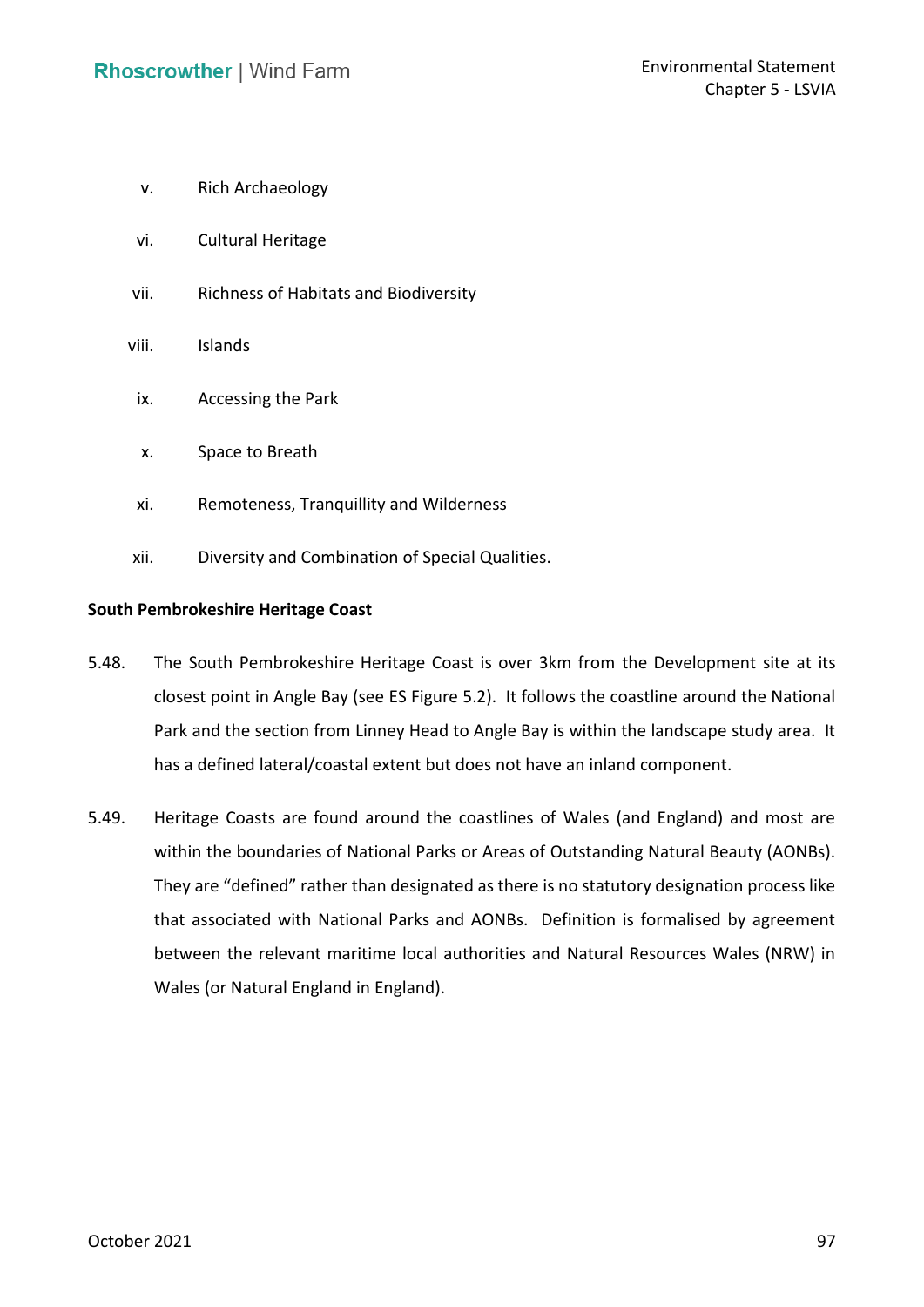v. Rich Archaeology

vi. Cultural Heritage

vii. Richness of Habitats and Biodiversity

viii. Islands

ix. Accessing the Park

x. Space to Breath

xi. Remoteness, Tranquillity and Wilderness

xii. Diversity and Combination of Special Qualities.

**South Pembrokeshire Heritage Coast**

5.48. The South Pembrokeshire Heritage Coast is over 3km from the Development site at its closest point in Angle Bay (see ES Figure 5.2). It follows the coastline around the National Park and the section from Linney Head to Angle Bay is within the landscape study area. It has a defined lateral/coastal extent but does not have an inland component.

5.49. Heritage Coasts are found around the coastlines of Wales (and England) and most are within the boundaries of National Parks or Areas of Outstanding Natural Beauty (AONBs). They are "defined" rather than designated as there is no statutory designation process like that associated with National Parks and AONBs. Definition is formalised by agreement between the relevant maritime local authorities and Natural Resources Wales (NRW) in Wales (or Natural England in England).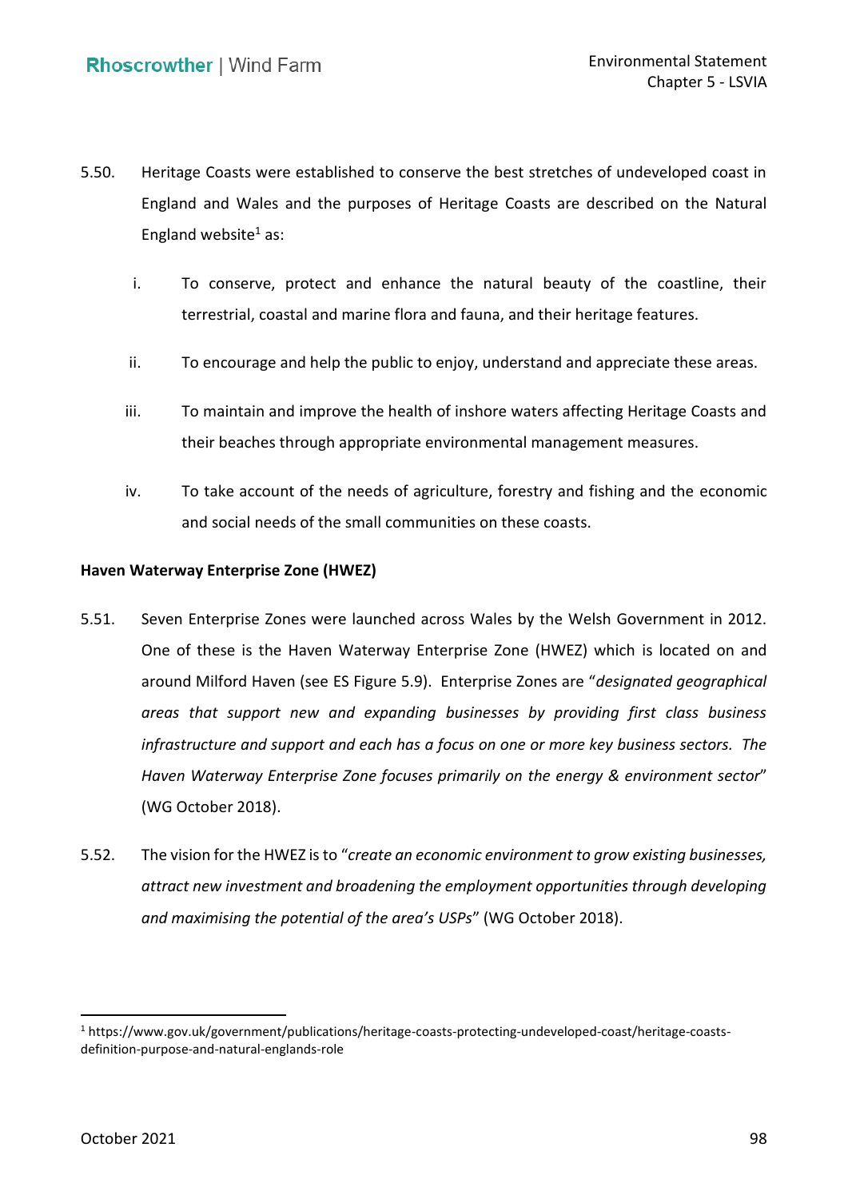5.50. Heritage Coasts were established to conserve the best stretches of undeveloped coast in England and Wales and the purposes of Heritage Coasts are described on the Natural England website[1] as:

i. To conserve, protect and enhance the natural beauty of the coastline, their terrestrial, coastal and marine flora and fauna, and their heritage features.

ii. To encourage and help the public to enjoy, understand and appreciate these areas.

iii. To maintain and improve the health of inshore waters affecting Heritage Coasts and their beaches through appropriate environmental management measures.

iv. To take account of the needs of agriculture, forestry and fishing and the economic and social needs of the small communities on these coasts.

**Haven Waterway Enterprise Zone (HWEZ)**

5.51. Seven Enterprise Zones were launched across Wales by the Welsh Government in 2012. One of these is the Haven Waterway Enterprise Zone (HWEZ) which is located on and around Milford Haven (see ES Figure 5.9). Enterprise Zones are "*designated geographical areas that support new and expanding businesses by providing first class business infrastructure and support and each has a focus on one or more key business sectors. The Haven Waterway Enterprise Zone focuses primarily on the energy & environment sector*" (WG October 2018).

5.52. The vision for the HWEZ is to "*create an economic environment to grow existing businesses, attract new investment and broadening the employment opportunities through developing and maximising the potential of the area's USPs*" (WG October 2018).

[1] https://www.gov.uk/government/publications/heritage-coasts-protecting-undeveloped-coast/heritage-coasts-definition-purpose-and-natural-englands-role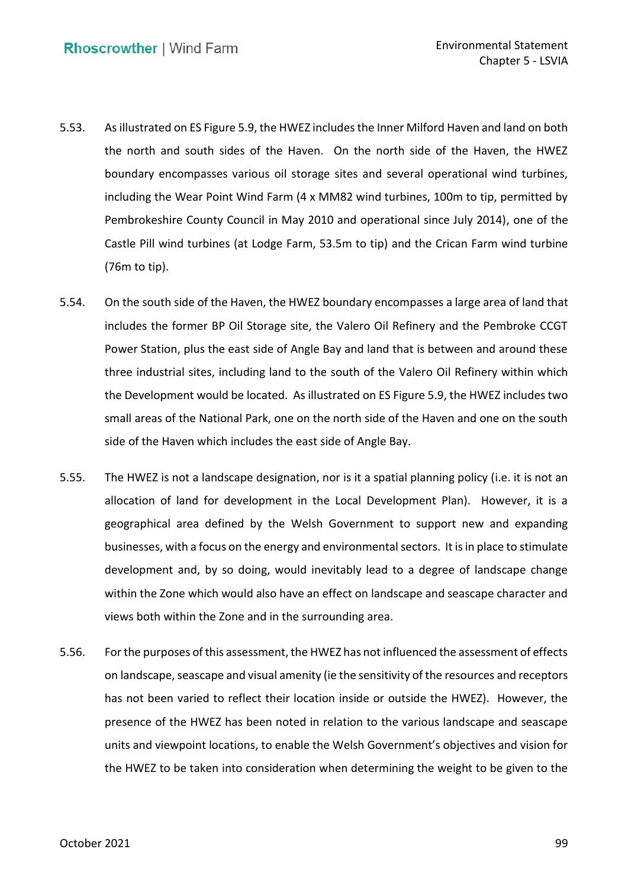5.53. As illustrated on ES Figure 5.9, the HWEZ includes the Inner Milford Haven and land on both the north and south sides of the Haven. On the north side of the Haven, the HWEZ boundary encompasses various oil storage sites and several operational wind turbines, including the Wear Point Wind Farm (4 x MM82 wind turbines, 100m to tip, permitted by Pembrokeshire County Council in May 2010 and operational since July 2014), one of the Castle Pill wind turbines (at Lodge Farm, 53.5m to tip) and the Crican Farm wind turbine (76m to tip).

5.54. On the south side of the Haven, the HWEZ boundary encompasses a large area of land that includes the former BP Oil Storage site, the Valero Oil Refinery and the Pembroke CCGT Power Station, plus the east side of Angle Bay and land that is between and around these three industrial sites, including land to the south of the Valero Oil Refinery within which the Development would be located. As illustrated on ES Figure 5.9, the HWEZ includes two small areas of the National Park, one on the north side of the Haven and one on the south side of the Haven which includes the east side of Angle Bay.

5.55. The HWEZ is not a landscape designation, nor is it a spatial planning policy (i.e. it is not an allocation of land for development in the Local Development Plan). However, it is a geographical area defined by the Welsh Government to support new and expanding businesses, with a focus on the energy and environmental sectors. It is in place to stimulate development and, by so doing, would inevitably lead to a degree of landscape change within the Zone which would also have an effect on landscape and seascape character and views both within the Zone and in the surrounding area.

5.56. For the purposes of this assessment, the HWEZ has not influenced the assessment of effects on landscape, seascape and visual amenity (ie the sensitivity of the resources and receptors has not been varied to reflect their location inside or outside the HWEZ). However, the presence of the HWEZ has been noted in relation to the various landscape and seascape units and viewpoint locations, to enable the Welsh Government's objectives and vision for the HWEZ to be taken into consideration when determining the weight to be given to the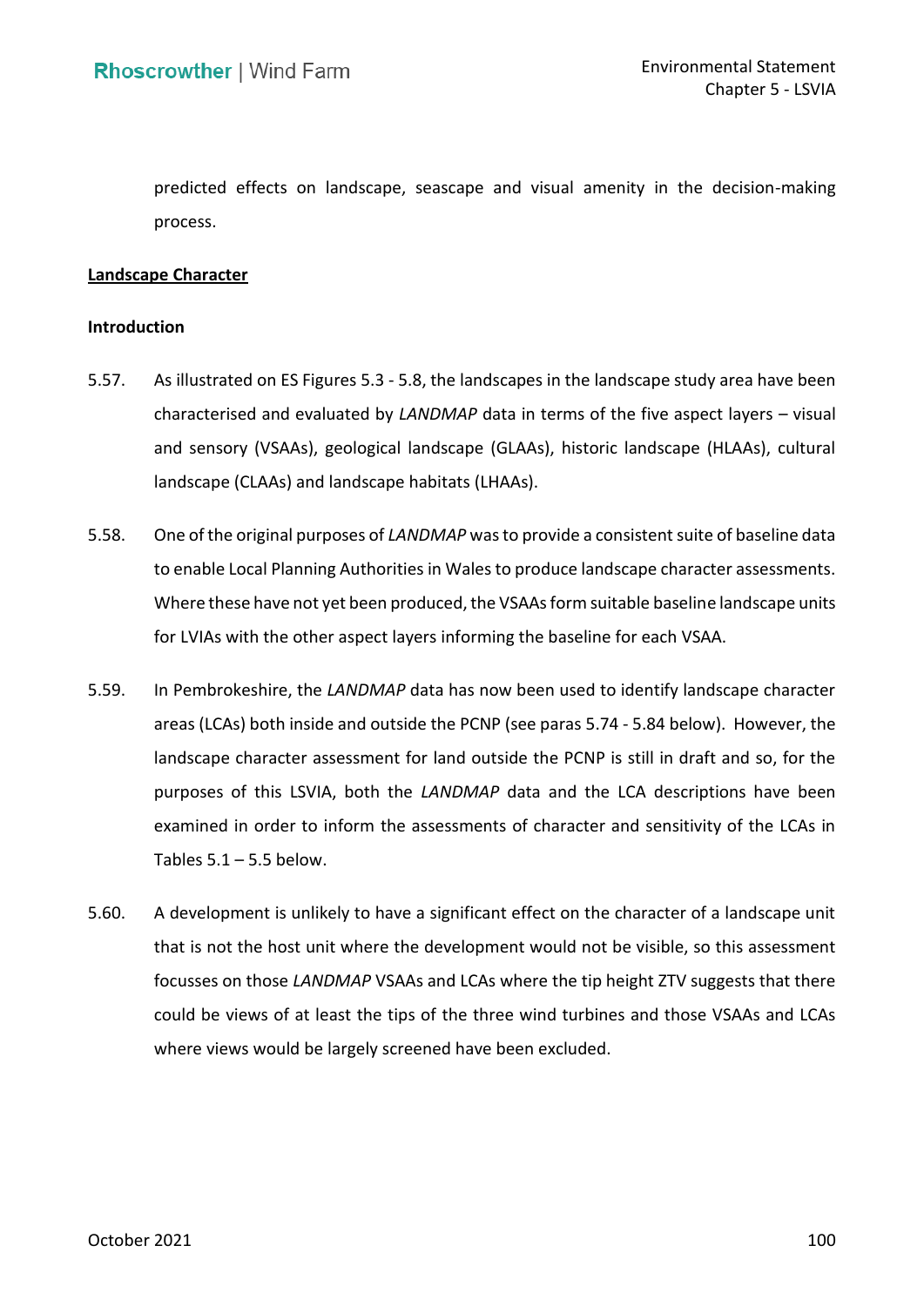predicted effects on landscape, seascape and visual amenity in the decision-making process.

**<u>Landscape Character</u>**

**Introduction**

5.57. As illustrated on ES Figures 5.3 - 5.8, the landscapes in the landscape study area have been characterised and evaluated by *LANDMAP* data in terms of the five aspect layers – visual and sensory (VSAAs), geological landscape (GLAAs), historic landscape (HLAAs), cultural landscape (CLAAs) and landscape habitats (LHAAs).

5.58. One of the original purposes of *LANDMAP* was to provide a consistent suite of baseline data to enable Local Planning Authorities in Wales to produce landscape character assessments. Where these have not yet been produced, the VSAAs form suitable baseline landscape units for LVIAs with the other aspect layers informing the baseline for each VSAA.

5.59. In Pembrokeshire, the *LANDMAP* data has now been used to identify landscape character areas (LCAs) both inside and outside the PCNP (see paras 5.74 - 5.84 below). However, the landscape character assessment for land outside the PCNP is still in draft and so, for the purposes of this LSVIA, both the *LANDMAP* data and the LCA descriptions have been examined in order to inform the assessments of character and sensitivity of the LCAs in Tables 5.1 – 5.5 below.

5.60. A development is unlikely to have a significant effect on the character of a landscape unit that is not the host unit where the development would not be visible, so this assessment focusses on those *LANDMAP* VSAAs and LCAs where the tip height ZTV suggests that there could be views of at least the tips of the three wind turbines and those VSAAs and LCAs where views would be largely screened have been excluded.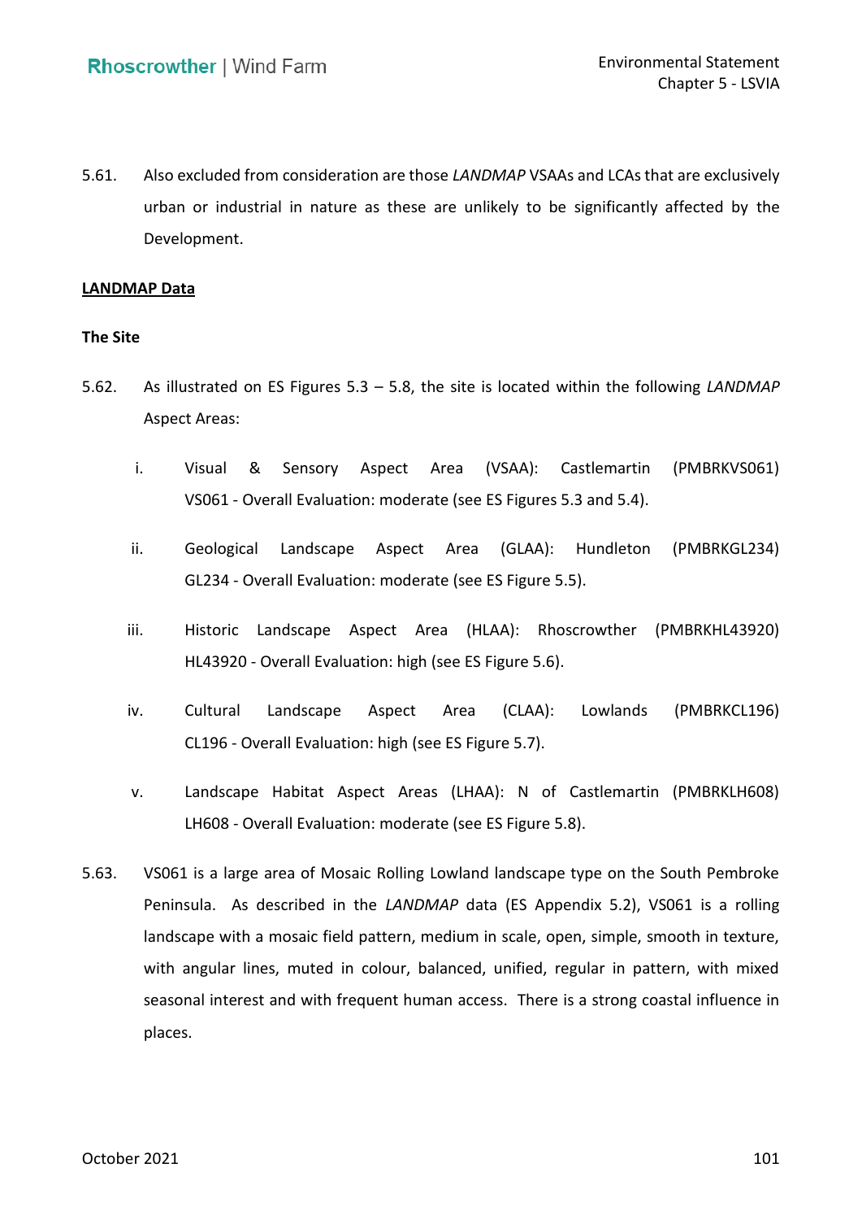5.61. Also excluded from consideration are those *LANDMAP* VSAAs and LCAs that are exclusively urban or industrial in nature as these are unlikely to be significantly affected by the Development.

**LANDMAP Data**

**The Site**

5.62. As illustrated on ES Figures 5.3 – 5.8, the site is located within the following *LANDMAP* Aspect Areas:

i. Visual & Sensory Aspect Area (VSAA): Castlemartin (PMBRKVS061) VS061 - Overall Evaluation: moderate (see ES Figures 5.3 and 5.4).

ii. Geological Landscape Aspect Area (GLAA): Hundleton (PMBRKGL234) GL234 - Overall Evaluation: moderate (see ES Figure 5.5).

iii. Historic Landscape Aspect Area (HLAA): Rhoscrowther (PMBRKHL43920) HL43920 - Overall Evaluation: high (see ES Figure 5.6).

iv. Cultural Landscape Aspect Area (CLAA): Lowlands (PMBRKCL196) CL196 - Overall Evaluation: high (see ES Figure 5.7).

v. Landscape Habitat Aspect Areas (LHAA): N of Castlemartin (PMBRKLH608) LH608 - Overall Evaluation: moderate (see ES Figure 5.8).

5.63. VS061 is a large area of Mosaic Rolling Lowland landscape type on the South Pembroke Peninsula. As described in the *LANDMAP* data (ES Appendix 5.2), VS061 is a rolling landscape with a mosaic field pattern, medium in scale, open, simple, smooth in texture, with angular lines, muted in colour, balanced, unified, regular in pattern, with mixed seasonal interest and with frequent human access. There is a strong coastal influence in places.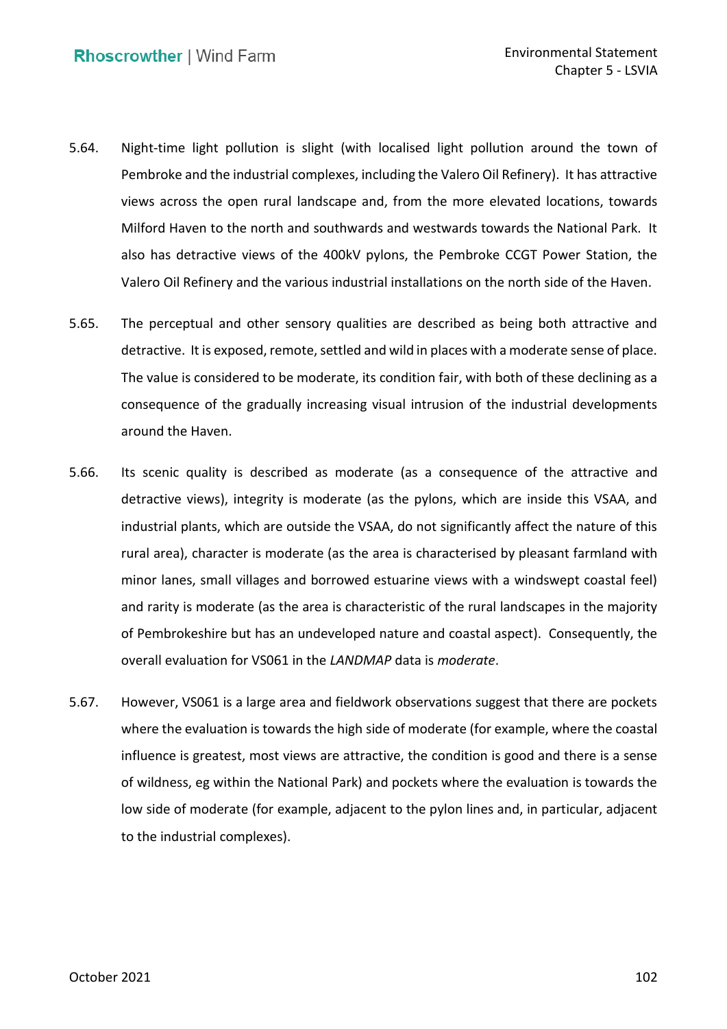5.64. Night-time light pollution is slight (with localised light pollution around the town of Pembroke and the industrial complexes, including the Valero Oil Refinery). It has attractive views across the open rural landscape and, from the more elevated locations, towards Milford Haven to the north and southwards and westwards towards the National Park. It also has detractive views of the 400kV pylons, the Pembroke CCGT Power Station, the Valero Oil Refinery and the various industrial installations on the north side of the Haven.

5.65. The perceptual and other sensory qualities are described as being both attractive and detractive. It is exposed, remote, settled and wild in places with a moderate sense of place. The value is considered to be moderate, its condition fair, with both of these declining as a consequence of the gradually increasing visual intrusion of the industrial developments around the Haven.

5.66. Its scenic quality is described as moderate (as a consequence of the attractive and detractive views), integrity is moderate (as the pylons, which are inside this VSAA, and industrial plants, which are outside the VSAA, do not significantly affect the nature of this rural area), character is moderate (as the area is characterised by pleasant farmland with minor lanes, small villages and borrowed estuarine views with a windswept coastal feel) and rarity is moderate (as the area is characteristic of the rural landscapes in the majority of Pembrokeshire but has an undeveloped nature and coastal aspect). Consequently, the overall evaluation for VS061 in the *LANDMAP* data is *moderate*.

5.67. However, VS061 is a large area and fieldwork observations suggest that there are pockets where the evaluation is towards the high side of moderate (for example, where the coastal influence is greatest, most views are attractive, the condition is good and there is a sense of wildness, eg within the National Park) and pockets where the evaluation is towards the low side of moderate (for example, adjacent to the pylon lines and, in particular, adjacent to the industrial complexes).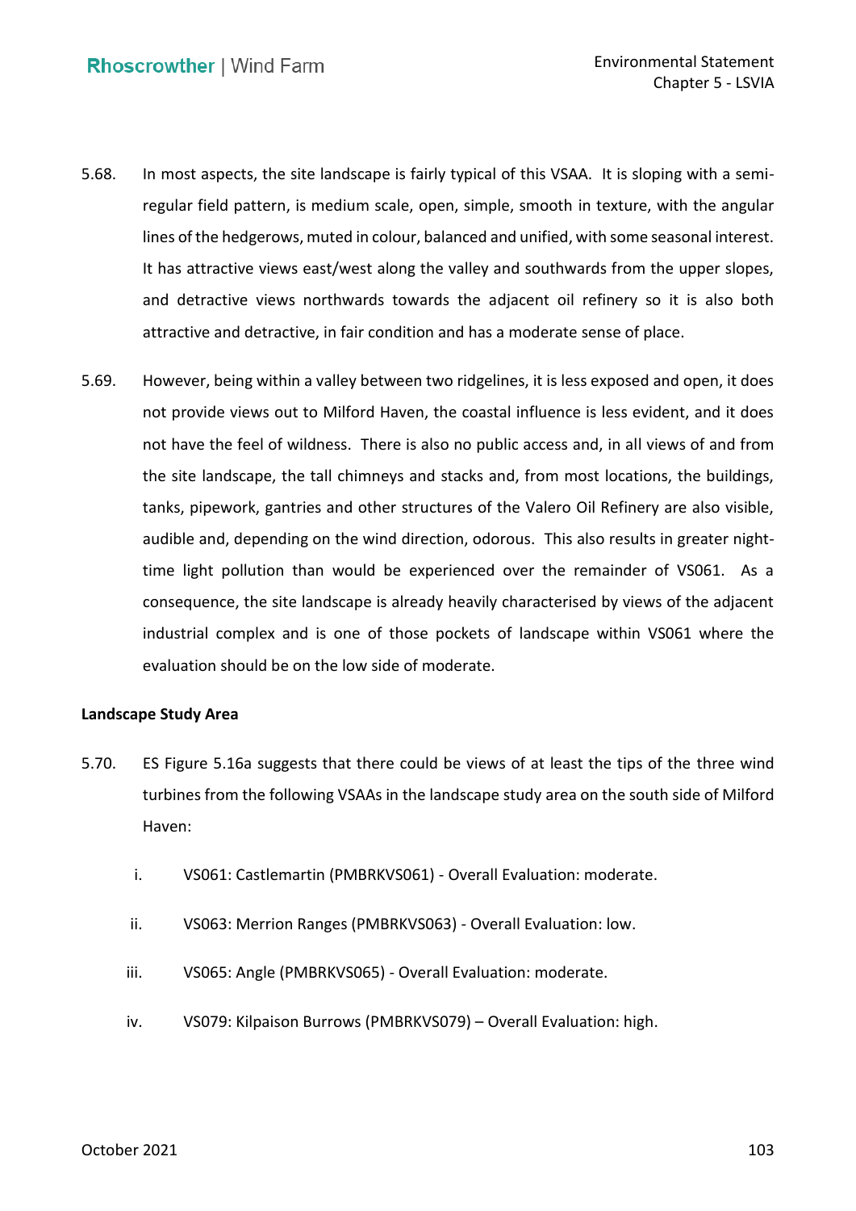5.68. In most aspects, the site landscape is fairly typical of this VSAA. It is sloping with a semi-regular field pattern, is medium scale, open, simple, smooth in texture, with the angular lines of the hedgerows, muted in colour, balanced and unified, with some seasonal interest. It has attractive views east/west along the valley and southwards from the upper slopes, and detractive views northwards towards the adjacent oil refinery so it is also both attractive and detractive, in fair condition and has a moderate sense of place.

5.69. However, being within a valley between two ridgelines, it is less exposed and open, it does not provide views out to Milford Haven, the coastal influence is less evident, and it does not have the feel of wildness. There is also no public access and, in all views of and from the site landscape, the tall chimneys and stacks and, from most locations, the buildings, tanks, pipework, gantries and other structures of the Valero Oil Refinery are also visible, audible and, depending on the wind direction, odorous. This also results in greater night-time light pollution than would be experienced over the remainder of VS061. As a consequence, the site landscape is already heavily characterised by views of the adjacent industrial complex and is one of those pockets of landscape within VS061 where the evaluation should be on the low side of moderate.

**Landscape Study Area**

5.70. ES Figure 5.16a suggests that there could be views of at least the tips of the three wind turbines from the following VSAAs in the landscape study area on the south side of Milford Haven:

i. VS061: Castlemartin (PMBRKVS061) - Overall Evaluation: moderate.

ii. VS063: Merrion Ranges (PMBRKVS063) - Overall Evaluation: low.

iii. VS065: Angle (PMBRKVS065) - Overall Evaluation: moderate.

iv. VS079: Kilpaison Burrows (PMBRKVS079) – Overall Evaluation: high.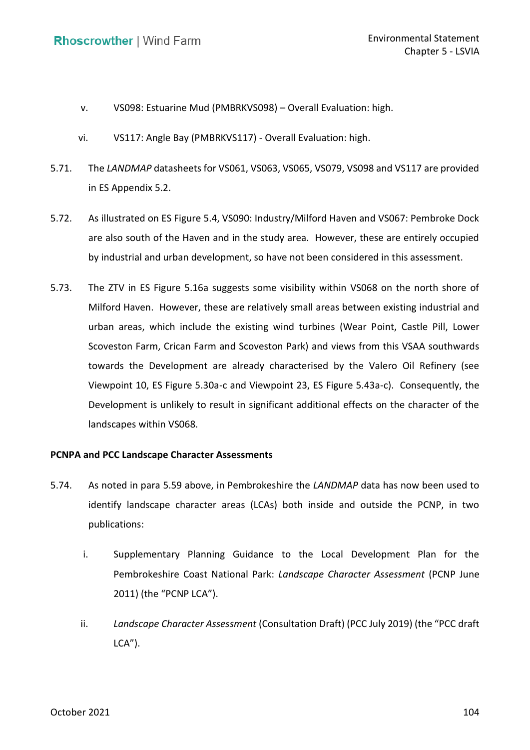v. VS098: Estuarine Mud (PMBRKVS098) – Overall Evaluation: high.

vi. VS117: Angle Bay (PMBRKVS117) - Overall Evaluation: high.

5.71. The *LANDMAP* datasheets for VS061, VS063, VS065, VS079, VS098 and VS117 are provided in ES Appendix 5.2.

5.72. As illustrated on ES Figure 5.4, VS090: Industry/Milford Haven and VS067: Pembroke Dock are also south of the Haven and in the study area. However, these are entirely occupied by industrial and urban development, so have not been considered in this assessment.

5.73. The ZTV in ES Figure 5.16a suggests some visibility within VS068 on the north shore of Milford Haven. However, these are relatively small areas between existing industrial and urban areas, which include the existing wind turbines (Wear Point, Castle Pill, Lower Scoveston Farm, Crican Farm and Scoveston Park) and views from this VSAA southwards towards the Development are already characterised by the Valero Oil Refinery (see Viewpoint 10, ES Figure 5.30a-c and Viewpoint 23, ES Figure 5.43a-c). Consequently, the Development is unlikely to result in significant additional effects on the character of the landscapes within VS068.

**PCNPA and PCC Landscape Character Assessments**

5.74. As noted in para 5.59 above, in Pembrokeshire the *LANDMAP* data has now been used to identify landscape character areas (LCAs) both inside and outside the PCNP, in two publications:

i. Supplementary Planning Guidance to the Local Development Plan for the Pembrokeshire Coast National Park: *Landscape Character Assessment* (PCNP June 2011) (the "PCNP LCA").

ii. *Landscape Character Assessment* (Consultation Draft) (PCC July 2019) (the "PCC draft LCA").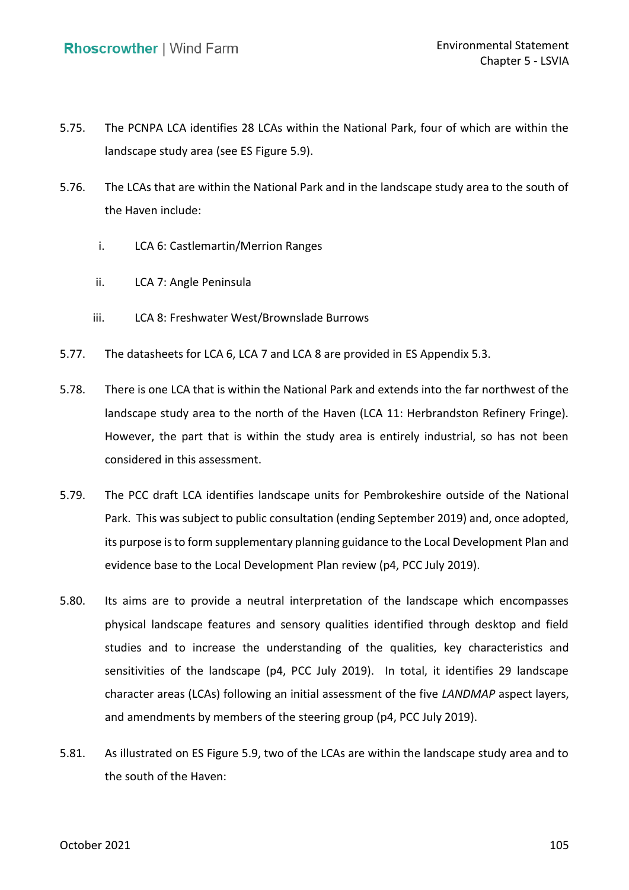5.75. The PCNPA LCA identifies 28 LCAs within the National Park, four of which are within the landscape study area (see ES Figure 5.9).

5.76. The LCAs that are within the National Park and in the landscape study area to the south of the Haven include:

i. LCA 6: Castlemartin/Merrion Ranges

ii. LCA 7: Angle Peninsula

iii. LCA 8: Freshwater West/Brownslade Burrows

5.77. The datasheets for LCA 6, LCA 7 and LCA 8 are provided in ES Appendix 5.3.

5.78. There is one LCA that is within the National Park and extends into the far northwest of the landscape study area to the north of the Haven (LCA 11: Herbrandston Refinery Fringe). However, the part that is within the study area is entirely industrial, so has not been considered in this assessment.

5.79. The PCC draft LCA identifies landscape units for Pembrokeshire outside of the National Park. This was subject to public consultation (ending September 2019) and, once adopted, its purpose is to form supplementary planning guidance to the Local Development Plan and evidence base to the Local Development Plan review (p4, PCC July 2019).

5.80. Its aims are to provide a neutral interpretation of the landscape which encompasses physical landscape features and sensory qualities identified through desktop and field studies and to increase the understanding of the qualities, key characteristics and sensitivities of the landscape (p4, PCC July 2019). In total, it identifies 29 landscape character areas (LCAs) following an initial assessment of the five *LANDMAP* aspect layers, and amendments by members of the steering group (p4, PCC July 2019).

5.81. As illustrated on ES Figure 5.9, two of the LCAs are within the landscape study area and to the south of the Haven: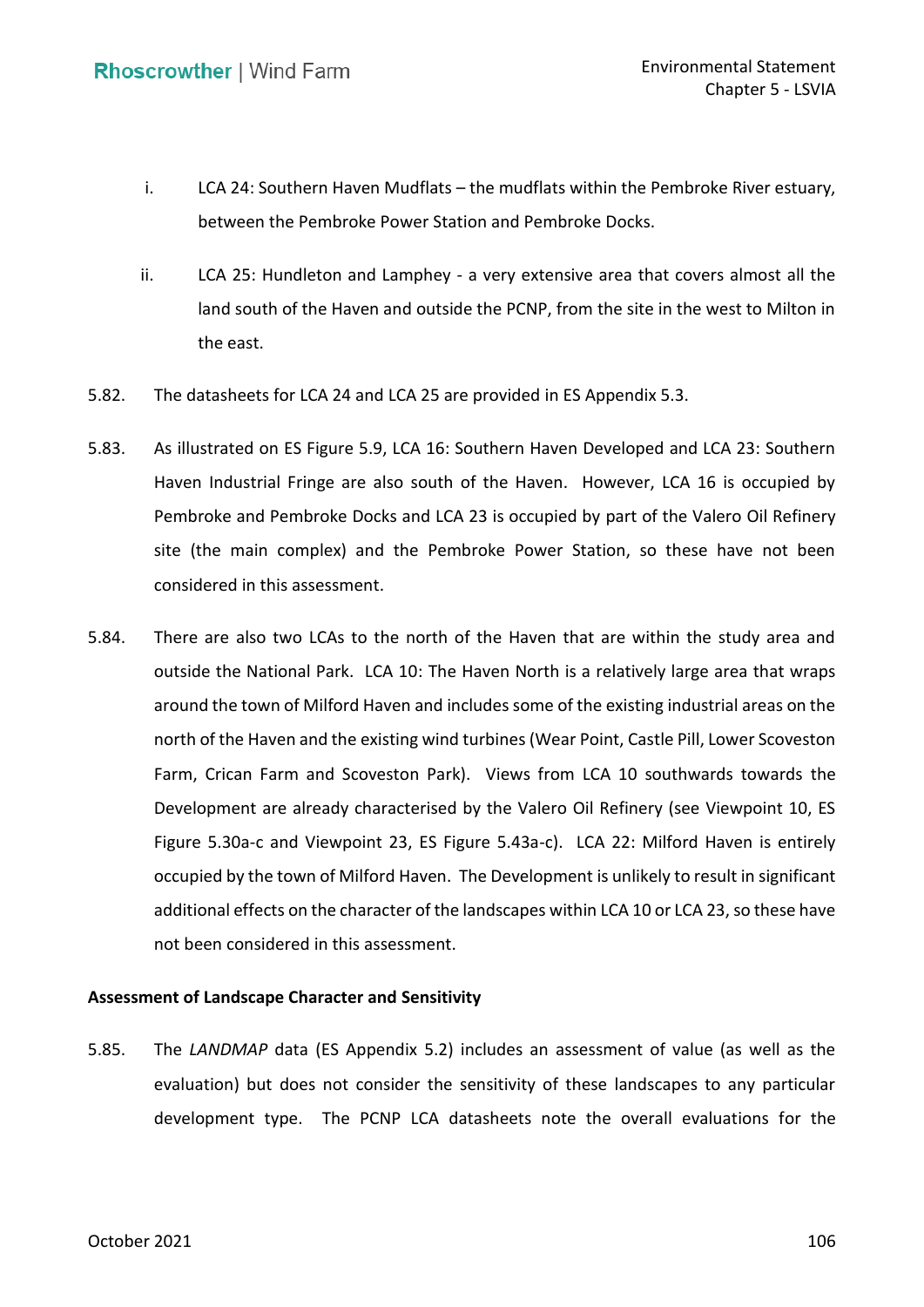i. LCA 24: Southern Haven Mudflats – the mudflats within the Pembroke River estuary, between the Pembroke Power Station and Pembroke Docks.

ii. LCA 25: Hundleton and Lamphey - a very extensive area that covers almost all the land south of the Haven and outside the PCNP, from the site in the west to Milton in the east.

5.82. The datasheets for LCA 24 and LCA 25 are provided in ES Appendix 5.3.

5.83. As illustrated on ES Figure 5.9, LCA 16: Southern Haven Developed and LCA 23: Southern Haven Industrial Fringe are also south of the Haven. However, LCA 16 is occupied by Pembroke and Pembroke Docks and LCA 23 is occupied by part of the Valero Oil Refinery site (the main complex) and the Pembroke Power Station, so these have not been considered in this assessment.

5.84. There are also two LCAs to the north of the Haven that are within the study area and outside the National Park. LCA 10: The Haven North is a relatively large area that wraps around the town of Milford Haven and includes some of the existing industrial areas on the north of the Haven and the existing wind turbines (Wear Point, Castle Pill, Lower Scoveston Farm, Crican Farm and Scoveston Park). Views from LCA 10 southwards towards the Development are already characterised by the Valero Oil Refinery (see Viewpoint 10, ES Figure 5.30a-c and Viewpoint 23, ES Figure 5.43a-c). LCA 22: Milford Haven is entirely occupied by the town of Milford Haven. The Development is unlikely to result in significant additional effects on the character of the landscapes within LCA 10 or LCA 23, so these have not been considered in this assessment.

**Assessment of Landscape Character and Sensitivity**

5.85. The *LANDMAP* data (ES Appendix 5.2) includes an assessment of value (as well as the evaluation) but does not consider the sensitivity of these landscapes to any particular development type. The PCNP LCA datasheets note the overall evaluations for the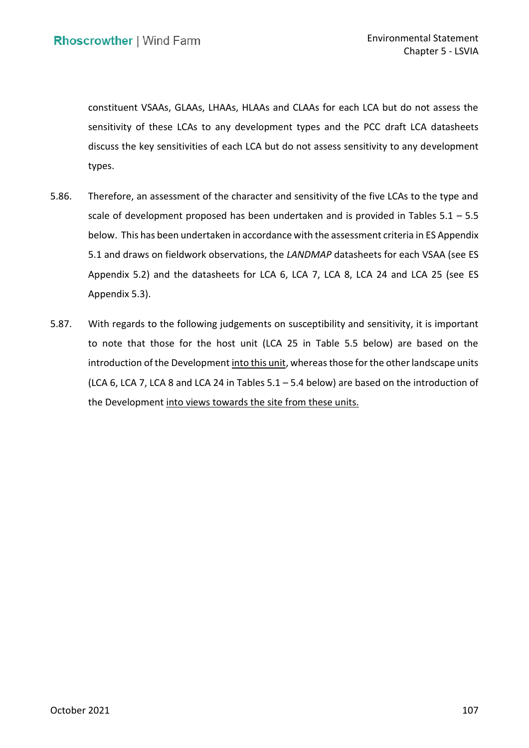constituent VSAAs, GLAAs, LHAAs, HLAAs and CLAAs for each LCA but do not assess the sensitivity of these LCAs to any development types and the PCC draft LCA datasheets discuss the key sensitivities of each LCA but do not assess sensitivity to any development types.

5.86. Therefore, an assessment of the character and sensitivity of the five LCAs to the type and scale of development proposed has been undertaken and is provided in Tables 5.1 – 5.5 below. This has been undertaken in accordance with the assessment criteria in ES Appendix 5.1 and draws on fieldwork observations, the *LANDMAP* datasheets for each VSAA (see ES Appendix 5.2) and the datasheets for LCA 6, LCA 7, LCA 8, LCA 24 and LCA 25 (see ES Appendix 5.3).

5.87. With regards to the following judgements on susceptibility and sensitivity, it is important to note that those for the host unit (LCA 25 in Table 5.5 below) are based on the introduction of the Development <u>into this unit</u>, whereas those for the other landscape units (LCA 6, LCA 7, LCA 8 and LCA 24 in Tables 5.1 – 5.4 below) are based on the introduction of the Development <u>into views towards the site from these units.</u>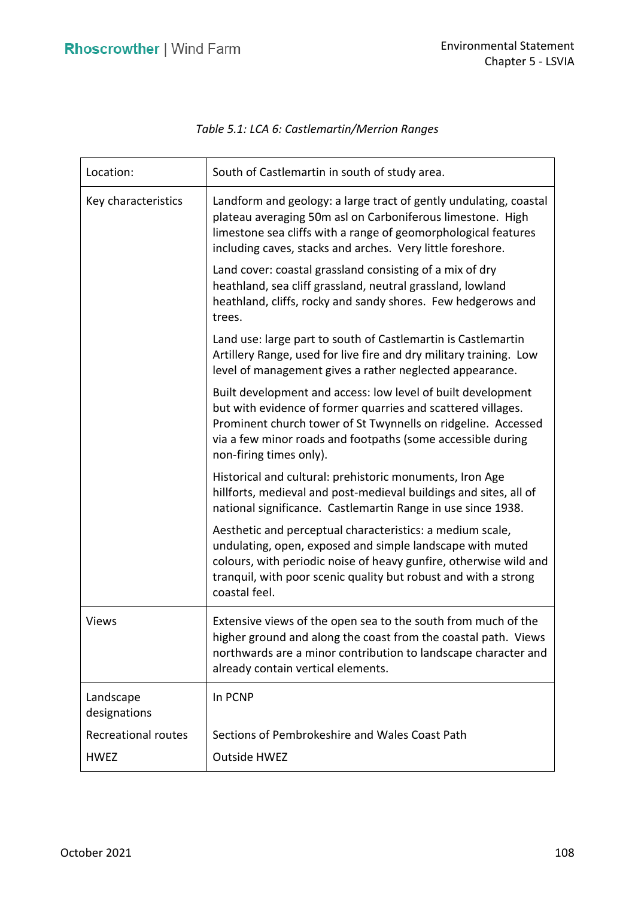*Table 5.1: LCA 6: Castlemartin/Merrion Ranges*

| Location: | South of Castlemartin in south of study area. |
|---|---|
| Key characteristics | Landform and geology: a large tract of gently undulating, coastal plateau averaging 50m asl on Carboniferous limestone. High limestone sea cliffs with a range of geomorphological features including caves, stacks and arches. Very little foreshore.<br><br>Land cover: coastal grassland consisting of a mix of dry heathland, sea cliff grassland, neutral grassland, lowland heathland, cliffs, rocky and sandy shores. Few hedgerows and trees.<br><br>Land use: large part to south of Castlemartin is Castlemartin Artillery Range, used for live fire and dry military training. Low level of management gives a rather neglected appearance.<br><br>Built development and access: low level of built development but with evidence of former quarries and scattered villages. Prominent church tower of St Twynnells on ridgeline. Accessed via a few minor roads and footpaths (some accessible during non-firing times only).<br><br>Historical and cultural: prehistoric monuments, Iron Age hillforts, medieval and post-medieval buildings and sites, all of national significance. Castlemartin Range in use since 1938.<br><br>Aesthetic and perceptual characteristics: a medium scale, undulating, open, exposed and simple landscape with muted colours, with periodic noise of heavy gunfire, otherwise wild and tranquil, with poor scenic quality but robust and with a strong coastal feel. |
| Views | Extensive views of the open sea to the south from much of the higher ground and along the coast from the coastal path. Views northwards are a minor contribution to landscape character and already contain vertical elements. |
| Landscape designations | In PCNP |
| Recreational routes | Sections of Pembrokeshire and Wales Coast Path |
| HWEZ | Outside HWEZ |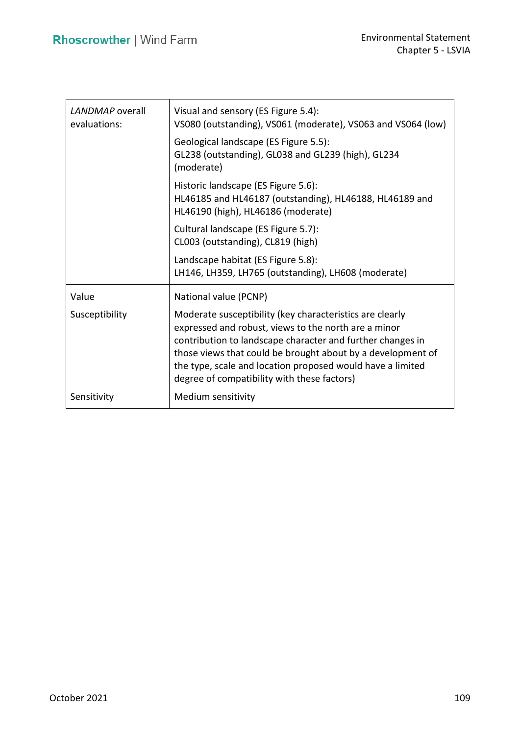| *LANDMAP* overall evaluations: | Visual and sensory (ES Figure 5.4):<br>VS080 (outstanding), VS061 (moderate), VS063 and VS064 (low)<br><br>Geological landscape (ES Figure 5.5):<br>GL238 (outstanding), GL038 and GL239 (high), GL234 (moderate)<br><br>Historic landscape (ES Figure 5.6):<br>HL46185 and HL46187 (outstanding), HL46188, HL46189 and HL46190 (high), HL46186 (moderate)<br><br>Cultural landscape (ES Figure 5.7):<br>CL003 (outstanding), CL819 (high)<br><br>Landscape habitat (ES Figure 5.8):<br>LH146, LH359, LH765 (outstanding), LH608 (moderate) |
|---|---|
| Value | National value (PCNP) |
| Susceptibility | Moderate susceptibility (key characteristics are clearly expressed and robust, views to the north are a minor contribution to landscape character and further changes in those views that could be brought about by a development of the type, scale and location proposed would have a limited degree of compatibility with these factors) |
| Sensitivity | Medium sensitivity |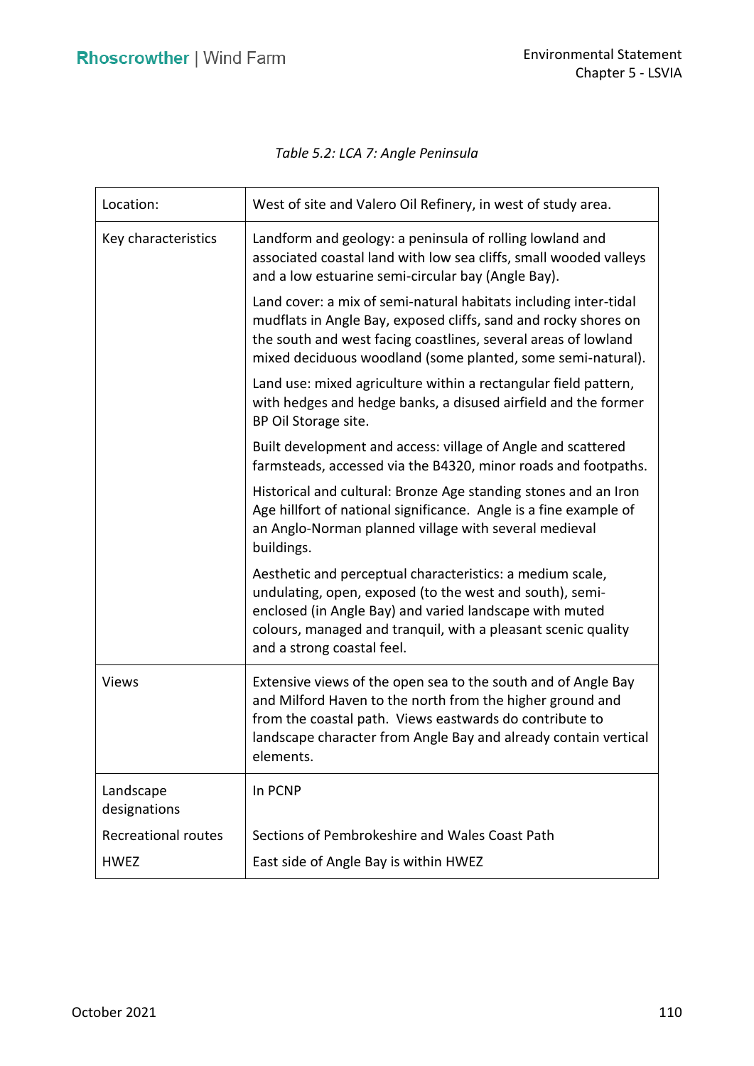*Table 5.2: LCA 7: Angle Peninsula*

| | |
|---|---|
| Location: | West of site and Valero Oil Refinery, in west of study area. |
| Key characteristics | Landform and geology: a peninsula of rolling lowland and associated coastal land with low sea cliffs, small wooded valleys and a low estuarine semi-circular bay (Angle Bay).<br><br>Land cover: a mix of semi-natural habitats including inter-tidal mudflats in Angle Bay, exposed cliffs, sand and rocky shores on the south and west facing coastlines, several areas of lowland mixed deciduous woodland (some planted, some semi-natural).<br><br>Land use: mixed agriculture within a rectangular field pattern, with hedges and hedge banks, a disused airfield and the former BP Oil Storage site.<br><br>Built development and access: village of Angle and scattered farmsteads, accessed via the B4320, minor roads and footpaths.<br><br>Historical and cultural: Bronze Age standing stones and an Iron Age hillfort of national significance. Angle is a fine example of an Anglo-Norman planned village with several medieval buildings.<br><br>Aesthetic and perceptual characteristics: a medium scale, undulating, open, exposed (to the west and south), semi-enclosed (in Angle Bay) and varied landscape with muted colours, managed and tranquil, with a pleasant scenic quality and a strong coastal feel. |
| Views | Extensive views of the open sea to the south and of Angle Bay and Milford Haven to the north from the higher ground and from the coastal path. Views eastwards do contribute to landscape character from Angle Bay and already contain vertical elements. |
| Landscape designations | In PCNP |
| Recreational routes | Sections of Pembrokeshire and Wales Coast Path |
| HWEZ | East side of Angle Bay is within HWEZ |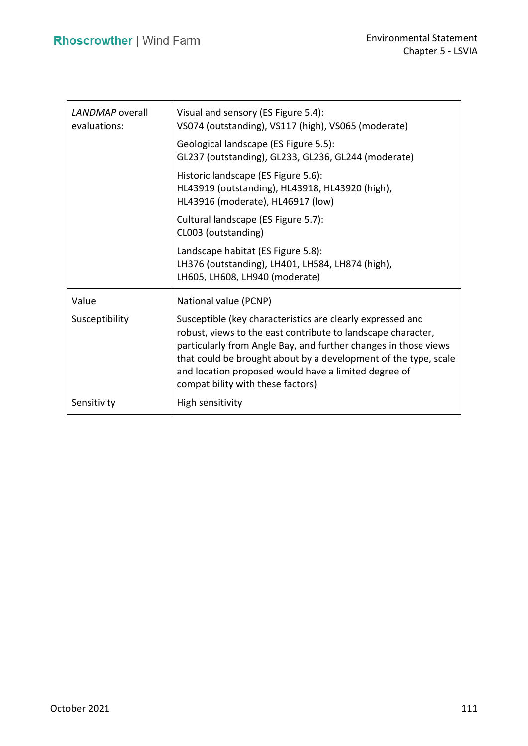| *LANDMAP* overall evaluations: | Visual and sensory (ES Figure 5.4):<br>VS074 (outstanding), VS117 (high), VS065 (moderate)<br><br>Geological landscape (ES Figure 5.5):<br>GL237 (outstanding), GL233, GL236, GL244 (moderate)<br><br>Historic landscape (ES Figure 5.6):<br>HL43919 (outstanding), HL43918, HL43920 (high),<br>HL43916 (moderate), HL46917 (low)<br><br>Cultural landscape (ES Figure 5.7):<br>CL003 (outstanding)<br><br>Landscape habitat (ES Figure 5.8):<br>LH376 (outstanding), LH401, LH584, LH874 (high),<br>LH605, LH608, LH940 (moderate) |
|---|---|
| Value | National value (PCNP) |
| Susceptibility | Susceptible (key characteristics are clearly expressed and robust, views to the east contribute to landscape character, particularly from Angle Bay, and further changes in those views that could be brought about by a development of the type, scale and location proposed would have a limited degree of compatibility with these factors) |
| Sensitivity | High sensitivity |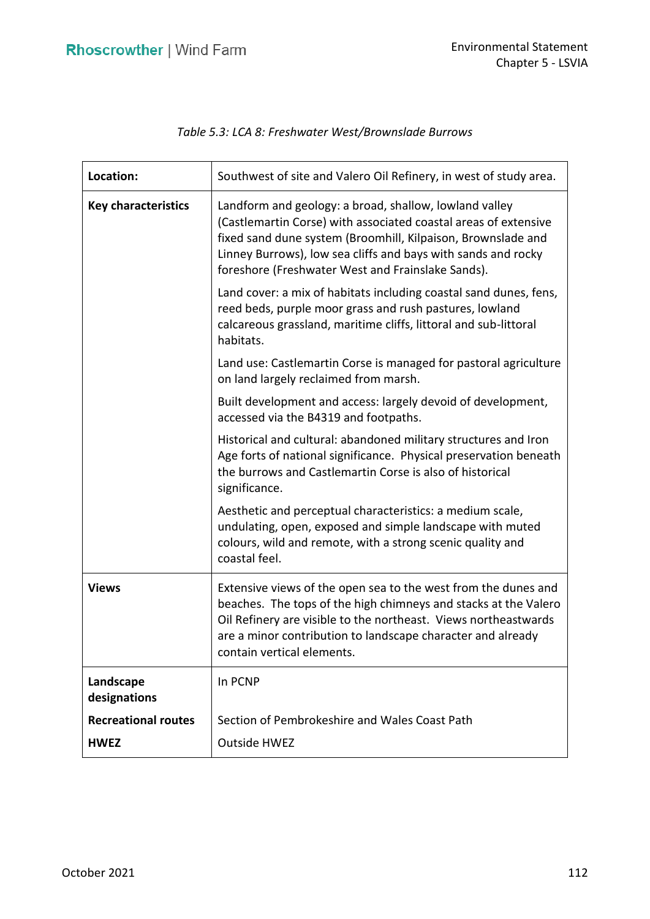*Table 5.3: LCA 8: Freshwater West/Brownslade Burrows*

| **Location:** | Southwest of site and Valero Oil Refinery, in west of study area. |
|---|---|
| **Key characteristics** | Landform and geology: a broad, shallow, lowland valley (Castlemartin Corse) with associated coastal areas of extensive fixed sand dune system (Broomhill, Kilpaison, Brownslade and Linney Burrows), low sea cliffs and bays with sands and rocky foreshore (Freshwater West and Frainslake Sands).<br><br>Land cover: a mix of habitats including coastal sand dunes, fens, reed beds, purple moor grass and rush pastures, lowland calcareous grassland, maritime cliffs, littoral and sub-littoral habitats.<br><br>Land use: Castlemartin Corse is managed for pastoral agriculture on land largely reclaimed from marsh.<br><br>Built development and access: largely devoid of development, accessed via the B4319 and footpaths.<br><br>Historical and cultural: abandoned military structures and Iron Age forts of national significance. Physical preservation beneath the burrows and Castlemartin Corse is also of historical significance.<br><br>Aesthetic and perceptual characteristics: a medium scale, undulating, open, exposed and simple landscape with muted colours, wild and remote, with a strong scenic quality and coastal feel. |
| **Views** | Extensive views of the open sea to the west from the dunes and beaches. The tops of the high chimneys and stacks at the Valero Oil Refinery are visible to the northeast. Views northeastwards are a minor contribution to landscape character and already contain vertical elements. |
| **Landscape designations** | In PCNP |
| **Recreational routes** | Section of Pembrokeshire and Wales Coast Path |
| **HWEZ** | Outside HWEZ |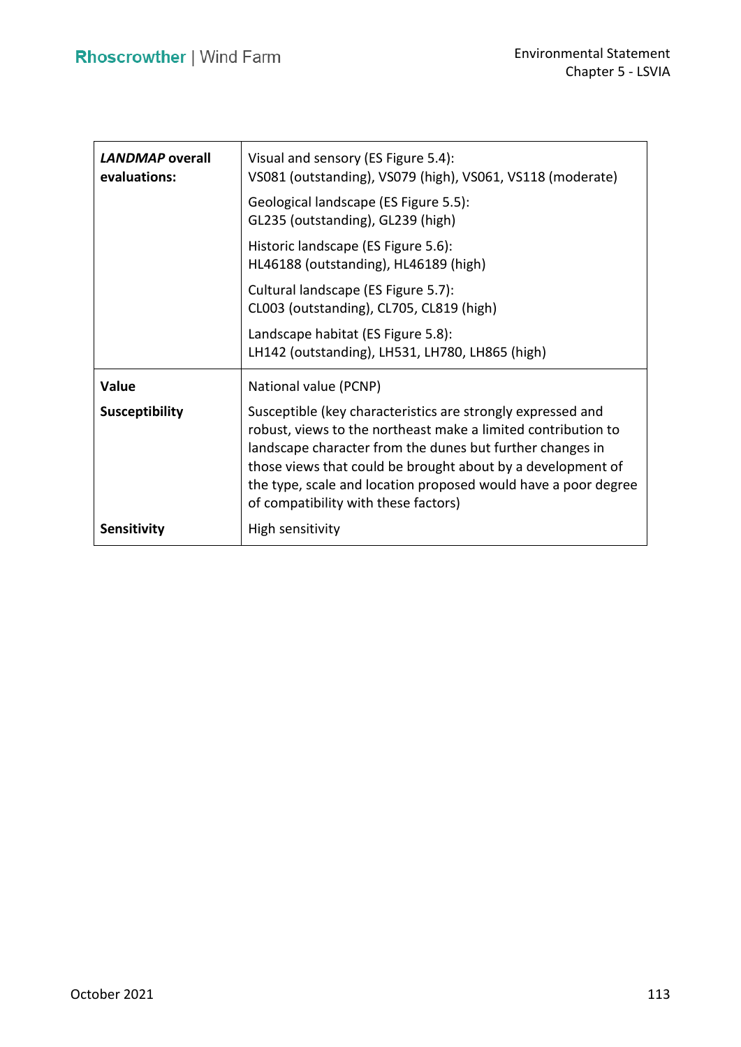| | |
|---|---|
| ***LANDMAP* overall evaluations:** | Visual and sensory (ES Figure 5.4):<br>VS081 (outstanding), VS079 (high), VS061, VS118 (moderate)<br><br>Geological landscape (ES Figure 5.5):<br>GL235 (outstanding), GL239 (high)<br><br>Historic landscape (ES Figure 5.6):<br>HL46188 (outstanding), HL46189 (high)<br><br>Cultural landscape (ES Figure 5.7):<br>CL003 (outstanding), CL705, CL819 (high)<br><br>Landscape habitat (ES Figure 5.8):<br>LH142 (outstanding), LH531, LH780, LH865 (high) |
| **Value** | National value (PCNP) |
| **Susceptibility** | Susceptible (key characteristics are strongly expressed and robust, views to the northeast make a limited contribution to landscape character from the dunes but further changes in those views that could be brought about by a development of the type, scale and location proposed would have a poor degree of compatibility with these factors) |
| **Sensitivity** | High sensitivity |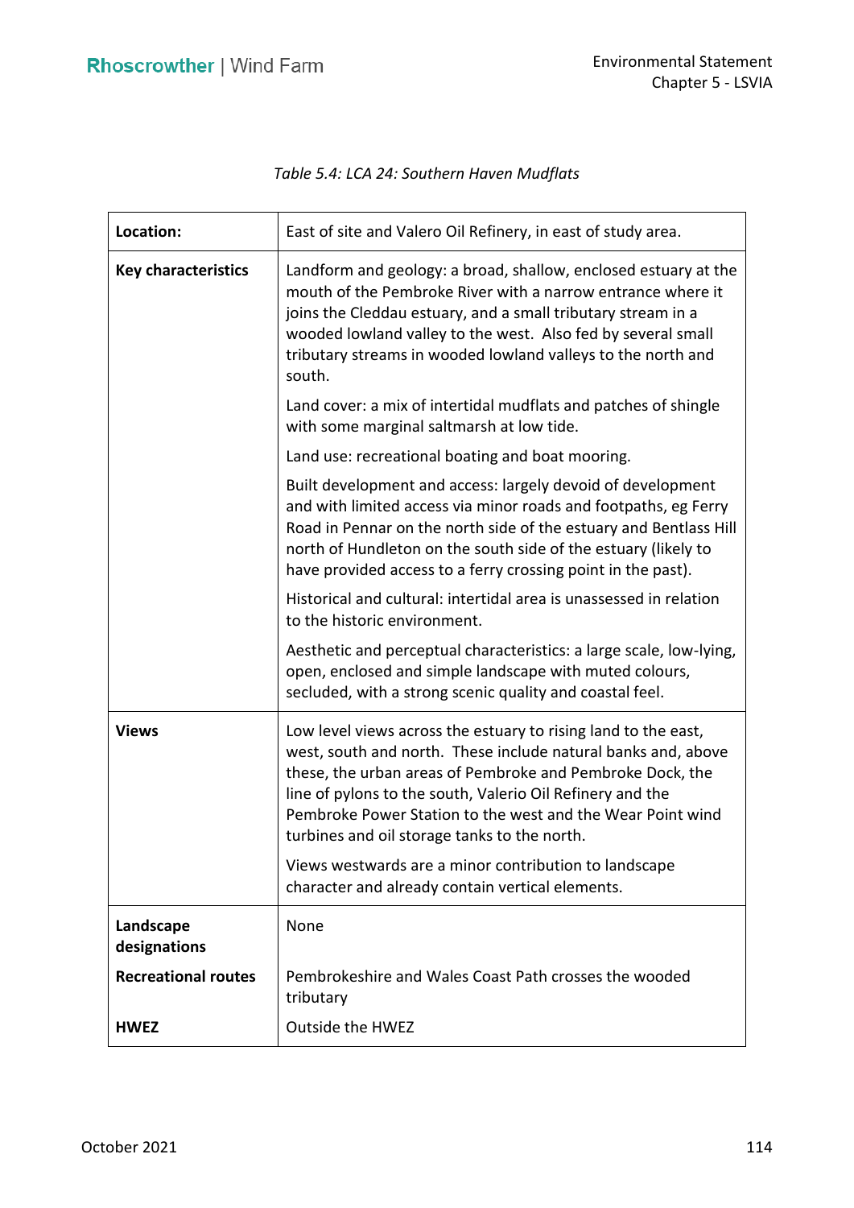*Table 5.4: LCA 24: Southern Haven Mudflats*

| | |
|---|---|
| **Location:** | East of site and Valero Oil Refinery, in east of study area. |
| **Key characteristics** | Landform and geology: a broad, shallow, enclosed estuary at the mouth of the Pembroke River with a narrow entrance where it joins the Cleddau estuary, and a small tributary stream in a wooded lowland valley to the west. Also fed by several small tributary streams in wooded lowland valleys to the north and south.<br><br>Land cover: a mix of intertidal mudflats and patches of shingle with some marginal saltmarsh at low tide.<br><br>Land use: recreational boating and boat mooring.<br><br>Built development and access: largely devoid of development and with limited access via minor roads and footpaths, eg Ferry Road in Pennar on the north side of the estuary and Bentlass Hill north of Hundleton on the south side of the estuary (likely to have provided access to a ferry crossing point in the past).<br><br>Historical and cultural: intertidal area is unassessed in relation to the historic environment.<br><br>Aesthetic and perceptual characteristics: a large scale, low-lying, open, enclosed and simple landscape with muted colours, secluded, with a strong scenic quality and coastal feel. |
| **Views** | Low level views across the estuary to rising land to the east, west, south and north. These include natural banks and, above these, the urban areas of Pembroke and Pembroke Dock, the line of pylons to the south, Valerio Oil Refinery and the Pembroke Power Station to the west and the Wear Point wind turbines and oil storage tanks to the north.<br><br>Views westwards are a minor contribution to landscape character and already contain vertical elements. |
| **Landscape designations** | None |
| **Recreational routes** | Pembrokeshire and Wales Coast Path crosses the wooded tributary |
| **HWEZ** | Outside the HWEZ |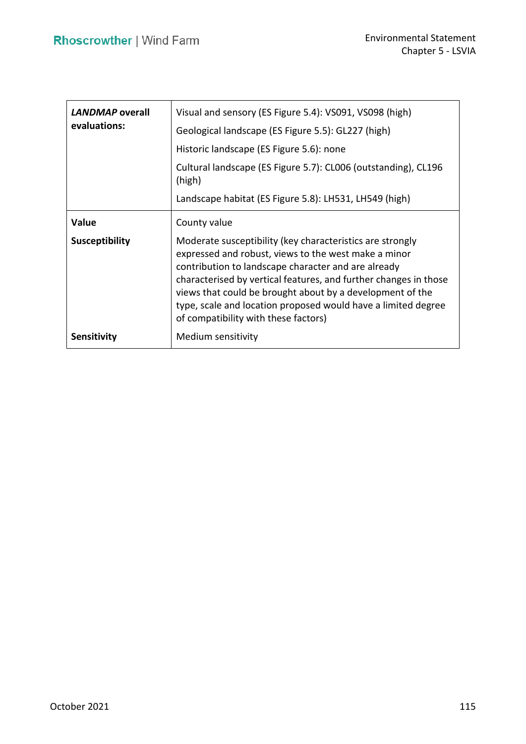| | |
|---|---|
| ***LANDMAP* overall evaluations:** | Visual and sensory (ES Figure 5.4): VS091, VS098 (high)<br>Geological landscape (ES Figure 5.5): GL227 (high)<br>Historic landscape (ES Figure 5.6): none<br>Cultural landscape (ES Figure 5.7): CL006 (outstanding), CL196 (high)<br>Landscape habitat (ES Figure 5.8): LH531, LH549 (high) |
| **Value** | County value |
| **Susceptibility** | Moderate susceptibility (key characteristics are strongly expressed and robust, views to the west make a minor contribution to landscape character and are already characterised by vertical features, and further changes in those views that could be brought about by a development of the type, scale and location proposed would have a limited degree of compatibility with these factors) |
| **Sensitivity** | Medium sensitivity |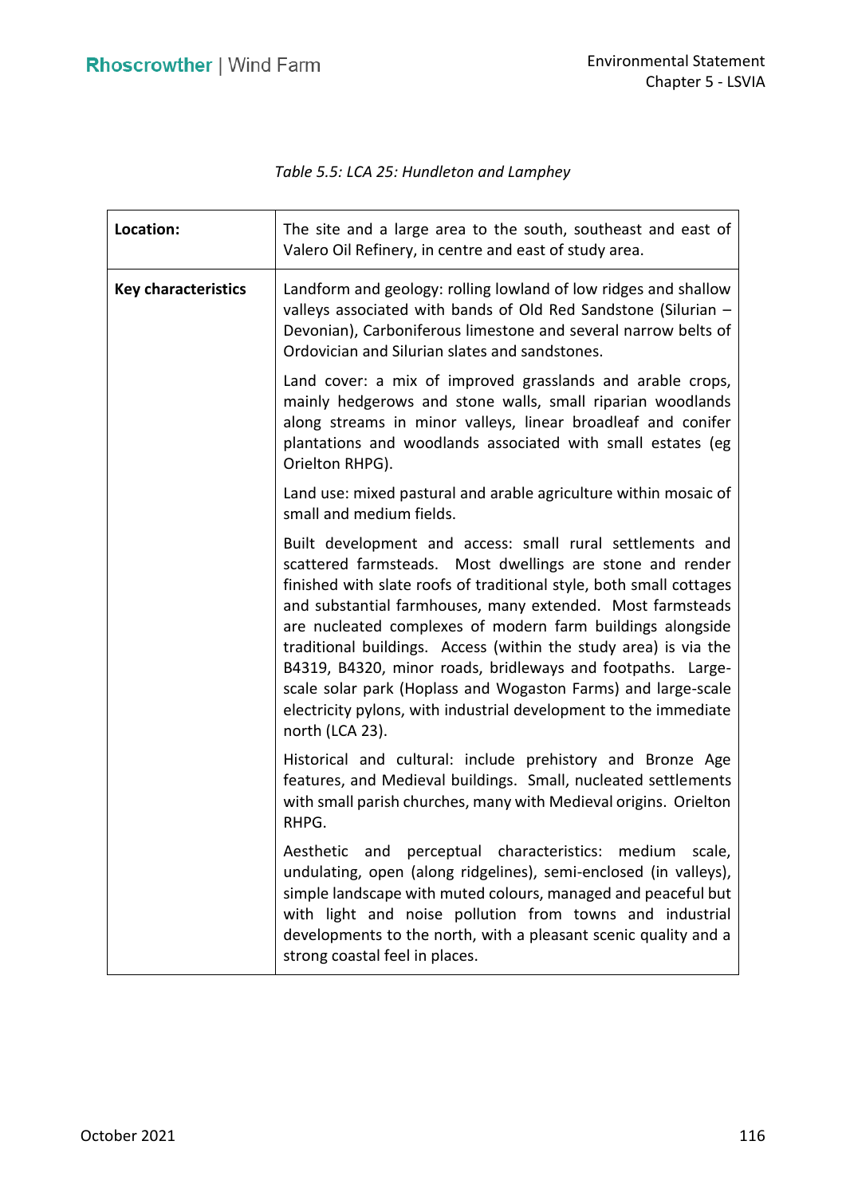*Table 5.5: LCA 25: Hundleton and Lamphey*

| | |
|---|---|
| **Location:** | The site and a large area to the south, southeast and east of Valero Oil Refinery, in centre and east of study area. |
| **Key characteristics** | Landform and geology: rolling lowland of low ridges and shallow valleys associated with bands of Old Red Sandstone (Silurian – Devonian), Carboniferous limestone and several narrow belts of Ordovician and Silurian slates and sandstones.<br><br>Land cover: a mix of improved grasslands and arable crops, mainly hedgerows and stone walls, small riparian woodlands along streams in minor valleys, linear broadleaf and conifer plantations and woodlands associated with small estates (eg Orielton RHPG).<br><br>Land use: mixed pastural and arable agriculture within mosaic of small and medium fields.<br><br>Built development and access: small rural settlements and scattered farmsteads. Most dwellings are stone and render finished with slate roofs of traditional style, both small cottages and substantial farmhouses, many extended. Most farmsteads are nucleated complexes of modern farm buildings alongside traditional buildings. Access (within the study area) is via the B4319, B4320, minor roads, bridleways and footpaths. Large-scale solar park (Hoplass and Wogaston Farms) and large-scale electricity pylons, with industrial development to the immediate north (LCA 23).<br><br>Historical and cultural: include prehistory and Bronze Age features, and Medieval buildings. Small, nucleated settlements with small parish churches, many with Medieval origins. Orielton RHPG.<br><br>Aesthetic and perceptual characteristics: medium scale, undulating, open (along ridgelines), semi-enclosed (in valleys), simple landscape with muted colours, managed and peaceful but with light and noise pollution from towns and industrial developments to the north, with a pleasant scenic quality and a strong coastal feel in places. |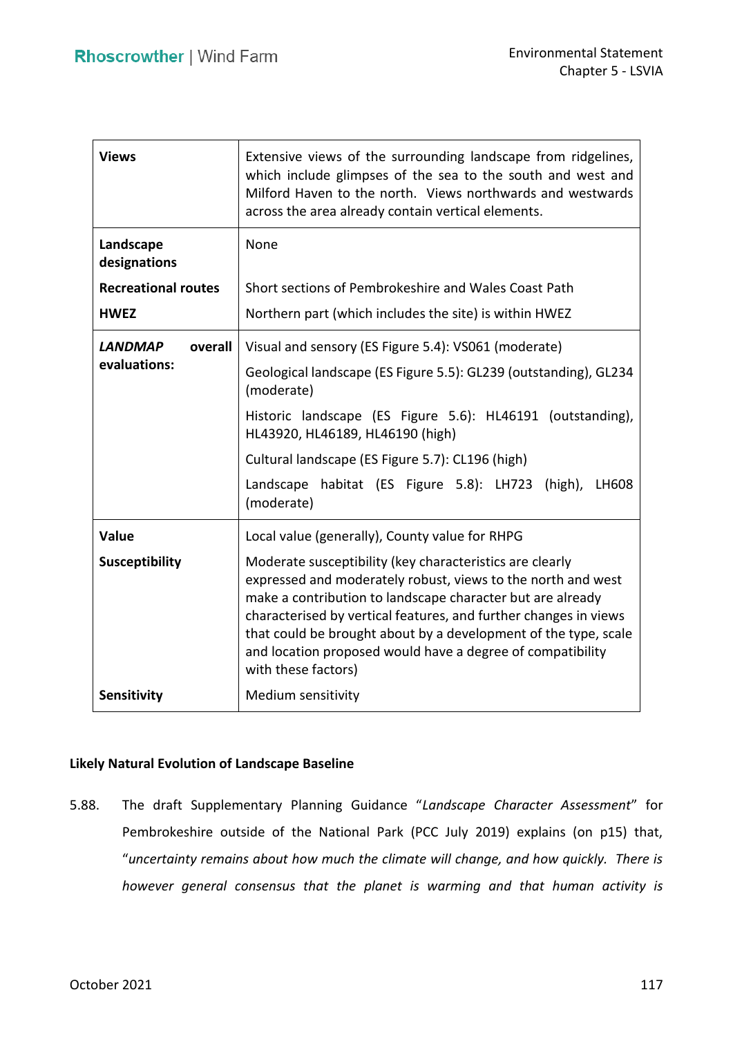| | |
|---|---|
| **Views** | Extensive views of the surrounding landscape from ridgelines, which include glimpses of the sea to the south and west and Milford Haven to the north. Views northwards and westwards across the area already contain vertical elements. |
| **Landscape designations** | None |
| **Recreational routes** | Short sections of Pembrokeshire and Wales Coast Path |
| **HWEZ** | Northern part (which includes the site) is within HWEZ |
| ***LANDMAP* overall evaluations:** | Visual and sensory (ES Figure 5.4): VS061 (moderate)<br>Geological landscape (ES Figure 5.5): GL239 (outstanding), GL234 (moderate)<br>Historic landscape (ES Figure 5.6): HL46191 (outstanding), HL43920, HL46189, HL46190 (high)<br>Cultural landscape (ES Figure 5.7): CL196 (high)<br>Landscape habitat (ES Figure 5.8): LH723 (high), LH608 (moderate) |
| **Value** | Local value (generally), County value for RHPG |
| **Susceptibility** | Moderate susceptibility (key characteristics are clearly expressed and moderately robust, views to the north and west make a contribution to landscape character but are already characterised by vertical features, and further changes in views that could be brought about by a development of the type, scale and location proposed would have a degree of compatibility with these factors) |
| **Sensitivity** | Medium sensitivity |

**Likely Natural Evolution of Landscape Baseline**

5.88. The draft Supplementary Planning Guidance "*Landscape Character Assessment*" for Pembrokeshire outside of the National Park (PCC July 2019) explains (on p15) that, "*uncertainty remains about how much the climate will change, and how quickly. There is however general consensus that the planet is warming and that human activity is*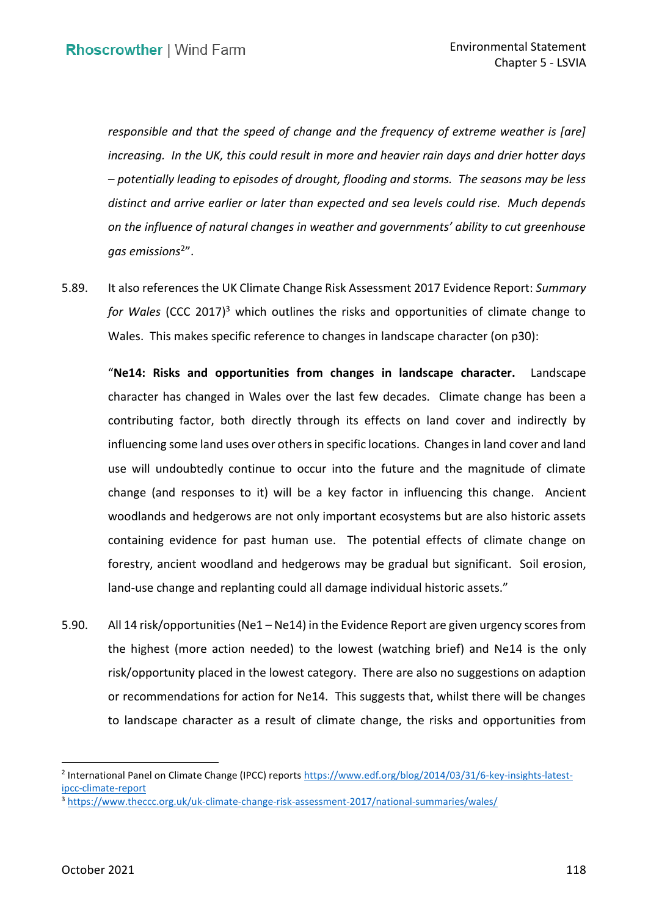*responsible and that the speed of change and the frequency of extreme weather is [are] increasing. In the UK, this could result in more and heavier rain days and drier hotter days – potentially leading to episodes of drought, flooding and storms. The seasons may be less distinct and arrive earlier or later than expected and sea levels could rise. Much depends on the influence of natural changes in weather and governments' ability to cut greenhouse gas emissions*[2]".

5.89. It also references the UK Climate Change Risk Assessment 2017 Evidence Report: *Summary for Wales* (CCC 2017)[3] which outlines the risks and opportunities of climate change to Wales. This makes specific reference to changes in landscape character (on p30):

> "**Ne14: Risks and opportunities from changes in landscape character.** Landscape character has changed in Wales over the last few decades. Climate change has been a contributing factor, both directly through its effects on land cover and indirectly by influencing some land uses over others in specific locations. Changes in land cover and land use will undoubtedly continue to occur into the future and the magnitude of climate change (and responses to it) will be a key factor in influencing this change. Ancient woodlands and hedgerows are not only important ecosystems but are also historic assets containing evidence for past human use. The potential effects of climate change on forestry, ancient woodland and hedgerows may be gradual but significant. Soil erosion, land-use change and replanting could all damage individual historic assets."

5.90. All 14 risk/opportunities (Ne1 – Ne14) in the Evidence Report are given urgency scores from the highest (more action needed) to the lowest (watching brief) and Ne14 is the only risk/opportunity placed in the lowest category. There are also no suggestions on adaption or recommendations for action for Ne14. This suggests that, whilst there will be changes to landscape character as a result of climate change, the risks and opportunities from

---

[2] International Panel on Climate Change (IPCC) reports https://www.edf.org/blog/2014/03/31/6-key-insights-latest-ipcc-climate-report

[3] https://www.theccc.org.uk/uk-climate-change-risk-assessment-2017/national-summaries/wales/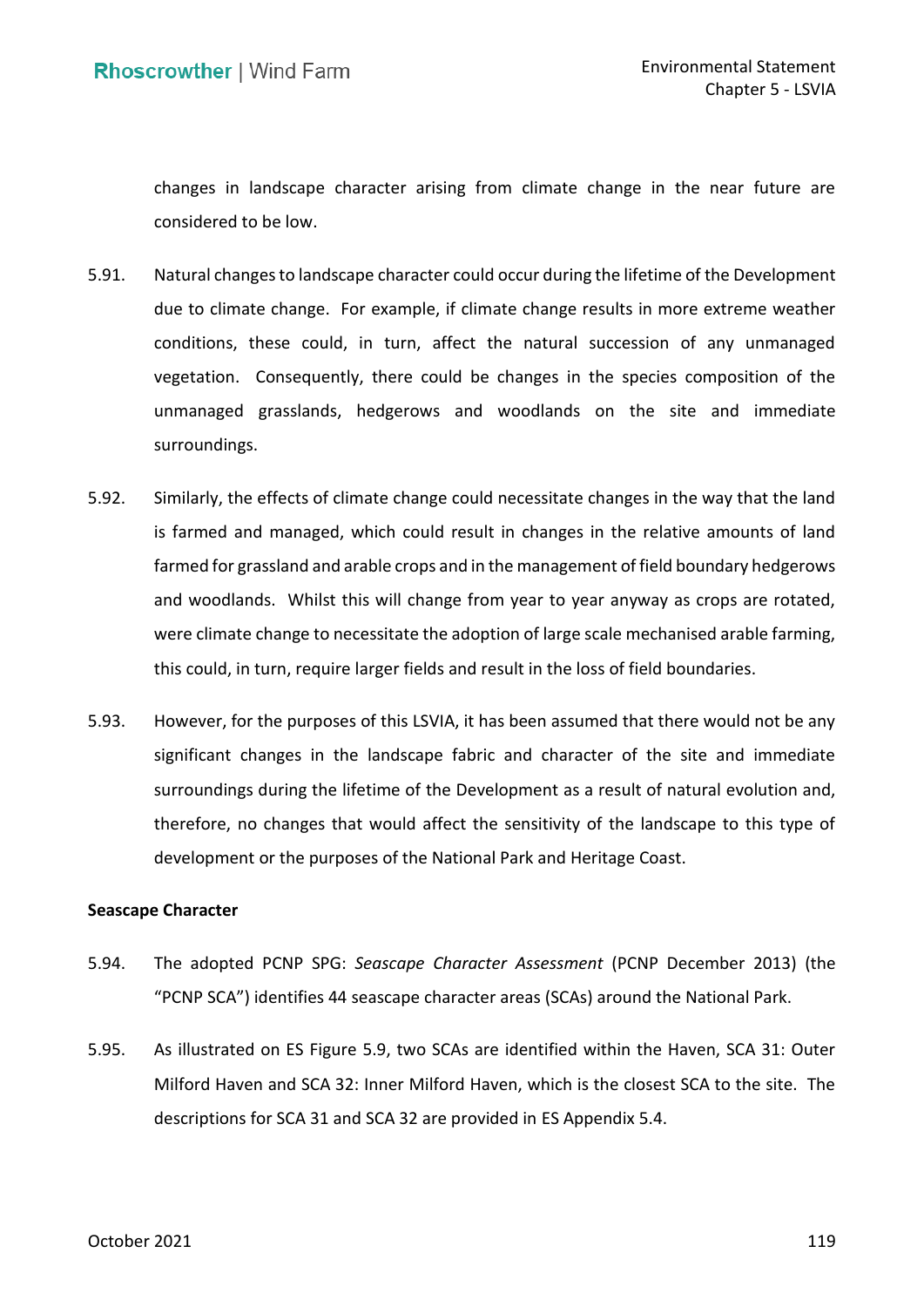changes in landscape character arising from climate change in the near future are considered to be low.

5.91. Natural changes to landscape character could occur during the lifetime of the Development due to climate change. For example, if climate change results in more extreme weather conditions, these could, in turn, affect the natural succession of any unmanaged vegetation. Consequently, there could be changes in the species composition of the unmanaged grasslands, hedgerows and woodlands on the site and immediate surroundings.

5.92. Similarly, the effects of climate change could necessitate changes in the way that the land is farmed and managed, which could result in changes in the relative amounts of land farmed for grassland and arable crops and in the management of field boundary hedgerows and woodlands. Whilst this will change from year to year anyway as crops are rotated, were climate change to necessitate the adoption of large scale mechanised arable farming, this could, in turn, require larger fields and result in the loss of field boundaries.

5.93. However, for the purposes of this LSVIA, it has been assumed that there would not be any significant changes in the landscape fabric and character of the site and immediate surroundings during the lifetime of the Development as a result of natural evolution and, therefore, no changes that would affect the sensitivity of the landscape to this type of development or the purposes of the National Park and Heritage Coast.

**Seascape Character**

5.94. The adopted PCNP SPG: *Seascape Character Assessment* (PCNP December 2013) (the "PCNP SCA") identifies 44 seascape character areas (SCAs) around the National Park.

5.95. As illustrated on ES Figure 5.9, two SCAs are identified within the Haven, SCA 31: Outer Milford Haven and SCA 32: Inner Milford Haven, which is the closest SCA to the site. The descriptions for SCA 31 and SCA 32 are provided in ES Appendix 5.4.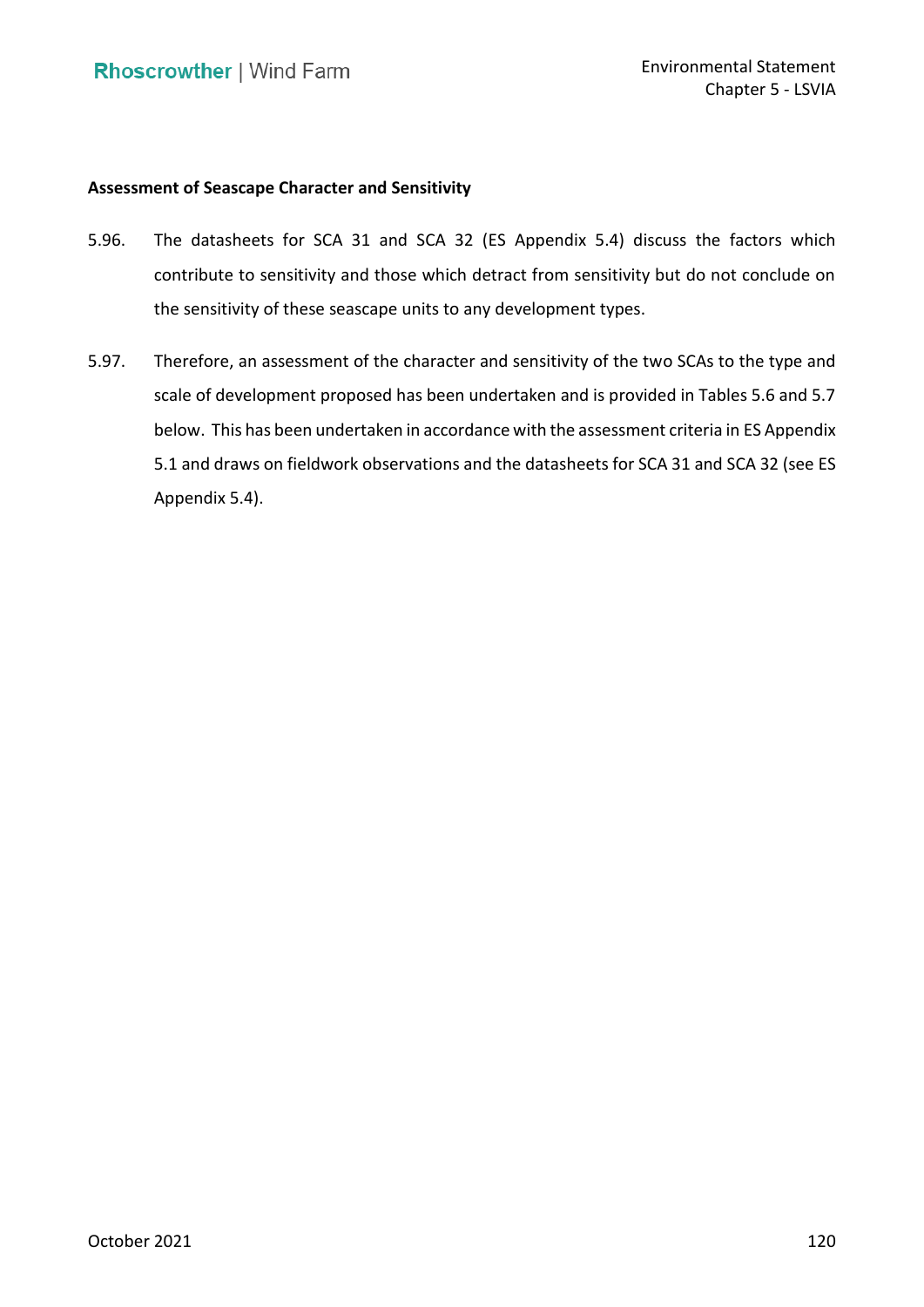**Assessment of Seascape Character and Sensitivity**

5.96. The datasheets for SCA 31 and SCA 32 (ES Appendix 5.4) discuss the factors which contribute to sensitivity and those which detract from sensitivity but do not conclude on the sensitivity of these seascape units to any development types.

5.97. Therefore, an assessment of the character and sensitivity of the two SCAs to the type and scale of development proposed has been undertaken and is provided in Tables 5.6 and 5.7 below. This has been undertaken in accordance with the assessment criteria in ES Appendix 5.1 and draws on fieldwork observations and the datasheets for SCA 31 and SCA 32 (see ES Appendix 5.4).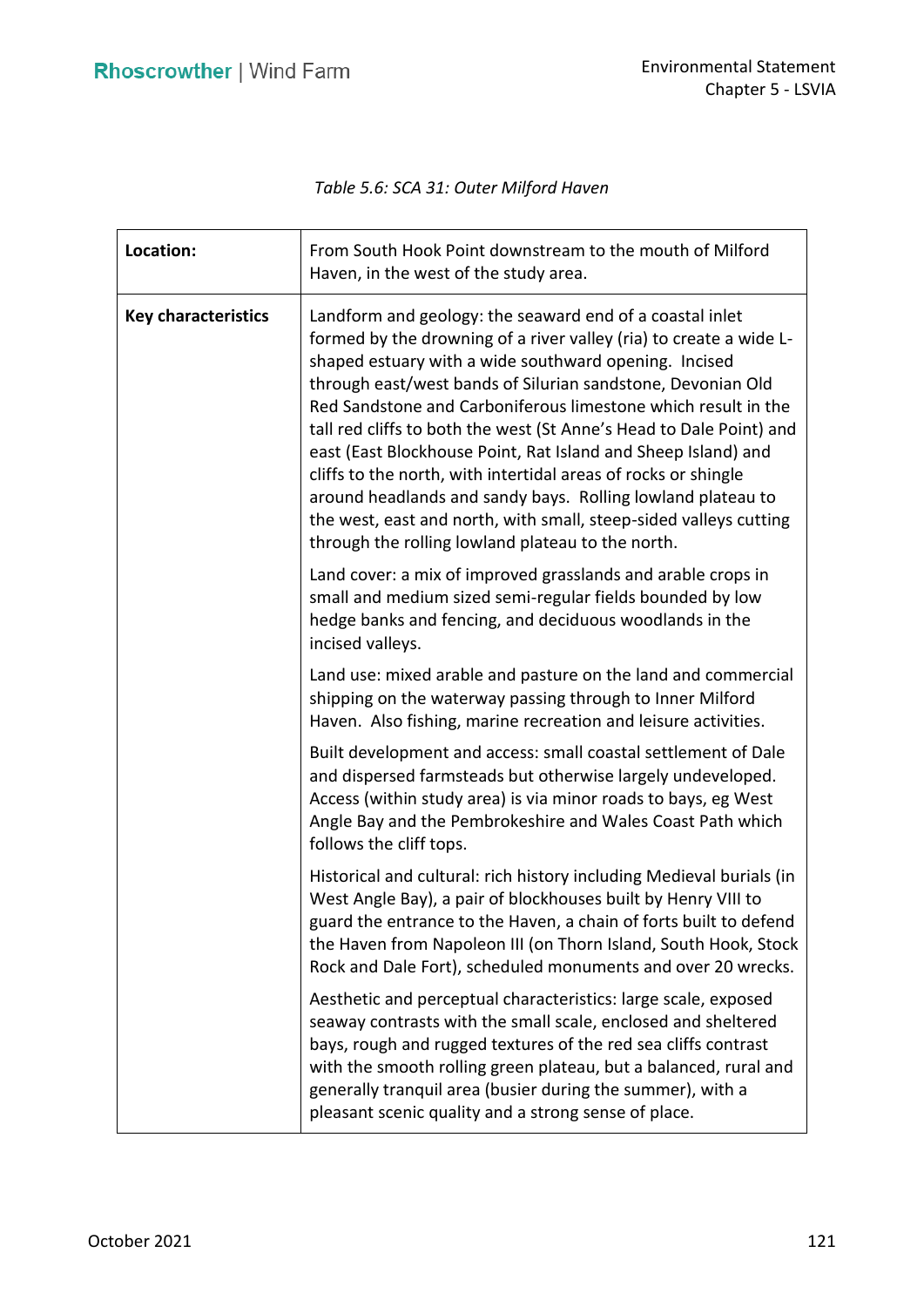*Table 5.6: SCA 31: Outer Milford Haven*

| **Location:** | From South Hook Point downstream to the mouth of Milford Haven, in the west of the study area. |
|---|---|
| **Key characteristics** | Landform and geology: the seaward end of a coastal inlet formed by the drowning of a river valley (ria) to create a wide L-shaped estuary with a wide southward opening. Incised through east/west bands of Silurian sandstone, Devonian Old Red Sandstone and Carboniferous limestone which result in the tall red cliffs to both the west (St Anne's Head to Dale Point) and east (East Blockhouse Point, Rat Island and Sheep Island) and cliffs to the north, with intertidal areas of rocks or shingle around headlands and sandy bays. Rolling lowland plateau to the west, east and north, with small, steep-sided valleys cutting through the rolling lowland plateau to the north.<br><br>Land cover: a mix of improved grasslands and arable crops in small and medium sized semi-regular fields bounded by low hedge banks and fencing, and deciduous woodlands in the incised valleys.<br><br>Land use: mixed arable and pasture on the land and commercial shipping on the waterway passing through to Inner Milford Haven. Also fishing, marine recreation and leisure activities.<br><br>Built development and access: small coastal settlement of Dale and dispersed farmsteads but otherwise largely undeveloped. Access (within study area) is via minor roads to bays, eg West Angle Bay and the Pembrokeshire and Wales Coast Path which follows the cliff tops.<br><br>Historical and cultural: rich history including Medieval burials (in West Angle Bay), a pair of blockhouses built by Henry VIII to guard the entrance to the Haven, a chain of forts built to defend the Haven from Napoleon III (on Thorn Island, South Hook, Stock Rock and Dale Fort), scheduled monuments and over 20 wrecks.<br><br>Aesthetic and perceptual characteristics: large scale, exposed seaway contrasts with the small scale, enclosed and sheltered bays, rough and rugged textures of the red sea cliffs contrast with the smooth rolling green plateau, but a balanced, rural and generally tranquil area (busier during the summer), with a pleasant scenic quality and a strong sense of place. |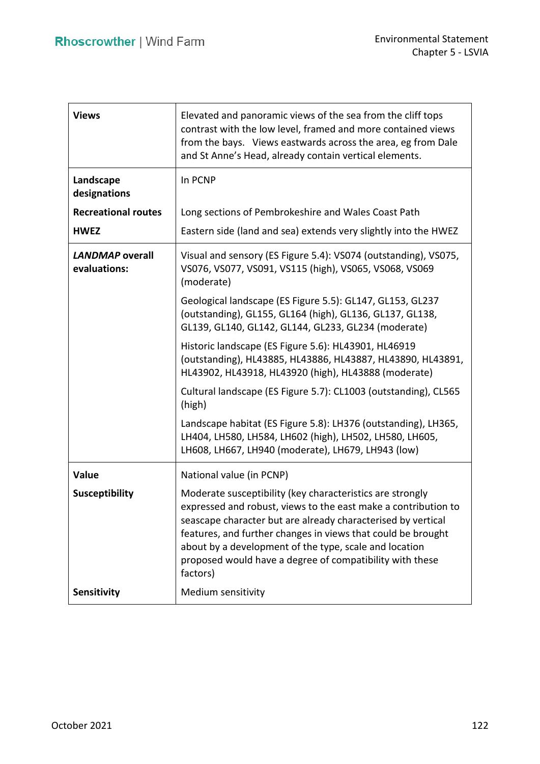| | |
|---|---|
| **Views** | Elevated and panoramic views of the sea from the cliff tops contrast with the low level, framed and more contained views from the bays. Views eastwards across the area, eg from Dale and St Anne's Head, already contain vertical elements. |
| **Landscape designations** | In PCNP |
| **Recreational routes** | Long sections of Pembrokeshire and Wales Coast Path |
| **HWEZ** | Eastern side (land and sea) extends very slightly into the HWEZ |
| ***LANDMAP* overall evaluations:** | Visual and sensory (ES Figure 5.4): VS074 (outstanding), VS075, VS076, VS077, VS091, VS115 (high), VS065, VS068, VS069 (moderate)<br><br>Geological landscape (ES Figure 5.5): GL147, GL153, GL237 (outstanding), GL155, GL164 (high), GL136, GL137, GL138, GL139, GL140, GL142, GL144, GL233, GL234 (moderate)<br><br>Historic landscape (ES Figure 5.6): HL43901, HL46919 (outstanding), HL43885, HL43886, HL43887, HL43890, HL43891, HL43902, HL43918, HL43920 (high), HL43888 (moderate)<br><br>Cultural landscape (ES Figure 5.7): CL1003 (outstanding), CL565 (high)<br><br>Landscape habitat (ES Figure 5.8): LH376 (outstanding), LH365, LH404, LH580, LH584, LH602 (high), LH502, LH580, LH605, LH608, LH667, LH940 (moderate), LH679, LH943 (low) |
| **Value** | National value (in PCNP) |
| **Susceptibility** | Moderate susceptibility (key characteristics are strongly expressed and robust, views to the east make a contribution to seascape character but are already characterised by vertical features, and further changes in views that could be brought about by a development of the type, scale and location proposed would have a degree of compatibility with these factors) |
| **Sensitivity** | Medium sensitivity |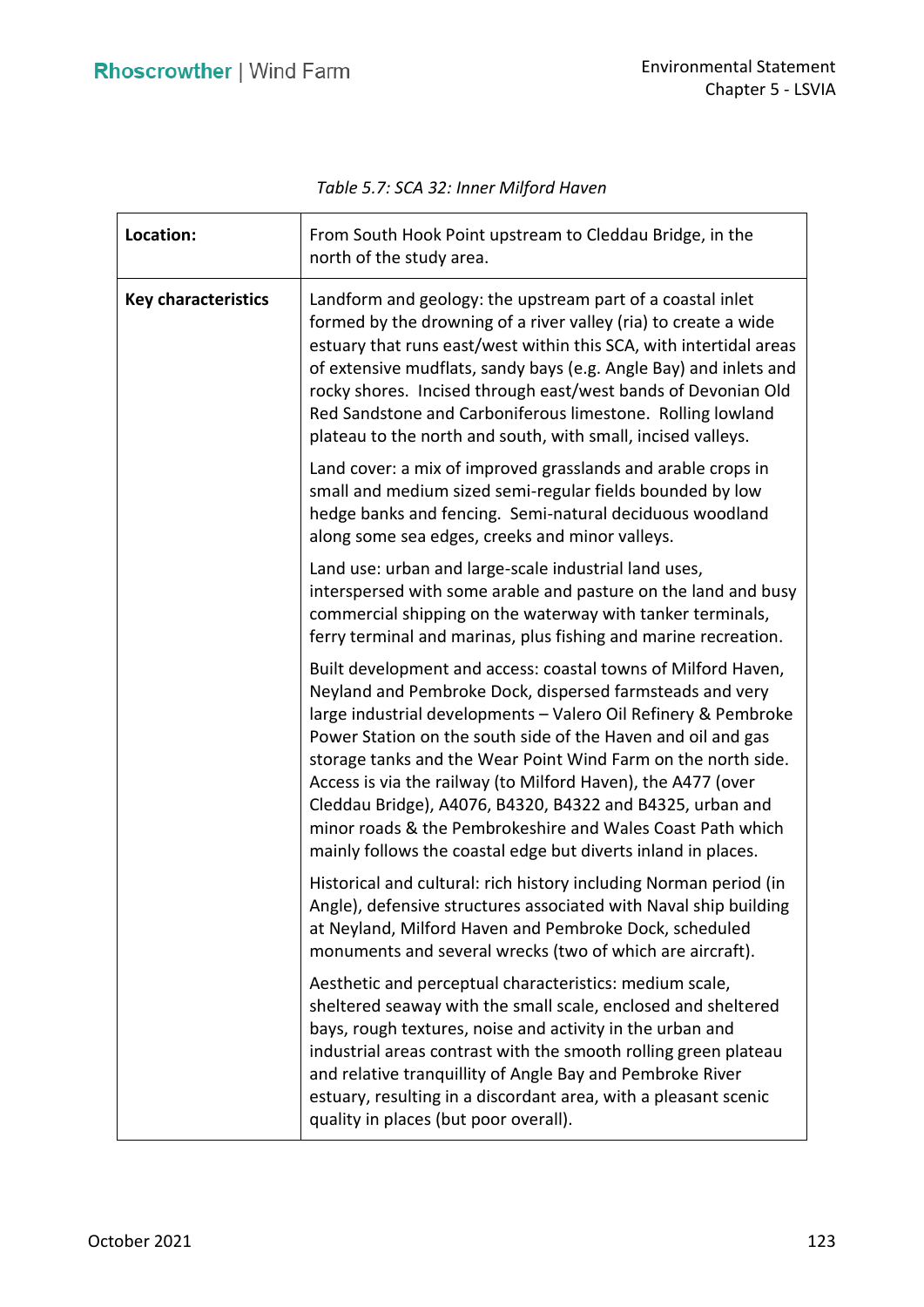*Table 5.7: SCA 32: Inner Milford Haven*

| **Location:** | From South Hook Point upstream to Cleddau Bridge, in the north of the study area. |
|---|---|
| **Key characteristics** | Landform and geology: the upstream part of a coastal inlet formed by the drowning of a river valley (ria) to create a wide estuary that runs east/west within this SCA, with intertidal areas of extensive mudflats, sandy bays (e.g. Angle Bay) and inlets and rocky shores. Incised through east/west bands of Devonian Old Red Sandstone and Carboniferous limestone. Rolling lowland plateau to the north and south, with small, incised valleys.<br><br>Land cover: a mix of improved grasslands and arable crops in small and medium sized semi-regular fields bounded by low hedge banks and fencing. Semi-natural deciduous woodland along some sea edges, creeks and minor valleys.<br><br>Land use: urban and large-scale industrial land uses, interspersed with some arable and pasture on the land and busy commercial shipping on the waterway with tanker terminals, ferry terminal and marinas, plus fishing and marine recreation.<br><br>Built development and access: coastal towns of Milford Haven, Neyland and Pembroke Dock, dispersed farmsteads and very large industrial developments – Valero Oil Refinery & Pembroke Power Station on the south side of the Haven and oil and gas storage tanks and the Wear Point Wind Farm on the north side. Access is via the railway (to Milford Haven), the A477 (over Cleddau Bridge), A4076, B4320, B4322 and B4325, urban and minor roads & the Pembrokeshire and Wales Coast Path which mainly follows the coastal edge but diverts inland in places.<br><br>Historical and cultural: rich history including Norman period (in Angle), defensive structures associated with Naval ship building at Neyland, Milford Haven and Pembroke Dock, scheduled monuments and several wrecks (two of which are aircraft).<br><br>Aesthetic and perceptual characteristics: medium scale, sheltered seaway with the small scale, enclosed and sheltered bays, rough textures, noise and activity in the urban and industrial areas contrast with the smooth rolling green plateau and relative tranquillity of Angle Bay and Pembroke River estuary, resulting in a discordant area, with a pleasant scenic quality in places (but poor overall). |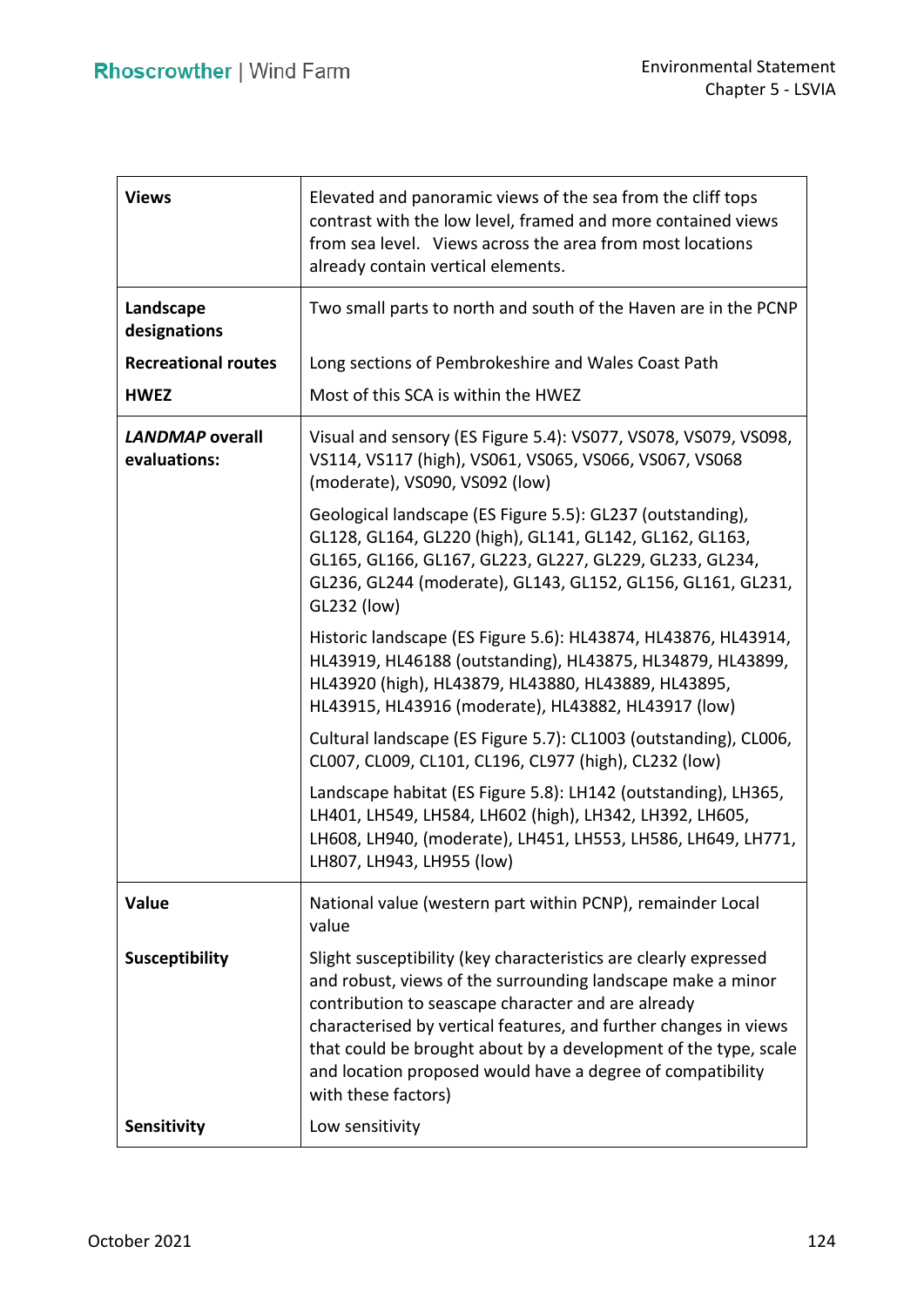| | |
|---|---|
| **Views** | Elevated and panoramic views of the sea from the cliff tops contrast with the low level, framed and more contained views from sea level. Views across the area from most locations already contain vertical elements. |
| **Landscape designations** | Two small parts to north and south of the Haven are in the PCNP |
| **Recreational routes** | Long sections of Pembrokeshire and Wales Coast Path |
| **HWEZ** | Most of this SCA is within the HWEZ |
| ***LANDMAP* overall evaluations:** | Visual and sensory (ES Figure 5.4): VS077, VS078, VS079, VS098, VS114, VS117 (high), VS061, VS065, VS066, VS067, VS068 (moderate), VS090, VS092 (low)<br><br>Geological landscape (ES Figure 5.5): GL237 (outstanding), GL128, GL164, GL220 (high), GL141, GL142, GL162, GL163, GL165, GL166, GL167, GL223, GL227, GL229, GL233, GL234, GL236, GL244 (moderate), GL143, GL152, GL156, GL161, GL231, GL232 (low)<br><br>Historic landscape (ES Figure 5.6): HL43874, HL43876, HL43914, HL43919, HL46188 (outstanding), HL43875, HL34879, HL43899, HL43920 (high), HL43879, HL43880, HL43889, HL43895, HL43915, HL43916 (moderate), HL43882, HL43917 (low)<br><br>Cultural landscape (ES Figure 5.7): CL1003 (outstanding), CL006, CL007, CL009, CL101, CL196, CL977 (high), CL232 (low)<br><br>Landscape habitat (ES Figure 5.8): LH142 (outstanding), LH365, LH401, LH549, LH584, LH602 (high), LH342, LH392, LH605, LH608, LH940, (moderate), LH451, LH553, LH586, LH649, LH771, LH807, LH943, LH955 (low) |
| **Value** | National value (western part within PCNP), remainder Local value |
| **Susceptibility** | Slight susceptibility (key characteristics are clearly expressed and robust, views of the surrounding landscape make a minor contribution to seascape character and are already characterised by vertical features, and further changes in views that could be brought about by a development of the type, scale and location proposed would have a degree of compatibility with these factors) |
| **Sensitivity** | Low sensitivity |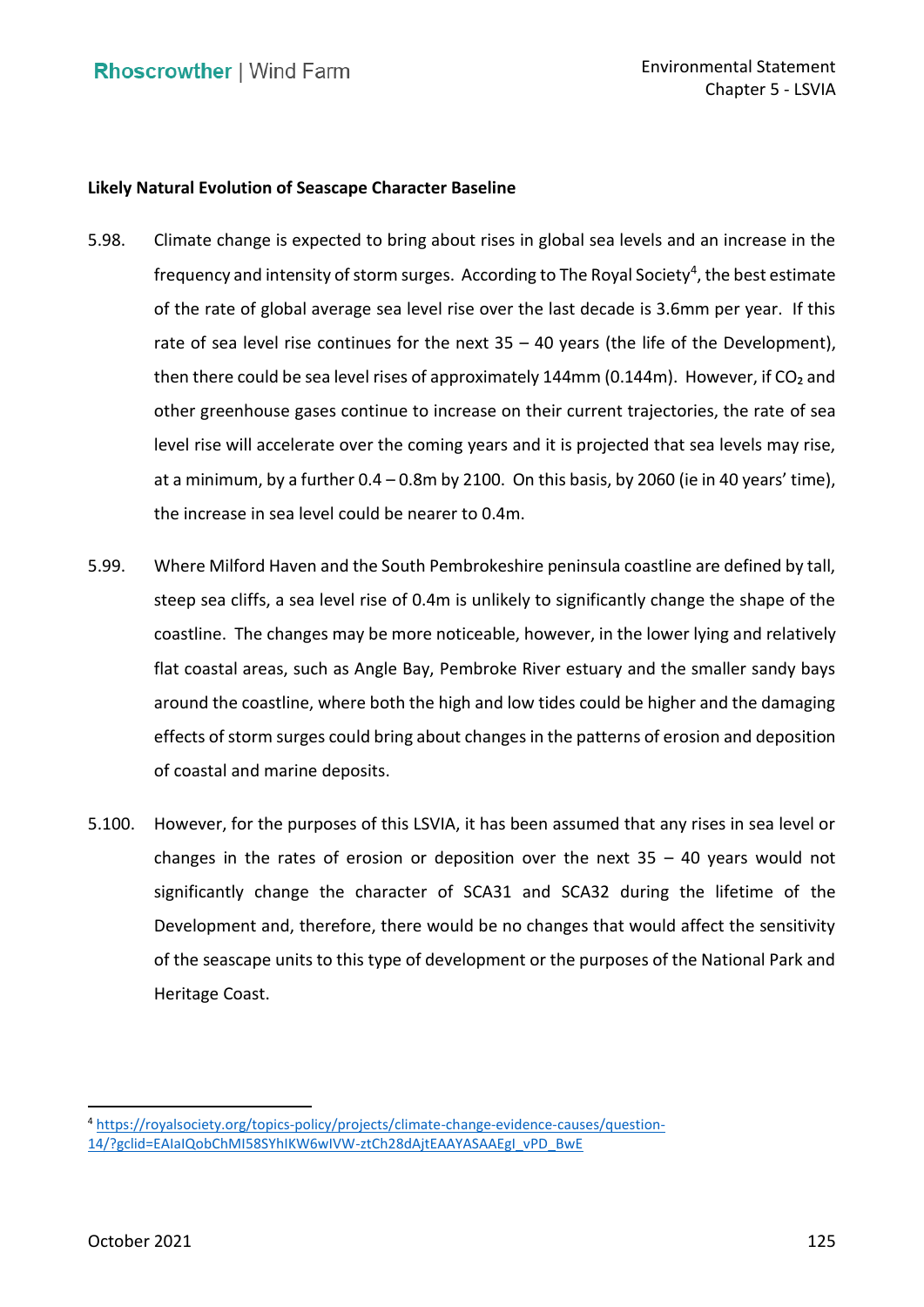**Likely Natural Evolution of Seascape Character Baseline**

5.98. Climate change is expected to bring about rises in global sea levels and an increase in the frequency and intensity of storm surges. According to The Royal Society[4], the best estimate of the rate of global average sea level rise over the last decade is 3.6mm per year. If this rate of sea level rise continues for the next 35 – 40 years (the life of the Development), then there could be sea level rises of approximately 144mm (0.144m). However, if $CO_2$ and other greenhouse gases continue to increase on their current trajectories, the rate of sea level rise will accelerate over the coming years and it is projected that sea levels may rise, at a minimum, by a further 0.4 – 0.8m by 2100. On this basis, by 2060 (ie in 40 years' time), the increase in sea level could be nearer to 0.4m.

5.99. Where Milford Haven and the South Pembrokeshire peninsula coastline are defined by tall, steep sea cliffs, a sea level rise of 0.4m is unlikely to significantly change the shape of the coastline. The changes may be more noticeable, however, in the lower lying and relatively flat coastal areas, such as Angle Bay, Pembroke River estuary and the smaller sandy bays around the coastline, where both the high and low tides could be higher and the damaging effects of storm surges could bring about changes in the patterns of erosion and deposition of coastal and marine deposits.

5.100. However, for the purposes of this LSVIA, it has been assumed that any rises in sea level or changes in the rates of erosion or deposition over the next 35 – 40 years would not significantly change the character of SCA31 and SCA32 during the lifetime of the Development and, therefore, there would be no changes that would affect the sensitivity of the seascape units to this type of development or the purposes of the National Park and Heritage Coast.

---

[4] https://royalsociety.org/topics-policy/projects/climate-change-evidence-causes/question-14/?gclid=EAIaIQobChMI58SYhIKW6wIVW-ztCh28dAjtEAAYASAAEgI_vPD_BwE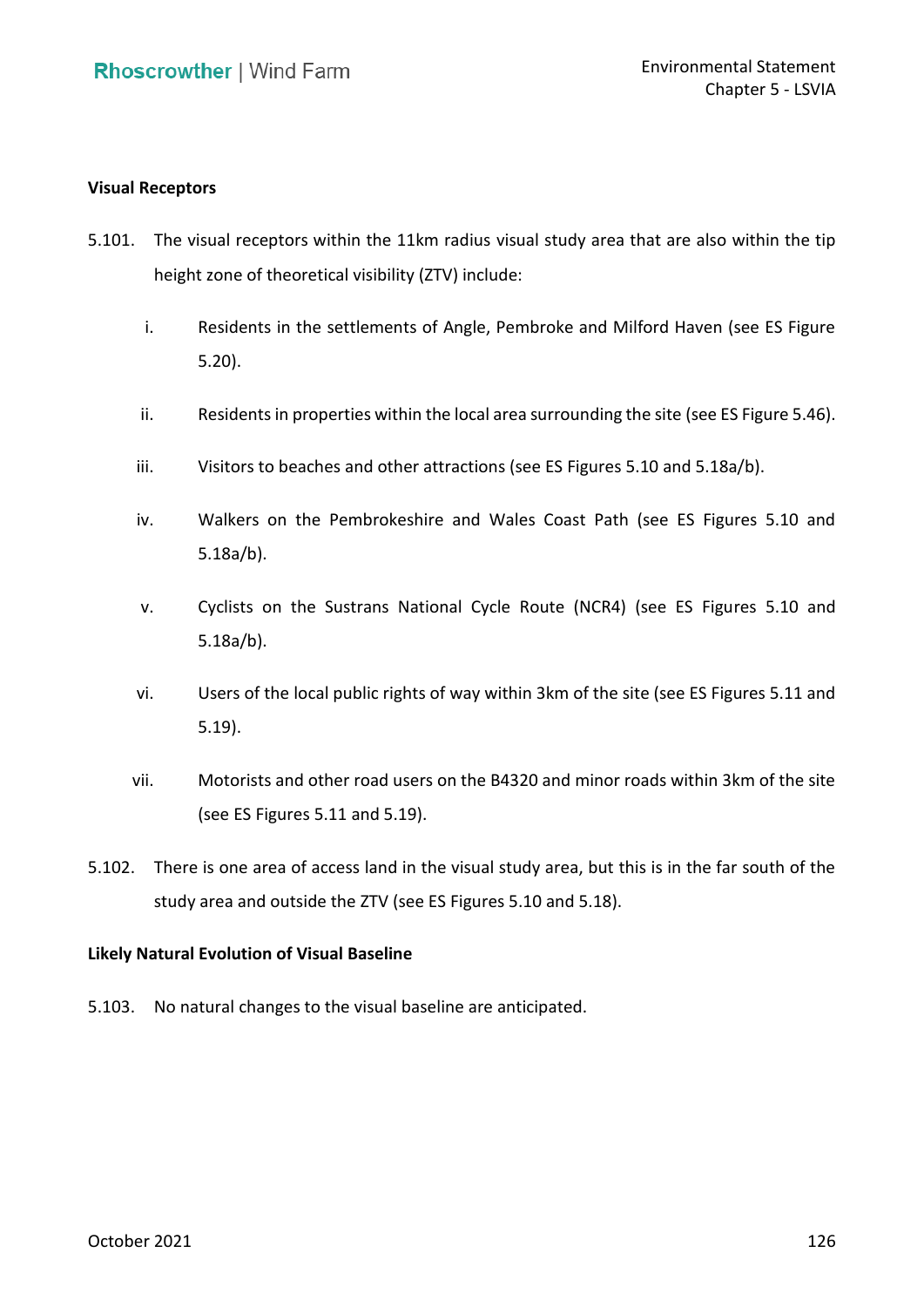**Visual Receptors**

5.101. The visual receptors within the 11km radius visual study area that are also within the tip height zone of theoretical visibility (ZTV) include:

i. Residents in the settlements of Angle, Pembroke and Milford Haven (see ES Figure 5.20).

ii. Residents in properties within the local area surrounding the site (see ES Figure 5.46).

iii. Visitors to beaches and other attractions (see ES Figures 5.10 and 5.18a/b).

iv. Walkers on the Pembrokeshire and Wales Coast Path (see ES Figures 5.10 and 5.18a/b).

v. Cyclists on the Sustrans National Cycle Route (NCR4) (see ES Figures 5.10 and 5.18a/b).

vi. Users of the local public rights of way within 3km of the site (see ES Figures 5.11 and 5.19).

vii. Motorists and other road users on the B4320 and minor roads within 3km of the site (see ES Figures 5.11 and 5.19).

5.102. There is one area of access land in the visual study area, but this is in the far south of the study area and outside the ZTV (see ES Figures 5.10 and 5.18).

**Likely Natural Evolution of Visual Baseline**

5.103. No natural changes to the visual baseline are anticipated.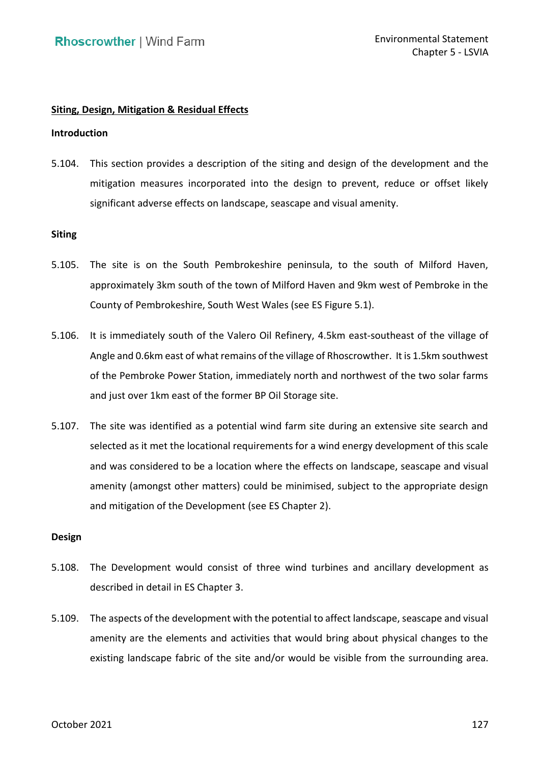## Siting, Design, Mitigation & Residual Effects

### Introduction

5.104. This section provides a description of the siting and design of the development and the mitigation measures incorporated into the design to prevent, reduce or offset likely significant adverse effects on landscape, seascape and visual amenity.

### Siting

5.105. The site is on the South Pembrokeshire peninsula, to the south of Milford Haven, approximately 3km south of the town of Milford Haven and 9km west of Pembroke in the County of Pembrokeshire, South West Wales (see ES Figure 5.1).

5.106. It is immediately south of the Valero Oil Refinery, 4.5km east-southeast of the village of Angle and 0.6km east of what remains of the village of Rhoscrowther. It is 1.5km southwest of the Pembroke Power Station, immediately north and northwest of the two solar farms and just over 1km east of the former BP Oil Storage site.

5.107. The site was identified as a potential wind farm site during an extensive site search and selected as it met the locational requirements for a wind energy development of this scale and was considered to be a location where the effects on landscape, seascape and visual amenity (amongst other matters) could be minimised, subject to the appropriate design and mitigation of the Development (see ES Chapter 2).

### Design

5.108. The Development would consist of three wind turbines and ancillary development as described in detail in ES Chapter 3.

5.109. The aspects of the development with the potential to affect landscape, seascape and visual amenity are the elements and activities that would bring about physical changes to the existing landscape fabric of the site and/or would be visible from the surrounding area.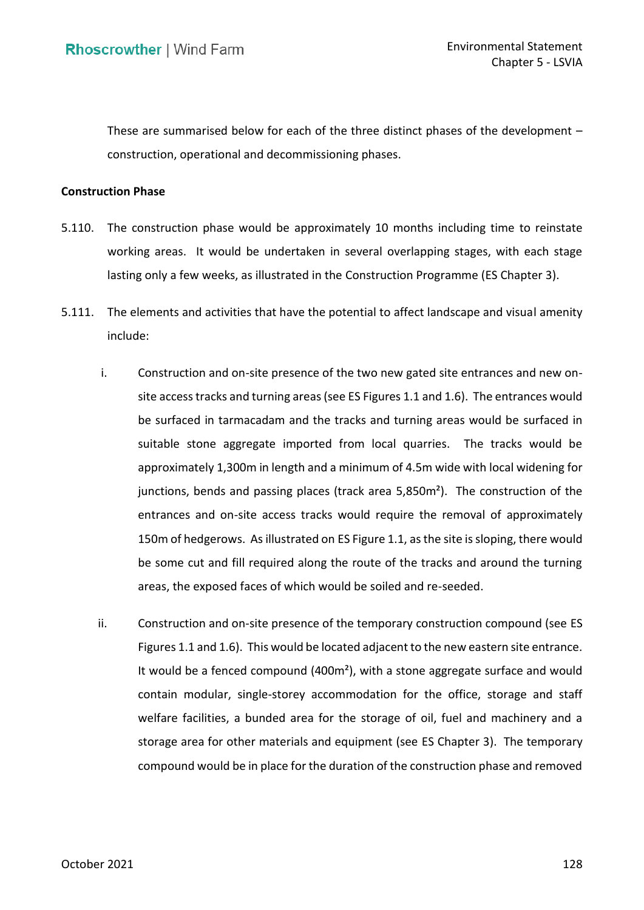These are summarised below for each of the three distinct phases of the development – construction, operational and decommissioning phases.

**Construction Phase**

5.110. The construction phase would be approximately 10 months including time to reinstate working areas. It would be undertaken in several overlapping stages, with each stage lasting only a few weeks, as illustrated in the Construction Programme (ES Chapter 3).

5.111. The elements and activities that have the potential to affect landscape and visual amenity include:

i. Construction and on-site presence of the two new gated site entrances and new on-site access tracks and turning areas (see ES Figures 1.1 and 1.6). The entrances would be surfaced in tarmacadam and the tracks and turning areas would be surfaced in suitable stone aggregate imported from local quarries. The tracks would be approximately 1,300m in length and a minimum of 4.5m wide with local widening for junctions, bends and passing places (track area 5,850m²). The construction of the entrances and on-site access tracks would require the removal of approximately 150m of hedgerows. As illustrated on ES Figure 1.1, as the site is sloping, there would be some cut and fill required along the route of the tracks and around the turning areas, the exposed faces of which would be soiled and re-seeded.

ii. Construction and on-site presence of the temporary construction compound (see ES Figures 1.1 and 1.6). This would be located adjacent to the new eastern site entrance. It would be a fenced compound (400m²), with a stone aggregate surface and would contain modular, single-storey accommodation for the office, storage and staff welfare facilities, a bunded area for the storage of oil, fuel and machinery and a storage area for other materials and equipment (see ES Chapter 3). The temporary compound would be in place for the duration of the construction phase and removed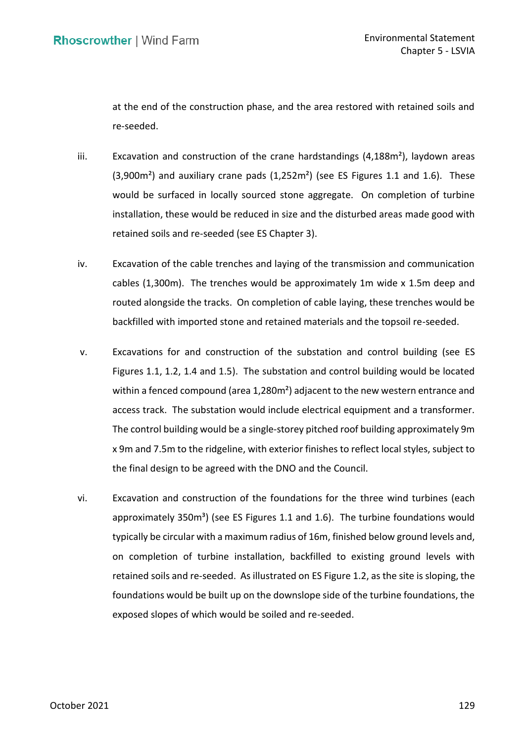at the end of the construction phase, and the area restored with retained soils and re-seeded.

iii. Excavation and construction of the crane hardstandings (4,188m²), laydown areas (3,900m²) and auxiliary crane pads (1,252m²) (see ES Figures 1.1 and 1.6). These would be surfaced in locally sourced stone aggregate. On completion of turbine installation, these would be reduced in size and the disturbed areas made good with retained soils and re-seeded (see ES Chapter 3).

iv. Excavation of the cable trenches and laying of the transmission and communication cables (1,300m). The trenches would be approximately 1m wide x 1.5m deep and routed alongside the tracks. On completion of cable laying, these trenches would be backfilled with imported stone and retained materials and the topsoil re-seeded.

v. Excavations for and construction of the substation and control building (see ES Figures 1.1, 1.2, 1.4 and 1.5). The substation and control building would be located within a fenced compound (area 1,280m²) adjacent to the new western entrance and access track. The substation would include electrical equipment and a transformer. The control building would be a single-storey pitched roof building approximately 9m x 9m and 7.5m to the ridgeline, with exterior finishes to reflect local styles, subject to the final design to be agreed with the DNO and the Council.

vi. Excavation and construction of the foundations for the three wind turbines (each approximately 350m³) (see ES Figures 1.1 and 1.6). The turbine foundations would typically be circular with a maximum radius of 16m, finished below ground levels and, on completion of turbine installation, backfilled to existing ground levels with retained soils and re-seeded. As illustrated on ES Figure 1.2, as the site is sloping, the foundations would be built up on the downslope side of the turbine foundations, the exposed slopes of which would be soiled and re-seeded.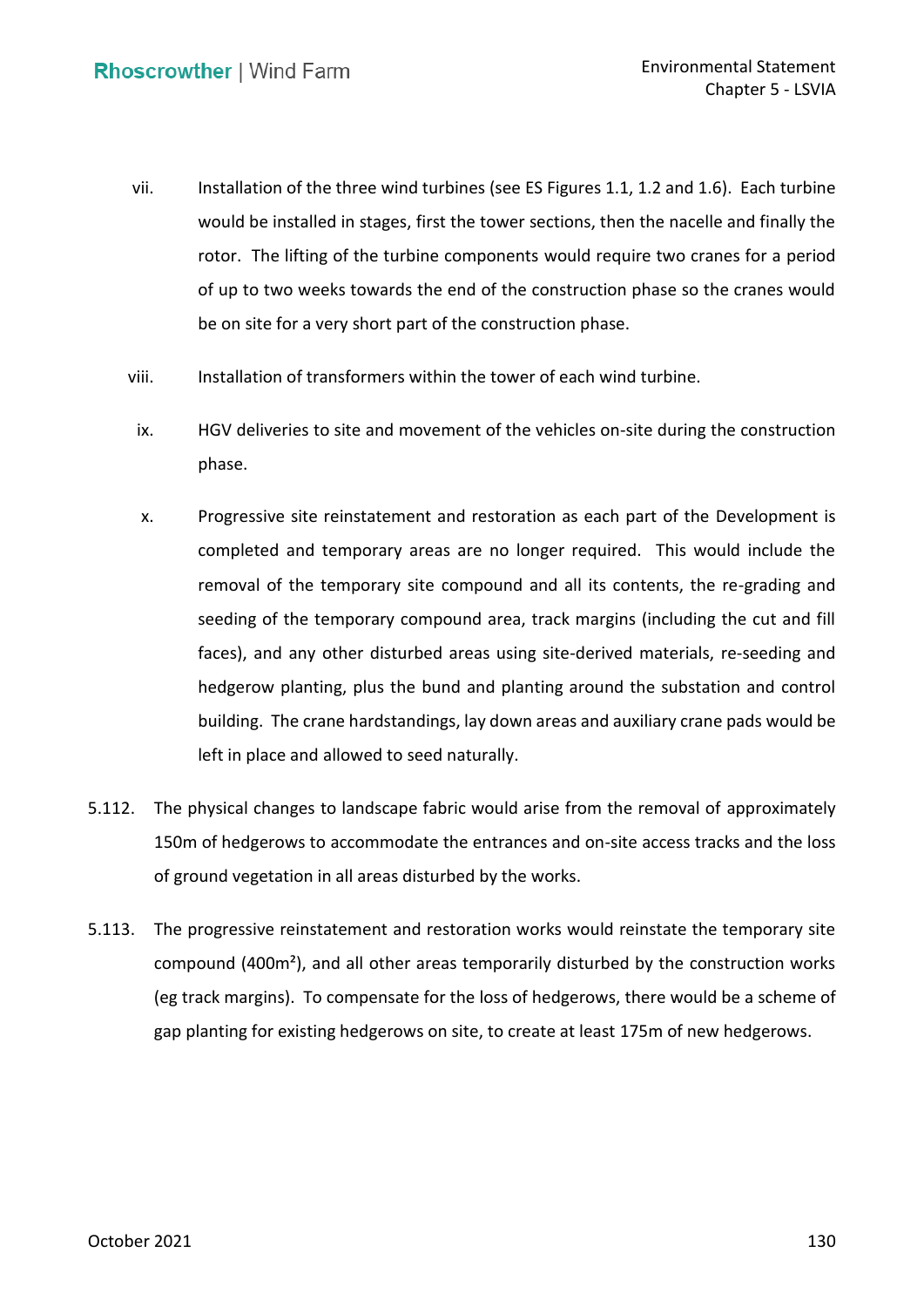vii. Installation of the three wind turbines (see ES Figures 1.1, 1.2 and 1.6). Each turbine would be installed in stages, first the tower sections, then the nacelle and finally the rotor. The lifting of the turbine components would require two cranes for a period of up to two weeks towards the end of the construction phase so the cranes would be on site for a very short part of the construction phase.

viii. Installation of transformers within the tower of each wind turbine.

ix. HGV deliveries to site and movement of the vehicles on-site during the construction phase.

x. Progressive site reinstatement and restoration as each part of the Development is completed and temporary areas are no longer required. This would include the removal of the temporary site compound and all its contents, the re-grading and seeding of the temporary compound area, track margins (including the cut and fill faces), and any other disturbed areas using site-derived materials, re-seeding and hedgerow planting, plus the bund and planting around the substation and control building. The crane hardstandings, lay down areas and auxiliary crane pads would be left in place and allowed to seed naturally.

5.112. The physical changes to landscape fabric would arise from the removal of approximately 150m of hedgerows to accommodate the entrances and on-site access tracks and the loss of ground vegetation in all areas disturbed by the works.

5.113. The progressive reinstatement and restoration works would reinstate the temporary site compound (400m$^2$), and all other areas temporarily disturbed by the construction works (eg track margins). To compensate for the loss of hedgerows, there would be a scheme of gap planting for existing hedgerows on site, to create at least 175m of new hedgerows.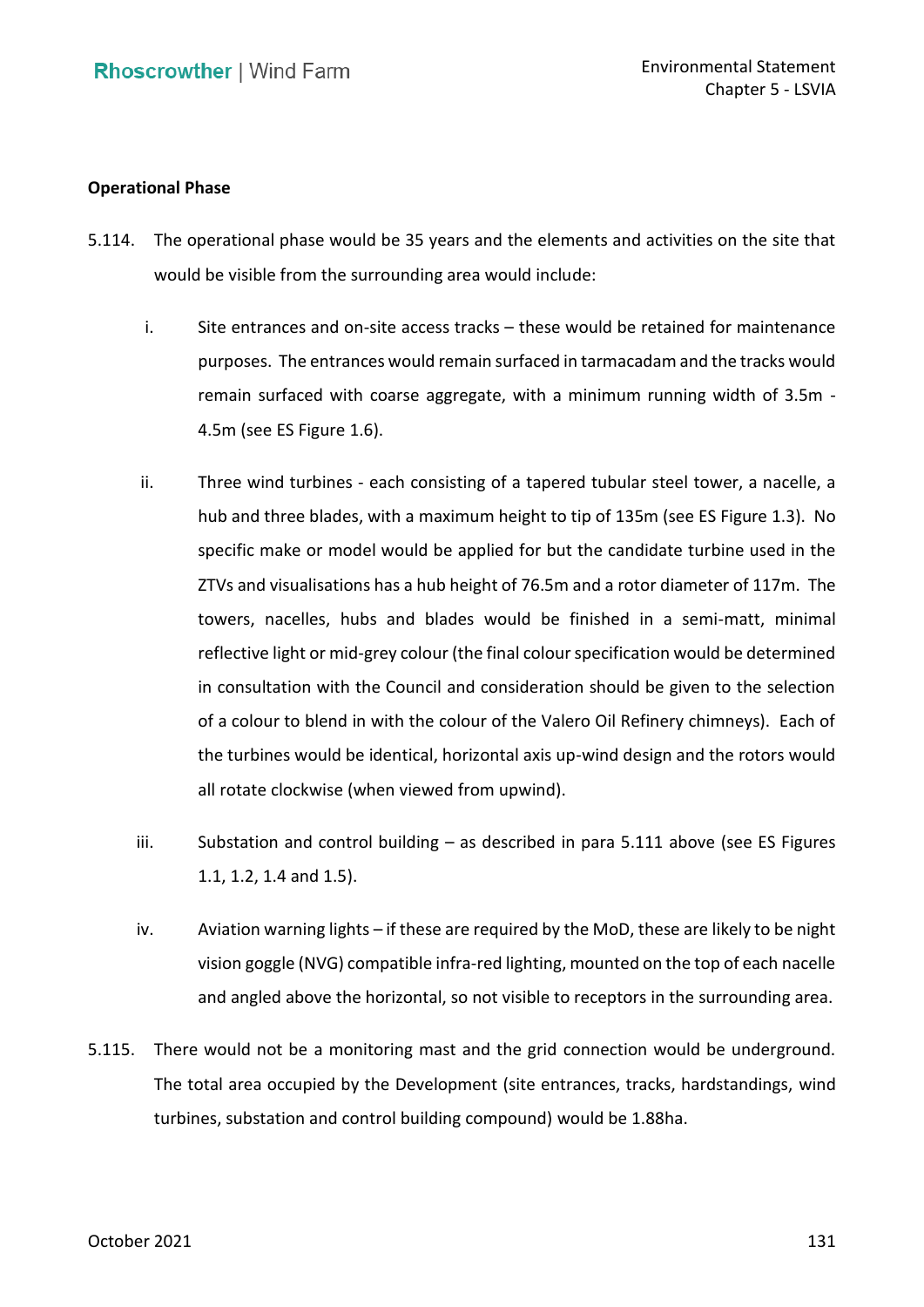**Operational Phase**

5.114. The operational phase would be 35 years and the elements and activities on the site that would be visible from the surrounding area would include:

i. Site entrances and on-site access tracks – these would be retained for maintenance purposes. The entrances would remain surfaced in tarmacadam and the tracks would remain surfaced with coarse aggregate, with a minimum running width of 3.5m - 4.5m (see ES Figure 1.6).

ii. Three wind turbines - each consisting of a tapered tubular steel tower, a nacelle, a hub and three blades, with a maximum height to tip of 135m (see ES Figure 1.3). No specific make or model would be applied for but the candidate turbine used in the ZTVs and visualisations has a hub height of 76.5m and a rotor diameter of 117m. The towers, nacelles, hubs and blades would be finished in a semi-matt, minimal reflective light or mid-grey colour (the final colour specification would be determined in consultation with the Council and consideration should be given to the selection of a colour to blend in with the colour of the Valero Oil Refinery chimneys). Each of the turbines would be identical, horizontal axis up-wind design and the rotors would all rotate clockwise (when viewed from upwind).

iii. Substation and control building – as described in para 5.111 above (see ES Figures 1.1, 1.2, 1.4 and 1.5).

iv. Aviation warning lights – if these are required by the MoD, these are likely to be night vision goggle (NVG) compatible infra-red lighting, mounted on the top of each nacelle and angled above the horizontal, so not visible to receptors in the surrounding area.

5.115. There would not be a monitoring mast and the grid connection would be underground. The total area occupied by the Development (site entrances, tracks, hardstandings, wind turbines, substation and control building compound) would be 1.88ha.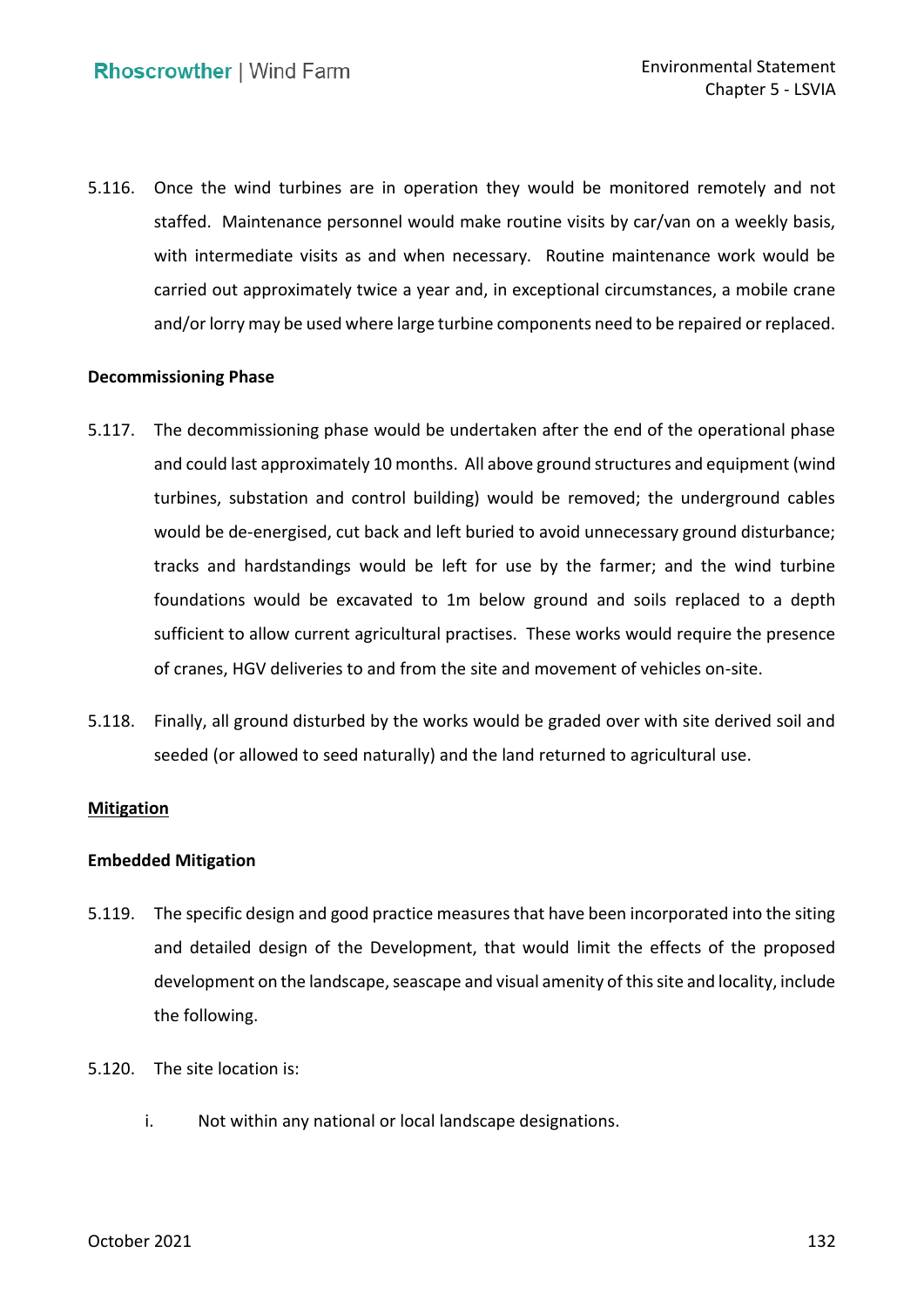5.116. Once the wind turbines are in operation they would be monitored remotely and not staffed. Maintenance personnel would make routine visits by car/van on a weekly basis, with intermediate visits as and when necessary. Routine maintenance work would be carried out approximately twice a year and, in exceptional circumstances, a mobile crane and/or lorry may be used where large turbine components need to be repaired or replaced.

**Decommissioning Phase**

5.117. The decommissioning phase would be undertaken after the end of the operational phase and could last approximately 10 months. All above ground structures and equipment (wind turbines, substation and control building) would be removed; the underground cables would be de-energised, cut back and left buried to avoid unnecessary ground disturbance; tracks and hardstandings would be left for use by the farmer; and the wind turbine foundations would be excavated to 1m below ground and soils replaced to a depth sufficient to allow current agricultural practises. These works would require the presence of cranes, HGV deliveries to and from the site and movement of vehicles on-site.

5.118. Finally, all ground disturbed by the works would be graded over with site derived soil and seeded (or allowed to seed naturally) and the land returned to agricultural use.

## Mitigation

**Embedded Mitigation**

5.119. The specific design and good practice measures that have been incorporated into the siting and detailed design of the Development, that would limit the effects of the proposed development on the landscape, seascape and visual amenity of this site and locality, include the following.

5.120. The site location is:

i. Not within any national or local landscape designations.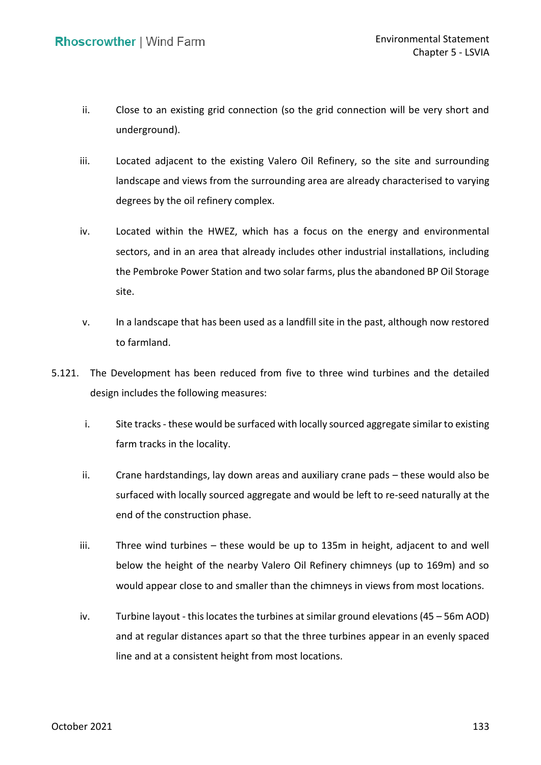ii. Close to an existing grid connection (so the grid connection will be very short and underground).

iii. Located adjacent to the existing Valero Oil Refinery, so the site and surrounding landscape and views from the surrounding area are already characterised to varying degrees by the oil refinery complex.

iv. Located within the HWEZ, which has a focus on the energy and environmental sectors, and in an area that already includes other industrial installations, including the Pembroke Power Station and two solar farms, plus the abandoned BP Oil Storage site.

v. In a landscape that has been used as a landfill site in the past, although now restored to farmland.

5.121. The Development has been reduced from five to three wind turbines and the detailed design includes the following measures:

i. Site tracks - these would be surfaced with locally sourced aggregate similar to existing farm tracks in the locality.

ii. Crane hardstandings, lay down areas and auxiliary crane pads – these would also be surfaced with locally sourced aggregate and would be left to re-seed naturally at the end of the construction phase.

iii. Three wind turbines – these would be up to 135m in height, adjacent to and well below the height of the nearby Valero Oil Refinery chimneys (up to 169m) and so would appear close to and smaller than the chimneys in views from most locations.

iv. Turbine layout - this locates the turbines at similar ground elevations (45 – 56m AOD) and at regular distances apart so that the three turbines appear in an evenly spaced line and at a consistent height from most locations.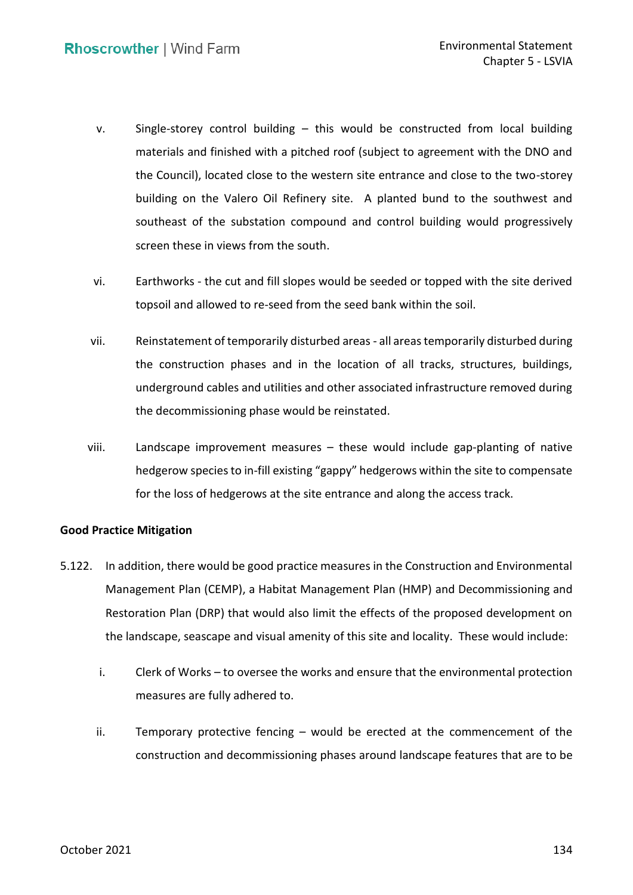v. Single-storey control building – this would be constructed from local building materials and finished with a pitched roof (subject to agreement with the DNO and the Council), located close to the western site entrance and close to the two-storey building on the Valero Oil Refinery site. A planted bund to the southwest and southeast of the substation compound and control building would progressively screen these in views from the south.

vi. Earthworks - the cut and fill slopes would be seeded or topped with the site derived topsoil and allowed to re-seed from the seed bank within the soil.

vii. Reinstatement of temporarily disturbed areas - all areas temporarily disturbed during the construction phases and in the location of all tracks, structures, buildings, underground cables and utilities and other associated infrastructure removed during the decommissioning phase would be reinstated.

viii. Landscape improvement measures – these would include gap-planting of native hedgerow species to in-fill existing "gappy" hedgerows within the site to compensate for the loss of hedgerows at the site entrance and along the access track.

**Good Practice Mitigation**

5.122. In addition, there would be good practice measures in the Construction and Environmental Management Plan (CEMP), a Habitat Management Plan (HMP) and Decommissioning and Restoration Plan (DRP) that would also limit the effects of the proposed development on the landscape, seascape and visual amenity of this site and locality. These would include:

i. Clerk of Works – to oversee the works and ensure that the environmental protection measures are fully adhered to.

ii. Temporary protective fencing – would be erected at the commencement of the construction and decommissioning phases around landscape features that are to be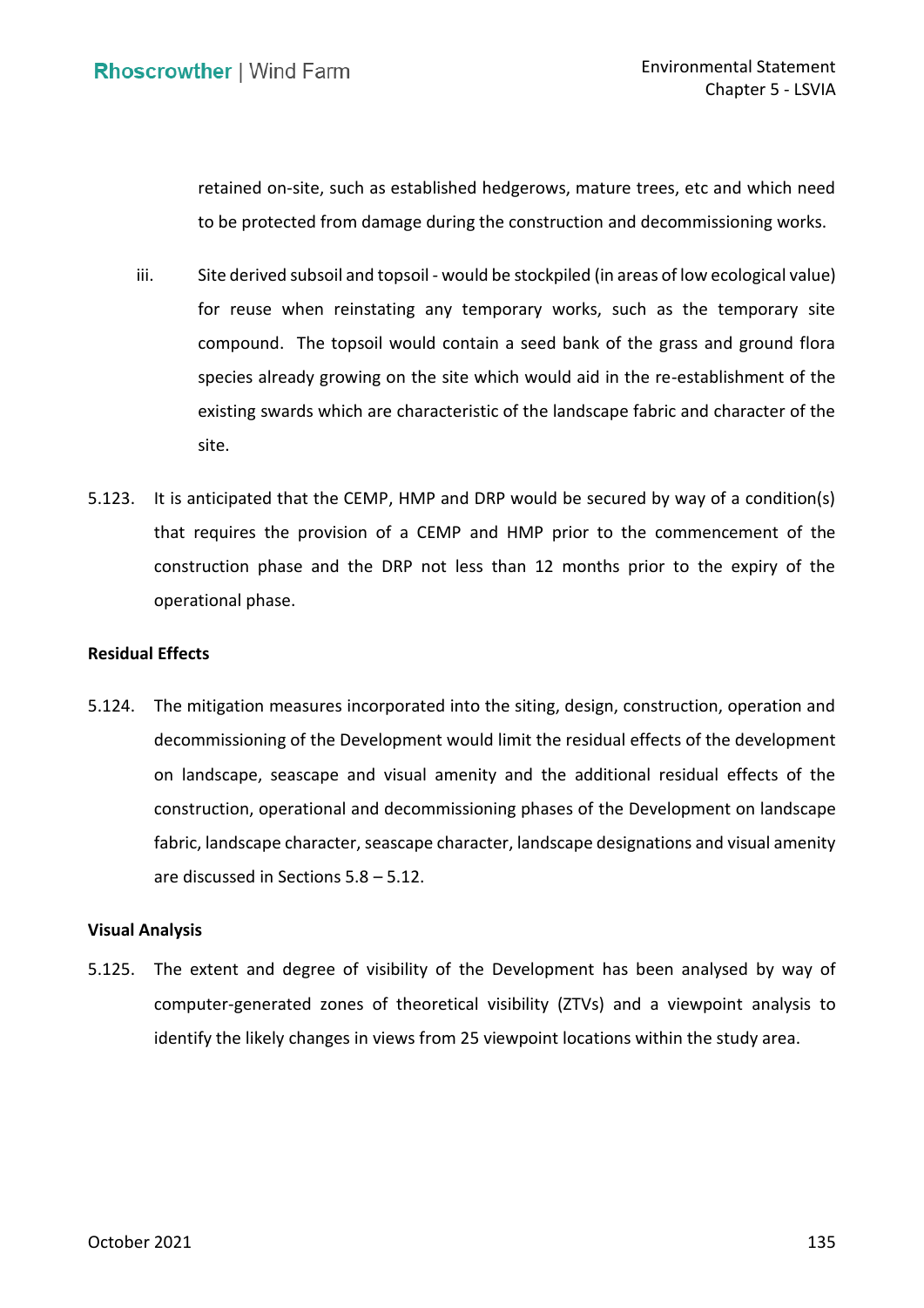retained on-site, such as established hedgerows, mature trees, etc and which need to be protected from damage during the construction and decommissioning works.

iii. Site derived subsoil and topsoil - would be stockpiled (in areas of low ecological value) for reuse when reinstating any temporary works, such as the temporary site compound. The topsoil would contain a seed bank of the grass and ground flora species already growing on the site which would aid in the re-establishment of the existing swards which are characteristic of the landscape fabric and character of the site.

5.123. It is anticipated that the CEMP, HMP and DRP would be secured by way of a condition(s) that requires the provision of a CEMP and HMP prior to the commencement of the construction phase and the DRP not less than 12 months prior to the expiry of the operational phase.

**Residual Effects**

5.124. The mitigation measures incorporated into the siting, design, construction, operation and decommissioning of the Development would limit the residual effects of the development on landscape, seascape and visual amenity and the additional residual effects of the construction, operational and decommissioning phases of the Development on landscape fabric, landscape character, seascape character, landscape designations and visual amenity are discussed in Sections 5.8 – 5.12.

**Visual Analysis**

5.125. The extent and degree of visibility of the Development has been analysed by way of computer-generated zones of theoretical visibility (ZTVs) and a viewpoint analysis to identify the likely changes in views from 25 viewpoint locations within the study area.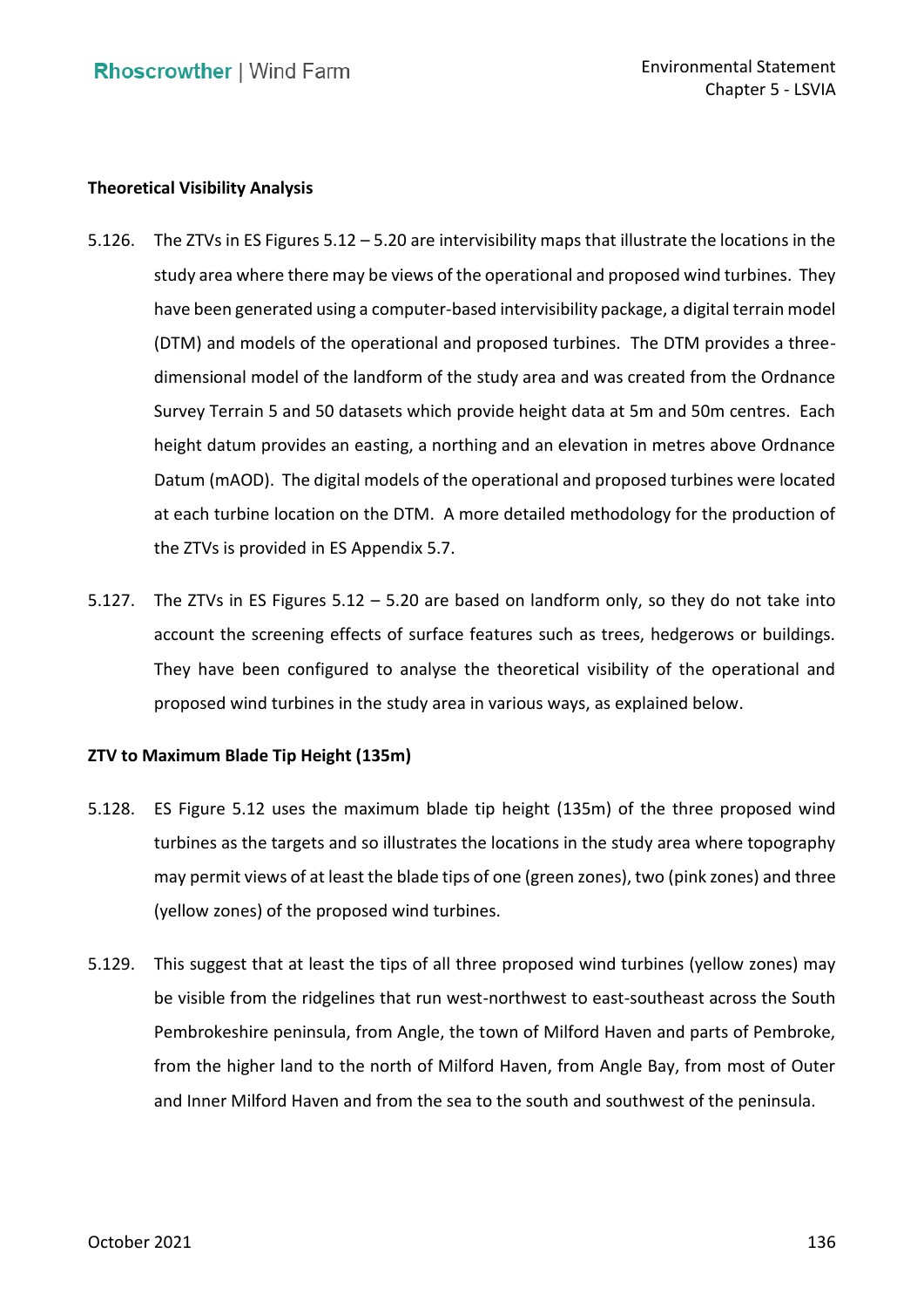**Theoretical Visibility Analysis**

5.126. The ZTVs in ES Figures 5.12 – 5.20 are intervisibility maps that illustrate the locations in the study area where there may be views of the operational and proposed wind turbines. They have been generated using a computer-based intervisibility package, a digital terrain model (DTM) and models of the operational and proposed turbines. The DTM provides a three-dimensional model of the landform of the study area and was created from the Ordnance Survey Terrain 5 and 50 datasets which provide height data at 5m and 50m centres. Each height datum provides an easting, a northing and an elevation in metres above Ordnance Datum (mAOD). The digital models of the operational and proposed turbines were located at each turbine location on the DTM. A more detailed methodology for the production of the ZTVs is provided in ES Appendix 5.7.

5.127. The ZTVs in ES Figures 5.12 – 5.20 are based on landform only, so they do not take into account the screening effects of surface features such as trees, hedgerows or buildings. They have been configured to analyse the theoretical visibility of the operational and proposed wind turbines in the study area in various ways, as explained below.

**ZTV to Maximum Blade Tip Height (135m)**

5.128. ES Figure 5.12 uses the maximum blade tip height (135m) of the three proposed wind turbines as the targets and so illustrates the locations in the study area where topography may permit views of at least the blade tips of one (green zones), two (pink zones) and three (yellow zones) of the proposed wind turbines.

5.129. This suggest that at least the tips of all three proposed wind turbines (yellow zones) may be visible from the ridgelines that run west-northwest to east-southeast across the South Pembrokeshire peninsula, from Angle, the town of Milford Haven and parts of Pembroke, from the higher land to the north of Milford Haven, from Angle Bay, from most of Outer and Inner Milford Haven and from the sea to the south and southwest of the peninsula.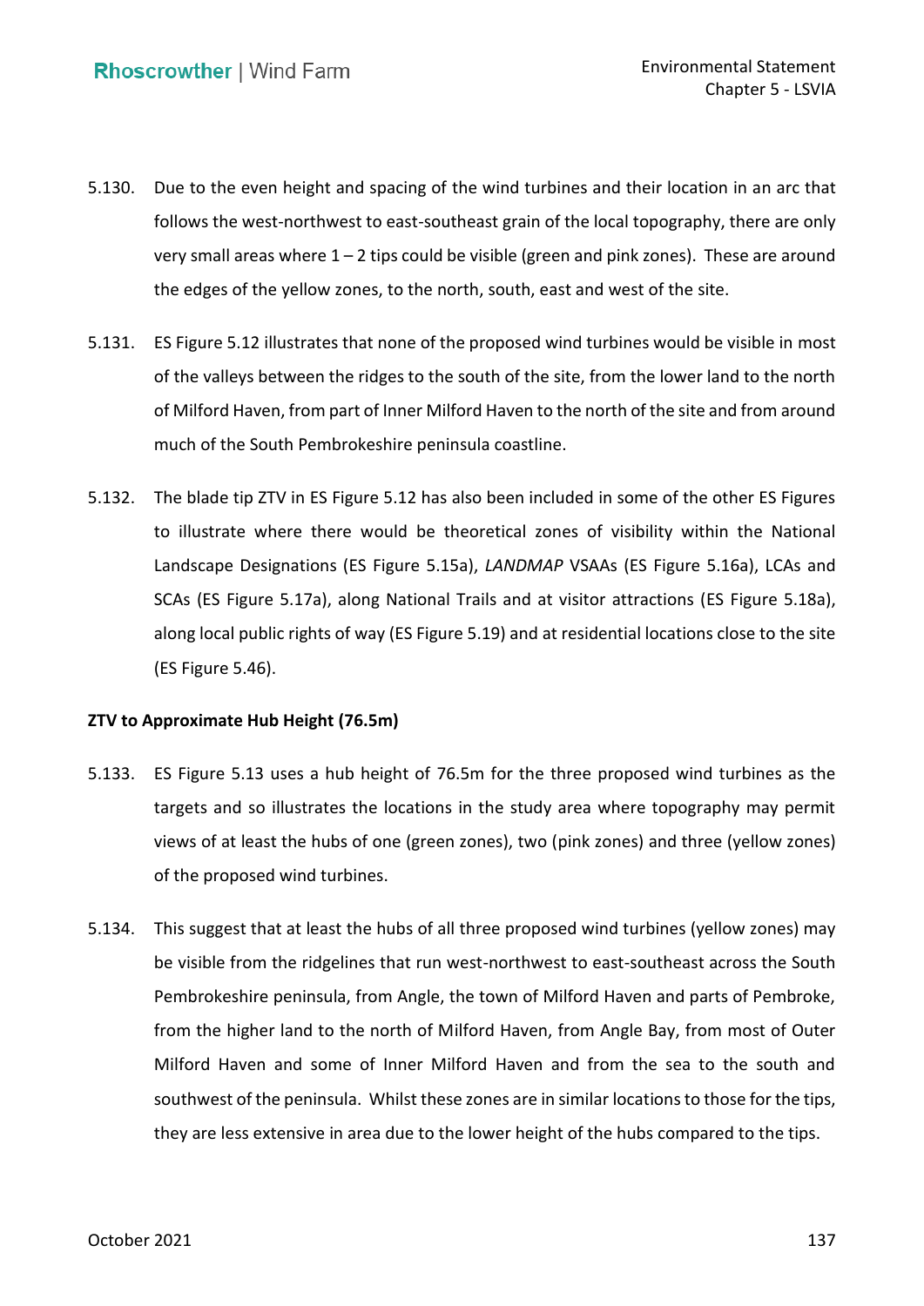5.130. Due to the even height and spacing of the wind turbines and their location in an arc that follows the west-northwest to east-southeast grain of the local topography, there are only very small areas where 1 – 2 tips could be visible (green and pink zones). These are around the edges of the yellow zones, to the north, south, east and west of the site.

5.131. ES Figure 5.12 illustrates that none of the proposed wind turbines would be visible in most of the valleys between the ridges to the south of the site, from the lower land to the north of Milford Haven, from part of Inner Milford Haven to the north of the site and from around much of the South Pembrokeshire peninsula coastline.

5.132. The blade tip ZTV in ES Figure 5.12 has also been included in some of the other ES Figures to illustrate where there would be theoretical zones of visibility within the National Landscape Designations (ES Figure 5.15a), *LANDMAP* VSAAs (ES Figure 5.16a), LCAs and SCAs (ES Figure 5.17a), along National Trails and at visitor attractions (ES Figure 5.18a), along local public rights of way (ES Figure 5.19) and at residential locations close to the site (ES Figure 5.46).

**ZTV to Approximate Hub Height (76.5m)**

5.133. ES Figure 5.13 uses a hub height of 76.5m for the three proposed wind turbines as the targets and so illustrates the locations in the study area where topography may permit views of at least the hubs of one (green zones), two (pink zones) and three (yellow zones) of the proposed wind turbines.

5.134. This suggest that at least the hubs of all three proposed wind turbines (yellow zones) may be visible from the ridgelines that run west-northwest to east-southeast across the South Pembrokeshire peninsula, from Angle, the town of Milford Haven and parts of Pembroke, from the higher land to the north of Milford Haven, from Angle Bay, from most of Outer Milford Haven and some of Inner Milford Haven and from the sea to the south and southwest of the peninsula. Whilst these zones are in similar locations to those for the tips, they are less extensive in area due to the lower height of the hubs compared to the tips.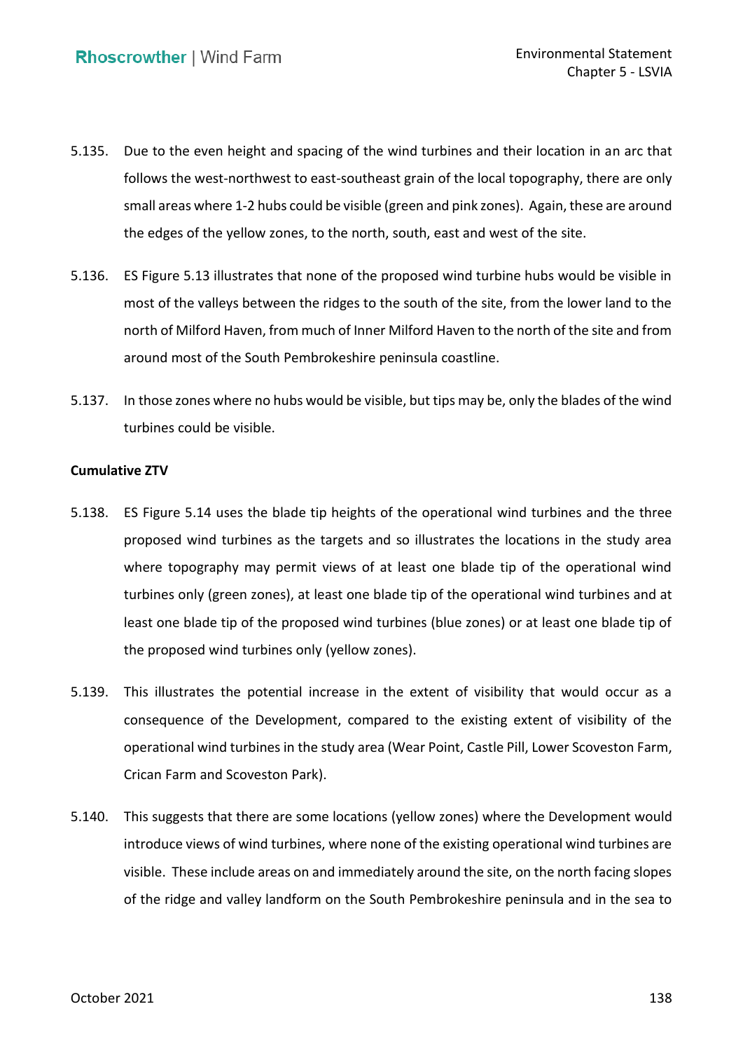5.135. Due to the even height and spacing of the wind turbines and their location in an arc that follows the west-northwest to east-southeast grain of the local topography, there are only small areas where 1-2 hubs could be visible (green and pink zones). Again, these are around the edges of the yellow zones, to the north, south, east and west of the site.

5.136. ES Figure 5.13 illustrates that none of the proposed wind turbine hubs would be visible in most of the valleys between the ridges to the south of the site, from the lower land to the north of Milford Haven, from much of Inner Milford Haven to the north of the site and from around most of the South Pembrokeshire peninsula coastline.

5.137. In those zones where no hubs would be visible, but tips may be, only the blades of the wind turbines could be visible.

**Cumulative ZTV**

5.138. ES Figure 5.14 uses the blade tip heights of the operational wind turbines and the three proposed wind turbines as the targets and so illustrates the locations in the study area where topography may permit views of at least one blade tip of the operational wind turbines only (green zones), at least one blade tip of the operational wind turbines and at least one blade tip of the proposed wind turbines (blue zones) or at least one blade tip of the proposed wind turbines only (yellow zones).

5.139. This illustrates the potential increase in the extent of visibility that would occur as a consequence of the Development, compared to the existing extent of visibility of the operational wind turbines in the study area (Wear Point, Castle Pill, Lower Scoveston Farm, Crican Farm and Scoveston Park).

5.140. This suggests that there are some locations (yellow zones) where the Development would introduce views of wind turbines, where none of the existing operational wind turbines are visible. These include areas on and immediately around the site, on the north facing slopes of the ridge and valley landform on the South Pembrokeshire peninsula and in the sea to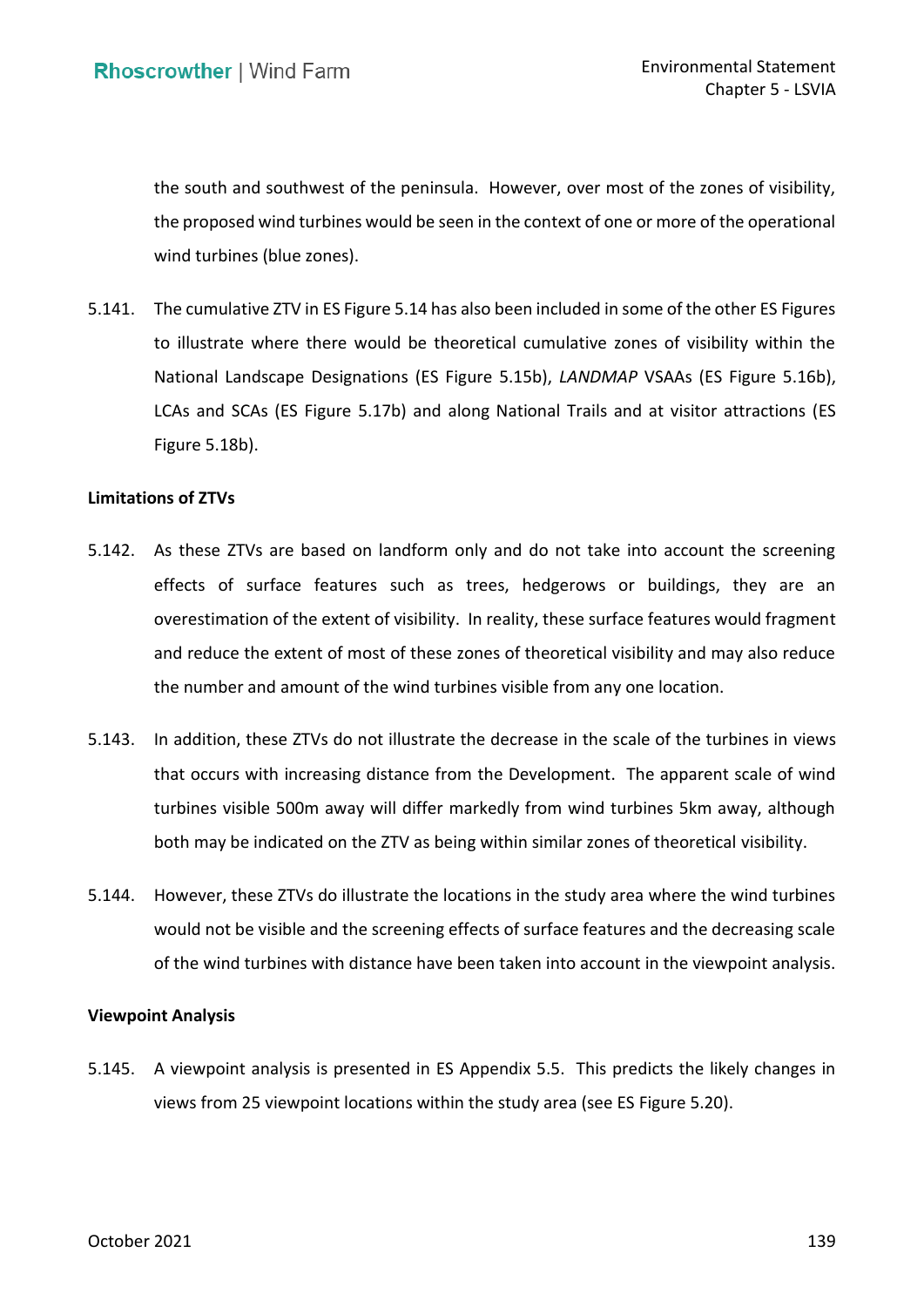the south and southwest of the peninsula. However, over most of the zones of visibility, the proposed wind turbines would be seen in the context of one or more of the operational wind turbines (blue zones).

5.141. The cumulative ZTV in ES Figure 5.14 has also been included in some of the other ES Figures to illustrate where there would be theoretical cumulative zones of visibility within the National Landscape Designations (ES Figure 5.15b), *LANDMAP* VSAAs (ES Figure 5.16b), LCAs and SCAs (ES Figure 5.17b) and along National Trails and at visitor attractions (ES Figure 5.18b).

**Limitations of ZTVs**

5.142. As these ZTVs are based on landform only and do not take into account the screening effects of surface features such as trees, hedgerows or buildings, they are an overestimation of the extent of visibility. In reality, these surface features would fragment and reduce the extent of most of these zones of theoretical visibility and may also reduce the number and amount of the wind turbines visible from any one location.

5.143. In addition, these ZTVs do not illustrate the decrease in the scale of the turbines in views that occurs with increasing distance from the Development. The apparent scale of wind turbines visible 500m away will differ markedly from wind turbines 5km away, although both may be indicated on the ZTV as being within similar zones of theoretical visibility.

5.144. However, these ZTVs do illustrate the locations in the study area where the wind turbines would not be visible and the screening effects of surface features and the decreasing scale of the wind turbines with distance have been taken into account in the viewpoint analysis.

**Viewpoint Analysis**

5.145. A viewpoint analysis is presented in ES Appendix 5.5. This predicts the likely changes in views from 25 viewpoint locations within the study area (see ES Figure 5.20).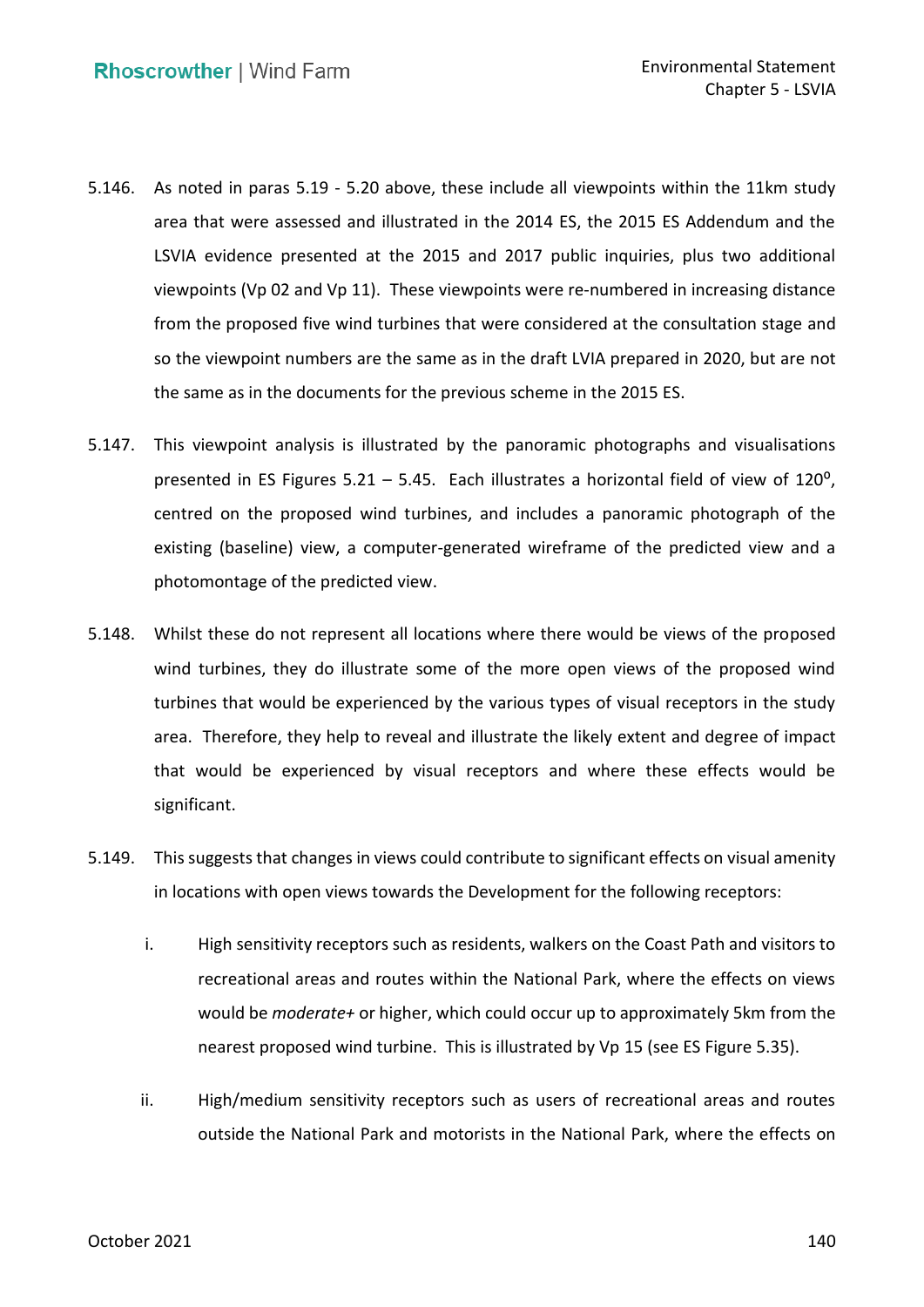5.146. As noted in paras 5.19 - 5.20 above, these include all viewpoints within the 11km study area that were assessed and illustrated in the 2014 ES, the 2015 ES Addendum and the LSVIA evidence presented at the 2015 and 2017 public inquiries, plus two additional viewpoints (Vp 02 and Vp 11). These viewpoints were re-numbered in increasing distance from the proposed five wind turbines that were considered at the consultation stage and so the viewpoint numbers are the same as in the draft LVIA prepared in 2020, but are not the same as in the documents for the previous scheme in the 2015 ES.

5.147. This viewpoint analysis is illustrated by the panoramic photographs and visualisations presented in ES Figures 5.21 – 5.45. Each illustrates a horizontal field of view of 120°, centred on the proposed wind turbines, and includes a panoramic photograph of the existing (baseline) view, a computer-generated wireframe of the predicted view and a photomontage of the predicted view.

5.148. Whilst these do not represent all locations where there would be views of the proposed wind turbines, they do illustrate some of the more open views of the proposed wind turbines that would be experienced by the various types of visual receptors in the study area. Therefore, they help to reveal and illustrate the likely extent and degree of impact that would be experienced by visual receptors and where these effects would be significant.

5.149. This suggests that changes in views could contribute to significant effects on visual amenity in locations with open views towards the Development for the following receptors:

i. High sensitivity receptors such as residents, walkers on the Coast Path and visitors to recreational areas and routes within the National Park, where the effects on views would be *moderate+* or higher, which could occur up to approximately 5km from the nearest proposed wind turbine. This is illustrated by Vp 15 (see ES Figure 5.35).

ii. High/medium sensitivity receptors such as users of recreational areas and routes outside the National Park and motorists in the National Park, where the effects on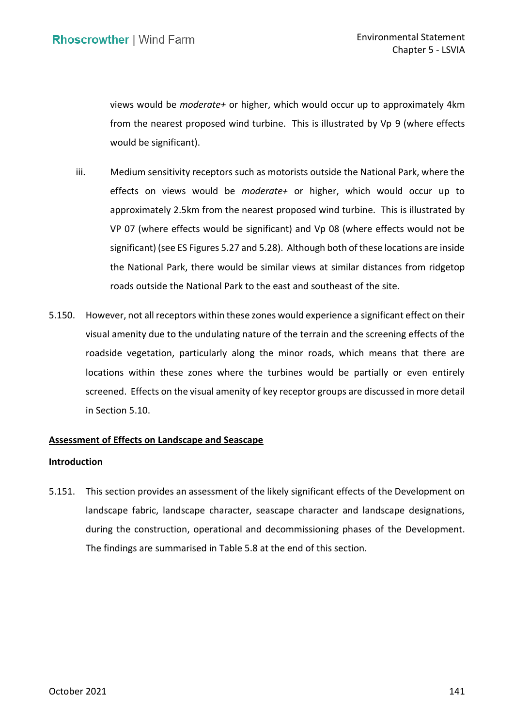views would be *moderate+* or higher, which would occur up to approximately 4km from the nearest proposed wind turbine. This is illustrated by Vp 9 (where effects would be significant).

iii. Medium sensitivity receptors such as motorists outside the National Park, where the effects on views would be *moderate+* or higher, which would occur up to approximately 2.5km from the nearest proposed wind turbine. This is illustrated by VP 07 (where effects would be significant) and Vp 08 (where effects would not be significant) (see ES Figures 5.27 and 5.28). Although both of these locations are inside the National Park, there would be similar views at similar distances from ridgetop roads outside the National Park to the east and southeast of the site.

5.150. However, not all receptors within these zones would experience a significant effect on their visual amenity due to the undulating nature of the terrain and the screening effects of the roadside vegetation, particularly along the minor roads, which means that there are locations within these zones where the turbines would be partially or even entirely screened. Effects on the visual amenity of key receptor groups are discussed in more detail in Section 5.10.

## Assessment of Effects on Landscape and Seascape

### Introduction

5.151. This section provides an assessment of the likely significant effects of the Development on landscape fabric, landscape character, seascape character and landscape designations, during the construction, operational and decommissioning phases of the Development. The findings are summarised in Table 5.8 at the end of this section.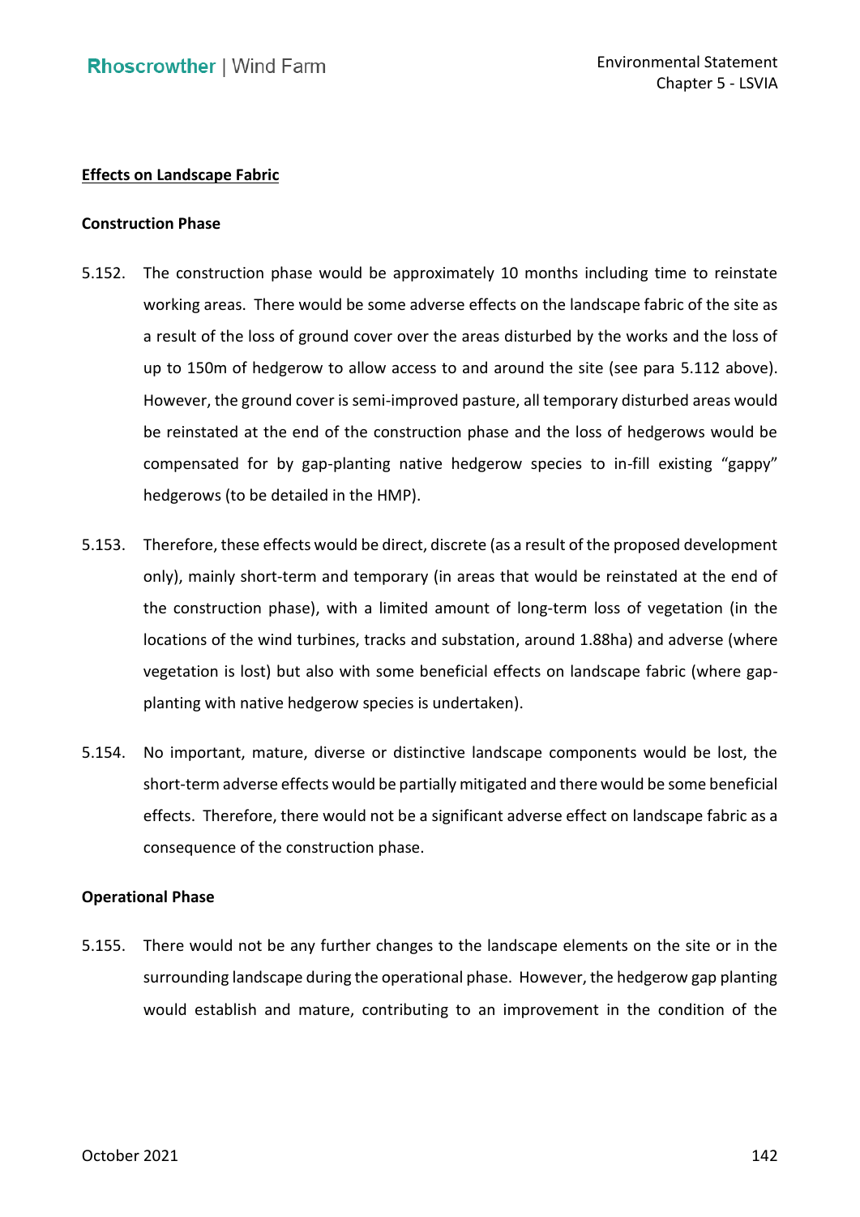**<u>Effects on Landscape Fabric</u>**

**Construction Phase**

5.152. The construction phase would be approximately 10 months including time to reinstate working areas. There would be some adverse effects on the landscape fabric of the site as a result of the loss of ground cover over the areas disturbed by the works and the loss of up to 150m of hedgerow to allow access to and around the site (see para 5.112 above). However, the ground cover is semi-improved pasture, all temporary disturbed areas would be reinstated at the end of the construction phase and the loss of hedgerows would be compensated for by gap-planting native hedgerow species to in-fill existing "gappy" hedgerows (to be detailed in the HMP).

5.153. Therefore, these effects would be direct, discrete (as a result of the proposed development only), mainly short-term and temporary (in areas that would be reinstated at the end of the construction phase), with a limited amount of long-term loss of vegetation (in the locations of the wind turbines, tracks and substation, around 1.88ha) and adverse (where vegetation is lost) but also with some beneficial effects on landscape fabric (where gap-planting with native hedgerow species is undertaken).

5.154. No important, mature, diverse or distinctive landscape components would be lost, the short-term adverse effects would be partially mitigated and there would be some beneficial effects. Therefore, there would not be a significant adverse effect on landscape fabric as a consequence of the construction phase.

**Operational Phase**

5.155. There would not be any further changes to the landscape elements on the site or in the surrounding landscape during the operational phase. However, the hedgerow gap planting would establish and mature, contributing to an improvement in the condition of the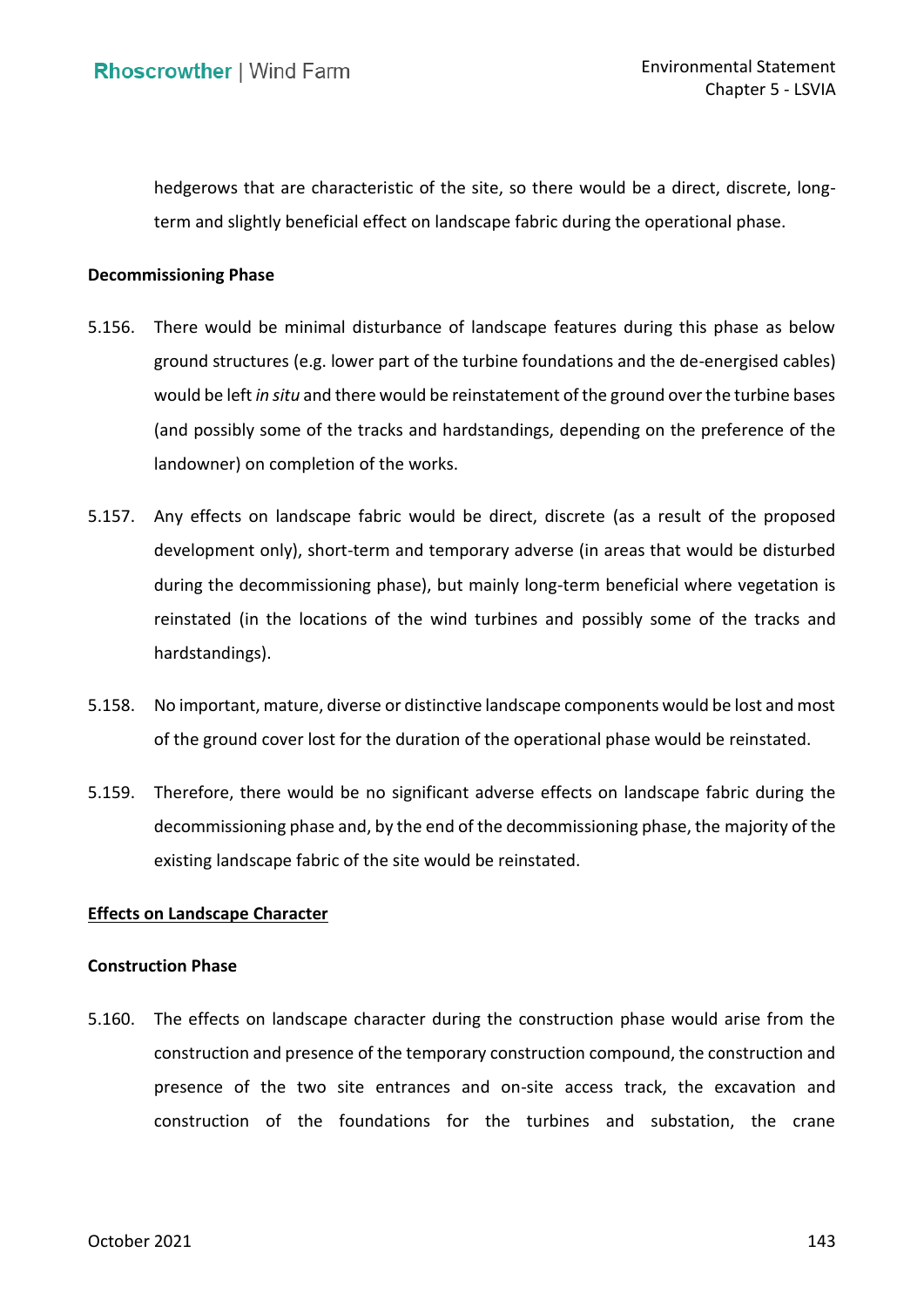hedgerows that are characteristic of the site, so there would be a direct, discrete, long-term and slightly beneficial effect on landscape fabric during the operational phase.

**Decommissioning Phase**

5.156. There would be minimal disturbance of landscape features during this phase as below ground structures (e.g. lower part of the turbine foundations and the de-energised cables) would be left *in situ* and there would be reinstatement of the ground over the turbine bases (and possibly some of the tracks and hardstandings, depending on the preference of the landowner) on completion of the works.

5.157. Any effects on landscape fabric would be direct, discrete (as a result of the proposed development only), short-term and temporary adverse (in areas that would be disturbed during the decommissioning phase), but mainly long-term beneficial where vegetation is reinstated (in the locations of the wind turbines and possibly some of the tracks and hardstandings).

5.158. No important, mature, diverse or distinctive landscape components would be lost and most of the ground cover lost for the duration of the operational phase would be reinstated.

5.159. Therefore, there would be no significant adverse effects on landscape fabric during the decommissioning phase and, by the end of the decommissioning phase, the majority of the existing landscape fabric of the site would be reinstated.

**Effects on Landscape Character**

**Construction Phase**

5.160. The effects on landscape character during the construction phase would arise from the construction and presence of the temporary construction compound, the construction and presence of the two site entrances and on-site access track, the excavation and construction of the foundations for the turbines and substation, the crane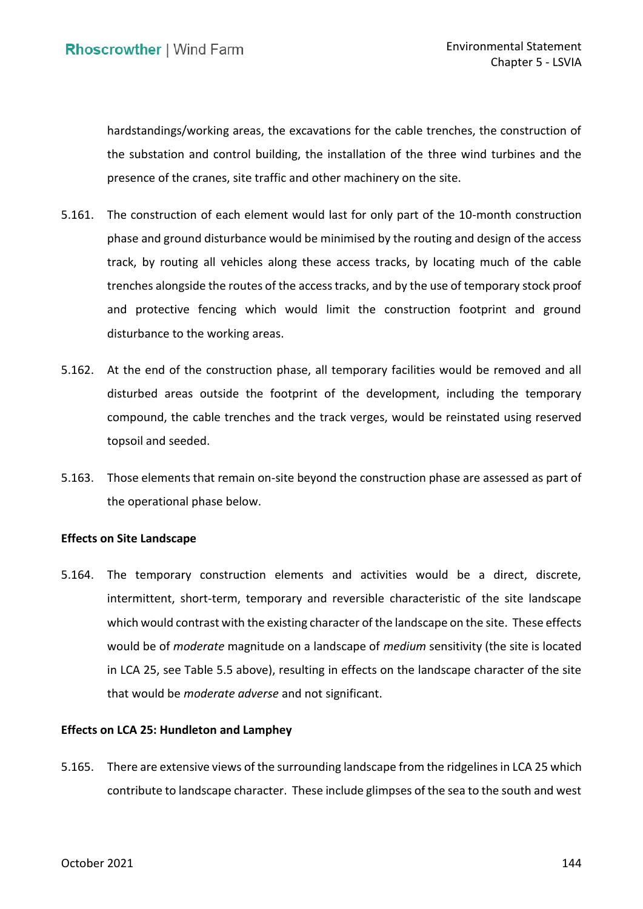hardstandings/working areas, the excavations for the cable trenches, the construction of the substation and control building, the installation of the three wind turbines and the presence of the cranes, site traffic and other machinery on the site.

5.161. The construction of each element would last for only part of the 10-month construction phase and ground disturbance would be minimised by the routing and design of the access track, by routing all vehicles along these access tracks, by locating much of the cable trenches alongside the routes of the access tracks, and by the use of temporary stock proof and protective fencing which would limit the construction footprint and ground disturbance to the working areas.

5.162. At the end of the construction phase, all temporary facilities would be removed and all disturbed areas outside the footprint of the development, including the temporary compound, the cable trenches and the track verges, would be reinstated using reserved topsoil and seeded.

5.163. Those elements that remain on-site beyond the construction phase are assessed as part of the operational phase below.

**Effects on Site Landscape**

5.164. The temporary construction elements and activities would be a direct, discrete, intermittent, short-term, temporary and reversible characteristic of the site landscape which would contrast with the existing character of the landscape on the site. These effects would be of *moderate* magnitude on a landscape of *medium* sensitivity (the site is located in LCA 25, see Table 5.5 above), resulting in effects on the landscape character of the site that would be *moderate adverse* and not significant.

**Effects on LCA 25: Hundleton and Lamphey**

5.165. There are extensive views of the surrounding landscape from the ridgelines in LCA 25 which contribute to landscape character. These include glimpses of the sea to the south and west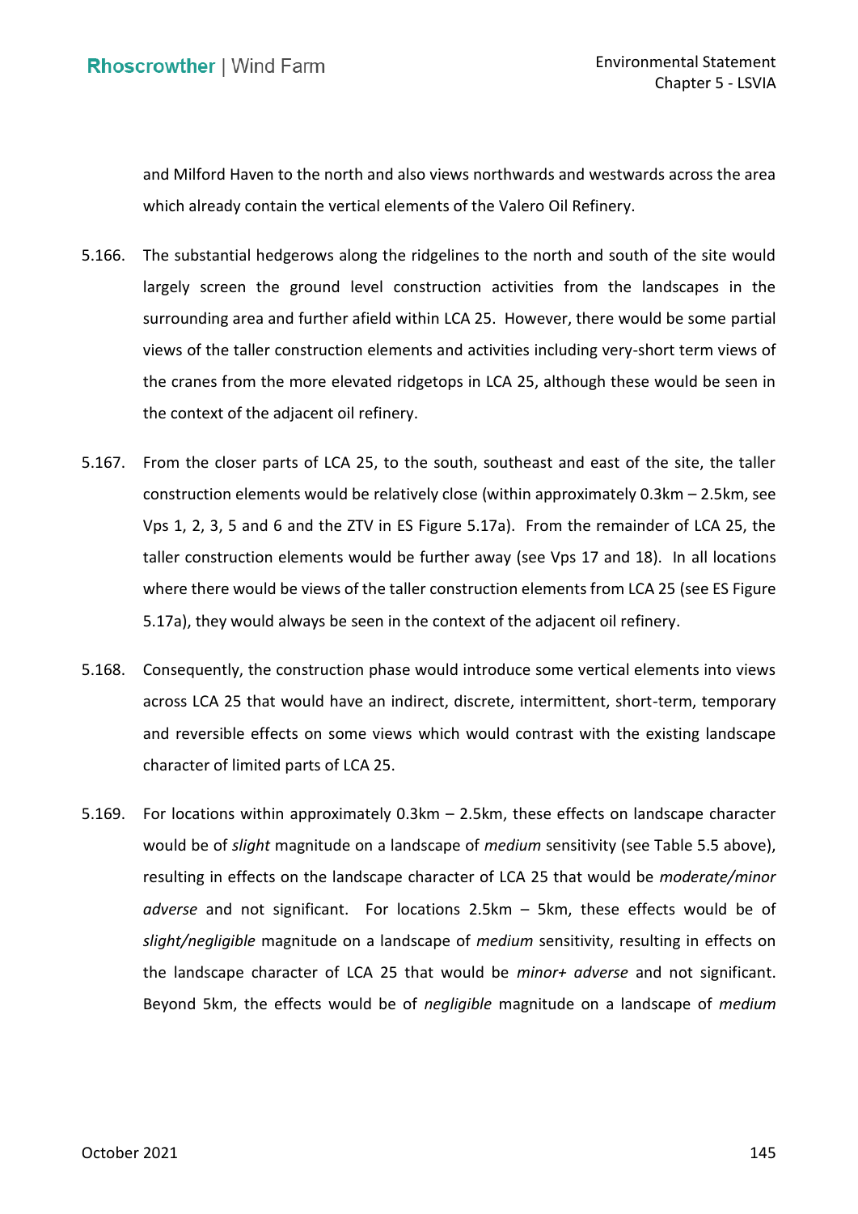and Milford Haven to the north and also views northwards and westwards across the area which already contain the vertical elements of the Valero Oil Refinery.

5.166. The substantial hedgerows along the ridgelines to the north and south of the site would largely screen the ground level construction activities from the landscapes in the surrounding area and further afield within LCA 25. However, there would be some partial views of the taller construction elements and activities including very-short term views of the cranes from the more elevated ridgetops in LCA 25, although these would be seen in the context of the adjacent oil refinery.

5.167. From the closer parts of LCA 25, to the south, southeast and east of the site, the taller construction elements would be relatively close (within approximately 0.3km – 2.5km, see Vps 1, 2, 3, 5 and 6 and the ZTV in ES Figure 5.17a). From the remainder of LCA 25, the taller construction elements would be further away (see Vps 17 and 18). In all locations where there would be views of the taller construction elements from LCA 25 (see ES Figure 5.17a), they would always be seen in the context of the adjacent oil refinery.

5.168. Consequently, the construction phase would introduce some vertical elements into views across LCA 25 that would have an indirect, discrete, intermittent, short-term, temporary and reversible effects on some views which would contrast with the existing landscape character of limited parts of LCA 25.

5.169. For locations within approximately 0.3km – 2.5km, these effects on landscape character would be of *slight* magnitude on a landscape of *medium* sensitivity (see Table 5.5 above), resulting in effects on the landscape character of LCA 25 that would be *moderate/minor adverse* and not significant. For locations 2.5km – 5km, these effects would be of *slight/negligible* magnitude on a landscape of *medium* sensitivity, resulting in effects on the landscape character of LCA 25 that would be *minor+ adverse* and not significant. Beyond 5km, the effects would be of *negligible* magnitude on a landscape of *medium*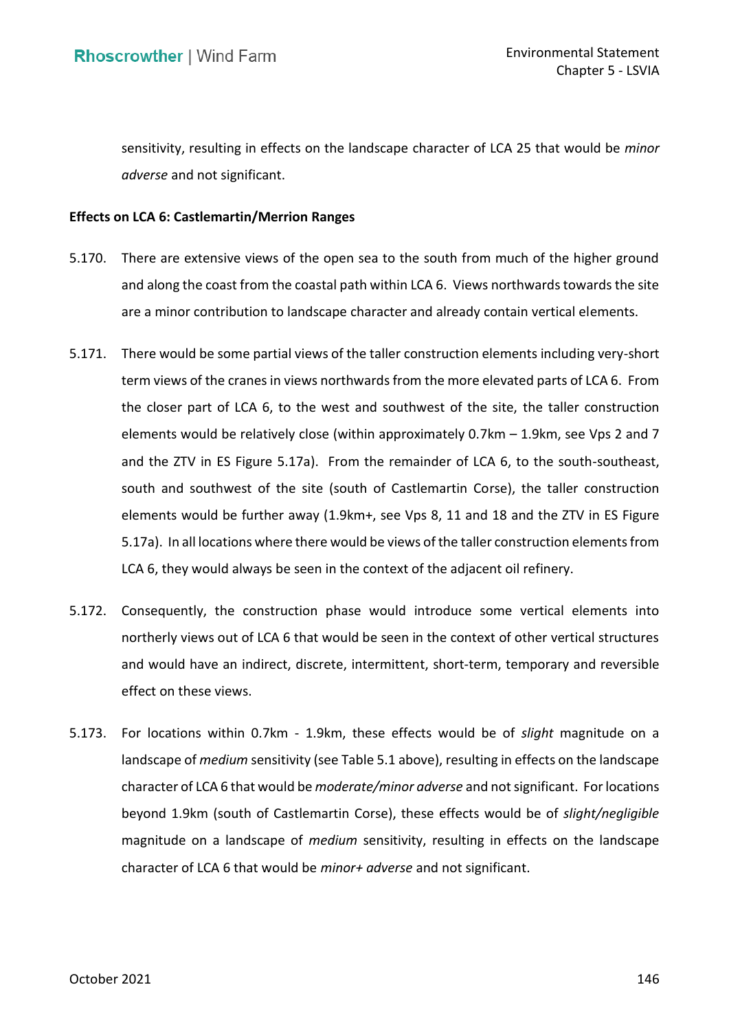sensitivity, resulting in effects on the landscape character of LCA 25 that would be *minor adverse* and not significant.

**Effects on LCA 6: Castlemartin/Merrion Ranges**

5.170. There are extensive views of the open sea to the south from much of the higher ground and along the coast from the coastal path within LCA 6. Views northwards towards the site are a minor contribution to landscape character and already contain vertical elements.

5.171. There would be some partial views of the taller construction elements including very-short term views of the cranes in views northwards from the more elevated parts of LCA 6. From the closer part of LCA 6, to the west and southwest of the site, the taller construction elements would be relatively close (within approximately 0.7km – 1.9km, see Vps 2 and 7 and the ZTV in ES Figure 5.17a). From the remainder of LCA 6, to the south-southeast, south and southwest of the site (south of Castlemartin Corse), the taller construction elements would be further away (1.9km+, see Vps 8, 11 and 18 and the ZTV in ES Figure 5.17a). In all locations where there would be views of the taller construction elements from LCA 6, they would always be seen in the context of the adjacent oil refinery.

5.172. Consequently, the construction phase would introduce some vertical elements into northerly views out of LCA 6 that would be seen in the context of other vertical structures and would have an indirect, discrete, intermittent, short-term, temporary and reversible effect on these views.

5.173. For locations within 0.7km - 1.9km, these effects would be of *slight* magnitude on a landscape of *medium* sensitivity (see Table 5.1 above), resulting in effects on the landscape character of LCA 6 that would be *moderate/minor adverse* and not significant. For locations beyond 1.9km (south of Castlemartin Corse), these effects would be of *slight/negligible* magnitude on a landscape of *medium* sensitivity, resulting in effects on the landscape character of LCA 6 that would be *minor+ adverse* and not significant.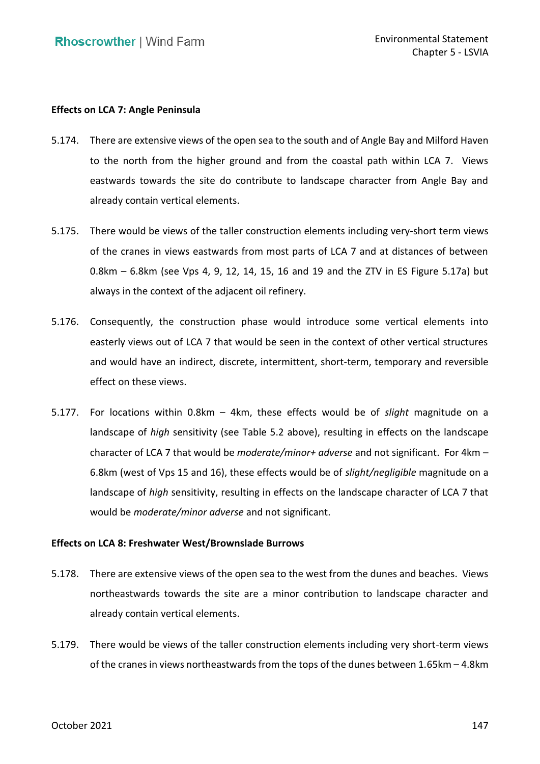**Effects on LCA 7: Angle Peninsula**

5.174. There are extensive views of the open sea to the south and of Angle Bay and Milford Haven to the north from the higher ground and from the coastal path within LCA 7. Views eastwards towards the site do contribute to landscape character from Angle Bay and already contain vertical elements.

5.175. There would be views of the taller construction elements including very-short term views of the cranes in views eastwards from most parts of LCA 7 and at distances of between 0.8km – 6.8km (see Vps 4, 9, 12, 14, 15, 16 and 19 and the ZTV in ES Figure 5.17a) but always in the context of the adjacent oil refinery.

5.176. Consequently, the construction phase would introduce some vertical elements into easterly views out of LCA 7 that would be seen in the context of other vertical structures and would have an indirect, discrete, intermittent, short-term, temporary and reversible effect on these views.

5.177. For locations within 0.8km – 4km, these effects would be of *slight* magnitude on a landscape of *high* sensitivity (see Table 5.2 above), resulting in effects on the landscape character of LCA 7 that would be *moderate/minor+ adverse* and not significant. For 4km – 6.8km (west of Vps 15 and 16), these effects would be of *slight/negligible* magnitude on a landscape of *high* sensitivity, resulting in effects on the landscape character of LCA 7 that would be *moderate/minor adverse* and not significant.

**Effects on LCA 8: Freshwater West/Brownslade Burrows**

5.178. There are extensive views of the open sea to the west from the dunes and beaches. Views northeastwards towards the site are a minor contribution to landscape character and already contain vertical elements.

5.179. There would be views of the taller construction elements including very short-term views of the cranes in views northeastwards from the tops of the dunes between 1.65km – 4.8km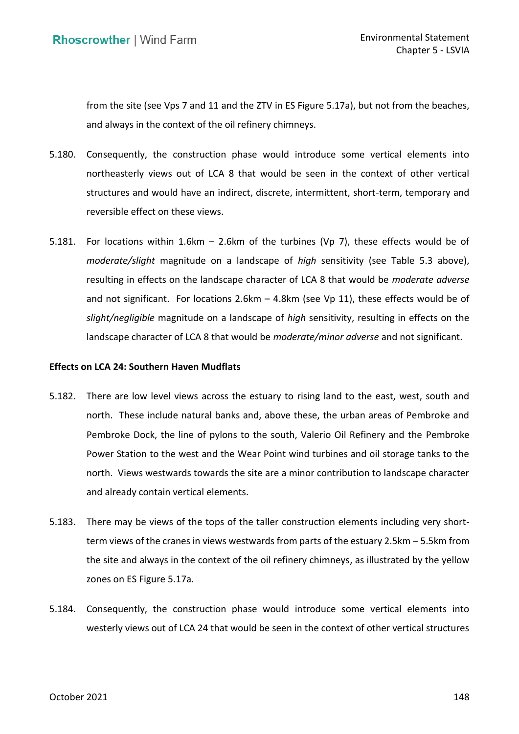from the site (see Vps 7 and 11 and the ZTV in ES Figure 5.17a), but not from the beaches, and always in the context of the oil refinery chimneys.

5.180. Consequently, the construction phase would introduce some vertical elements into northeasterly views out of LCA 8 that would be seen in the context of other vertical structures and would have an indirect, discrete, intermittent, short-term, temporary and reversible effect on these views.

5.181. For locations within 1.6km – 2.6km of the turbines (Vp 7), these effects would be of *moderate/slight* magnitude on a landscape of *high* sensitivity (see Table 5.3 above), resulting in effects on the landscape character of LCA 8 that would be *moderate adverse* and not significant. For locations 2.6km – 4.8km (see Vp 11), these effects would be of *slight/negligible* magnitude on a landscape of *high* sensitivity, resulting in effects on the landscape character of LCA 8 that would be *moderate/minor adverse* and not significant.

**Effects on LCA 24: Southern Haven Mudflats**

5.182. There are low level views across the estuary to rising land to the east, west, south and north. These include natural banks and, above these, the urban areas of Pembroke and Pembroke Dock, the line of pylons to the south, Valerio Oil Refinery and the Pembroke Power Station to the west and the Wear Point wind turbines and oil storage tanks to the north. Views westwards towards the site are a minor contribution to landscape character and already contain vertical elements.

5.183. There may be views of the tops of the taller construction elements including very short-term views of the cranes in views westwards from parts of the estuary 2.5km – 5.5km from the site and always in the context of the oil refinery chimneys, as illustrated by the yellow zones on ES Figure 5.17a.

5.184. Consequently, the construction phase would introduce some vertical elements into westerly views out of LCA 24 that would be seen in the context of other vertical structures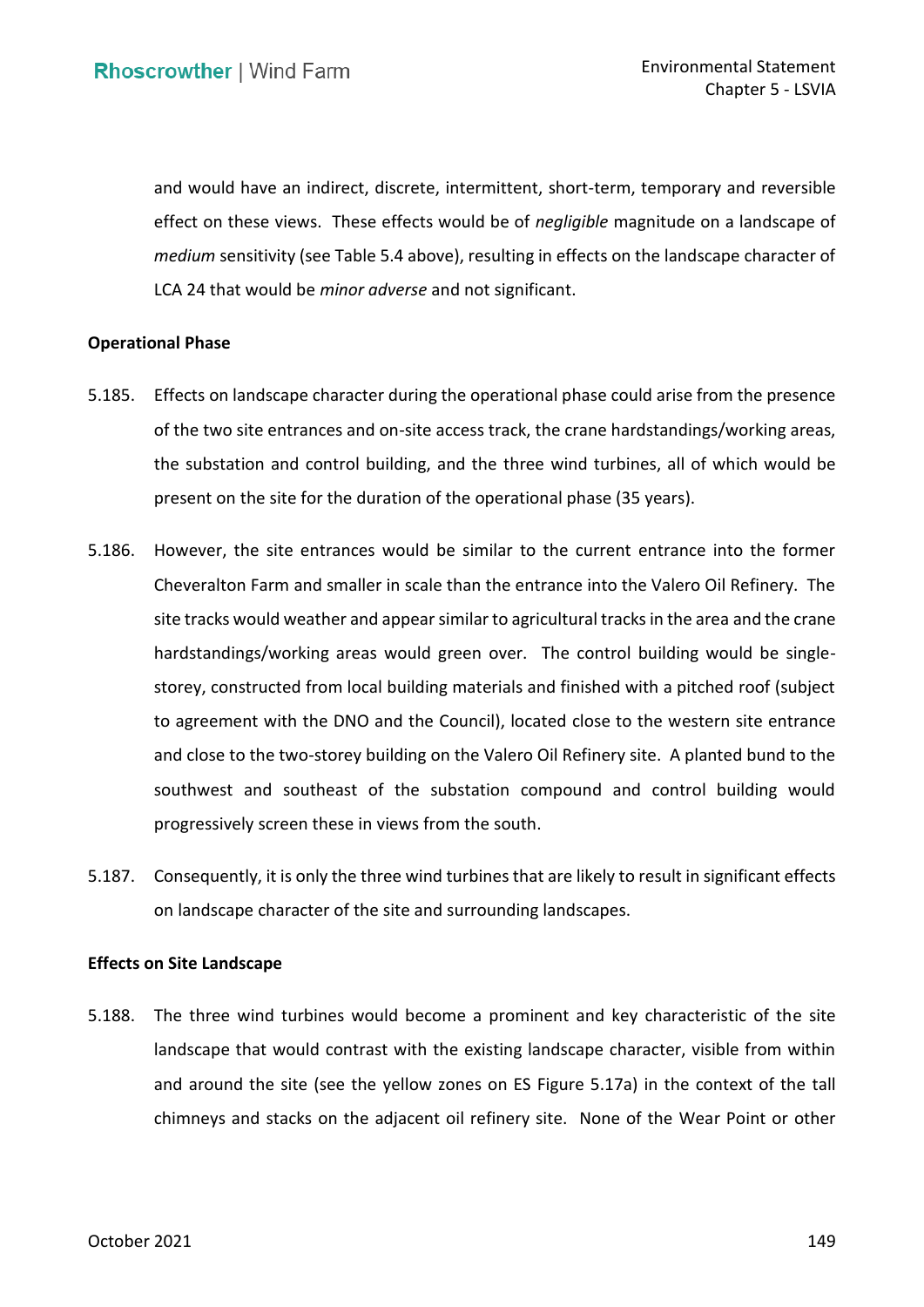and would have an indirect, discrete, intermittent, short-term, temporary and reversible effect on these views. These effects would be of *negligible* magnitude on a landscape of *medium* sensitivity (see Table 5.4 above), resulting in effects on the landscape character of LCA 24 that would be *minor adverse* and not significant.

**Operational Phase**

5.185. Effects on landscape character during the operational phase could arise from the presence of the two site entrances and on-site access track, the crane hardstandings/working areas, the substation and control building, and the three wind turbines, all of which would be present on the site for the duration of the operational phase (35 years).

5.186. However, the site entrances would be similar to the current entrance into the former Cheveralton Farm and smaller in scale than the entrance into the Valero Oil Refinery. The site tracks would weather and appear similar to agricultural tracks in the area and the crane hardstandings/working areas would green over. The control building would be single-storey, constructed from local building materials and finished with a pitched roof (subject to agreement with the DNO and the Council), located close to the western site entrance and close to the two-storey building on the Valero Oil Refinery site. A planted bund to the southwest and southeast of the substation compound and control building would progressively screen these in views from the south.

5.187. Consequently, it is only the three wind turbines that are likely to result in significant effects on landscape character of the site and surrounding landscapes.

**Effects on Site Landscape**

5.188. The three wind turbines would become a prominent and key characteristic of the site landscape that would contrast with the existing landscape character, visible from within and around the site (see the yellow zones on ES Figure 5.17a) in the context of the tall chimneys and stacks on the adjacent oil refinery site. None of the Wear Point or other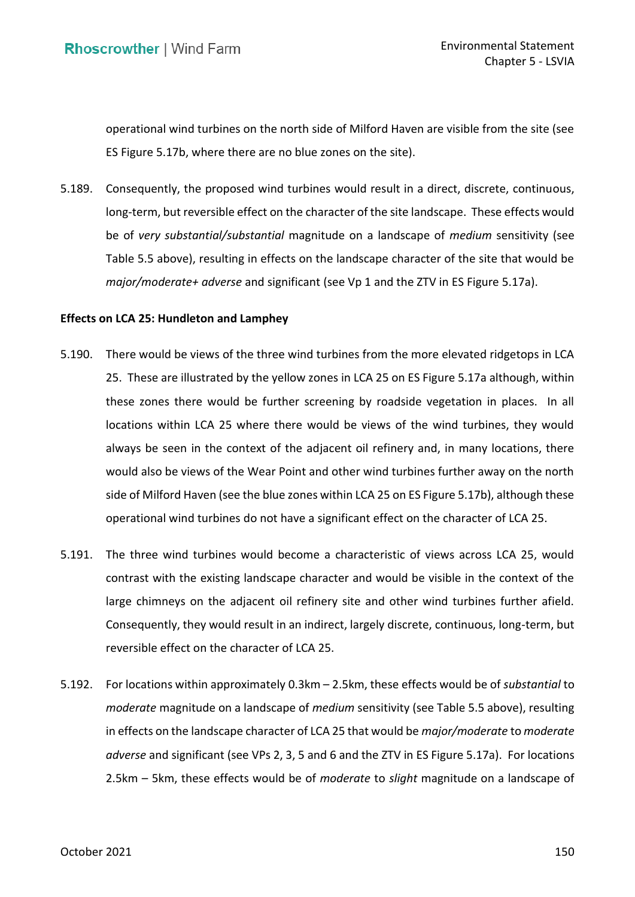operational wind turbines on the north side of Milford Haven are visible from the site (see ES Figure 5.17b, where there are no blue zones on the site).

5.189. Consequently, the proposed wind turbines would result in a direct, discrete, continuous, long-term, but reversible effect on the character of the site landscape. These effects would be of *very substantial/substantial* magnitude on a landscape of *medium* sensitivity (see Table 5.5 above), resulting in effects on the landscape character of the site that would be *major/moderate+ adverse* and significant (see Vp 1 and the ZTV in ES Figure 5.17a).

**Effects on LCA 25: Hundleton and Lamphey**

5.190. There would be views of the three wind turbines from the more elevated ridgetops in LCA 25. These are illustrated by the yellow zones in LCA 25 on ES Figure 5.17a although, within these zones there would be further screening by roadside vegetation in places. In all locations within LCA 25 where there would be views of the wind turbines, they would always be seen in the context of the adjacent oil refinery and, in many locations, there would also be views of the Wear Point and other wind turbines further away on the north side of Milford Haven (see the blue zones within LCA 25 on ES Figure 5.17b), although these operational wind turbines do not have a significant effect on the character of LCA 25.

5.191. The three wind turbines would become a characteristic of views across LCA 25, would contrast with the existing landscape character and would be visible in the context of the large chimneys on the adjacent oil refinery site and other wind turbines further afield. Consequently, they would result in an indirect, largely discrete, continuous, long-term, but reversible effect on the character of LCA 25.

5.192. For locations within approximately 0.3km – 2.5km, these effects would be of *substantial* to *moderate* magnitude on a landscape of *medium* sensitivity (see Table 5.5 above), resulting in effects on the landscape character of LCA 25 that would be *major/moderate* to *moderate adverse* and significant (see VPs 2, 3, 5 and 6 and the ZTV in ES Figure 5.17a). For locations 2.5km – 5km, these effects would be of *moderate* to *slight* magnitude on a landscape of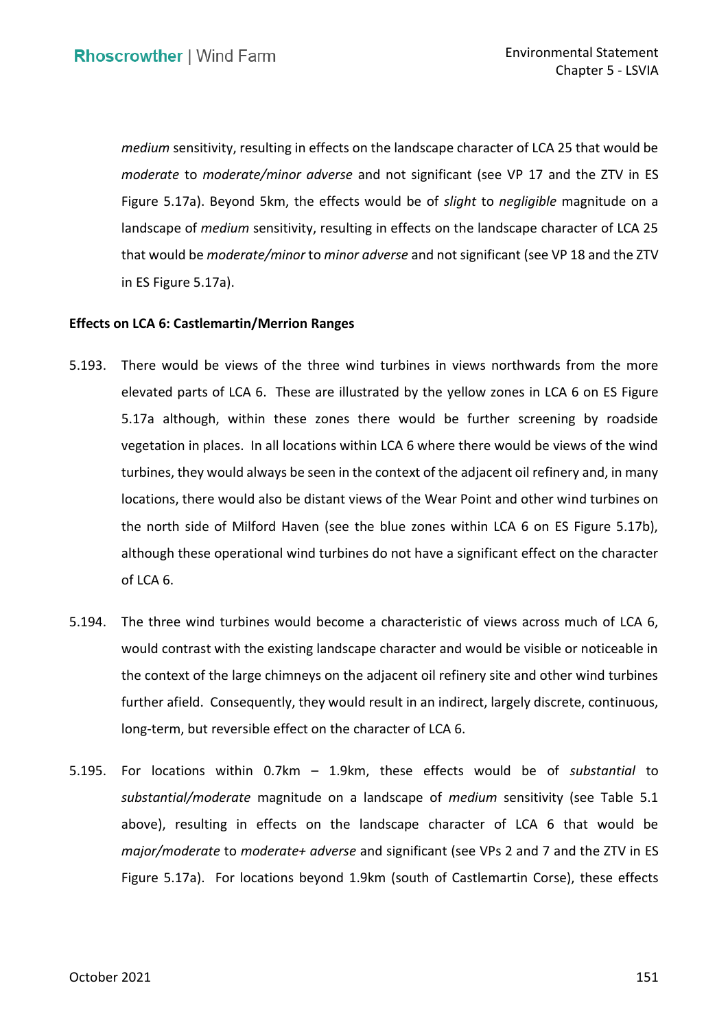*medium* sensitivity, resulting in effects on the landscape character of LCA 25 that would be *moderate* to *moderate/minor adverse* and not significant (see VP 17 and the ZTV in ES Figure 5.17a). Beyond 5km, the effects would be of *slight* to *negligible* magnitude on a landscape of *medium* sensitivity, resulting in effects on the landscape character of LCA 25 that would be *moderate/minor* to *minor adverse* and not significant (see VP 18 and the ZTV in ES Figure 5.17a).

**Effects on LCA 6: Castlemartin/Merrion Ranges**

5.193. There would be views of the three wind turbines in views northwards from the more elevated parts of LCA 6. These are illustrated by the yellow zones in LCA 6 on ES Figure 5.17a although, within these zones there would be further screening by roadside vegetation in places. In all locations within LCA 6 where there would be views of the wind turbines, they would always be seen in the context of the adjacent oil refinery and, in many locations, there would also be distant views of the Wear Point and other wind turbines on the north side of Milford Haven (see the blue zones within LCA 6 on ES Figure 5.17b), although these operational wind turbines do not have a significant effect on the character of LCA 6.

5.194. The three wind turbines would become a characteristic of views across much of LCA 6, would contrast with the existing landscape character and would be visible or noticeable in the context of the large chimneys on the adjacent oil refinery site and other wind turbines further afield. Consequently, they would result in an indirect, largely discrete, continuous, long-term, but reversible effect on the character of LCA 6.

5.195. For locations within 0.7km – 1.9km, these effects would be of *substantial* to *substantial/moderate* magnitude on a landscape of *medium* sensitivity (see Table 5.1 above), resulting in effects on the landscape character of LCA 6 that would be *major/moderate* to *moderate+ adverse* and significant (see VPs 2 and 7 and the ZTV in ES Figure 5.17a). For locations beyond 1.9km (south of Castlemartin Corse), these effects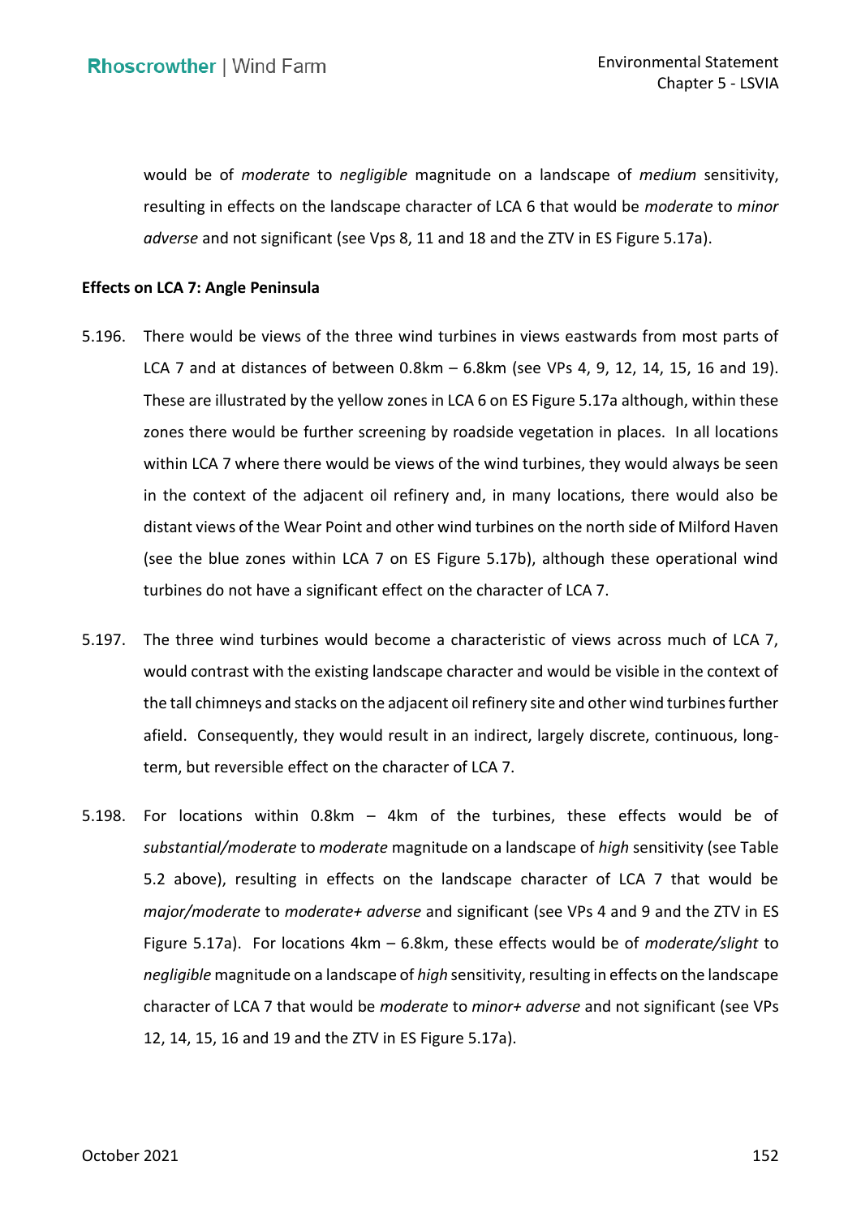would be of *moderate* to *negligible* magnitude on a landscape of *medium* sensitivity, resulting in effects on the landscape character of LCA 6 that would be *moderate* to *minor adverse* and not significant (see Vps 8, 11 and 18 and the ZTV in ES Figure 5.17a).

**Effects on LCA 7: Angle Peninsula**

5.196. There would be views of the three wind turbines in views eastwards from most parts of LCA 7 and at distances of between 0.8km – 6.8km (see VPs 4, 9, 12, 14, 15, 16 and 19). These are illustrated by the yellow zones in LCA 6 on ES Figure 5.17a although, within these zones there would be further screening by roadside vegetation in places. In all locations within LCA 7 where there would be views of the wind turbines, they would always be seen in the context of the adjacent oil refinery and, in many locations, there would also be distant views of the Wear Point and other wind turbines on the north side of Milford Haven (see the blue zones within LCA 7 on ES Figure 5.17b), although these operational wind turbines do not have a significant effect on the character of LCA 7.

5.197. The three wind turbines would become a characteristic of views across much of LCA 7, would contrast with the existing landscape character and would be visible in the context of the tall chimneys and stacks on the adjacent oil refinery site and other wind turbines further afield. Consequently, they would result in an indirect, largely discrete, continuous, long-term, but reversible effect on the character of LCA 7.

5.198. For locations within 0.8km – 4km of the turbines, these effects would be of *substantial/moderate* to *moderate* magnitude on a landscape of *high* sensitivity (see Table 5.2 above), resulting in effects on the landscape character of LCA 7 that would be *major/moderate* to *moderate+ adverse* and significant (see VPs 4 and 9 and the ZTV in ES Figure 5.17a). For locations 4km – 6.8km, these effects would be of *moderate/slight* to *negligible* magnitude on a landscape of *high* sensitivity, resulting in effects on the landscape character of LCA 7 that would be *moderate* to *minor+ adverse* and not significant (see VPs 12, 14, 15, 16 and 19 and the ZTV in ES Figure 5.17a).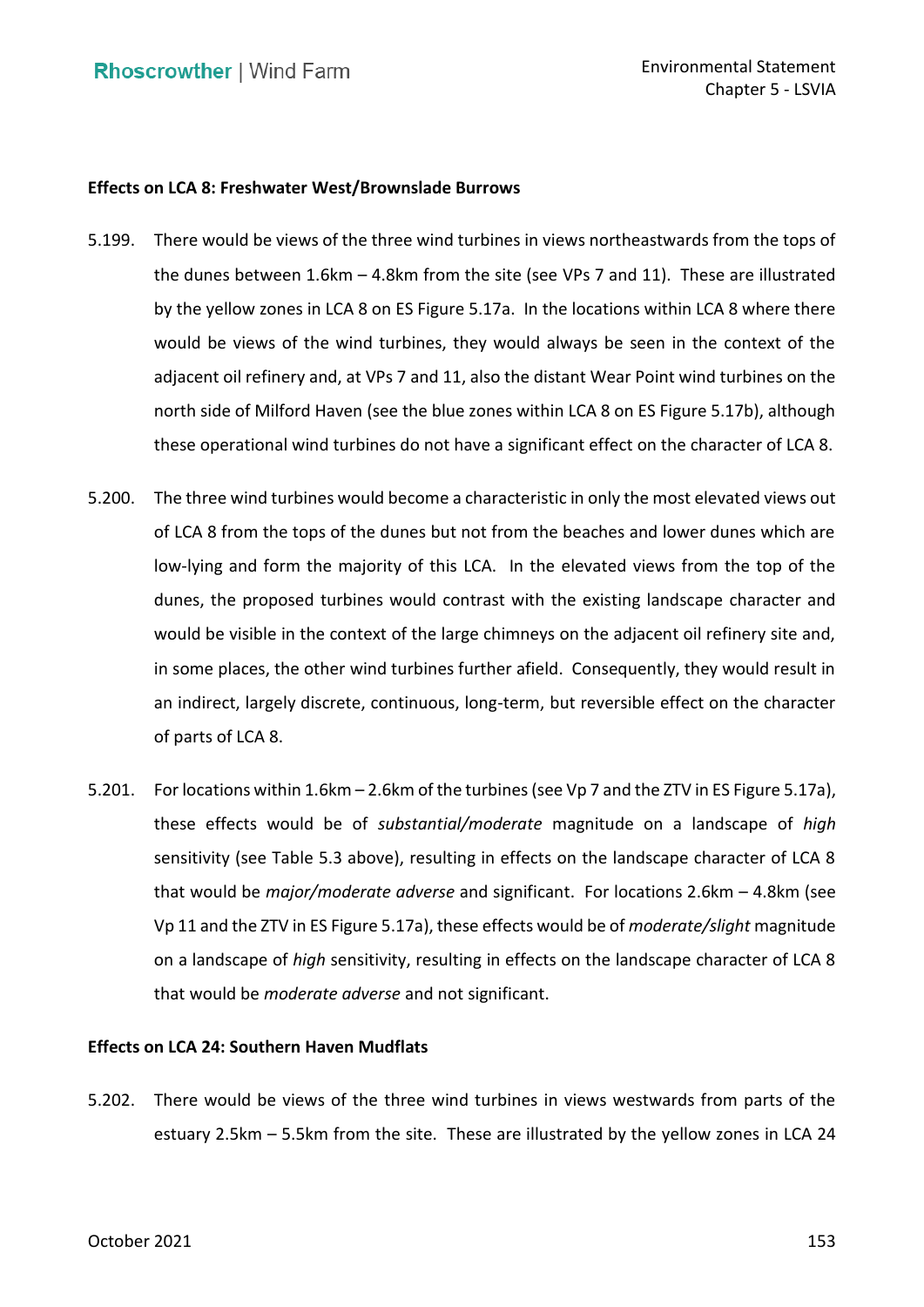**Effects on LCA 8: Freshwater West/Brownslade Burrows**

5.199. There would be views of the three wind turbines in views northeastwards from the tops of the dunes between 1.6km – 4.8km from the site (see VPs 7 and 11). These are illustrated by the yellow zones in LCA 8 on ES Figure 5.17a. In the locations within LCA 8 where there would be views of the wind turbines, they would always be seen in the context of the adjacent oil refinery and, at VPs 7 and 11, also the distant Wear Point wind turbines on the north side of Milford Haven (see the blue zones within LCA 8 on ES Figure 5.17b), although these operational wind turbines do not have a significant effect on the character of LCA 8.

5.200. The three wind turbines would become a characteristic in only the most elevated views out of LCA 8 from the tops of the dunes but not from the beaches and lower dunes which are low-lying and form the majority of this LCA. In the elevated views from the top of the dunes, the proposed turbines would contrast with the existing landscape character and would be visible in the context of the large chimneys on the adjacent oil refinery site and, in some places, the other wind turbines further afield. Consequently, they would result in an indirect, largely discrete, continuous, long-term, but reversible effect on the character of parts of LCA 8.

5.201. For locations within 1.6km – 2.6km of the turbines (see Vp 7 and the ZTV in ES Figure 5.17a), these effects would be of *substantial/moderate* magnitude on a landscape of *high* sensitivity (see Table 5.3 above), resulting in effects on the landscape character of LCA 8 that would be *major/moderate adverse* and significant. For locations 2.6km – 4.8km (see Vp 11 and the ZTV in ES Figure 5.17a), these effects would be of *moderate/slight* magnitude on a landscape of *high* sensitivity, resulting in effects on the landscape character of LCA 8 that would be *moderate adverse* and not significant.

**Effects on LCA 24: Southern Haven Mudflats**

5.202. There would be views of the three wind turbines in views westwards from parts of the estuary 2.5km – 5.5km from the site. These are illustrated by the yellow zones in LCA 24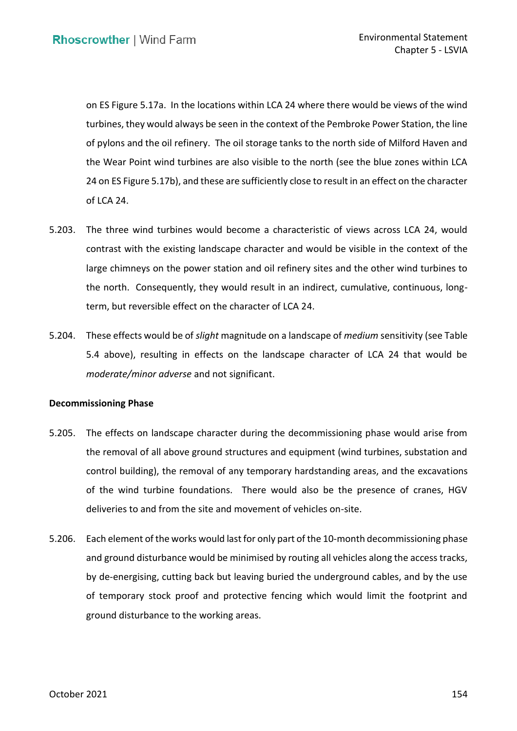on ES Figure 5.17a. In the locations within LCA 24 where there would be views of the wind turbines, they would always be seen in the context of the Pembroke Power Station, the line of pylons and the oil refinery. The oil storage tanks to the north side of Milford Haven and the Wear Point wind turbines are also visible to the north (see the blue zones within LCA 24 on ES Figure 5.17b), and these are sufficiently close to result in an effect on the character of LCA 24.

5.203. The three wind turbines would become a characteristic of views across LCA 24, would contrast with the existing landscape character and would be visible in the context of the large chimneys on the power station and oil refinery sites and the other wind turbines to the north. Consequently, they would result in an indirect, cumulative, continuous, long-term, but reversible effect on the character of LCA 24.

5.204. These effects would be of *slight* magnitude on a landscape of *medium* sensitivity (see Table 5.4 above), resulting in effects on the landscape character of LCA 24 that would be *moderate/minor adverse* and not significant.

**Decommissioning Phase**

5.205. The effects on landscape character during the decommissioning phase would arise from the removal of all above ground structures and equipment (wind turbines, substation and control building), the removal of any temporary hardstanding areas, and the excavations of the wind turbine foundations. There would also be the presence of cranes, HGV deliveries to and from the site and movement of vehicles on-site.

5.206. Each element of the works would last for only part of the 10-month decommissioning phase and ground disturbance would be minimised by routing all vehicles along the access tracks, by de-energising, cutting back but leaving buried the underground cables, and by the use of temporary stock proof and protective fencing which would limit the footprint and ground disturbance to the working areas.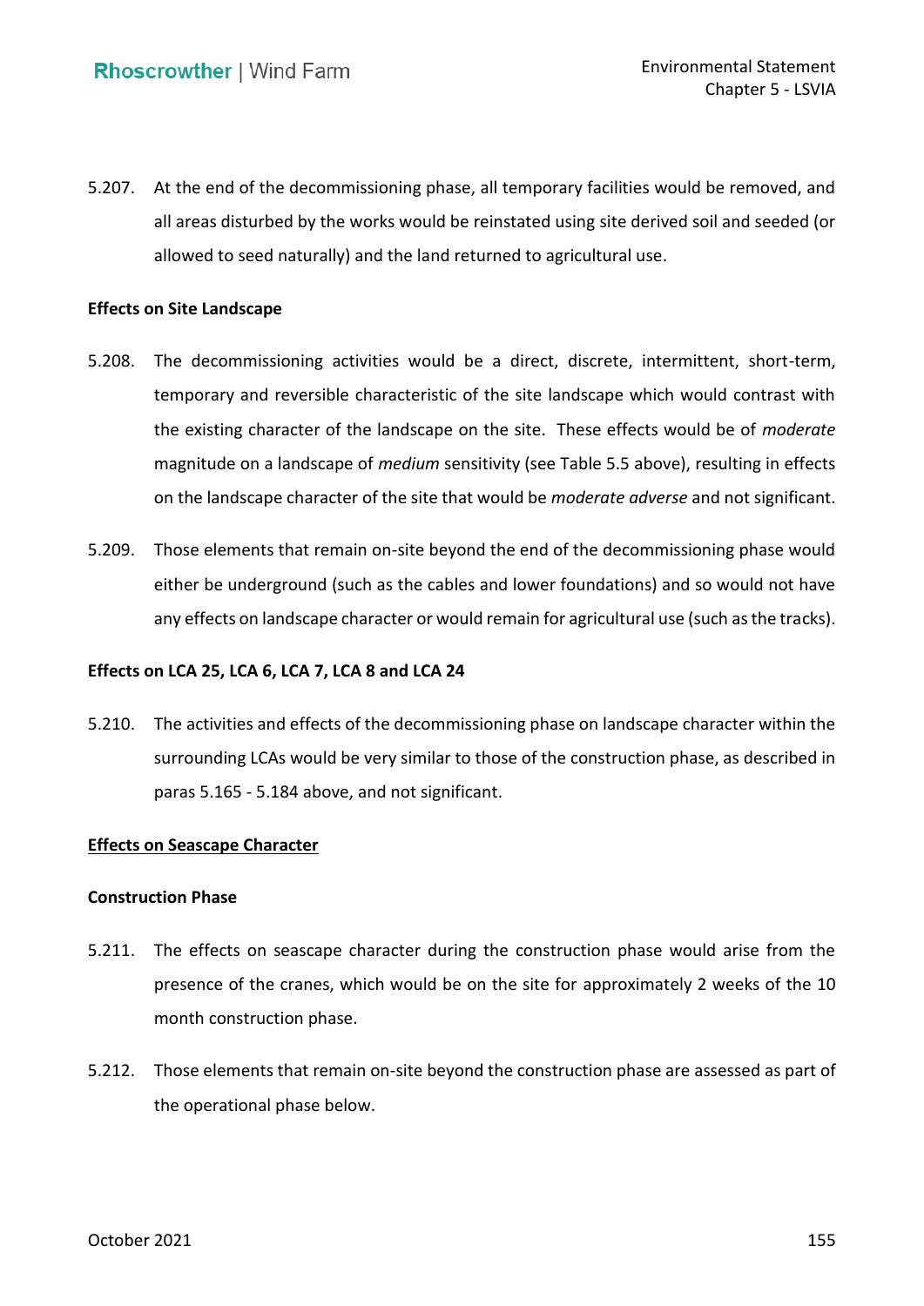5.207. At the end of the decommissioning phase, all temporary facilities would be removed, and all areas disturbed by the works would be reinstated using site derived soil and seeded (or allowed to seed naturally) and the land returned to agricultural use.

**Effects on Site Landscape**

5.208. The decommissioning activities would be a direct, discrete, intermittent, short-term, temporary and reversible characteristic of the site landscape which would contrast with the existing character of the landscape on the site. These effects would be of *moderate* magnitude on a landscape of *medium* sensitivity (see Table 5.5 above), resulting in effects on the landscape character of the site that would be *moderate adverse* and not significant.

5.209. Those elements that remain on-site beyond the end of the decommissioning phase would either be underground (such as the cables and lower foundations) and so would not have any effects on landscape character or would remain for agricultural use (such as the tracks).

**Effects on LCA 25, LCA 6, LCA 7, LCA 8 and LCA 24**

5.210. The activities and effects of the decommissioning phase on landscape character within the surrounding LCAs would be very similar to those of the construction phase, as described in paras 5.165 - 5.184 above, and not significant.

**Effects on Seascape Character**

**Construction Phase**

5.211. The effects on seascape character during the construction phase would arise from the presence of the cranes, which would be on the site for approximately 2 weeks of the 10 month construction phase.

5.212. Those elements that remain on-site beyond the construction phase are assessed as part of the operational phase below.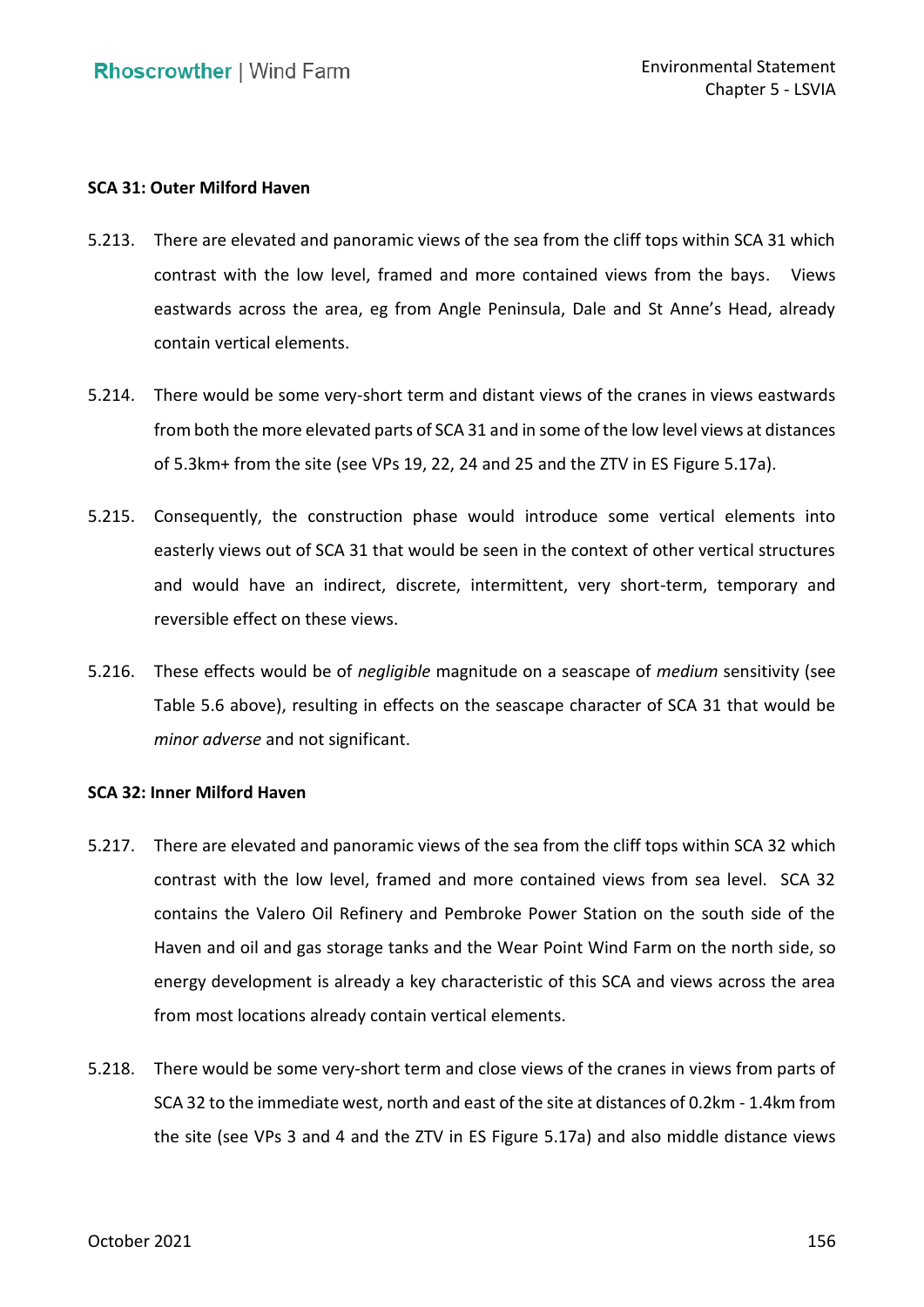**SCA 31: Outer Milford Haven**

5.213. There are elevated and panoramic views of the sea from the cliff tops within SCA 31 which contrast with the low level, framed and more contained views from the bays. Views eastwards across the area, eg from Angle Peninsula, Dale and St Anne's Head, already contain vertical elements.

5.214. There would be some very-short term and distant views of the cranes in views eastwards from both the more elevated parts of SCA 31 and in some of the low level views at distances of 5.3km+ from the site (see VPs 19, 22, 24 and 25 and the ZTV in ES Figure 5.17a).

5.215. Consequently, the construction phase would introduce some vertical elements into easterly views out of SCA 31 that would be seen in the context of other vertical structures and would have an indirect, discrete, intermittent, very short-term, temporary and reversible effect on these views.

5.216. These effects would be of *negligible* magnitude on a seascape of *medium* sensitivity (see Table 5.6 above), resulting in effects on the seascape character of SCA 31 that would be *minor adverse* and not significant.

**SCA 32: Inner Milford Haven**

5.217. There are elevated and panoramic views of the sea from the cliff tops within SCA 32 which contrast with the low level, framed and more contained views from sea level. SCA 32 contains the Valero Oil Refinery and Pembroke Power Station on the south side of the Haven and oil and gas storage tanks and the Wear Point Wind Farm on the north side, so energy development is already a key characteristic of this SCA and views across the area from most locations already contain vertical elements.

5.218. There would be some very-short term and close views of the cranes in views from parts of SCA 32 to the immediate west, north and east of the site at distances of 0.2km - 1.4km from the site (see VPs 3 and 4 and the ZTV in ES Figure 5.17a) and also middle distance views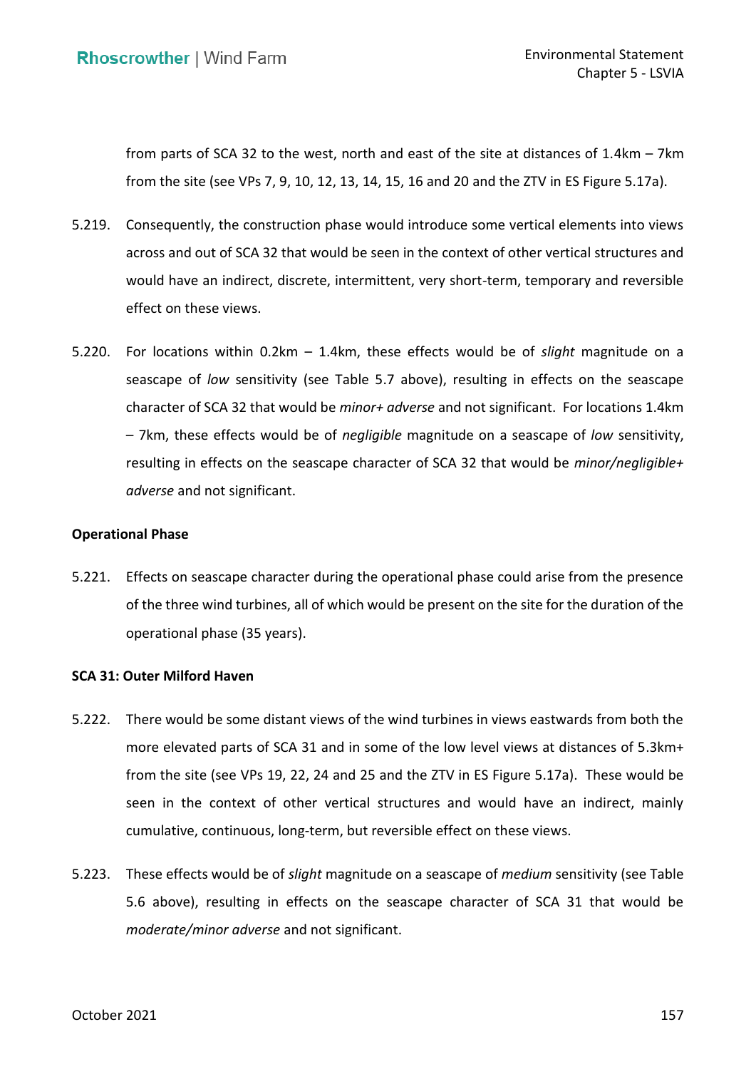from parts of SCA 32 to the west, north and east of the site at distances of 1.4km – 7km from the site (see VPs 7, 9, 10, 12, 13, 14, 15, 16 and 20 and the ZTV in ES Figure 5.17a).

5.219. Consequently, the construction phase would introduce some vertical elements into views across and out of SCA 32 that would be seen in the context of other vertical structures and would have an indirect, discrete, intermittent, very short-term, temporary and reversible effect on these views.

5.220. For locations within 0.2km – 1.4km, these effects would be of *slight* magnitude on a seascape of *low* sensitivity (see Table 5.7 above), resulting in effects on the seascape character of SCA 32 that would be *minor+ adverse* and not significant. For locations 1.4km – 7km, these effects would be of *negligible* magnitude on a seascape of *low* sensitivity, resulting in effects on the seascape character of SCA 32 that would be *minor/negligible+ adverse* and not significant.

**Operational Phase**

5.221. Effects on seascape character during the operational phase could arise from the presence of the three wind turbines, all of which would be present on the site for the duration of the operational phase (35 years).

**SCA 31: Outer Milford Haven**

5.222. There would be some distant views of the wind turbines in views eastwards from both the more elevated parts of SCA 31 and in some of the low level views at distances of 5.3km+ from the site (see VPs 19, 22, 24 and 25 and the ZTV in ES Figure 5.17a). These would be seen in the context of other vertical structures and would have an indirect, mainly cumulative, continuous, long-term, but reversible effect on these views.

5.223. These effects would be of *slight* magnitude on a seascape of *medium* sensitivity (see Table 5.6 above), resulting in effects on the seascape character of SCA 31 that would be *moderate/minor adverse* and not significant.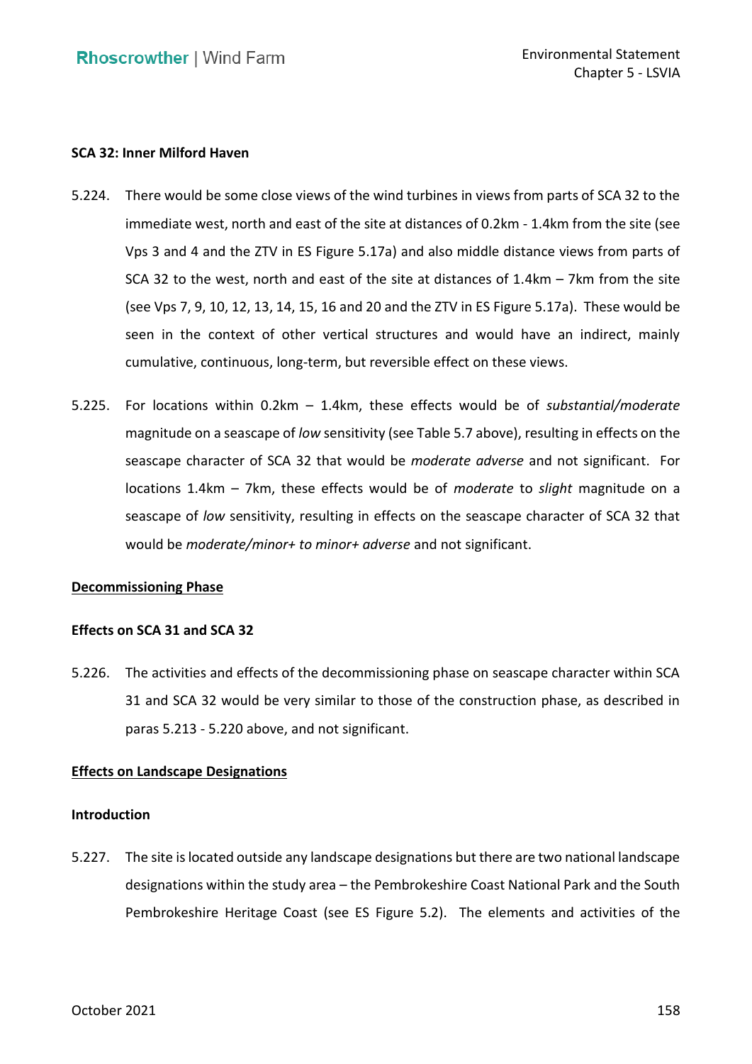**SCA 32: Inner Milford Haven**

5.224. There would be some close views of the wind turbines in views from parts of SCA 32 to the immediate west, north and east of the site at distances of 0.2km - 1.4km from the site (see Vps 3 and 4 and the ZTV in ES Figure 5.17a) and also middle distance views from parts of SCA 32 to the west, north and east of the site at distances of 1.4km – 7km from the site (see Vps 7, 9, 10, 12, 13, 14, 15, 16 and 20 and the ZTV in ES Figure 5.17a). These would be seen in the context of other vertical structures and would have an indirect, mainly cumulative, continuous, long-term, but reversible effect on these views.

5.225. For locations within 0.2km – 1.4km, these effects would be of *substantial/moderate* magnitude on a seascape of *low* sensitivity (see Table 5.7 above), resulting in effects on the seascape character of SCA 32 that would be *moderate adverse* and not significant. For locations 1.4km – 7km, these effects would be of *moderate* to *slight* magnitude on a seascape of *low* sensitivity, resulting in effects on the seascape character of SCA 32 that would be *moderate/minor+ to minor+ adverse* and not significant.

## Decommissioning Phase

**Effects on SCA 31 and SCA 32**

5.226. The activities and effects of the decommissioning phase on seascape character within SCA 31 and SCA 32 would be very similar to those of the construction phase, as described in paras 5.213 - 5.220 above, and not significant.

## Effects on Landscape Designations

**Introduction**

5.227. The site is located outside any landscape designations but there are two national landscape designations within the study area – the Pembrokeshire Coast National Park and the South Pembrokeshire Heritage Coast (see ES Figure 5.2). The elements and activities of the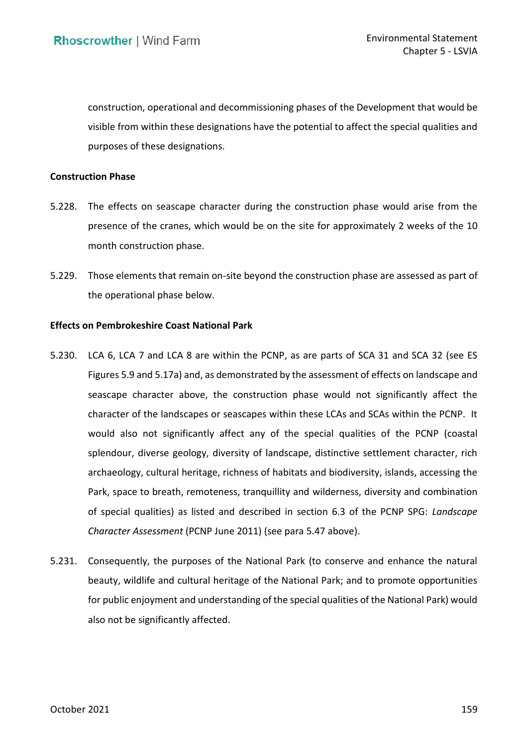construction, operational and decommissioning phases of the Development that would be visible from within these designations have the potential to affect the special qualities and purposes of these designations.

**Construction Phase**

5.228. The effects on seascape character during the construction phase would arise from the presence of the cranes, which would be on the site for approximately 2 weeks of the 10 month construction phase.

5.229. Those elements that remain on-site beyond the construction phase are assessed as part of the operational phase below.

**Effects on Pembrokeshire Coast National Park**

5.230. LCA 6, LCA 7 and LCA 8 are within the PCNP, as are parts of SCA 31 and SCA 32 (see ES Figures 5.9 and 5.17a) and, as demonstrated by the assessment of effects on landscape and seascape character above, the construction phase would not significantly affect the character of the landscapes or seascapes within these LCAs and SCAs within the PCNP. It would also not significantly affect any of the special qualities of the PCNP (coastal splendour, diverse geology, diversity of landscape, distinctive settlement character, rich archaeology, cultural heritage, richness of habitats and biodiversity, islands, accessing the Park, space to breath, remoteness, tranquillity and wilderness, diversity and combination of special qualities) as listed and described in section 6.3 of the PCNP SPG: *Landscape Character Assessment* (PCNP June 2011) (see para 5.47 above).

5.231. Consequently, the purposes of the National Park (to conserve and enhance the natural beauty, wildlife and cultural heritage of the National Park; and to promote opportunities for public enjoyment and understanding of the special qualities of the National Park) would also not be significantly affected.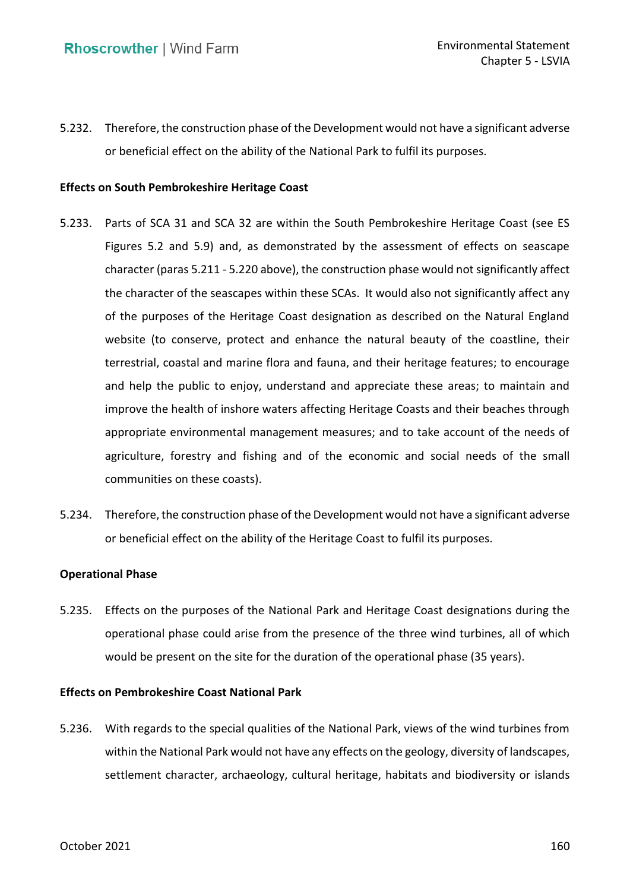5.232. Therefore, the construction phase of the Development would not have a significant adverse or beneficial effect on the ability of the National Park to fulfil its purposes.

**Effects on South Pembrokeshire Heritage Coast**

5.233. Parts of SCA 31 and SCA 32 are within the South Pembrokeshire Heritage Coast (see ES Figures 5.2 and 5.9) and, as demonstrated by the assessment of effects on seascape character (paras 5.211 - 5.220 above), the construction phase would not significantly affect the character of the seascapes within these SCAs. It would also not significantly affect any of the purposes of the Heritage Coast designation as described on the Natural England website (to conserve, protect and enhance the natural beauty of the coastline, their terrestrial, coastal and marine flora and fauna, and their heritage features; to encourage and help the public to enjoy, understand and appreciate these areas; to maintain and improve the health of inshore waters affecting Heritage Coasts and their beaches through appropriate environmental management measures; and to take account of the needs of agriculture, forestry and fishing and of the economic and social needs of the small communities on these coasts).

5.234. Therefore, the construction phase of the Development would not have a significant adverse or beneficial effect on the ability of the Heritage Coast to fulfil its purposes.

**Operational Phase**

5.235. Effects on the purposes of the National Park and Heritage Coast designations during the operational phase could arise from the presence of the three wind turbines, all of which would be present on the site for the duration of the operational phase (35 years).

**Effects on Pembrokeshire Coast National Park**

5.236. With regards to the special qualities of the National Park, views of the wind turbines from within the National Park would not have any effects on the geology, diversity of landscapes, settlement character, archaeology, cultural heritage, habitats and biodiversity or islands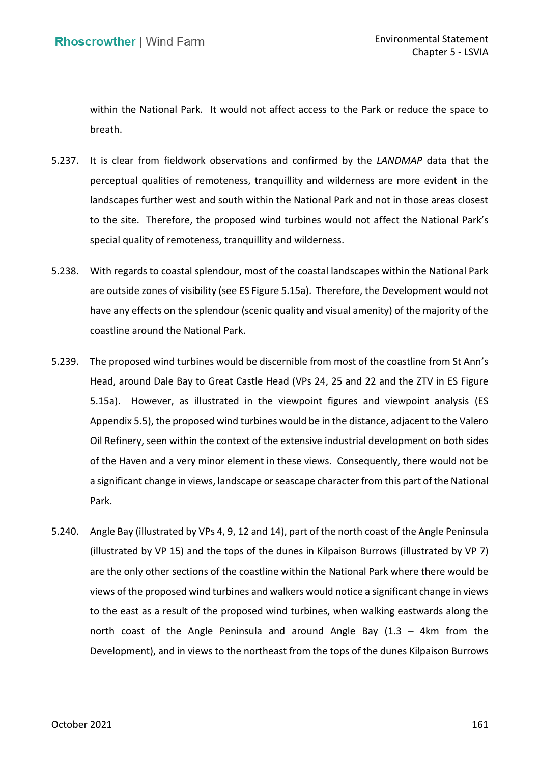within the National Park. It would not affect access to the Park or reduce the space to breath.

5.237. It is clear from fieldwork observations and confirmed by the *LANDMAP* data that the perceptual qualities of remoteness, tranquillity and wilderness are more evident in the landscapes further west and south within the National Park and not in those areas closest to the site. Therefore, the proposed wind turbines would not affect the National Park's special quality of remoteness, tranquillity and wilderness.

5.238. With regards to coastal splendour, most of the coastal landscapes within the National Park are outside zones of visibility (see ES Figure 5.15a). Therefore, the Development would not have any effects on the splendour (scenic quality and visual amenity) of the majority of the coastline around the National Park.

5.239. The proposed wind turbines would be discernible from most of the coastline from St Ann's Head, around Dale Bay to Great Castle Head (VPs 24, 25 and 22 and the ZTV in ES Figure 5.15a). However, as illustrated in the viewpoint figures and viewpoint analysis (ES Appendix 5.5), the proposed wind turbines would be in the distance, adjacent to the Valero Oil Refinery, seen within the context of the extensive industrial development on both sides of the Haven and a very minor element in these views. Consequently, there would not be a significant change in views, landscape or seascape character from this part of the National Park.

5.240. Angle Bay (illustrated by VPs 4, 9, 12 and 14), part of the north coast of the Angle Peninsula (illustrated by VP 15) and the tops of the dunes in Kilpaison Burrows (illustrated by VP 7) are the only other sections of the coastline within the National Park where there would be views of the proposed wind turbines and walkers would notice a significant change in views to the east as a result of the proposed wind turbines, when walking eastwards along the north coast of the Angle Peninsula and around Angle Bay (1.3 – 4km from the Development), and in views to the northeast from the tops of the dunes Kilpaison Burrows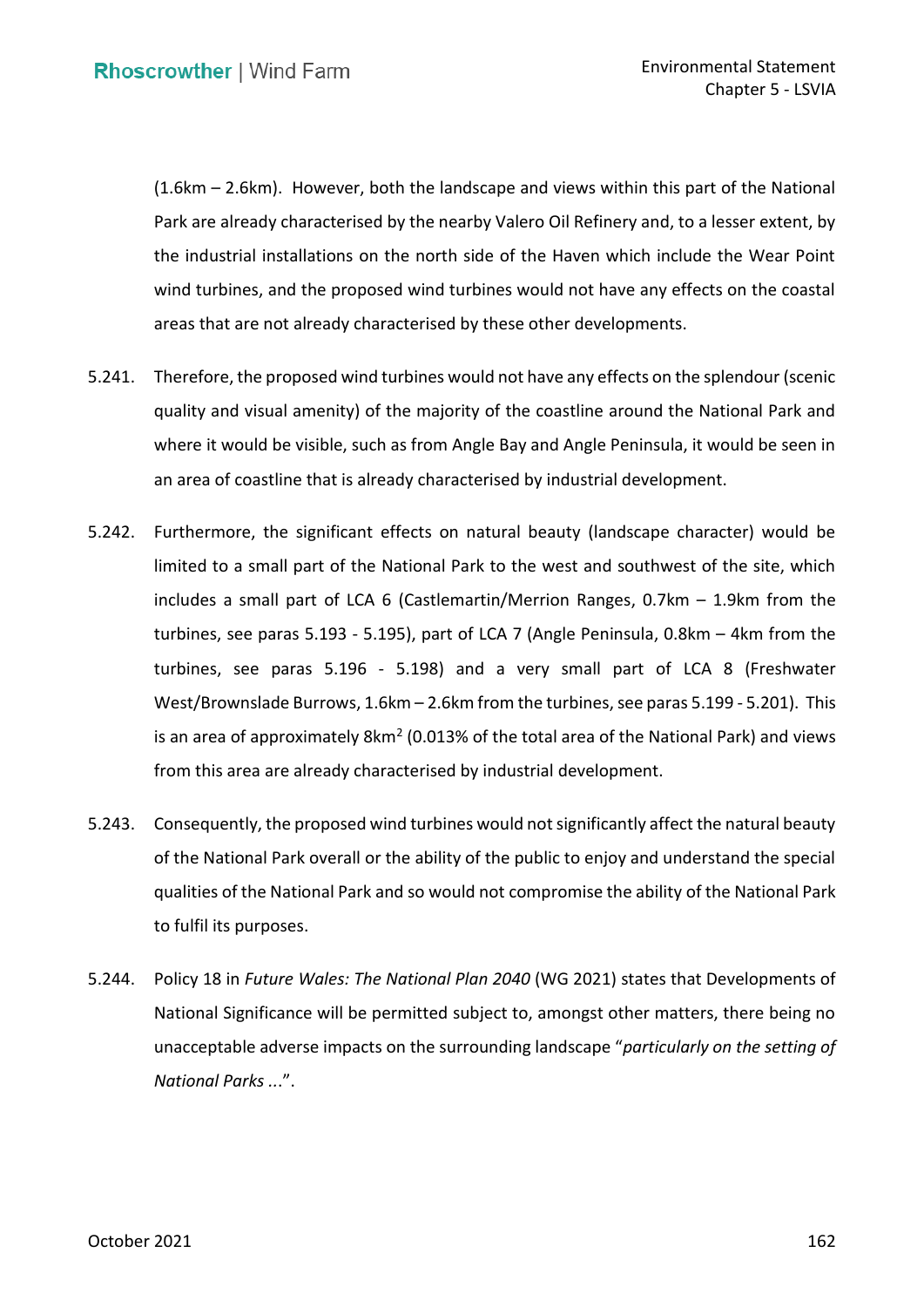(1.6km – 2.6km). However, both the landscape and views within this part of the National Park are already characterised by the nearby Valero Oil Refinery and, to a lesser extent, by the industrial installations on the north side of the Haven which include the Wear Point wind turbines, and the proposed wind turbines would not have any effects on the coastal areas that are not already characterised by these other developments.

5.241. Therefore, the proposed wind turbines would not have any effects on the splendour (scenic quality and visual amenity) of the majority of the coastline around the National Park and where it would be visible, such as from Angle Bay and Angle Peninsula, it would be seen in an area of coastline that is already characterised by industrial development.

5.242. Furthermore, the significant effects on natural beauty (landscape character) would be limited to a small part of the National Park to the west and southwest of the site, which includes a small part of LCA 6 (Castlemartin/Merrion Ranges, 0.7km – 1.9km from the turbines, see paras 5.193 - 5.195), part of LCA 7 (Angle Peninsula, 0.8km – 4km from the turbines, see paras 5.196 - 5.198) and a very small part of LCA 8 (Freshwater West/Brownslade Burrows, 1.6km – 2.6km from the turbines, see paras 5.199 - 5.201). This is an area of approximately $8km^2$ (0.013% of the total area of the National Park) and views from this area are already characterised by industrial development.

5.243. Consequently, the proposed wind turbines would not significantly affect the natural beauty of the National Park overall or the ability of the public to enjoy and understand the special qualities of the National Park and so would not compromise the ability of the National Park to fulfil its purposes.

5.244. Policy 18 in *Future Wales: The National Plan 2040* (WG 2021) states that Developments of National Significance will be permitted subject to, amongst other matters, there being no unacceptable adverse impacts on the surrounding landscape "*particularly on the setting of National Parks* ...".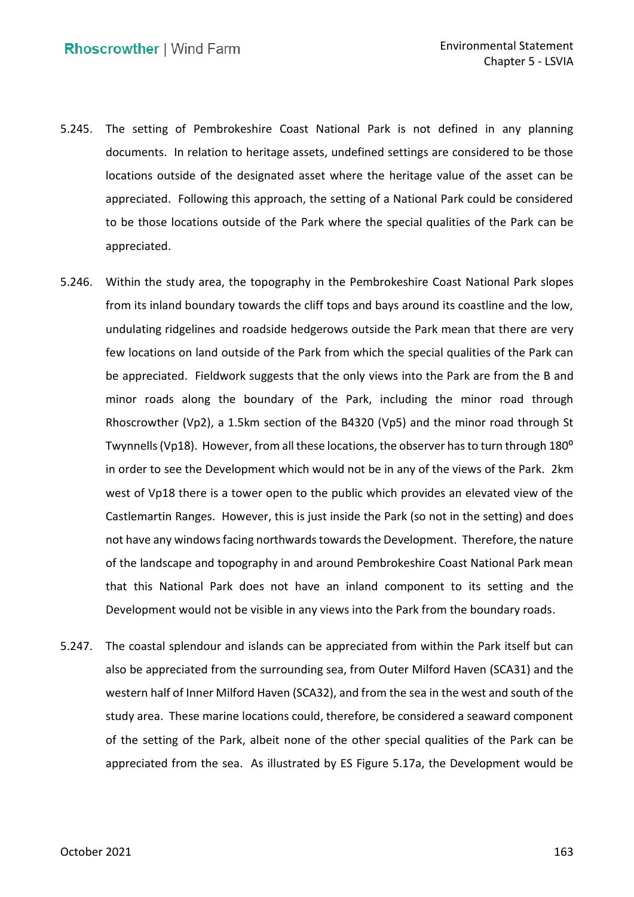5.245. The setting of Pembrokeshire Coast National Park is not defined in any planning documents. In relation to heritage assets, undefined settings are considered to be those locations outside of the designated asset where the heritage value of the asset can be appreciated. Following this approach, the setting of a National Park could be considered to be those locations outside of the Park where the special qualities of the Park can be appreciated.

5.246. Within the study area, the topography in the Pembrokeshire Coast National Park slopes from its inland boundary towards the cliff tops and bays around its coastline and the low, undulating ridgelines and roadside hedgerows outside the Park mean that there are very few locations on land outside of the Park from which the special qualities of the Park can be appreciated. Fieldwork suggests that the only views into the Park are from the B and minor roads along the boundary of the Park, including the minor road through Rhoscrowther (Vp2), a 1.5km section of the B4320 (Vp5) and the minor road through St Twynnells (Vp18). However, from all these locations, the observer has to turn through 180$^{o}$ in order to see the Development which would not be in any of the views of the Park. 2km west of Vp18 there is a tower open to the public which provides an elevated view of the Castlemartin Ranges. However, this is just inside the Park (so not in the setting) and does not have any windows facing northwards towards the Development. Therefore, the nature of the landscape and topography in and around Pembrokeshire Coast National Park mean that this National Park does not have an inland component to its setting and the Development would not be visible in any views into the Park from the boundary roads.

5.247. The coastal splendour and islands can be appreciated from within the Park itself but can also be appreciated from the surrounding sea, from Outer Milford Haven (SCA31) and the western half of Inner Milford Haven (SCA32), and from the sea in the west and south of the study area. These marine locations could, therefore, be considered a seaward component of the setting of the Park, albeit none of the other special qualities of the Park can be appreciated from the sea. As illustrated by ES Figure 5.17a, the Development would be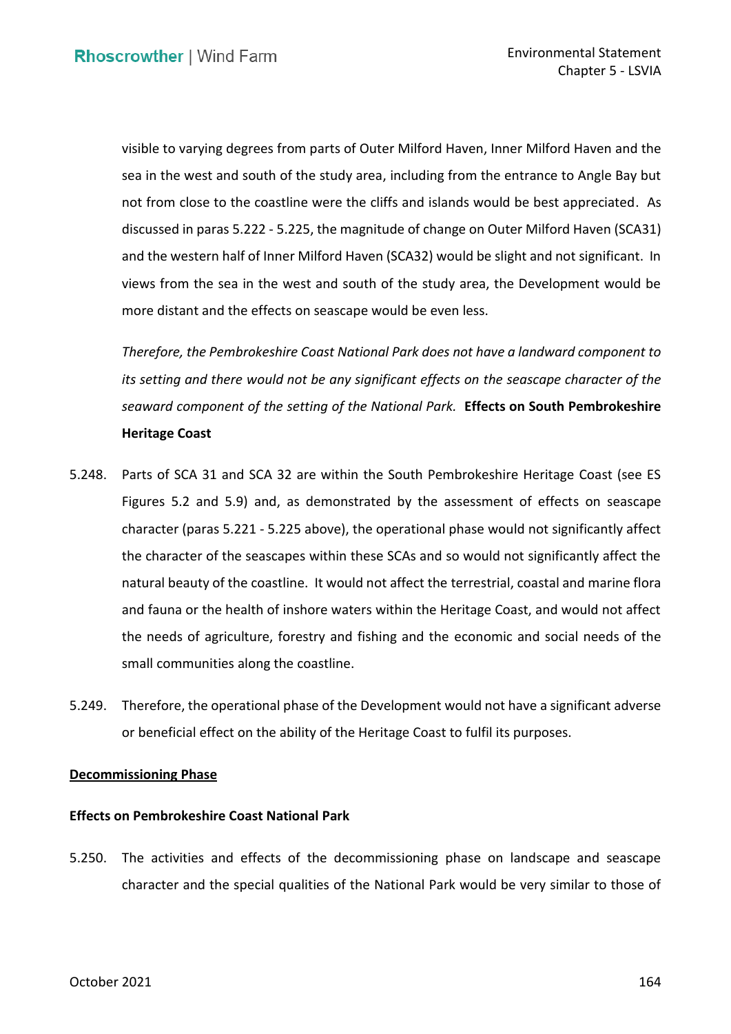visible to varying degrees from parts of Outer Milford Haven, Inner Milford Haven and the sea in the west and south of the study area, including from the entrance to Angle Bay but not from close to the coastline were the cliffs and islands would be best appreciated. As discussed in paras 5.222 - 5.225, the magnitude of change on Outer Milford Haven (SCA31) and the western half of Inner Milford Haven (SCA32) would be slight and not significant. In views from the sea in the west and south of the study area, the Development would be more distant and the effects on seascape would be even less.

*Therefore, the Pembrokeshire Coast National Park does not have a landward component to its setting and there would not be any significant effects on the seascape character of the seaward component of the setting of the National Park.*

**Effects on South Pembrokeshire Heritage Coast**

5.248. Parts of SCA 31 and SCA 32 are within the South Pembrokeshire Heritage Coast (see ES Figures 5.2 and 5.9) and, as demonstrated by the assessment of effects on seascape character (paras 5.221 - 5.225 above), the operational phase would not significantly affect the character of the seascapes within these SCAs and so would not significantly affect the natural beauty of the coastline. It would not affect the terrestrial, coastal and marine flora and fauna or the health of inshore waters within the Heritage Coast, and would not affect the needs of agriculture, forestry and fishing and the economic and social needs of the small communities along the coastline.

5.249. Therefore, the operational phase of the Development would not have a significant adverse or beneficial effect on the ability of the Heritage Coast to fulfil its purposes.

## Decommissioning Phase

**Effects on Pembrokeshire Coast National Park**

5.250. The activities and effects of the decommissioning phase on landscape and seascape character and the special qualities of the National Park would be very similar to those of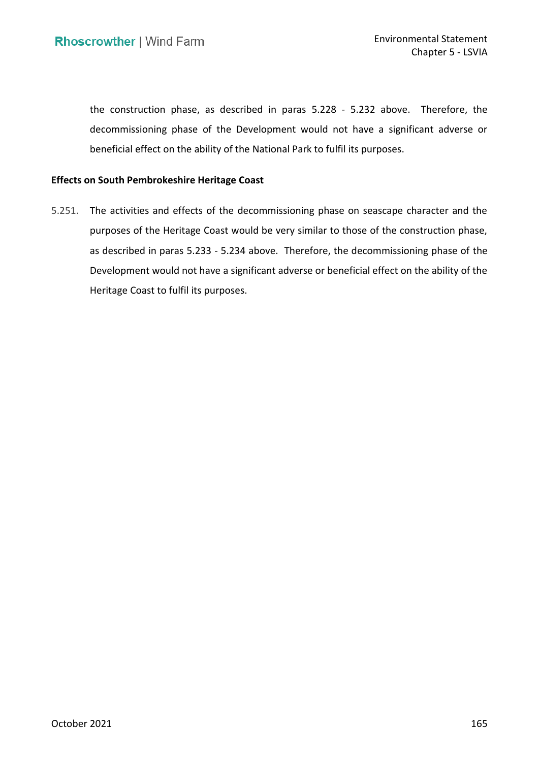the construction phase, as described in paras 5.228 - 5.232 above. Therefore, the decommissioning phase of the Development would not have a significant adverse or beneficial effect on the ability of the National Park to fulfil its purposes.

**Effects on South Pembrokeshire Heritage Coast**

5.251. The activities and effects of the decommissioning phase on seascape character and the purposes of the Heritage Coast would be very similar to those of the construction phase, as described in paras 5.233 - 5.234 above. Therefore, the decommissioning phase of the Development would not have a significant adverse or beneficial effect on the ability of the Heritage Coast to fulfil its purposes.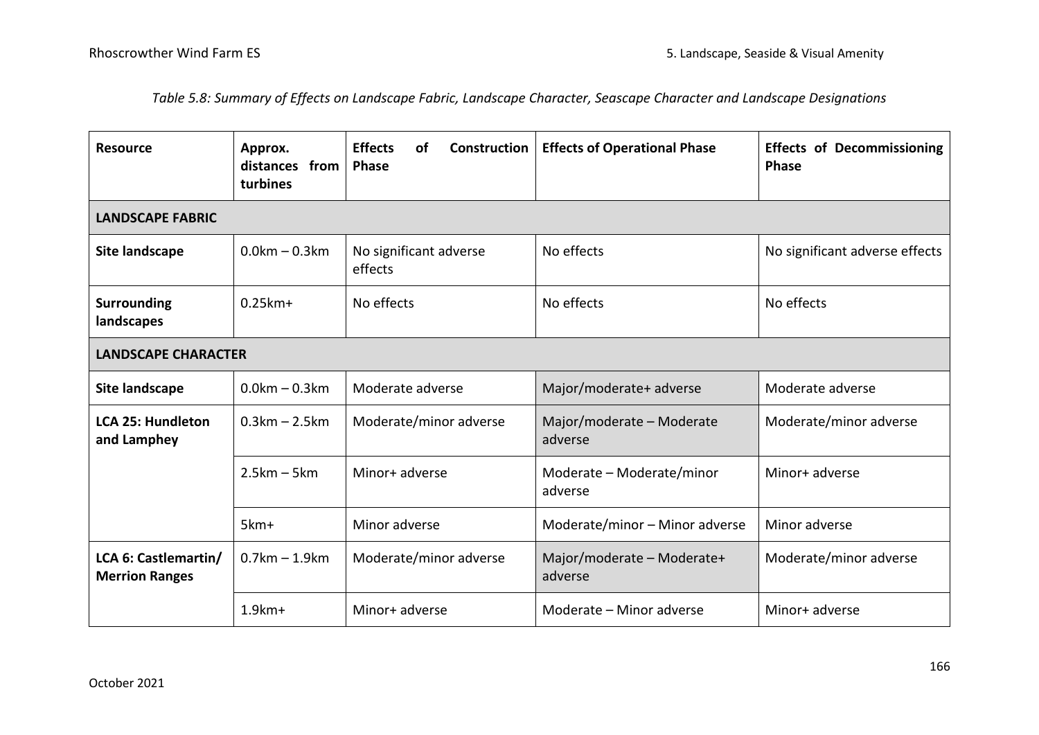*Table 5.8: Summary of Effects on Landscape Fabric, Landscape Character, Seascape Character and Landscape Designations*

| Resource | Approx. distances from turbines | Effects of Construction Phase | Effects of Operational Phase | Effects of Decommissioning Phase |
|---|---|---|---|---|
| **LANDSCAPE FABRIC** | | | | |
| **Site landscape** | 0.0km – 0.3km | No significant adverse effects | No effects | No significant adverse effects |
| **Surrounding landscapes** | 0.25km+ | No effects | No effects | No effects |
| **LANDSCAPE CHARACTER** | | | | |
| **Site landscape** | 0.0km – 0.3km | Moderate adverse | Major/moderate+ adverse | Moderate adverse |
| **LCA 25: Hundleton and Lamphey** | 0.3km – 2.5km | Moderate/minor adverse | Major/moderate – Moderate adverse | Moderate/minor adverse |
| | 2.5km – 5km | Minor+ adverse | Moderate – Moderate/minor adverse | Minor+ adverse |
| | 5km+ | Minor adverse | Moderate/minor – Minor adverse | Minor adverse |
| **LCA 6: Castlemartin/ Merrion Ranges** | 0.7km – 1.9km | Moderate/minor adverse | Major/moderate – Moderate+ adverse | Moderate/minor adverse |
| | 1.9km+ | Minor+ adverse | Moderate – Minor adverse | Minor+ adverse |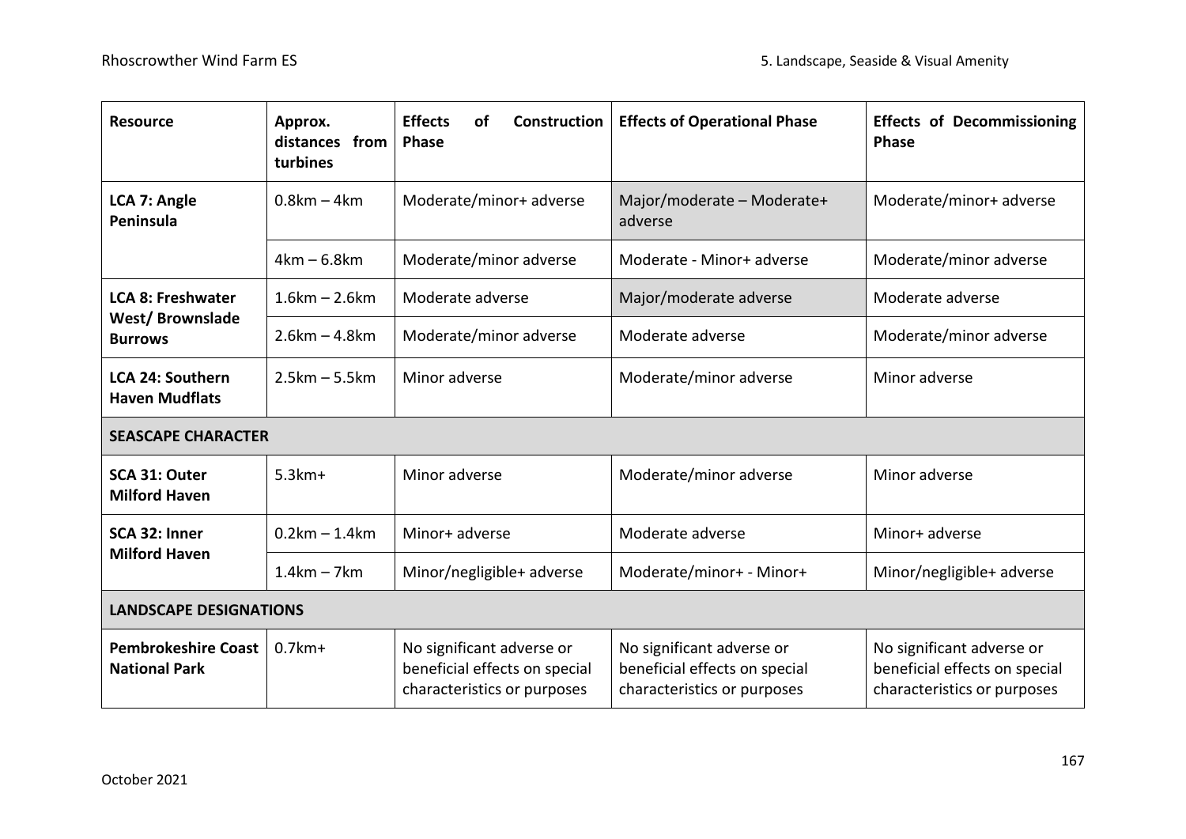| Resource | Approx. distances from turbines | Effects of Construction Phase | Effects of Operational Phase | Effects of Decommissioning Phase |
|---|---|---|---|---|
| **LCA 7: Angle Peninsula** | 0.8km – 4km | Moderate/minor+ adverse | Major/moderate – Moderate+ adverse | Moderate/minor+ adverse |
| | 4km – 6.8km | Moderate/minor adverse | Moderate - Minor+ adverse | Moderate/minor adverse |
| **LCA 8: Freshwater West/ Brownslade Burrows** | 1.6km – 2.6km | Moderate adverse | Major/moderate adverse | Moderate adverse |
| | 2.6km – 4.8km | Moderate/minor adverse | Moderate adverse | Moderate/minor adverse |
| **LCA 24: Southern Haven Mudflats** | 2.5km – 5.5km | Minor adverse | Moderate/minor adverse | Minor adverse |
| **SEASCAPE CHARACTER** | | | | |
| **SCA 31: Outer Milford Haven** | 5.3km+ | Minor adverse | Moderate/minor adverse | Minor adverse |
| **SCA 32: Inner Milford Haven** | 0.2km – 1.4km | Minor+ adverse | Moderate adverse | Minor+ adverse |
| | 1.4km – 7km | Minor/negligible+ adverse | Moderate/minor+ - Minor+ | Minor/negligible+ adverse |
| **LANDSCAPE DESIGNATIONS** | | | | |
| **Pembrokeshire Coast National Park** | 0.7km+ | No significant adverse or beneficial effects on special characteristics or purposes | No significant adverse or beneficial effects on special characteristics or purposes | No significant adverse or beneficial effects on special characteristics or purposes |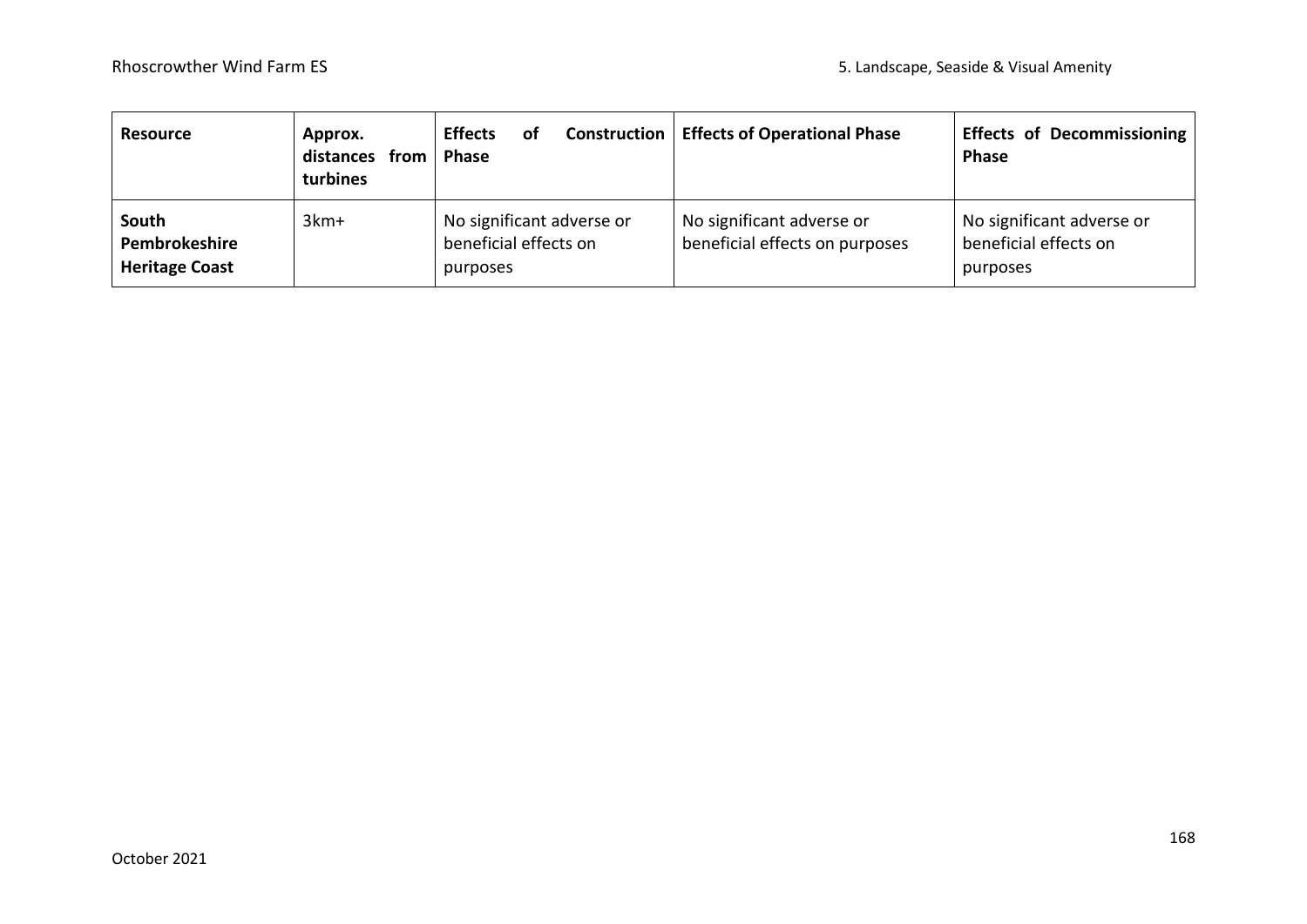| Resource | Approx. distances from turbines | Effects of Construction Phase | Effects of Operational Phase | Effects of Decommissioning Phase |
|---|---|---|---|---|
| **South Pembrokeshire Heritage Coast** | 3km+ | No significant adverse or beneficial effects on purposes | No significant adverse or beneficial effects on purposes | No significant adverse or beneficial effects on purposes |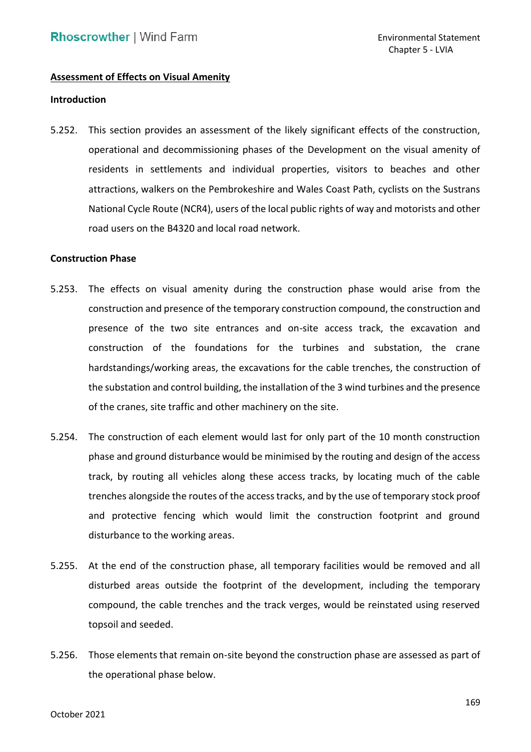**Assessment of Effects on Visual Amenity**

**Introduction**

5.252. This section provides an assessment of the likely significant effects of the construction, operational and decommissioning phases of the Development on the visual amenity of residents in settlements and individual properties, visitors to beaches and other attractions, walkers on the Pembrokeshire and Wales Coast Path, cyclists on the Sustrans National Cycle Route (NCR4), users of the local public rights of way and motorists and other road users on the B4320 and local road network.

**Construction Phase**

5.253. The effects on visual amenity during the construction phase would arise from the construction and presence of the temporary construction compound, the construction and presence of the two site entrances and on-site access track, the excavation and construction of the foundations for the turbines and substation, the crane hardstandings/working areas, the excavations for the cable trenches, the construction of the substation and control building, the installation of the 3 wind turbines and the presence of the cranes, site traffic and other machinery on the site.

5.254. The construction of each element would last for only part of the 10 month construction phase and ground disturbance would be minimised by the routing and design of the access track, by routing all vehicles along these access tracks, by locating much of the cable trenches alongside the routes of the access tracks, and by the use of temporary stock proof and protective fencing which would limit the construction footprint and ground disturbance to the working areas.

5.255. At the end of the construction phase, all temporary facilities would be removed and all disturbed areas outside the footprint of the development, including the temporary compound, the cable trenches and the track verges, would be reinstated using reserved topsoil and seeded.

5.256. Those elements that remain on-site beyond the construction phase are assessed as part of the operational phase below.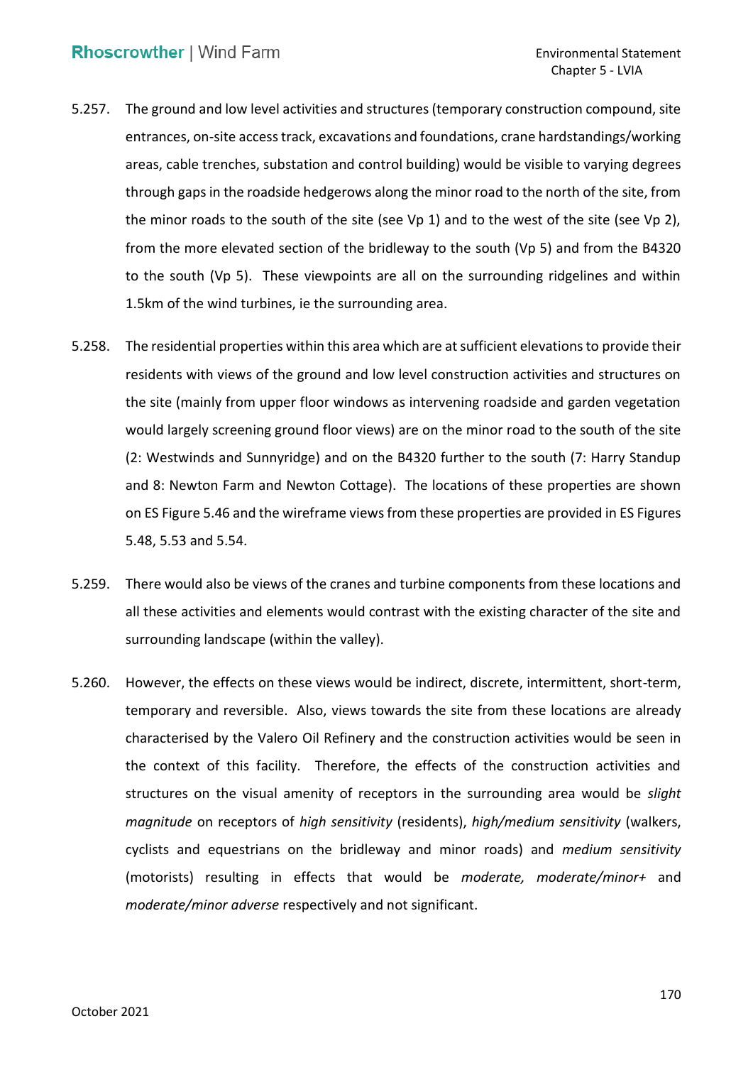5.257. The ground and low level activities and structures (temporary construction compound, site entrances, on-site access track, excavations and foundations, crane hardstandings/working areas, cable trenches, substation and control building) would be visible to varying degrees through gaps in the roadside hedgerows along the minor road to the north of the site, from the minor roads to the south of the site (see Vp 1) and to the west of the site (see Vp 2), from the more elevated section of the bridleway to the south (Vp 5) and from the B4320 to the south (Vp 5). These viewpoints are all on the surrounding ridgelines and within 1.5km of the wind turbines, ie the surrounding area.

5.258. The residential properties within this area which are at sufficient elevations to provide their residents with views of the ground and low level construction activities and structures on the site (mainly from upper floor windows as intervening roadside and garden vegetation would largely screening ground floor views) are on the minor road to the south of the site (2: Westwinds and Sunnyridge) and on the B4320 further to the south (7: Harry Standup and 8: Newton Farm and Newton Cottage). The locations of these properties are shown on ES Figure 5.46 and the wireframe views from these properties are provided in ES Figures 5.48, 5.53 and 5.54.

5.259. There would also be views of the cranes and turbine components from these locations and all these activities and elements would contrast with the existing character of the site and surrounding landscape (within the valley).

5.260. However, the effects on these views would be indirect, discrete, intermittent, short-term, temporary and reversible. Also, views towards the site from these locations are already characterised by the Valero Oil Refinery and the construction activities would be seen in the context of this facility. Therefore, the effects of the construction activities and structures on the visual amenity of receptors in the surrounding area would be *slight magnitude* on receptors of *high sensitivity* (residents), *high/medium sensitivity* (walkers, cyclists and equestrians on the bridleway and minor roads) and *medium sensitivity* (motorists) resulting in effects that would be *moderate, moderate/minor+* and *moderate/minor adverse* respectively and not significant.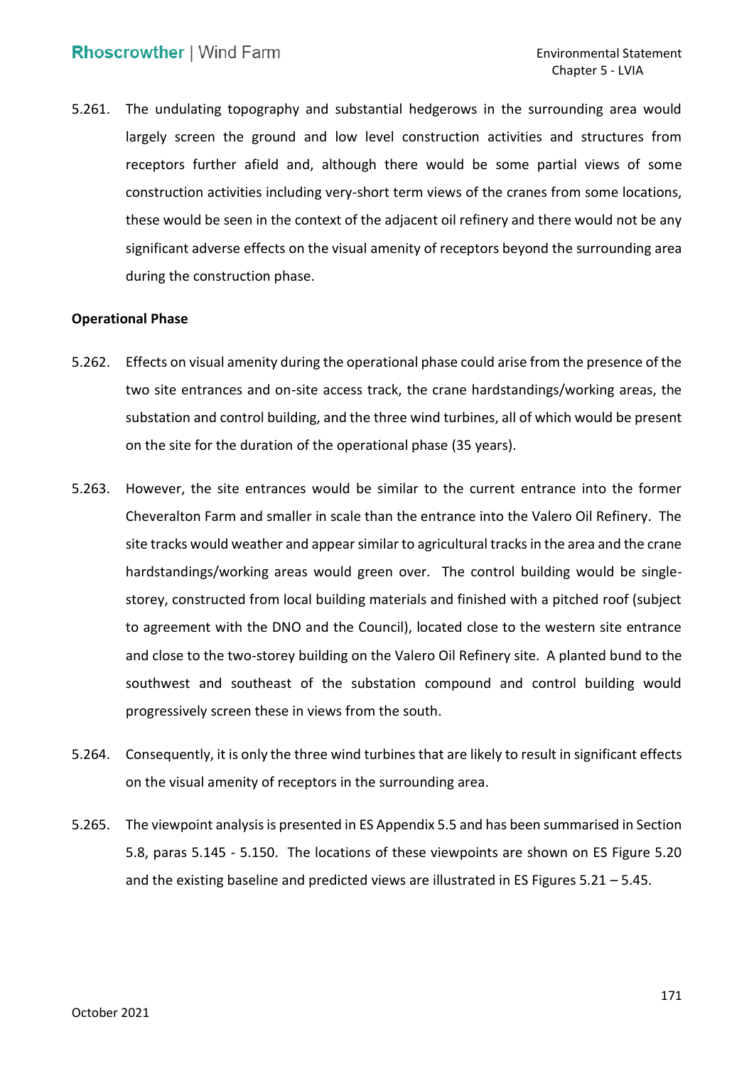5.261. The undulating topography and substantial hedgerows in the surrounding area would largely screen the ground and low level construction activities and structures from receptors further afield and, although there would be some partial views of some construction activities including very-short term views of the cranes from some locations, these would be seen in the context of the adjacent oil refinery and there would not be any significant adverse effects on the visual amenity of receptors beyond the surrounding area during the construction phase.

**Operational Phase**

5.262. Effects on visual amenity during the operational phase could arise from the presence of the two site entrances and on-site access track, the crane hardstandings/working areas, the substation and control building, and the three wind turbines, all of which would be present on the site for the duration of the operational phase (35 years).

5.263. However, the site entrances would be similar to the current entrance into the former Cheveralton Farm and smaller in scale than the entrance into the Valero Oil Refinery. The site tracks would weather and appear similar to agricultural tracks in the area and the crane hardstandings/working areas would green over. The control building would be single-storey, constructed from local building materials and finished with a pitched roof (subject to agreement with the DNO and the Council), located close to the western site entrance and close to the two-storey building on the Valero Oil Refinery site. A planted bund to the southwest and southeast of the substation compound and control building would progressively screen these in views from the south.

5.264. Consequently, it is only the three wind turbines that are likely to result in significant effects on the visual amenity of receptors in the surrounding area.

5.265. The viewpoint analysis is presented in ES Appendix 5.5 and has been summarised in Section 5.8, paras 5.145 - 5.150. The locations of these viewpoints are shown on ES Figure 5.20 and the existing baseline and predicted views are illustrated in ES Figures 5.21 – 5.45.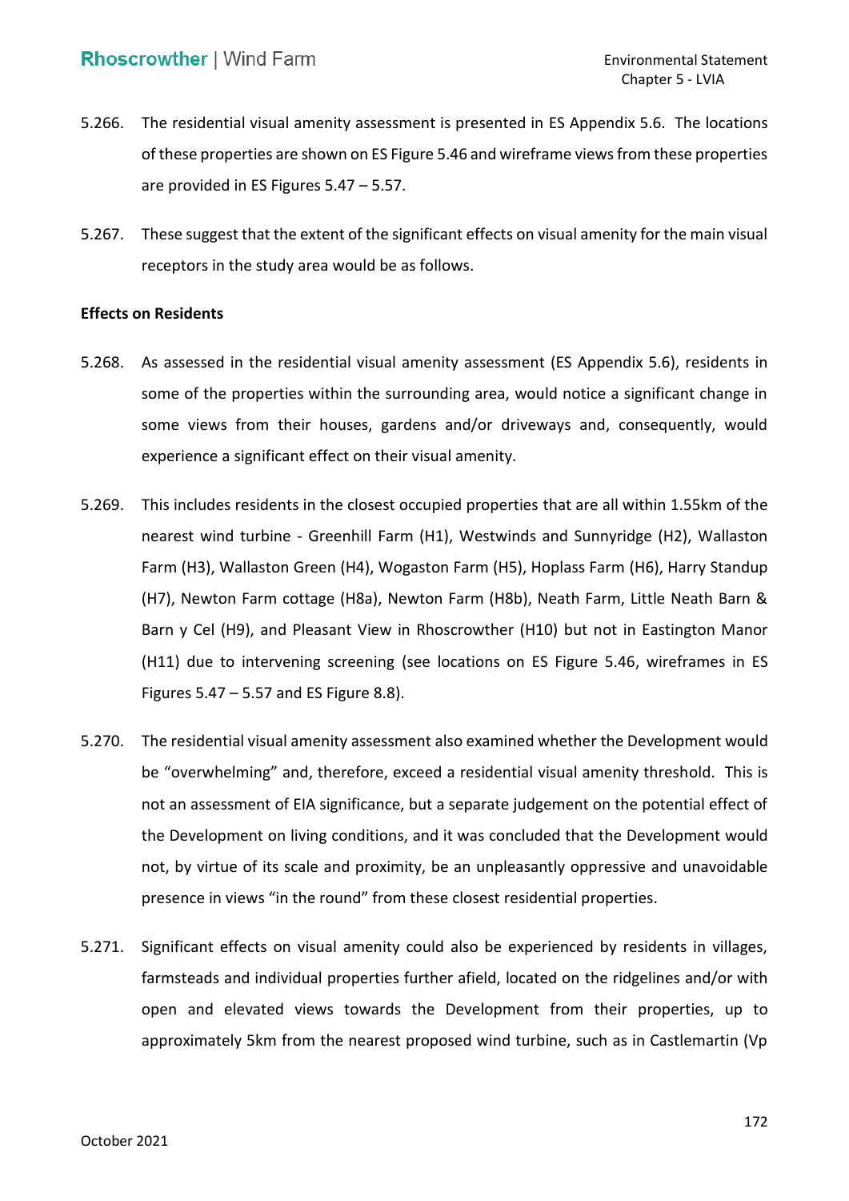5.266. The residential visual amenity assessment is presented in ES Appendix 5.6. The locations of these properties are shown on ES Figure 5.46 and wireframe views from these properties are provided in ES Figures 5.47 – 5.57.

5.267. These suggest that the extent of the significant effects on visual amenity for the main visual receptors in the study area would be as follows.

**Effects on Residents**

5.268. As assessed in the residential visual amenity assessment (ES Appendix 5.6), residents in some of the properties within the surrounding area, would notice a significant change in some views from their houses, gardens and/or driveways and, consequently, would experience a significant effect on their visual amenity.

5.269. This includes residents in the closest occupied properties that are all within 1.55km of the nearest wind turbine - Greenhill Farm (H1), Westwinds and Sunnyridge (H2), Wallaston Farm (H3), Wallaston Green (H4), Wogaston Farm (H5), Hoplass Farm (H6), Harry Standup (H7), Newton Farm cottage (H8a), Newton Farm (H8b), Neath Farm, Little Neath Barn & Barn y Cel (H9), and Pleasant View in Rhoscrowther (H10) but not in Eastington Manor (H11) due to intervening screening (see locations on ES Figure 5.46, wireframes in ES Figures 5.47 – 5.57 and ES Figure 8.8).

5.270. The residential visual amenity assessment also examined whether the Development would be "overwhelming" and, therefore, exceed a residential visual amenity threshold. This is not an assessment of EIA significance, but a separate judgement on the potential effect of the Development on living conditions, and it was concluded that the Development would not, by virtue of its scale and proximity, be an unpleasantly oppressive and unavoidable presence in views "in the round" from these closest residential properties.

5.271. Significant effects on visual amenity could also be experienced by residents in villages, farmsteads and individual properties further afield, located on the ridgelines and/or with open and elevated views towards the Development from their properties, up to approximately 5km from the nearest proposed wind turbine, such as in Castlemartin (Vp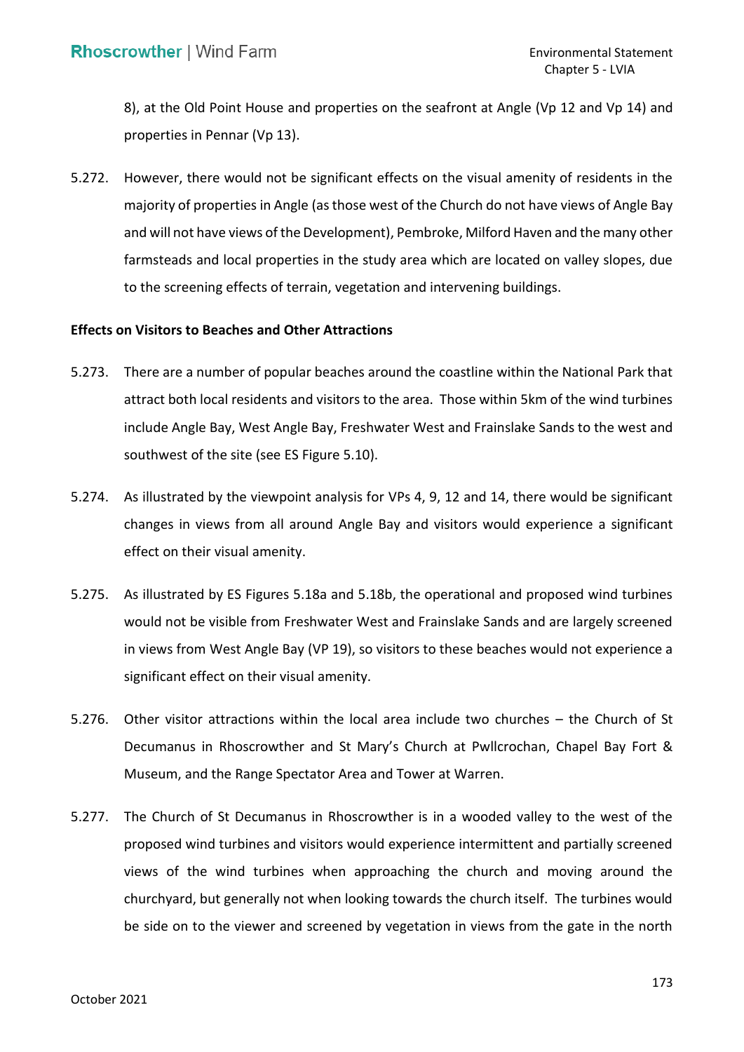8), at the Old Point House and properties on the seafront at Angle (Vp 12 and Vp 14) and properties in Pennar (Vp 13).

5.272. However, there would not be significant effects on the visual amenity of residents in the majority of properties in Angle (as those west of the Church do not have views of Angle Bay and will not have views of the Development), Pembroke, Milford Haven and the many other farmsteads and local properties in the study area which are located on valley slopes, due to the screening effects of terrain, vegetation and intervening buildings.

**Effects on Visitors to Beaches and Other Attractions**

5.273. There are a number of popular beaches around the coastline within the National Park that attract both local residents and visitors to the area. Those within 5km of the wind turbines include Angle Bay, West Angle Bay, Freshwater West and Frainslake Sands to the west and southwest of the site (see ES Figure 5.10).

5.274. As illustrated by the viewpoint analysis for VPs 4, 9, 12 and 14, there would be significant changes in views from all around Angle Bay and visitors would experience a significant effect on their visual amenity.

5.275. As illustrated by ES Figures 5.18a and 5.18b, the operational and proposed wind turbines would not be visible from Freshwater West and Frainslake Sands and are largely screened in views from West Angle Bay (VP 19), so visitors to these beaches would not experience a significant effect on their visual amenity.

5.276. Other visitor attractions within the local area include two churches – the Church of St Decumanus in Rhoscrowther and St Mary's Church at Pwllcrochan, Chapel Bay Fort & Museum, and the Range Spectator Area and Tower at Warren.

5.277. The Church of St Decumanus in Rhoscrowther is in a wooded valley to the west of the proposed wind turbines and visitors would experience intermittent and partially screened views of the wind turbines when approaching the church and moving around the churchyard, but generally not when looking towards the church itself. The turbines would be side on to the viewer and screened by vegetation in views from the gate in the north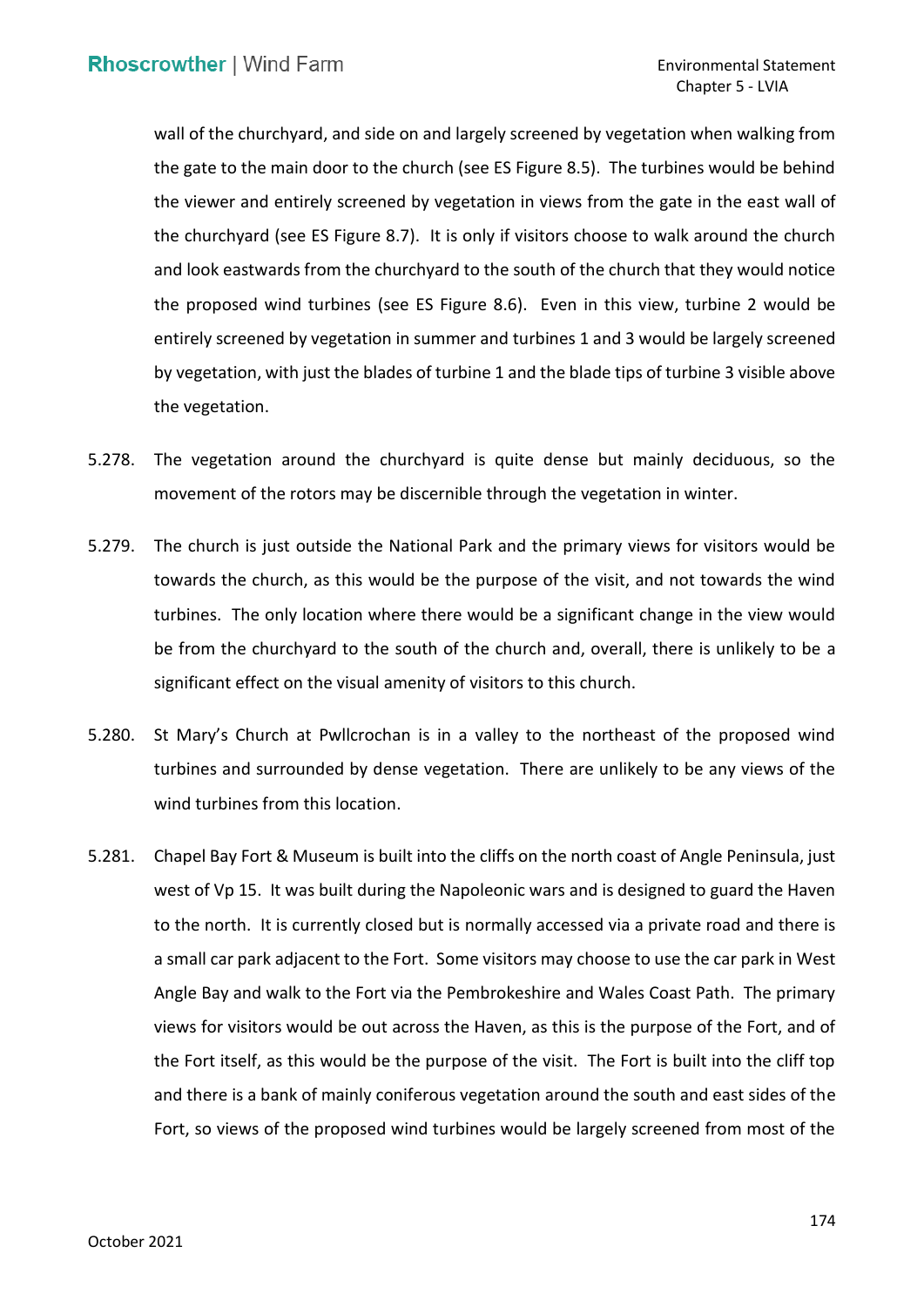wall of the churchyard, and side on and largely screened by vegetation when walking from the gate to the main door to the church (see ES Figure 8.5). The turbines would be behind the viewer and entirely screened by vegetation in views from the gate in the east wall of the churchyard (see ES Figure 8.7). It is only if visitors choose to walk around the church and look eastwards from the churchyard to the south of the church that they would notice the proposed wind turbines (see ES Figure 8.6). Even in this view, turbine 2 would be entirely screened by vegetation in summer and turbines 1 and 3 would be largely screened by vegetation, with just the blades of turbine 1 and the blade tips of turbine 3 visible above the vegetation.

5.278. The vegetation around the churchyard is quite dense but mainly deciduous, so the movement of the rotors may be discernible through the vegetation in winter.

5.279. The church is just outside the National Park and the primary views for visitors would be towards the church, as this would be the purpose of the visit, and not towards the wind turbines. The only location where there would be a significant change in the view would be from the churchyard to the south of the church and, overall, there is unlikely to be a significant effect on the visual amenity of visitors to this church.

5.280. St Mary's Church at Pwllcrochan is in a valley to the northeast of the proposed wind turbines and surrounded by dense vegetation. There are unlikely to be any views of the wind turbines from this location.

5.281. Chapel Bay Fort & Museum is built into the cliffs on the north coast of Angle Peninsula, just west of Vp 15. It was built during the Napoleonic wars and is designed to guard the Haven to the north. It is currently closed but is normally accessed via a private road and there is a small car park adjacent to the Fort. Some visitors may choose to use the car park in West Angle Bay and walk to the Fort via the Pembrokeshire and Wales Coast Path. The primary views for visitors would be out across the Haven, as this is the purpose of the Fort, and of the Fort itself, as this would be the purpose of the visit. The Fort is built into the cliff top and there is a bank of mainly coniferous vegetation around the south and east sides of the Fort, so views of the proposed wind turbines would be largely screened from most of the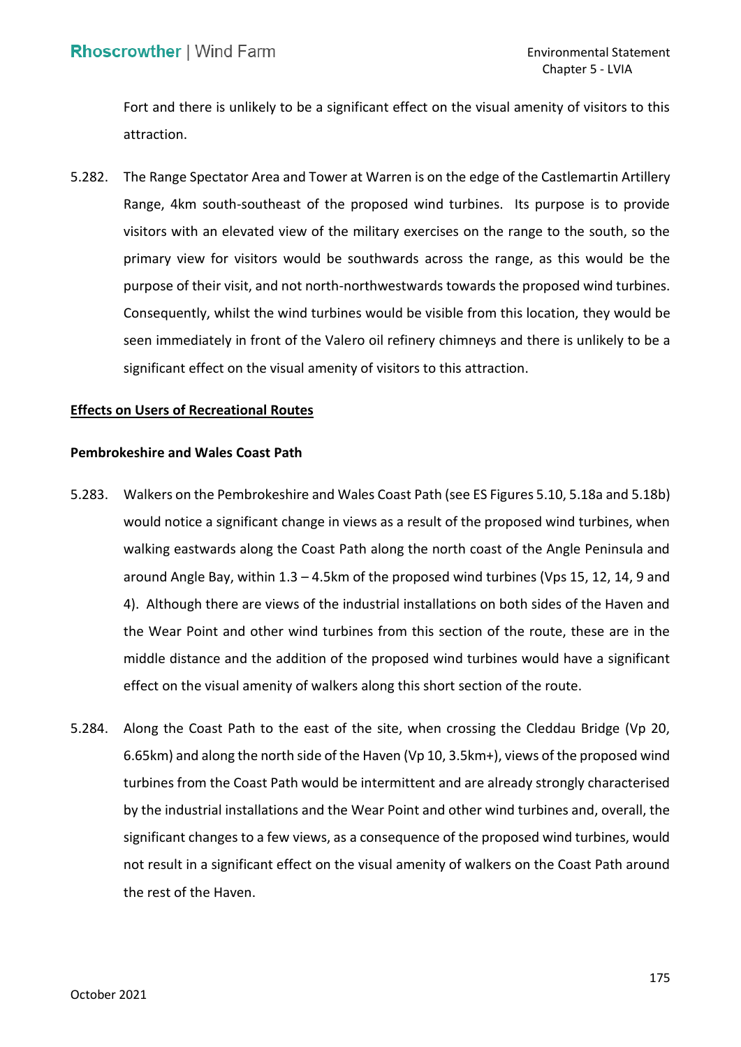Fort and there is unlikely to be a significant effect on the visual amenity of visitors to this attraction.

5.282. The Range Spectator Area and Tower at Warren is on the edge of the Castlemartin Artillery Range, 4km south-southeast of the proposed wind turbines. Its purpose is to provide visitors with an elevated view of the military exercises on the range to the south, so the primary view for visitors would be southwards across the range, as this would be the purpose of their visit, and not north-northwestwards towards the proposed wind turbines. Consequently, whilst the wind turbines would be visible from this location, they would be seen immediately in front of the Valero oil refinery chimneys and there is unlikely to be a significant effect on the visual amenity of visitors to this attraction.

<u>**Effects on Users of Recreational Routes**</u>

**Pembrokeshire and Wales Coast Path**

5.283. Walkers on the Pembrokeshire and Wales Coast Path (see ES Figures 5.10, 5.18a and 5.18b) would notice a significant change in views as a result of the proposed wind turbines, when walking eastwards along the Coast Path along the north coast of the Angle Peninsula and around Angle Bay, within 1.3 – 4.5km of the proposed wind turbines (Vps 15, 12, 14, 9 and 4). Although there are views of the industrial installations on both sides of the Haven and the Wear Point and other wind turbines from this section of the route, these are in the middle distance and the addition of the proposed wind turbines would have a significant effect on the visual amenity of walkers along this short section of the route.

5.284. Along the Coast Path to the east of the site, when crossing the Cleddau Bridge (Vp 20, 6.65km) and along the north side of the Haven (Vp 10, 3.5km+), views of the proposed wind turbines from the Coast Path would be intermittent and are already strongly characterised by the industrial installations and the Wear Point and other wind turbines and, overall, the significant changes to a few views, as a consequence of the proposed wind turbines, would not result in a significant effect on the visual amenity of walkers on the Coast Path around the rest of the Haven.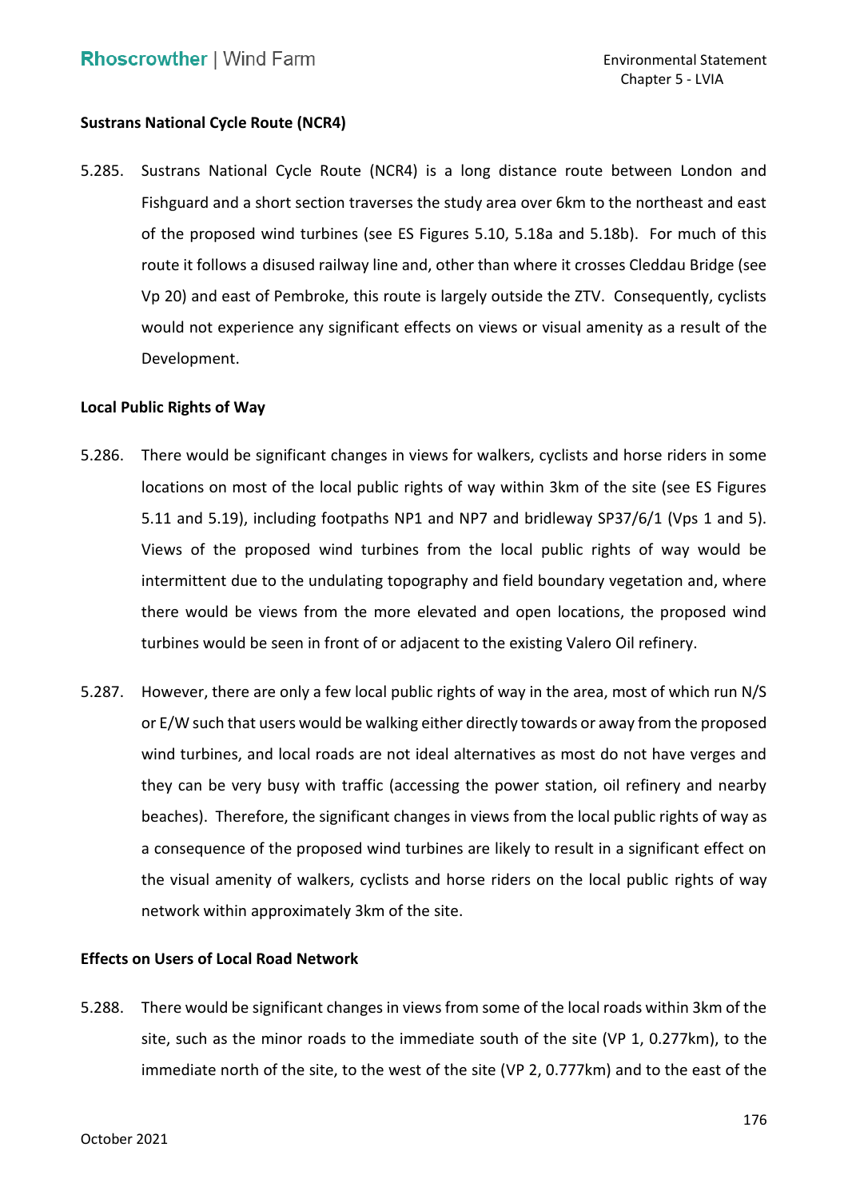### Sustrans National Cycle Route (NCR4)

5.285. Sustrans National Cycle Route (NCR4) is a long distance route between London and Fishguard and a short section traverses the study area over 6km to the northeast and east of the proposed wind turbines (see ES Figures 5.10, 5.18a and 5.18b). For much of this route it follows a disused railway line and, other than where it crosses Cleddau Bridge (see Vp 20) and east of Pembroke, this route is largely outside the ZTV. Consequently, cyclists would not experience any significant effects on views or visual amenity as a result of the Development.

### Local Public Rights of Way

5.286. There would be significant changes in views for walkers, cyclists and horse riders in some locations on most of the local public rights of way within 3km of the site (see ES Figures 5.11 and 5.19), including footpaths NP1 and NP7 and bridleway SP37/6/1 (Vps 1 and 5). Views of the proposed wind turbines from the local public rights of way would be intermittent due to the undulating topography and field boundary vegetation and, where there would be views from the more elevated and open locations, the proposed wind turbines would be seen in front of or adjacent to the existing Valero Oil refinery.

5.287. However, there are only a few local public rights of way in the area, most of which run N/S or E/W such that users would be walking either directly towards or away from the proposed wind turbines, and local roads are not ideal alternatives as most do not have verges and they can be very busy with traffic (accessing the power station, oil refinery and nearby beaches). Therefore, the significant changes in views from the local public rights of way as a consequence of the proposed wind turbines are likely to result in a significant effect on the visual amenity of walkers, cyclists and horse riders on the local public rights of way network within approximately 3km of the site.

### Effects on Users of Local Road Network

5.288. There would be significant changes in views from some of the local roads within 3km of the site, such as the minor roads to the immediate south of the site (VP 1, 0.277km), to the immediate north of the site, to the west of the site (VP 2, 0.777km) and to the east of the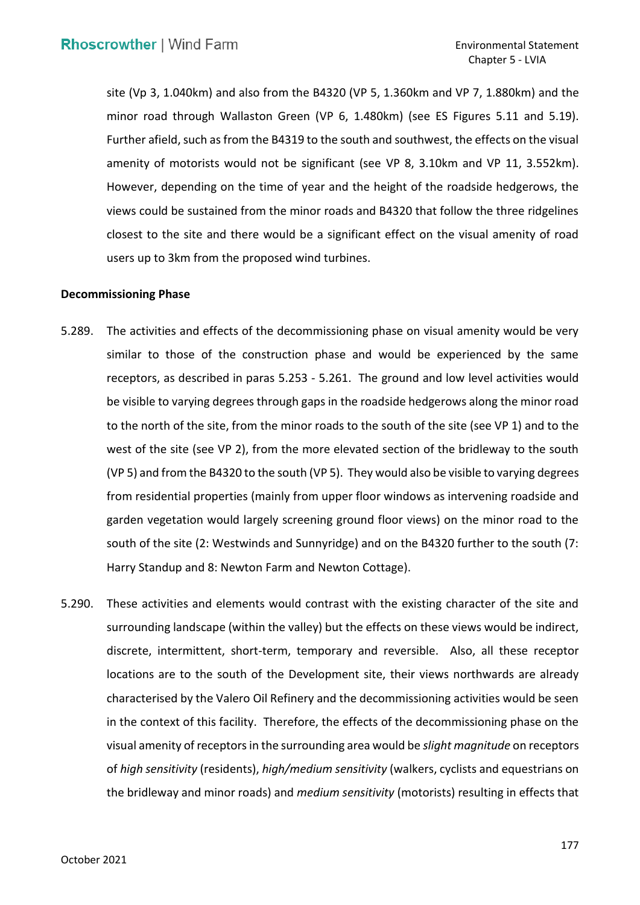site (Vp 3, 1.040km) and also from the B4320 (VP 5, 1.360km and VP 7, 1.880km) and the minor road through Wallaston Green (VP 6, 1.480km) (see ES Figures 5.11 and 5.19). Further afield, such as from the B4319 to the south and southwest, the effects on the visual amenity of motorists would not be significant (see VP 8, 3.10km and VP 11, 3.552km). However, depending on the time of year and the height of the roadside hedgerows, the views could be sustained from the minor roads and B4320 that follow the three ridgelines closest to the site and there would be a significant effect on the visual amenity of road users up to 3km from the proposed wind turbines.

**Decommissioning Phase**

5.289. The activities and effects of the decommissioning phase on visual amenity would be very similar to those of the construction phase and would be experienced by the same receptors, as described in paras 5.253 - 5.261. The ground and low level activities would be visible to varying degrees through gaps in the roadside hedgerows along the minor road to the north of the site, from the minor roads to the south of the site (see VP 1) and to the west of the site (see VP 2), from the more elevated section of the bridleway to the south (VP 5) and from the B4320 to the south (VP 5). They would also be visible to varying degrees from residential properties (mainly from upper floor windows as intervening roadside and garden vegetation would largely screening ground floor views) on the minor road to the south of the site (2: Westwinds and Sunnyridge) and on the B4320 further to the south (7: Harry Standup and 8: Newton Farm and Newton Cottage).

5.290. These activities and elements would contrast with the existing character of the site and surrounding landscape (within the valley) but the effects on these views would be indirect, discrete, intermittent, short-term, temporary and reversible. Also, all these receptor locations are to the south of the Development site, their views northwards are already characterised by the Valero Oil Refinery and the decommissioning activities would be seen in the context of this facility. Therefore, the effects of the decommissioning phase on the visual amenity of receptors in the surrounding area would be *slight magnitude* on receptors of *high sensitivity* (residents), *high/medium sensitivity* (walkers, cyclists and equestrians on the bridleway and minor roads) and *medium sensitivity* (motorists) resulting in effects that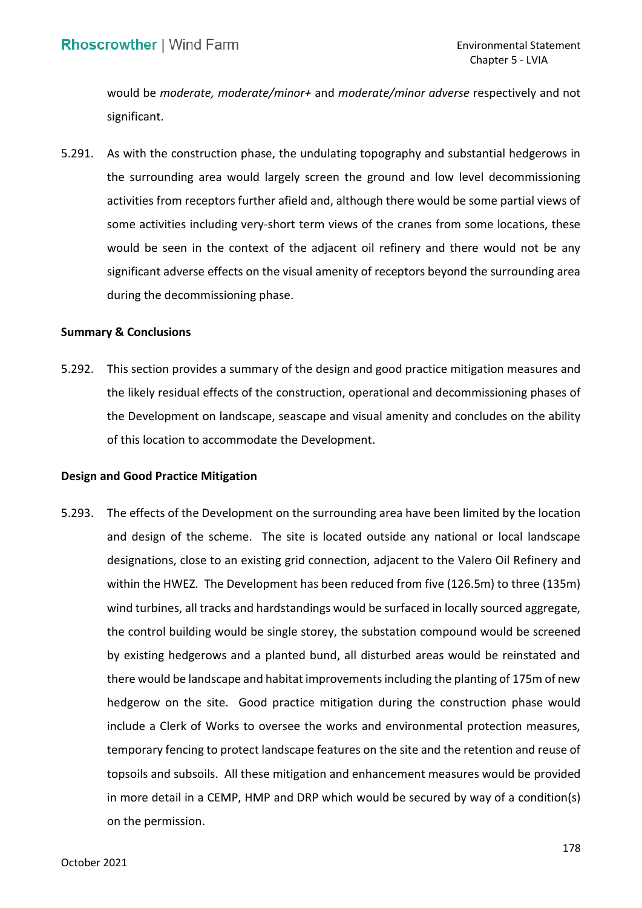would be *moderate, moderate/minor+* and *moderate/minor adverse* respectively and not significant.

5.291. As with the construction phase, the undulating topography and substantial hedgerows in the surrounding area would largely screen the ground and low level decommissioning activities from receptors further afield and, although there would be some partial views of some activities including very-short term views of the cranes from some locations, these would be seen in the context of the adjacent oil refinery and there would not be any significant adverse effects on the visual amenity of receptors beyond the surrounding area during the decommissioning phase.

**Summary & Conclusions**

5.292. This section provides a summary of the design and good practice mitigation measures and the likely residual effects of the construction, operational and decommissioning phases of the Development on landscape, seascape and visual amenity and concludes on the ability of this location to accommodate the Development.

**Design and Good Practice Mitigation**

5.293. The effects of the Development on the surrounding area have been limited by the location and design of the scheme. The site is located outside any national or local landscape designations, close to an existing grid connection, adjacent to the Valero Oil Refinery and within the HWEZ. The Development has been reduced from five (126.5m) to three (135m) wind turbines, all tracks and hardstandings would be surfaced in locally sourced aggregate, the control building would be single storey, the substation compound would be screened by existing hedgerows and a planted bund, all disturbed areas would be reinstated and there would be landscape and habitat improvements including the planting of 175m of new hedgerow on the site. Good practice mitigation during the construction phase would include a Clerk of Works to oversee the works and environmental protection measures, temporary fencing to protect landscape features on the site and the retention and reuse of topsoils and subsoils. All these mitigation and enhancement measures would be provided in more detail in a CEMP, HMP and DRP which would be secured by way of a condition(s) on the permission.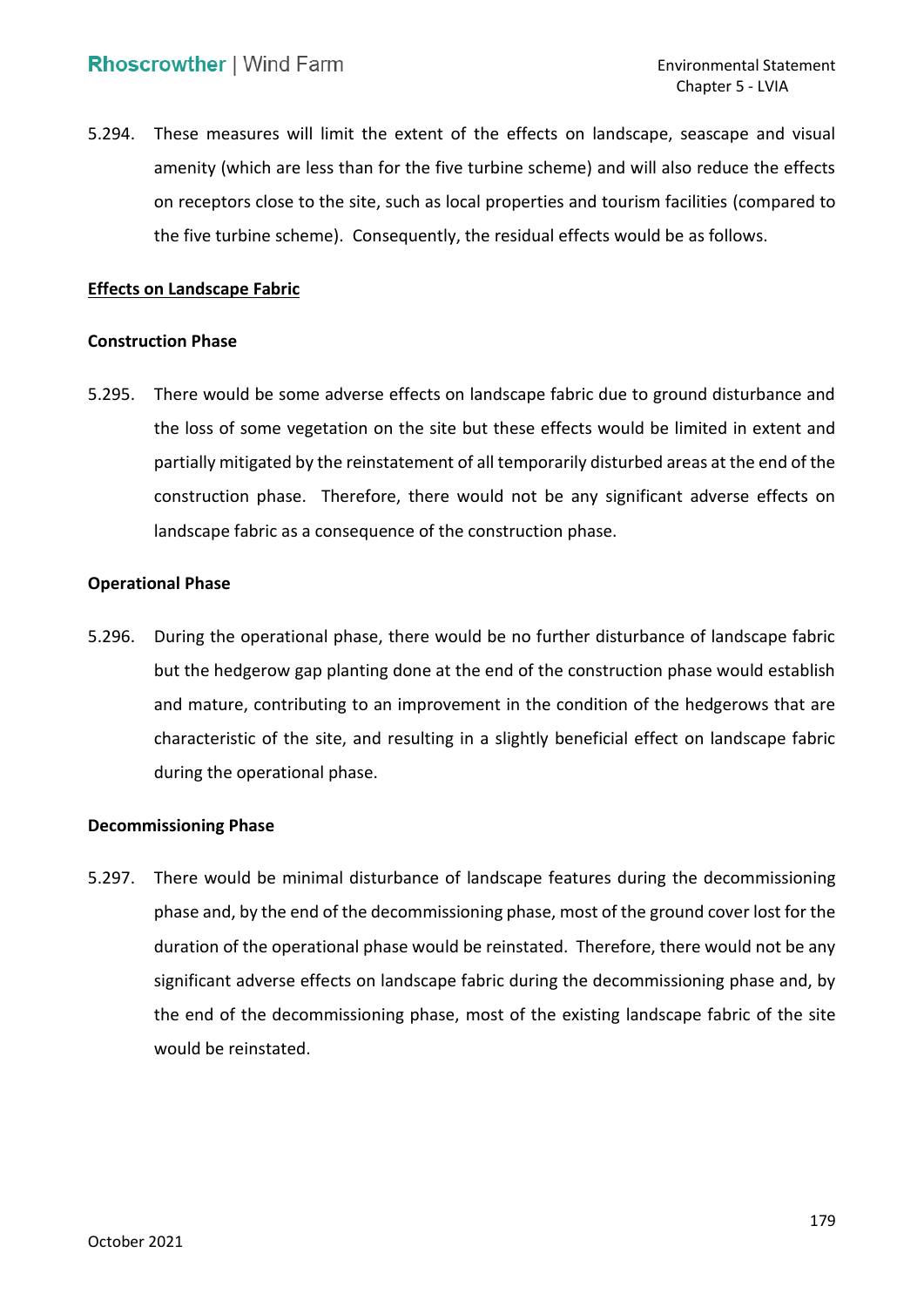5.294. These measures will limit the extent of the effects on landscape, seascape and visual amenity (which are less than for the five turbine scheme) and will also reduce the effects on receptors close to the site, such as local properties and tourism facilities (compared to the five turbine scheme). Consequently, the residual effects would be as follows.

**Effects on Landscape Fabric**

**Construction Phase**

5.295. There would be some adverse effects on landscape fabric due to ground disturbance and the loss of some vegetation on the site but these effects would be limited in extent and partially mitigated by the reinstatement of all temporarily disturbed areas at the end of the construction phase. Therefore, there would not be any significant adverse effects on landscape fabric as a consequence of the construction phase.

**Operational Phase**

5.296. During the operational phase, there would be no further disturbance of landscape fabric but the hedgerow gap planting done at the end of the construction phase would establish and mature, contributing to an improvement in the condition of the hedgerows that are characteristic of the site, and resulting in a slightly beneficial effect on landscape fabric during the operational phase.

**Decommissioning Phase**

5.297. There would be minimal disturbance of landscape features during the decommissioning phase and, by the end of the decommissioning phase, most of the ground cover lost for the duration of the operational phase would be reinstated. Therefore, there would not be any significant adverse effects on landscape fabric during the decommissioning phase and, by the end of the decommissioning phase, most of the existing landscape fabric of the site would be reinstated.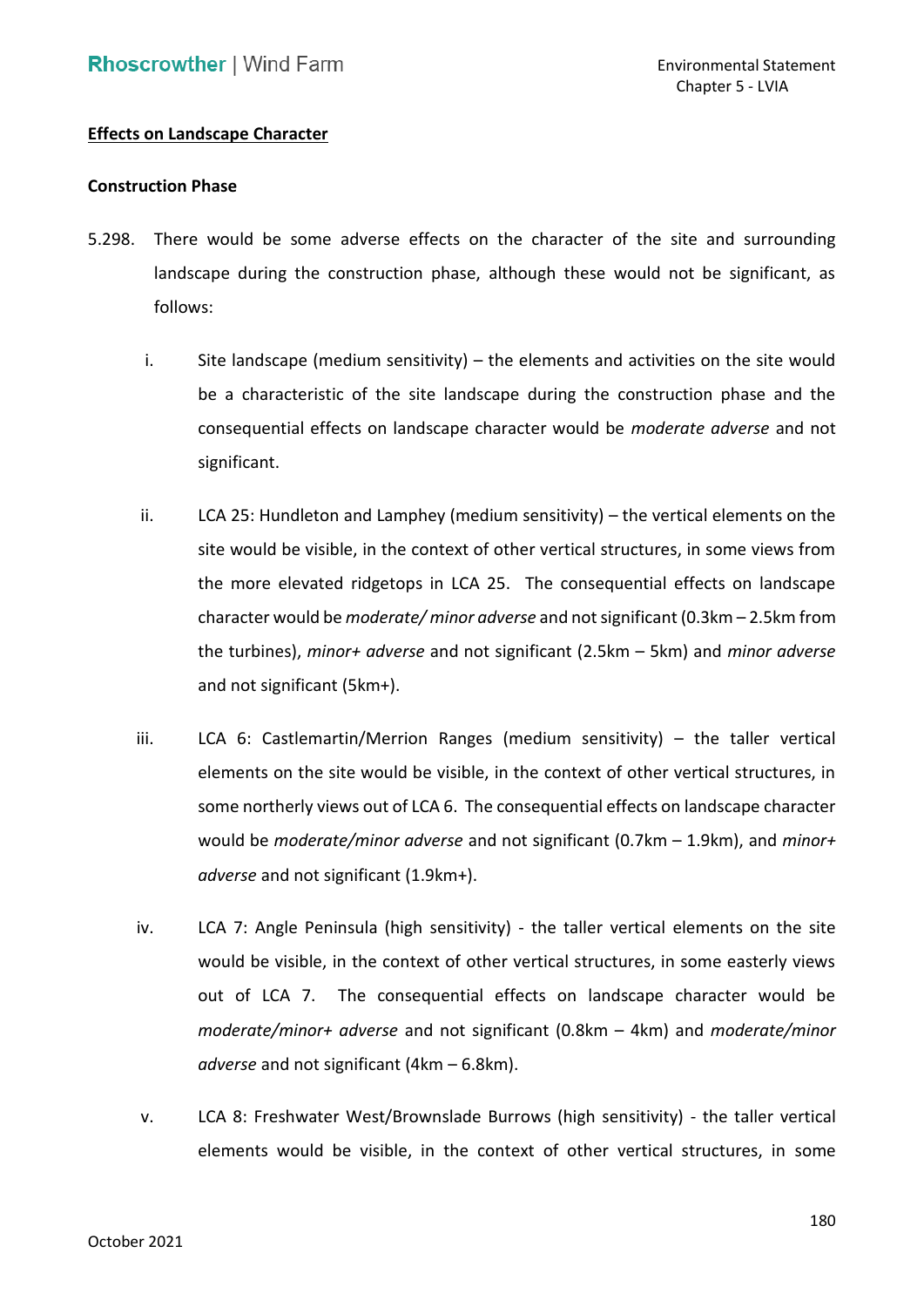**Effects on Landscape Character**

**Construction Phase**

5.298. There would be some adverse effects on the character of the site and surrounding landscape during the construction phase, although these would not be significant, as follows:

i. Site landscape (medium sensitivity) – the elements and activities on the site would be a characteristic of the site landscape during the construction phase and the consequential effects on landscape character would be *moderate adverse* and not significant.

ii. LCA 25: Hundleton and Lamphey (medium sensitivity) – the vertical elements on the site would be visible, in the context of other vertical structures, in some views from the more elevated ridgetops in LCA 25. The consequential effects on landscape character would be *moderate/ minor adverse* and not significant (0.3km – 2.5km from the turbines), *minor+ adverse* and not significant (2.5km – 5km) and *minor adverse* and not significant (5km+).

iii. LCA 6: Castlemartin/Merrion Ranges (medium sensitivity) – the taller vertical elements on the site would be visible, in the context of other vertical structures, in some northerly views out of LCA 6. The consequential effects on landscape character would be *moderate/minor adverse* and not significant (0.7km – 1.9km), and *minor+ adverse* and not significant (1.9km+).

iv. LCA 7: Angle Peninsula (high sensitivity) - the taller vertical elements on the site would be visible, in the context of other vertical structures, in some easterly views out of LCA 7. The consequential effects on landscape character would be *moderate/minor+ adverse* and not significant (0.8km – 4km) and *moderate/minor adverse* and not significant (4km – 6.8km).

v. LCA 8: Freshwater West/Brownslade Burrows (high sensitivity) - the taller vertical elements would be visible, in the context of other vertical structures, in some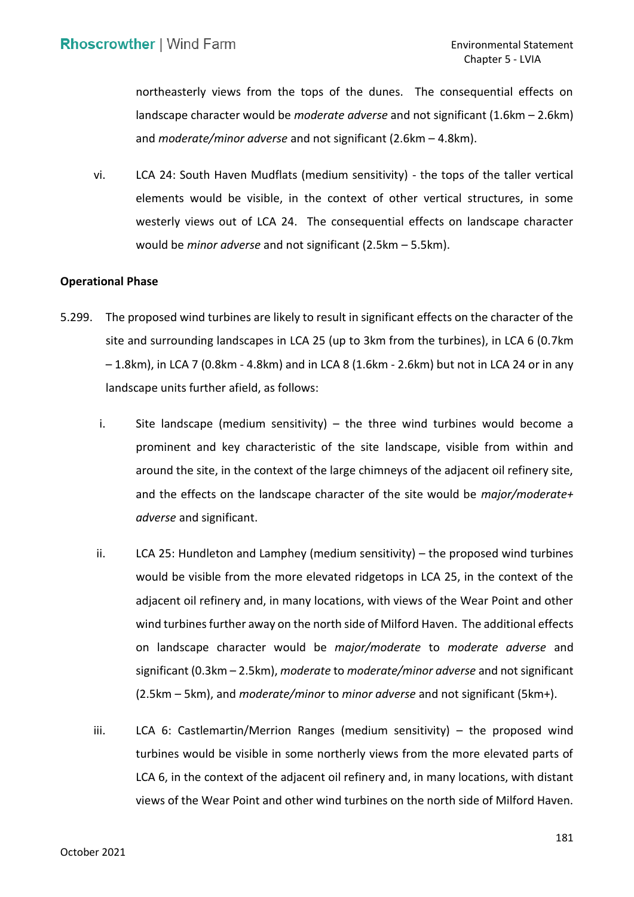northeasterly views from the tops of the dunes. The consequential effects on landscape character would be *moderate adverse* and not significant (1.6km – 2.6km) and *moderate/minor adverse* and not significant (2.6km – 4.8km).

vi. LCA 24: South Haven Mudflats (medium sensitivity) - the tops of the taller vertical elements would be visible, in the context of other vertical structures, in some westerly views out of LCA 24. The consequential effects on landscape character would be *minor adverse* and not significant (2.5km – 5.5km).

**Operational Phase**

5.299. The proposed wind turbines are likely to result in significant effects on the character of the site and surrounding landscapes in LCA 25 (up to 3km from the turbines), in LCA 6 (0.7km – 1.8km), in LCA 7 (0.8km - 4.8km) and in LCA 8 (1.6km - 2.6km) but not in LCA 24 or in any landscape units further afield, as follows:

i. Site landscape (medium sensitivity) – the three wind turbines would become a prominent and key characteristic of the site landscape, visible from within and around the site, in the context of the large chimneys of the adjacent oil refinery site, and the effects on the landscape character of the site would be *major/moderate+ adverse* and significant.

ii. LCA 25: Hundleton and Lamphey (medium sensitivity) – the proposed wind turbines would be visible from the more elevated ridgetops in LCA 25, in the context of the adjacent oil refinery and, in many locations, with views of the Wear Point and other wind turbines further away on the north side of Milford Haven. The additional effects on landscape character would be *major/moderate* to *moderate adverse* and significant (0.3km – 2.5km), *moderate* to *moderate/minor adverse* and not significant (2.5km – 5km), and *moderate/minor* to *minor adverse* and not significant (5km+).

iii. LCA 6: Castlemartin/Merrion Ranges (medium sensitivity) – the proposed wind turbines would be visible in some northerly views from the more elevated parts of LCA 6, in the context of the adjacent oil refinery and, in many locations, with distant views of the Wear Point and other wind turbines on the north side of Milford Haven.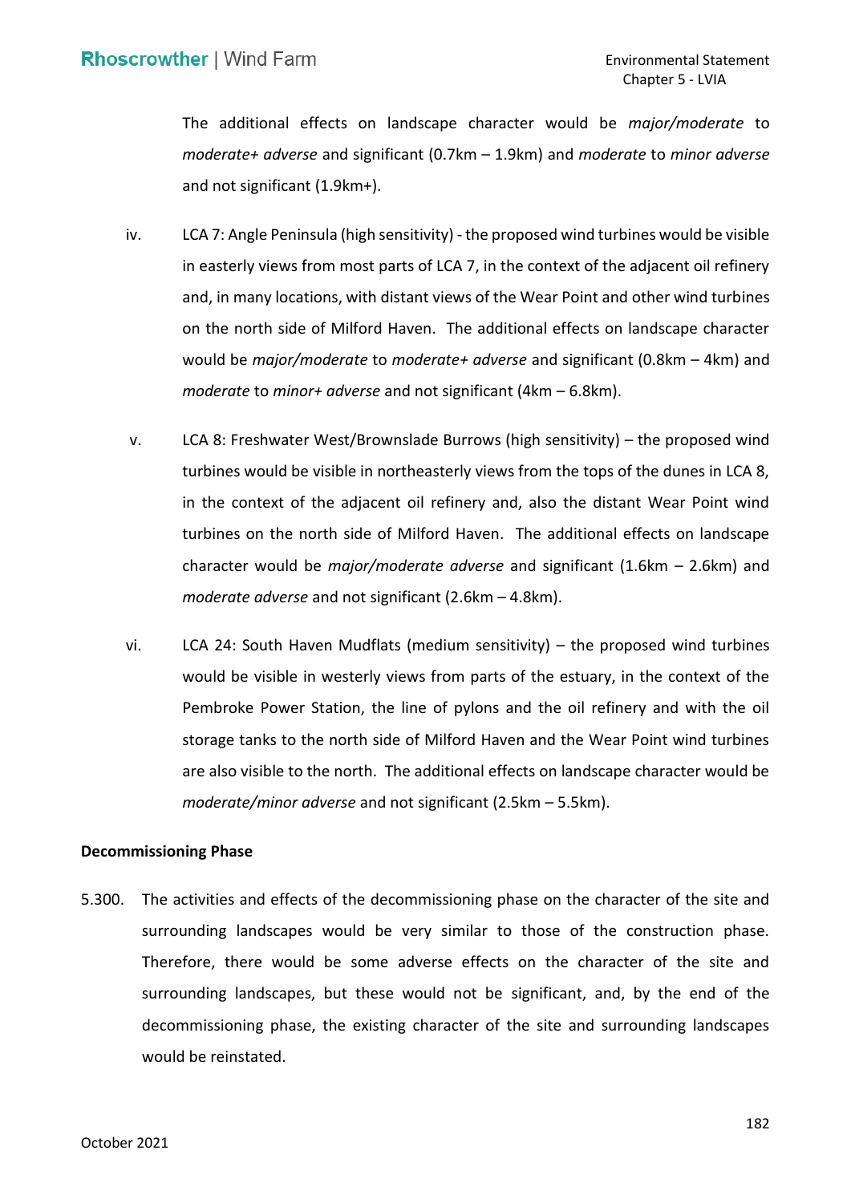The additional effects on landscape character would be *major/moderate* to *moderate+ adverse* and significant (0.7km – 1.9km) and *moderate* to *minor adverse* and not significant (1.9km+).

iv. LCA 7: Angle Peninsula (high sensitivity) - the proposed wind turbines would be visible in easterly views from most parts of LCA 7, in the context of the adjacent oil refinery and, in many locations, with distant views of the Wear Point and other wind turbines on the north side of Milford Haven. The additional effects on landscape character would be *major/moderate* to *moderate+ adverse* and significant (0.8km – 4km) and *moderate* to *minor+ adverse* and not significant (4km – 6.8km).

v. LCA 8: Freshwater West/Brownslade Burrows (high sensitivity) – the proposed wind turbines would be visible in northeasterly views from the tops of the dunes in LCA 8, in the context of the adjacent oil refinery and, also the distant Wear Point wind turbines on the north side of Milford Haven. The additional effects on landscape character would be *major/moderate adverse* and significant (1.6km – 2.6km) and *moderate adverse* and not significant (2.6km – 4.8km).

vi. LCA 24: South Haven Mudflats (medium sensitivity) – the proposed wind turbines would be visible in westerly views from parts of the estuary, in the context of the Pembroke Power Station, the line of pylons and the oil refinery and with the oil storage tanks to the north side of Milford Haven and the Wear Point wind turbines are also visible to the north. The additional effects on landscape character would be *moderate/minor adverse* and not significant (2.5km – 5.5km).

**Decommissioning Phase**

5.300. The activities and effects of the decommissioning phase on the character of the site and surrounding landscapes would be very similar to those of the construction phase. Therefore, there would be some adverse effects on the character of the site and surrounding landscapes, but these would not be significant, and, by the end of the decommissioning phase, the existing character of the site and surrounding landscapes would be reinstated.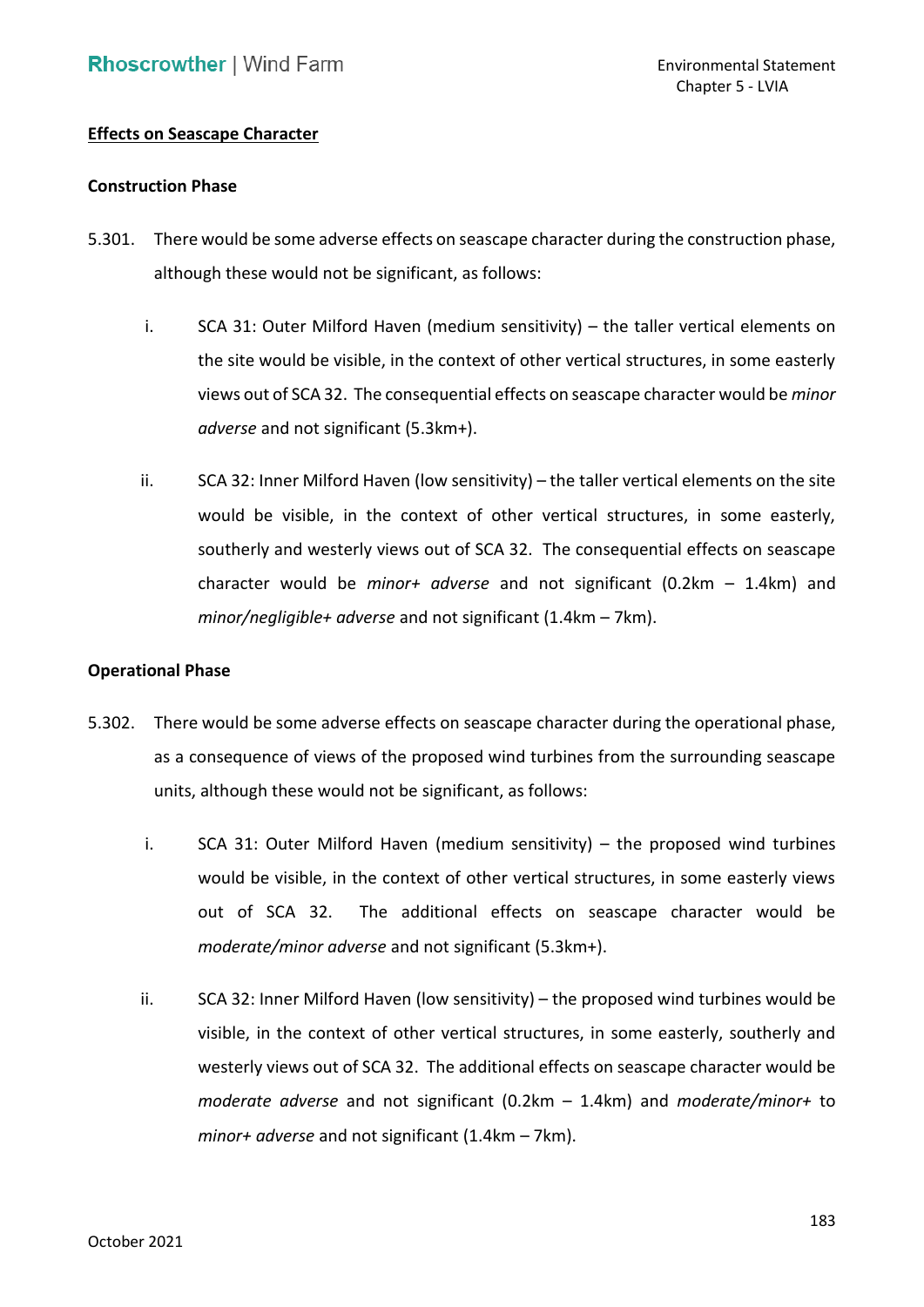**<u>Effects on Seascape Character</u>**

**Construction Phase**

5.301. There would be some adverse effects on seascape character during the construction phase, although these would not be significant, as follows:

i. SCA 31: Outer Milford Haven (medium sensitivity) – the taller vertical elements on the site would be visible, in the context of other vertical structures, in some easterly views out of SCA 32. The consequential effects on seascape character would be *minor adverse* and not significant (5.3km+).

ii. SCA 32: Inner Milford Haven (low sensitivity) – the taller vertical elements on the site would be visible, in the context of other vertical structures, in some easterly, southerly and westerly views out of SCA 32. The consequential effects on seascape character would be *minor+ adverse* and not significant (0.2km – 1.4km) and *minor/negligible+ adverse* and not significant (1.4km – 7km).

**Operational Phase**

5.302. There would be some adverse effects on seascape character during the operational phase, as a consequence of views of the proposed wind turbines from the surrounding seascape units, although these would not be significant, as follows:

i. SCA 31: Outer Milford Haven (medium sensitivity) – the proposed wind turbines would be visible, in the context of other vertical structures, in some easterly views out of SCA 32. The additional effects on seascape character would be *moderate/minor adverse* and not significant (5.3km+).

ii. SCA 32: Inner Milford Haven (low sensitivity) – the proposed wind turbines would be visible, in the context of other vertical structures, in some easterly, southerly and westerly views out of SCA 32. The additional effects on seascape character would be *moderate adverse* and not significant (0.2km – 1.4km) and *moderate/minor+* to *minor+ adverse* and not significant (1.4km – 7km).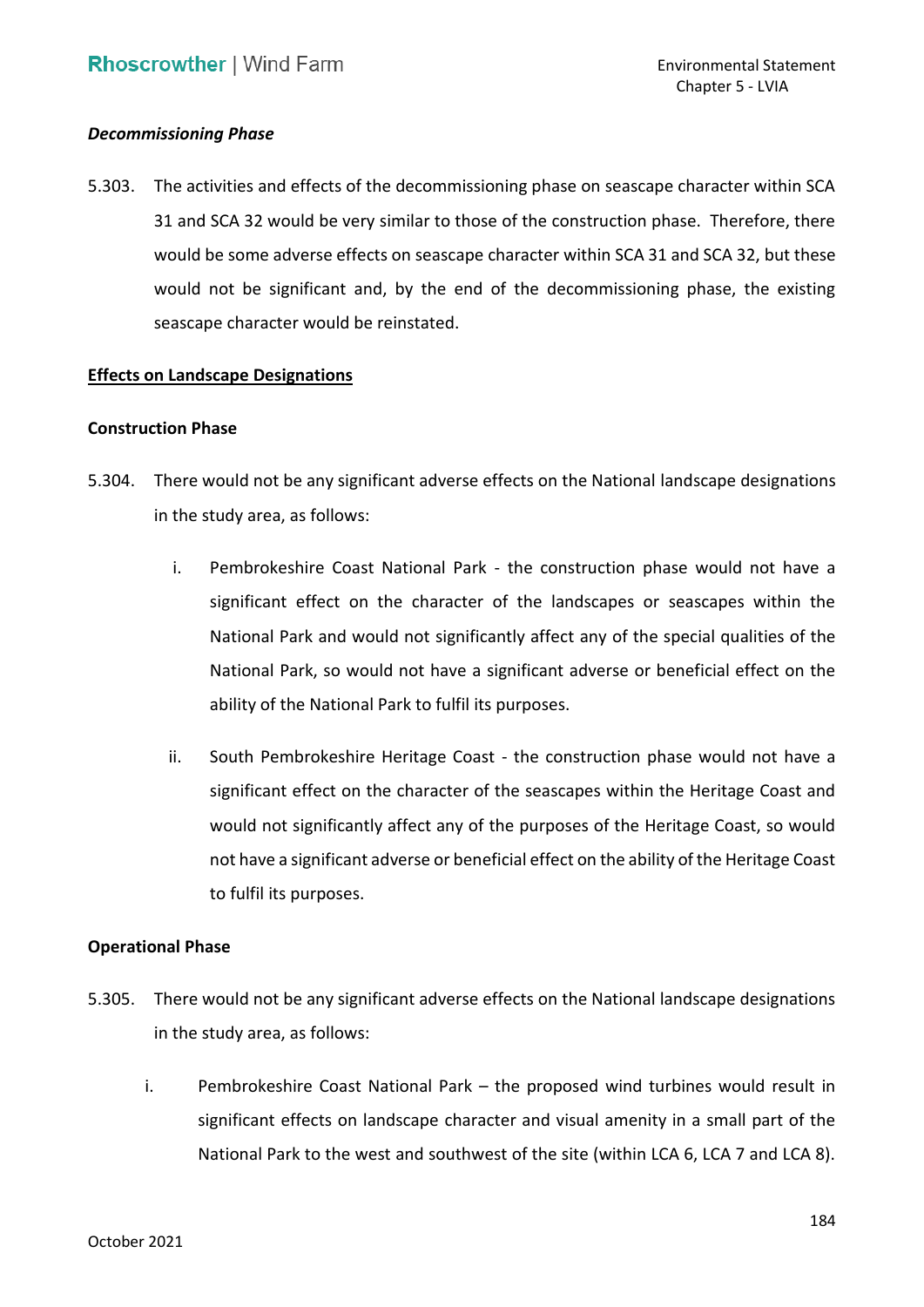*Decommissioning Phase*

5.303. The activities and effects of the decommissioning phase on seascape character within SCA 31 and SCA 32 would be very similar to those of the construction phase. Therefore, there would be some adverse effects on seascape character within SCA 31 and SCA 32, but these would not be significant and, by the end of the decommissioning phase, the existing seascape character would be reinstated.

<u>**Effects on Landscape Designations**</u>

**Construction Phase**

5.304. There would not be any significant adverse effects on the National landscape designations in the study area, as follows:

i. Pembrokeshire Coast National Park - the construction phase would not have a significant effect on the character of the landscapes or seascapes within the National Park and would not significantly affect any of the special qualities of the National Park, so would not have a significant adverse or beneficial effect on the ability of the National Park to fulfil its purposes.

ii. South Pembrokeshire Heritage Coast - the construction phase would not have a significant effect on the character of the seascapes within the Heritage Coast and would not significantly affect any of the purposes of the Heritage Coast, so would not have a significant adverse or beneficial effect on the ability of the Heritage Coast to fulfil its purposes.

**Operational Phase**

5.305. There would not be any significant adverse effects on the National landscape designations in the study area, as follows:

i. Pembrokeshire Coast National Park – the proposed wind turbines would result in significant effects on landscape character and visual amenity in a small part of the National Park to the west and southwest of the site (within LCA 6, LCA 7 and LCA 8).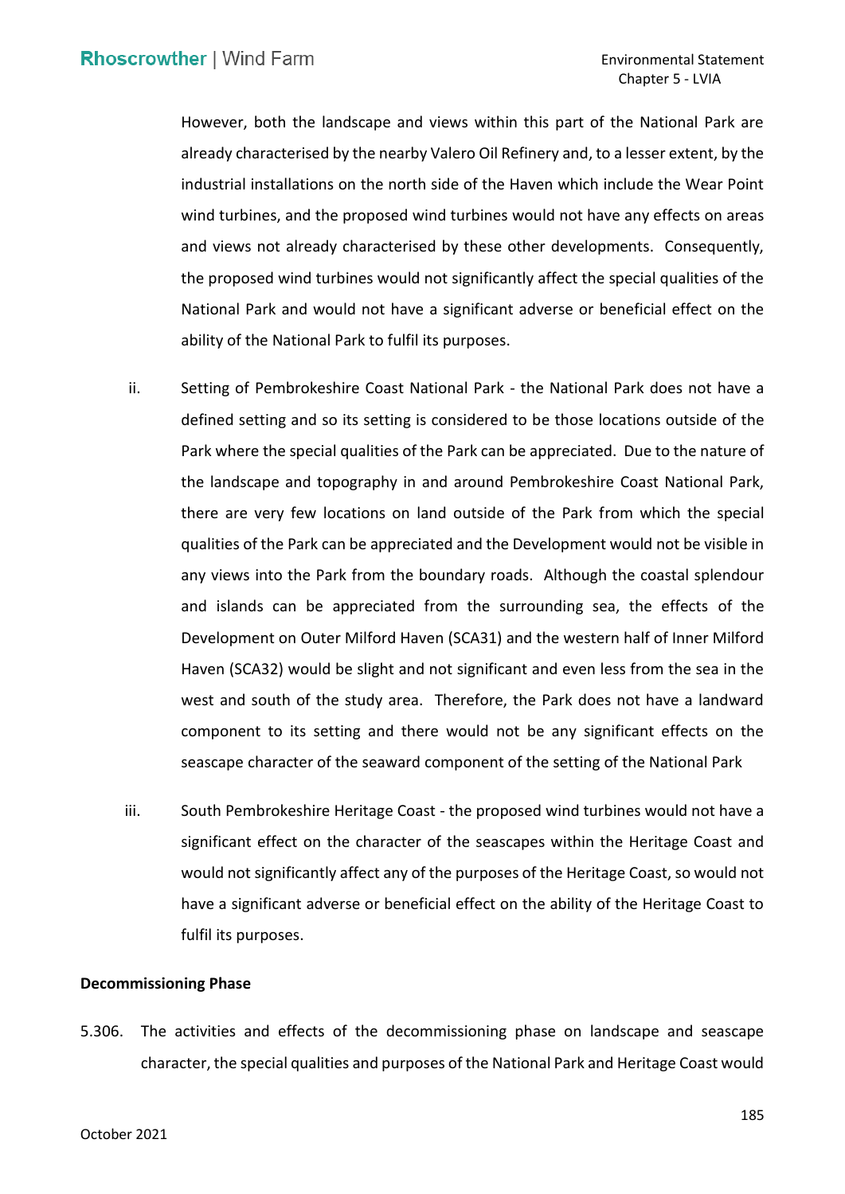However, both the landscape and views within this part of the National Park are already characterised by the nearby Valero Oil Refinery and, to a lesser extent, by the industrial installations on the north side of the Haven which include the Wear Point wind turbines, and the proposed wind turbines would not have any effects on areas and views not already characterised by these other developments. Consequently, the proposed wind turbines would not significantly affect the special qualities of the National Park and would not have a significant adverse or beneficial effect on the ability of the National Park to fulfil its purposes.

ii. Setting of Pembrokeshire Coast National Park - the National Park does not have a defined setting and so its setting is considered to be those locations outside of the Park where the special qualities of the Park can be appreciated. Due to the nature of the landscape and topography in and around Pembrokeshire Coast National Park, there are very few locations on land outside of the Park from which the special qualities of the Park can be appreciated and the Development would not be visible in any views into the Park from the boundary roads. Although the coastal splendour and islands can be appreciated from the surrounding sea, the effects of the Development on Outer Milford Haven (SCA31) and the western half of Inner Milford Haven (SCA32) would be slight and not significant and even less from the sea in the west and south of the study area. Therefore, the Park does not have a landward component to its setting and there would not be any significant effects on the seascape character of the seaward component of the setting of the National Park

iii. South Pembrokeshire Heritage Coast - the proposed wind turbines would not have a significant effect on the character of the seascapes within the Heritage Coast and would not significantly affect any of the purposes of the Heritage Coast, so would not have a significant adverse or beneficial effect on the ability of the Heritage Coast to fulfil its purposes.

**Decommissioning Phase**

5.306. The activities and effects of the decommissioning phase on landscape and seascape character, the special qualities and purposes of the National Park and Heritage Coast would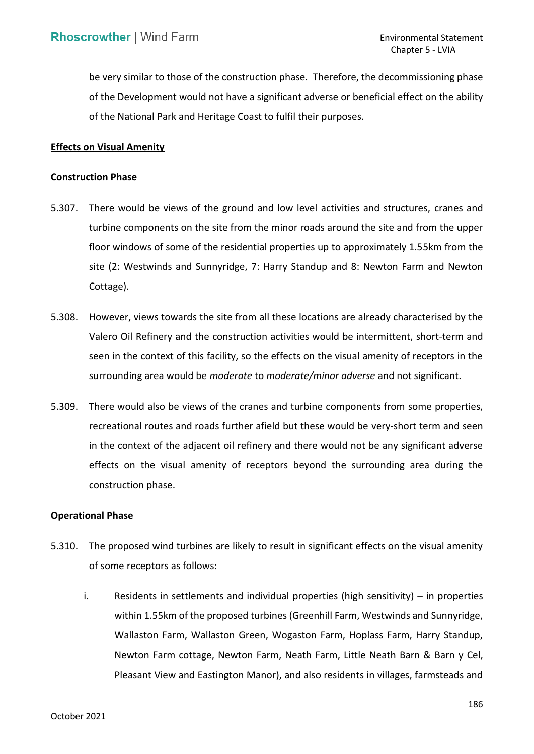be very similar to those of the construction phase. Therefore, the decommissioning phase of the Development would not have a significant adverse or beneficial effect on the ability of the National Park and Heritage Coast to fulfil their purposes.

**<u>Effects on Visual Amenity</u>**

**Construction Phase**

5.307. There would be views of the ground and low level activities and structures, cranes and turbine components on the site from the minor roads around the site and from the upper floor windows of some of the residential properties up to approximately 1.55km from the site (2: Westwinds and Sunnyridge, 7: Harry Standup and 8: Newton Farm and Newton Cottage).

5.308. However, views towards the site from all these locations are already characterised by the Valero Oil Refinery and the construction activities would be intermittent, short-term and seen in the context of this facility, so the effects on the visual amenity of receptors in the surrounding area would be *moderate* to *moderate/minor adverse* and not significant.

5.309. There would also be views of the cranes and turbine components from some properties, recreational routes and roads further afield but these would be very-short term and seen in the context of the adjacent oil refinery and there would not be any significant adverse effects on the visual amenity of receptors beyond the surrounding area during the construction phase.

**Operational Phase**

5.310. The proposed wind turbines are likely to result in significant effects on the visual amenity of some receptors as follows:

i. Residents in settlements and individual properties (high sensitivity) – in properties within 1.55km of the proposed turbines (Greenhill Farm, Westwinds and Sunnyridge, Wallaston Farm, Wallaston Green, Wogaston Farm, Hoplass Farm, Harry Standup, Newton Farm cottage, Newton Farm, Neath Farm, Little Neath Barn & Barn y Cel, Pleasant View and Eastington Manor), and also residents in villages, farmsteads and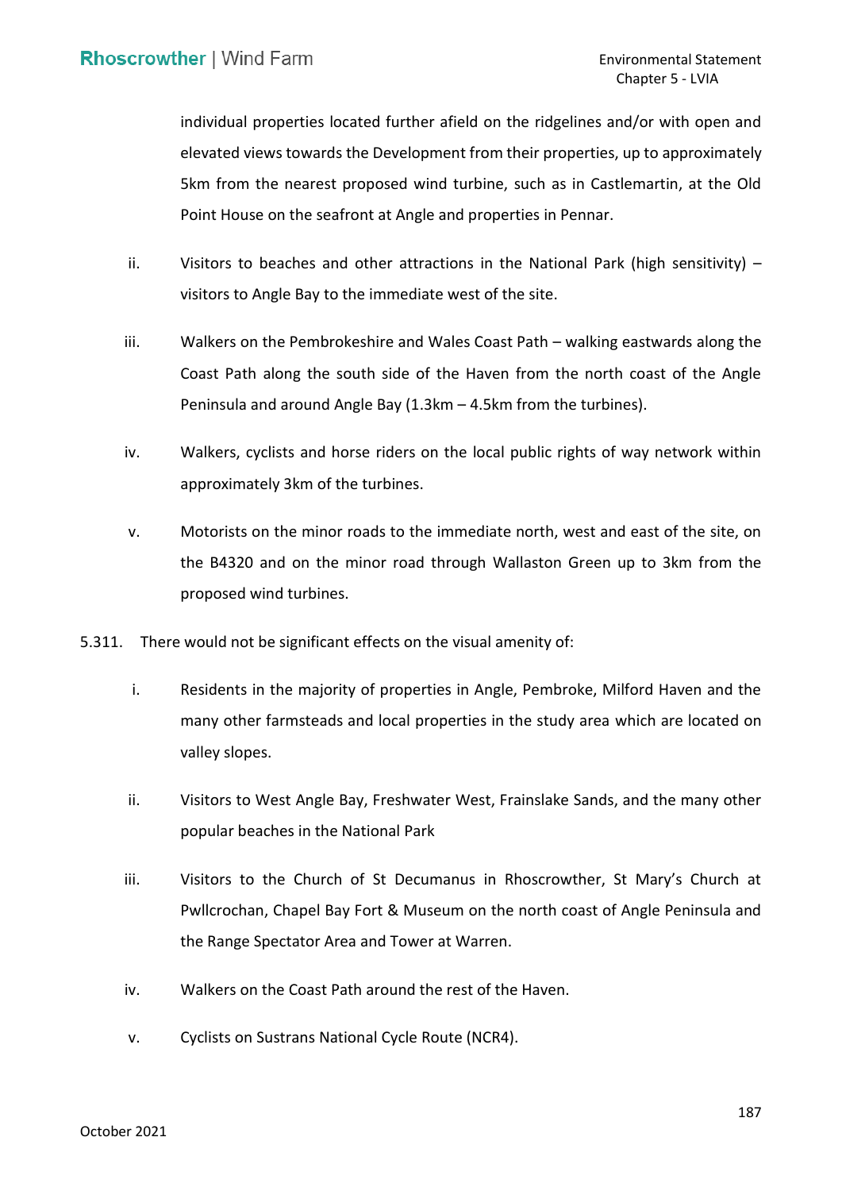individual properties located further afield on the ridgelines and/or with open and elevated views towards the Development from their properties, up to approximately 5km from the nearest proposed wind turbine, such as in Castlemartin, at the Old Point House on the seafront at Angle and properties in Pennar.

ii. Visitors to beaches and other attractions in the National Park (high sensitivity) – visitors to Angle Bay to the immediate west of the site.

iii. Walkers on the Pembrokeshire and Wales Coast Path – walking eastwards along the Coast Path along the south side of the Haven from the north coast of the Angle Peninsula and around Angle Bay (1.3km – 4.5km from the turbines).

iv. Walkers, cyclists and horse riders on the local public rights of way network within approximately 3km of the turbines.

v. Motorists on the minor roads to the immediate north, west and east of the site, on the B4320 and on the minor road through Wallaston Green up to 3km from the proposed wind turbines.

5.311. There would not be significant effects on the visual amenity of:

i. Residents in the majority of properties in Angle, Pembroke, Milford Haven and the many other farmsteads and local properties in the study area which are located on valley slopes.

ii. Visitors to West Angle Bay, Freshwater West, Frainslake Sands, and the many other popular beaches in the National Park

iii. Visitors to the Church of St Decumanus in Rhoscrowther, St Mary's Church at Pwllcrochan, Chapel Bay Fort & Museum on the north coast of Angle Peninsula and the Range Spectator Area and Tower at Warren.

iv. Walkers on the Coast Path around the rest of the Haven.

v. Cyclists on Sustrans National Cycle Route (NCR4).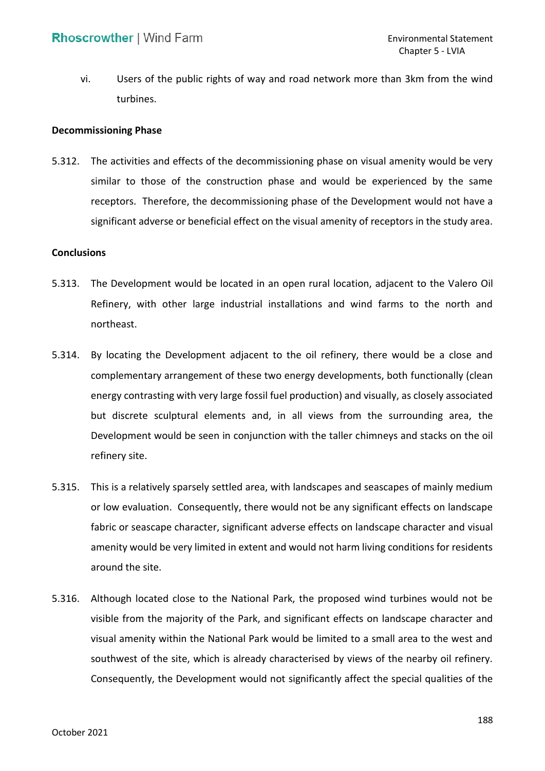vi. Users of the public rights of way and road network more than 3km from the wind turbines.

**Decommissioning Phase**

5.312. The activities and effects of the decommissioning phase on visual amenity would be very similar to those of the construction phase and would be experienced by the same receptors. Therefore, the decommissioning phase of the Development would not have a significant adverse or beneficial effect on the visual amenity of receptors in the study area.

**Conclusions**

5.313. The Development would be located in an open rural location, adjacent to the Valero Oil Refinery, with other large industrial installations and wind farms to the north and northeast.

5.314. By locating the Development adjacent to the oil refinery, there would be a close and complementary arrangement of these two energy developments, both functionally (clean energy contrasting with very large fossil fuel production) and visually, as closely associated but discrete sculptural elements and, in all views from the surrounding area, the Development would be seen in conjunction with the taller chimneys and stacks on the oil refinery site.

5.315. This is a relatively sparsely settled area, with landscapes and seascapes of mainly medium or low evaluation. Consequently, there would not be any significant effects on landscape fabric or seascape character, significant adverse effects on landscape character and visual amenity would be very limited in extent and would not harm living conditions for residents around the site.

5.316. Although located close to the National Park, the proposed wind turbines would not be visible from the majority of the Park, and significant effects on landscape character and visual amenity within the National Park would be limited to a small area to the west and southwest of the site, which is already characterised by views of the nearby oil refinery. Consequently, the Development would not significantly affect the special qualities of the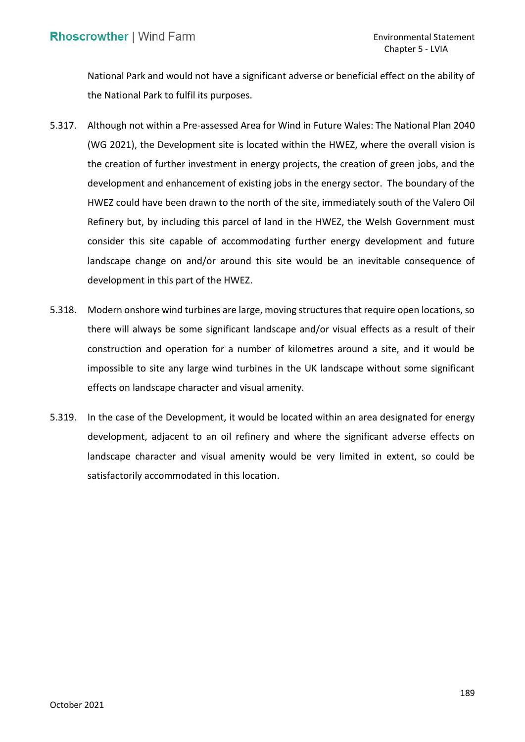National Park and would not have a significant adverse or beneficial effect on the ability of the National Park to fulfil its purposes.

5.317. Although not within a Pre-assessed Area for Wind in Future Wales: The National Plan 2040 (WG 2021), the Development site is located within the HWEZ, where the overall vision is the creation of further investment in energy projects, the creation of green jobs, and the development and enhancement of existing jobs in the energy sector. The boundary of the HWEZ could have been drawn to the north of the site, immediately south of the Valero Oil Refinery but, by including this parcel of land in the HWEZ, the Welsh Government must consider this site capable of accommodating further energy development and future landscape change on and/or around this site would be an inevitable consequence of development in this part of the HWEZ.

5.318. Modern onshore wind turbines are large, moving structures that require open locations, so there will always be some significant landscape and/or visual effects as a result of their construction and operation for a number of kilometres around a site, and it would be impossible to site any large wind turbines in the UK landscape without some significant effects on landscape character and visual amenity.

5.319. In the case of the Development, it would be located within an area designated for energy development, adjacent to an oil refinery and where the significant adverse effects on landscape character and visual amenity would be very limited in extent, so could be satisfactorily accommodated in this location.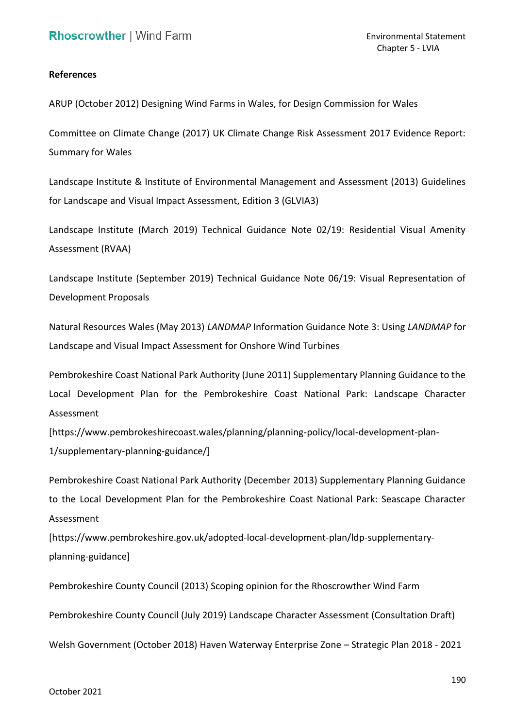**References**

ARUP (October 2012) Designing Wind Farms in Wales, for Design Commission for Wales

Committee on Climate Change (2017) UK Climate Change Risk Assessment 2017 Evidence Report: Summary for Wales

Landscape Institute & Institute of Environmental Management and Assessment (2013) Guidelines for Landscape and Visual Impact Assessment, Edition 3 (GLVIA3)

Landscape Institute (March 2019) Technical Guidance Note 02/19: Residential Visual Amenity Assessment (RVAA)

Landscape Institute (September 2019) Technical Guidance Note 06/19: Visual Representation of Development Proposals

Natural Resources Wales (May 2013) *LANDMAP* Information Guidance Note 3: Using *LANDMAP* for Landscape and Visual Impact Assessment for Onshore Wind Turbines

Pembrokeshire Coast National Park Authority (June 2011) Supplementary Planning Guidance to the Local Development Plan for the Pembrokeshire Coast National Park: Landscape Character Assessment
[https://www.pembrokeshirecoast.wales/planning/planning-policy/local-development-plan-1/supplementary-planning-guidance/]

Pembrokeshire Coast National Park Authority (December 2013) Supplementary Planning Guidance to the Local Development Plan for the Pembrokeshire Coast National Park: Seascape Character Assessment
[https://www.pembrokeshire.gov.uk/adopted-local-development-plan/ldp-supplementary-planning-guidance]

Pembrokeshire County Council (2013) Scoping opinion for the Rhoscrowther Wind Farm

Pembrokeshire County Council (July 2019) Landscape Character Assessment (Consultation Draft)

Welsh Government (October 2018) Haven Waterway Enterprise Zone – Strategic Plan 2018 - 2021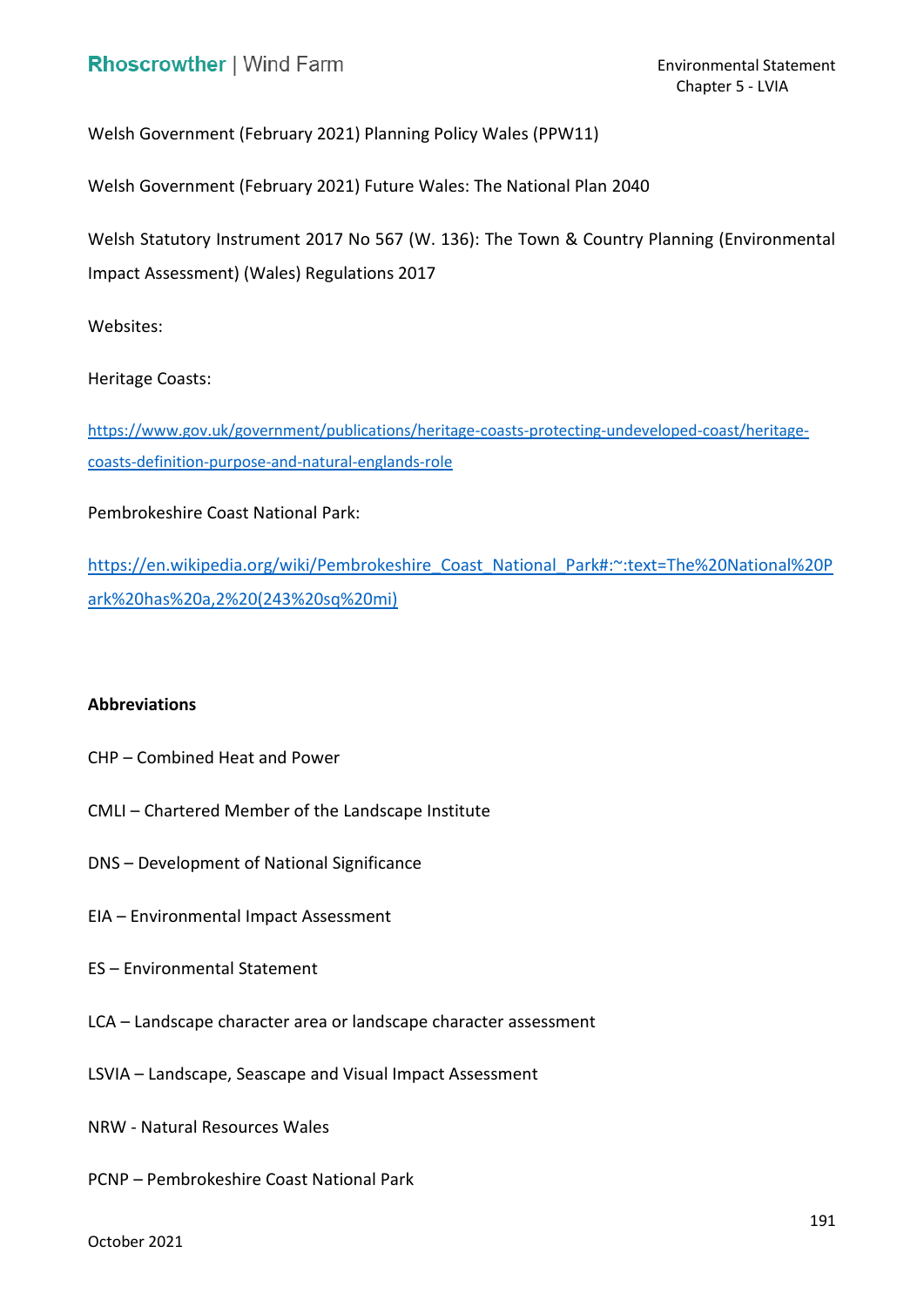Welsh Government (February 2021) Planning Policy Wales (PPW11)

Welsh Government (February 2021) Future Wales: The National Plan 2040

Welsh Statutory Instrument 2017 No 567 (W. 136): The Town & Country Planning (Environmental Impact Assessment) (Wales) Regulations 2017

Websites:

Heritage Coasts:

https://www.gov.uk/government/publications/heritage-coasts-protecting-undeveloped-coast/heritage-coasts-definition-purpose-and-natural-englands-role

Pembrokeshire Coast National Park:

https://en.wikipedia.org/wiki/Pembrokeshire_Coast_National_Park#:~:text=The%20National%20Park%20has%20a,2%20(243%20sq%20mi)

**Abbreviations**

CHP – Combined Heat and Power

CMLI – Chartered Member of the Landscape Institute

DNS – Development of National Significance

EIA – Environmental Impact Assessment

ES – Environmental Statement

LCA – Landscape character area or landscape character assessment

LSVIA – Landscape, Seascape and Visual Impact Assessment

NRW - Natural Resources Wales

PCNP – Pembrokeshire Coast National Park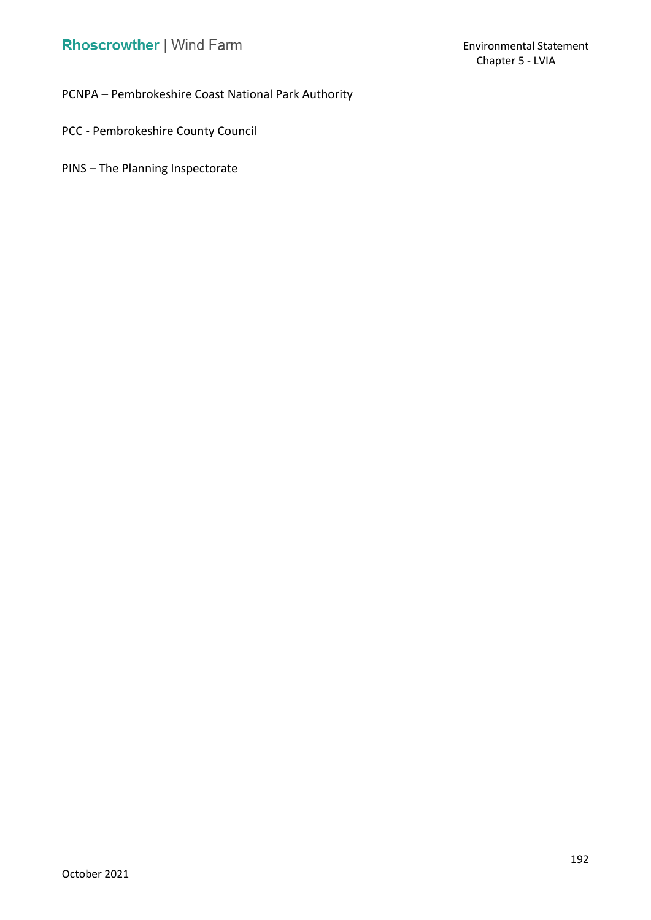PCNPA – Pembrokeshire Coast National Park Authority

PCC - Pembrokeshire County Council

PINS – The Planning Inspectorate